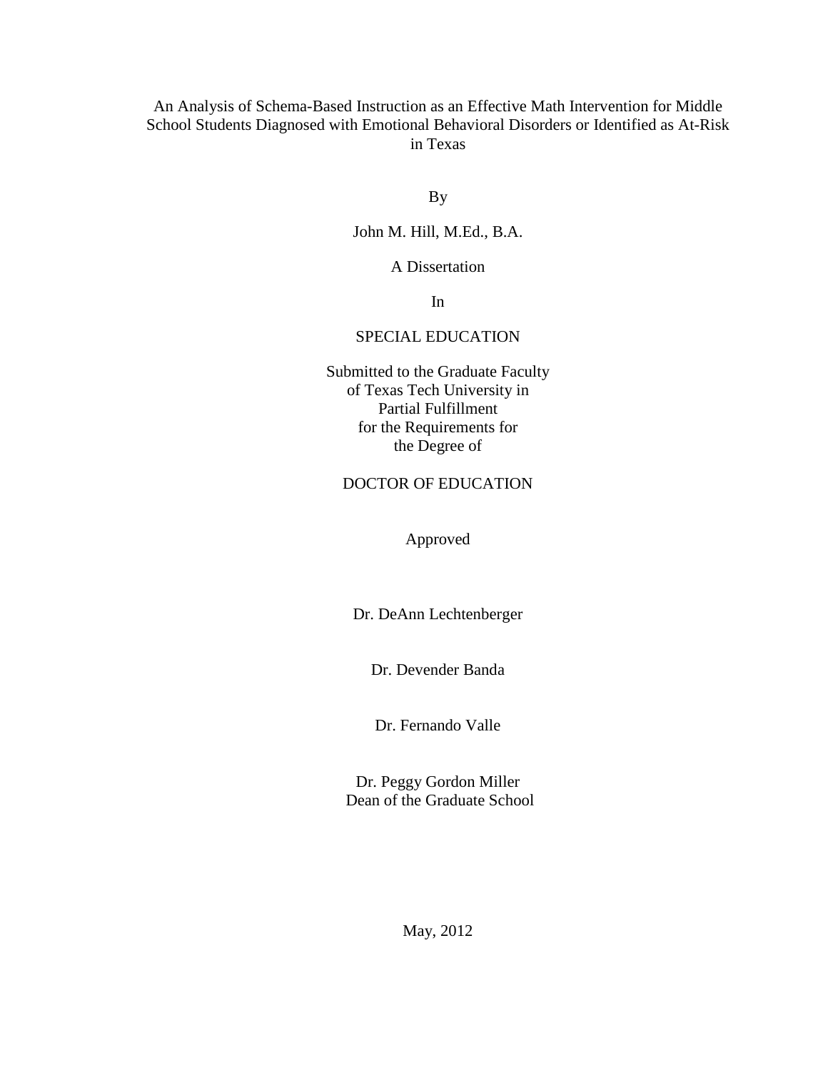# An Analysis of Schema-Based Instruction as an Effective Math Intervention for Middle School Students Diagnosed with Emotional Behavioral Disorders or Identified as At-Risk in Texas

By

John M. Hill, M.Ed., B.A.

A Dissertation

In

SPECIAL EDUCATION

Submitted to the Graduate Faculty
of Texas Tech University in
Partial Fulfillment
for the Requirements for
the Degree of

DOCTOR OF EDUCATION

Approved

Dr. DeAnn Lechtenberger

Dr. Devender Banda

Dr. Fernando Valle

Dr. Peggy Gordon Miller
Dean of the Graduate School

May, 2012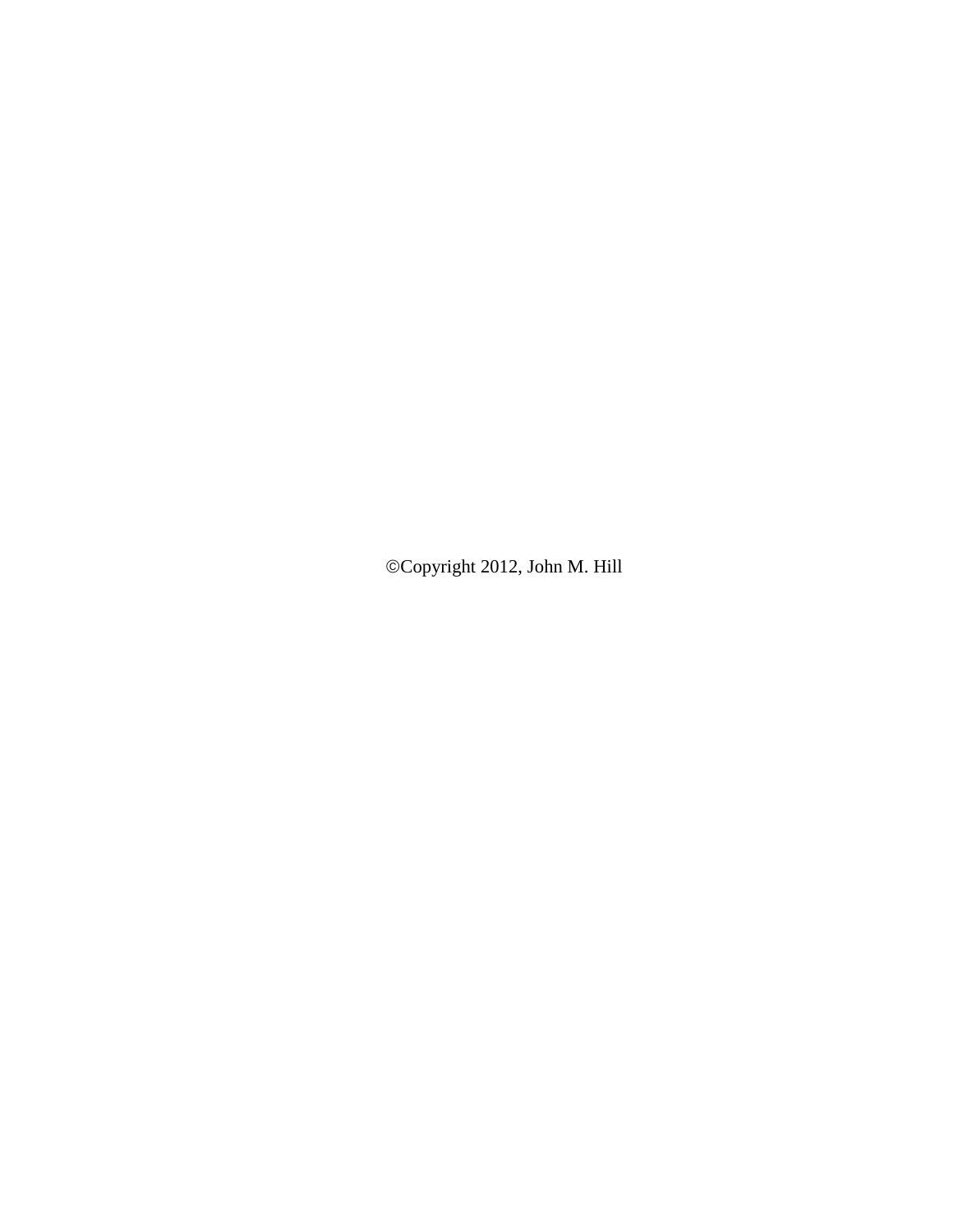©Copyright 2012, John M. Hill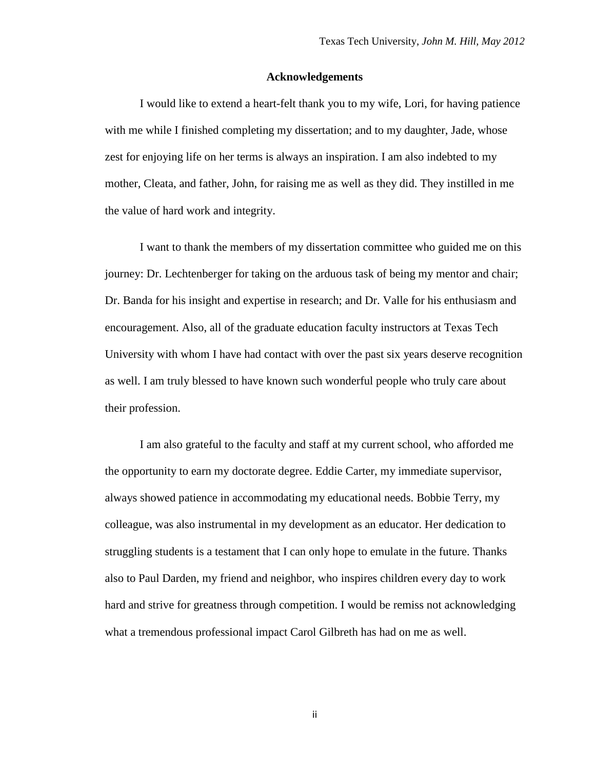## Acknowledgements

I would like to extend a heart-felt thank you to my wife, Lori, for having patience with me while I finished completing my dissertation; and to my daughter, Jade, whose zest for enjoying life on her terms is always an inspiration. I am also indebted to my mother, Cleata, and father, John, for raising me as well as they did. They instilled in me the value of hard work and integrity.

I want to thank the members of my dissertation committee who guided me on this journey: Dr. Lechtenberger for taking on the arduous task of being my mentor and chair; Dr. Banda for his insight and expertise in research; and Dr. Valle for his enthusiasm and encouragement. Also, all of the graduate education faculty instructors at Texas Tech University with whom I have had contact with over the past six years deserve recognition as well. I am truly blessed to have known such wonderful people who truly care about their profession.

I am also grateful to the faculty and staff at my current school, who afforded me the opportunity to earn my doctorate degree. Eddie Carter, my immediate supervisor, always showed patience in accommodating my educational needs. Bobbie Terry, my colleague, was also instrumental in my development as an educator. Her dedication to struggling students is a testament that I can only hope to emulate in the future. Thanks also to Paul Darden, my friend and neighbor, who inspires children every day to work hard and strive for greatness through competition. I would be remiss not acknowledging what a tremendous professional impact Carol Gilbreth has had on me as well.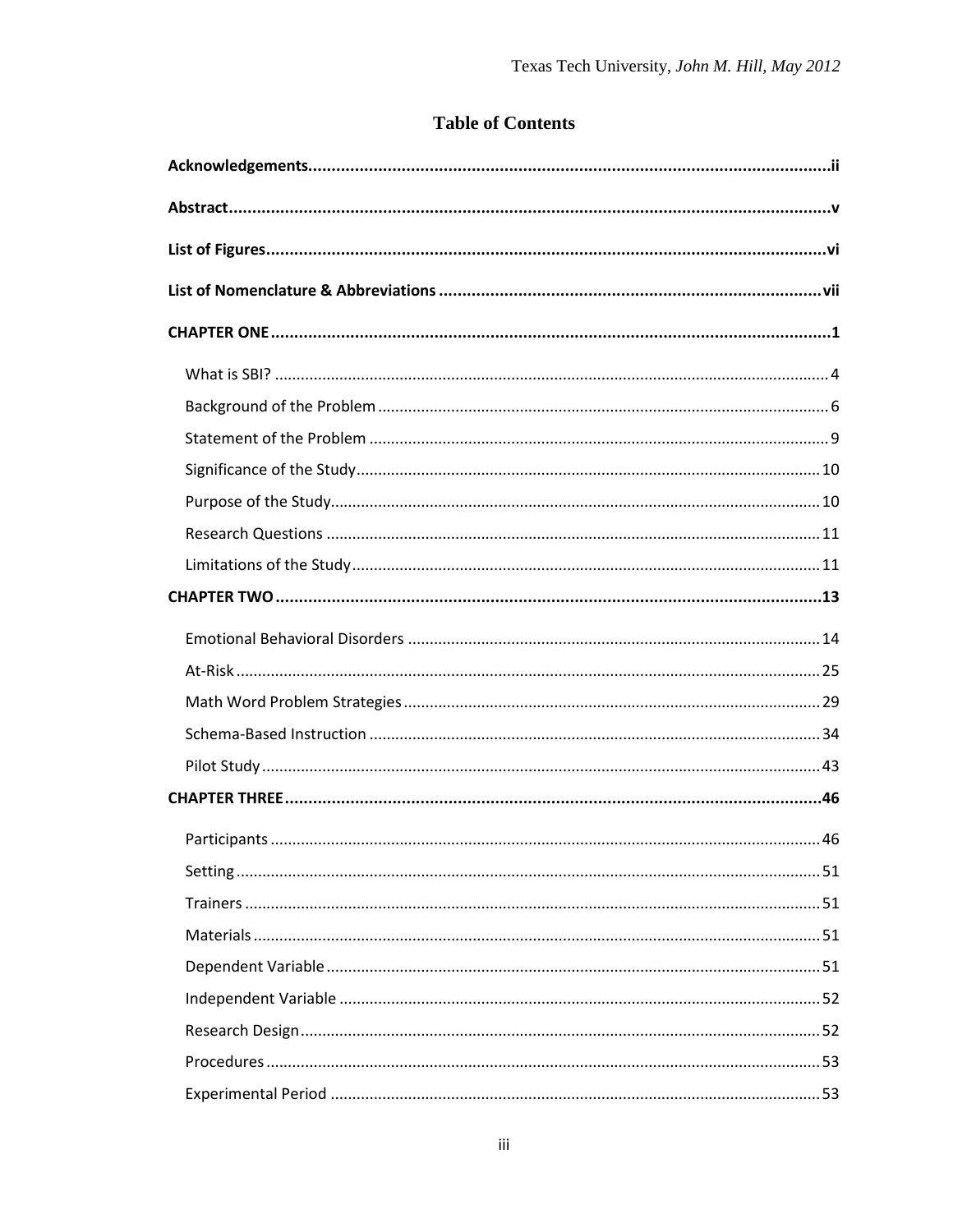# Table of Contents

**Acknowledgements** ii

**Abstract** v

**List of Figures** vi

**List of Nomenclature & Abbreviations** vii

**CHAPTER ONE** 1

- What is SBI? 4
- Background of the Problem 6
- Statement of the Problem 9
- Significance of the Study 10
- Purpose of the Study 10
- Research Questions 11
- Limitations of the Study 11

**CHAPTER TWO** 13

- Emotional Behavioral Disorders 14
- At-Risk 25
- Math Word Problem Strategies 29
- Schema-Based Instruction 34
- Pilot Study 43

**CHAPTER THREE** 46

- Participants 46
- Setting 51
- Trainers 51
- Materials 51
- Dependent Variable 51
- Independent Variable 52
- Research Design 52
- Procedures 53
- Experimental Period 53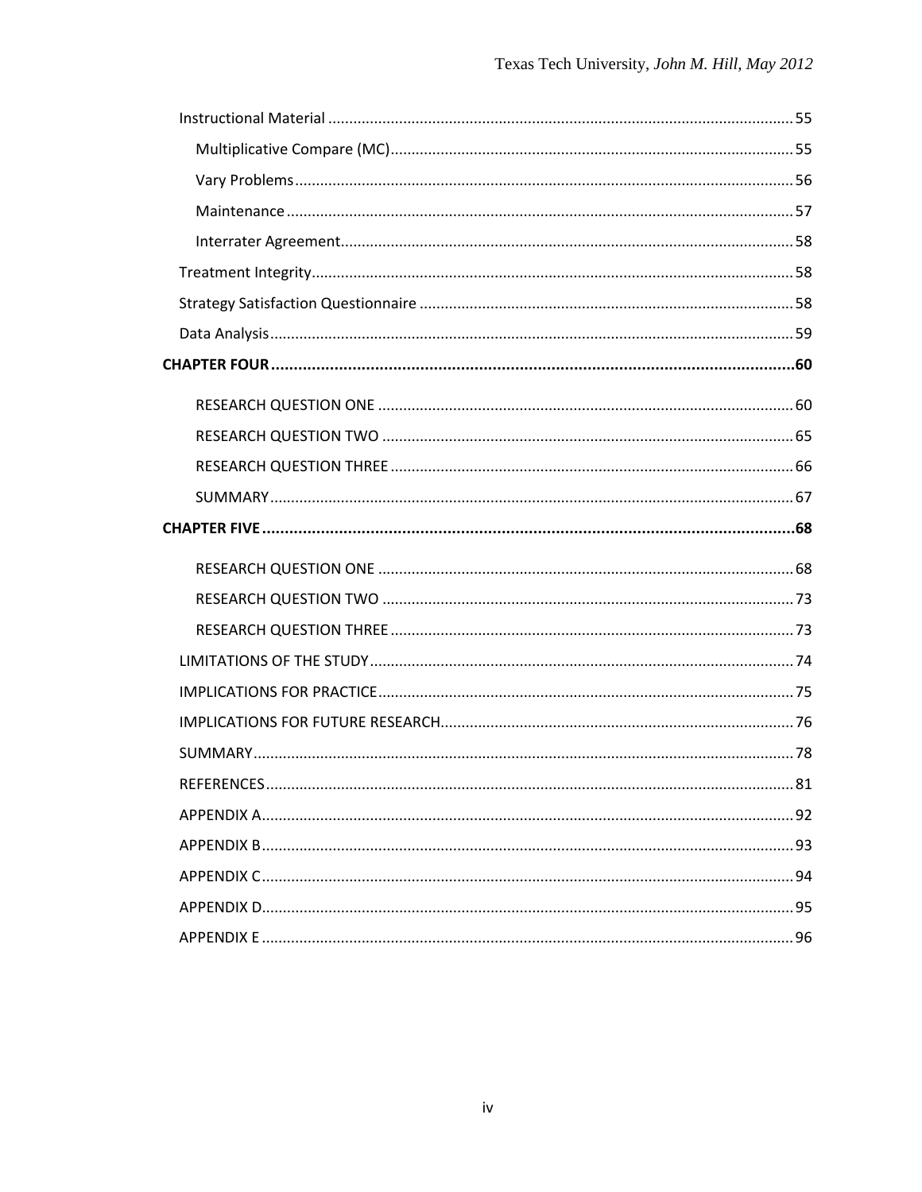Instructional Material ..... 55

Multiplicative Compare (MC) ..... 55

Vary Problems ..... 56

Maintenance ..... 57

Interrater Agreement ..... 58

Treatment Integrity ..... 58

Strategy Satisfaction Questionnaire ..... 58

Data Analysis ..... 59

**CHAPTER FOUR ..... 60**

RESEARCH QUESTION ONE ..... 60

RESEARCH QUESTION TWO ..... 65

RESEARCH QUESTION THREE ..... 66

SUMMARY ..... 67

**CHAPTER FIVE ..... 68**

RESEARCH QUESTION ONE ..... 68

RESEARCH QUESTION TWO ..... 73

RESEARCH QUESTION THREE ..... 73

LIMITATIONS OF THE STUDY ..... 74

IMPLICATIONS FOR PRACTICE ..... 75

IMPLICATIONS FOR FUTURE RESEARCH ..... 76

SUMMARY ..... 78

REFERENCES ..... 81

APPENDIX A ..... 92

APPENDIX B ..... 93

APPENDIX C ..... 94

APPENDIX D ..... 95

APPENDIX E ..... 96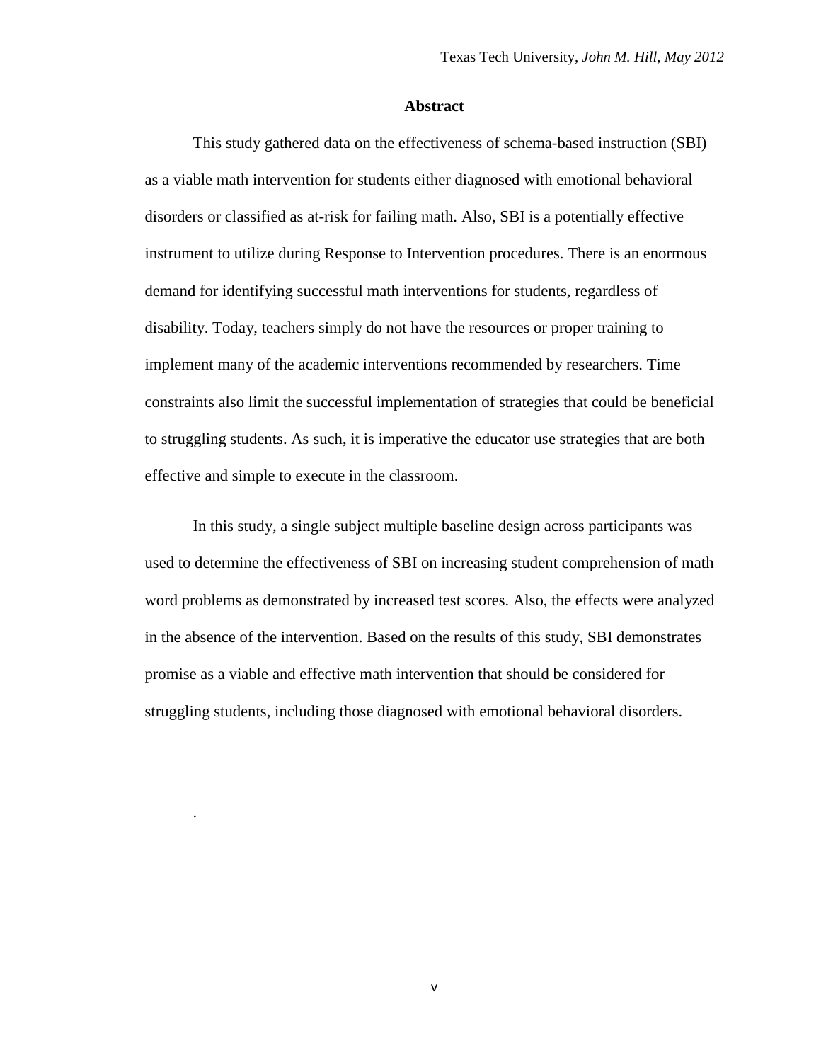## Abstract

This study gathered data on the effectiveness of schema-based instruction (SBI) as a viable math intervention for students either diagnosed with emotional behavioral disorders or classified as at-risk for failing math. Also, SBI is a potentially effective instrument to utilize during Response to Intervention procedures. There is an enormous demand for identifying successful math interventions for students, regardless of disability. Today, teachers simply do not have the resources or proper training to implement many of the academic interventions recommended by researchers. Time constraints also limit the successful implementation of strategies that could be beneficial to struggling students. As such, it is imperative the educator use strategies that are both effective and simple to execute in the classroom.

In this study, a single subject multiple baseline design across participants was used to determine the effectiveness of SBI on increasing student comprehension of math word problems as demonstrated by increased test scores. Also, the effects were analyzed in the absence of the intervention. Based on the results of this study, SBI demonstrates promise as a viable and effective math intervention that should be considered for struggling students, including those diagnosed with emotional behavioral disorders.

.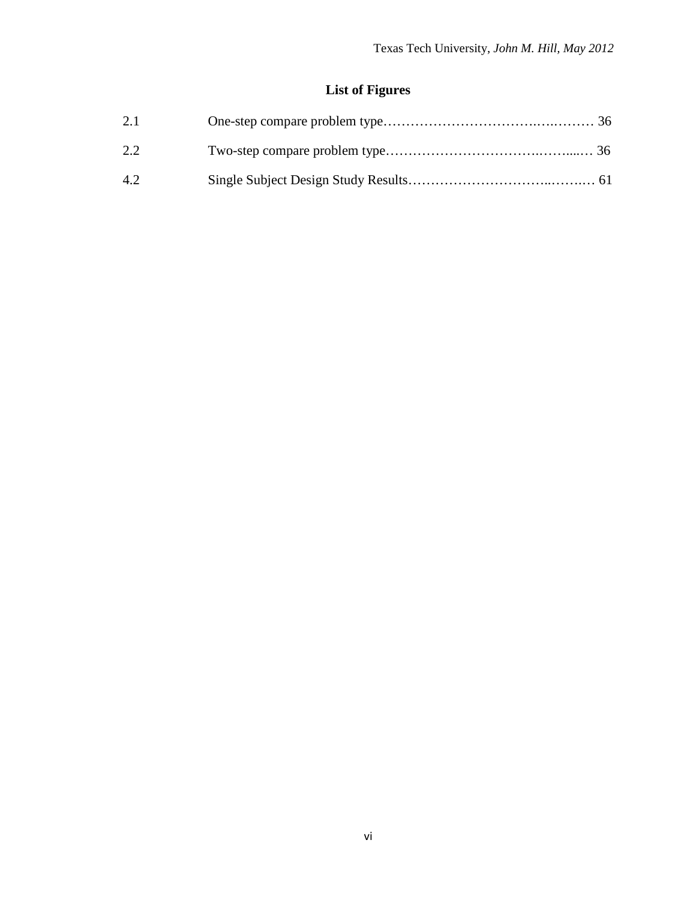# List of Figures

| | | |
|---|---|---|
| 2.1 | One-step compare problem type | 36 |
| 2.2 | Two-step compare problem type | 36 |
| 4.2 | Single Subject Design Study Results | 61 |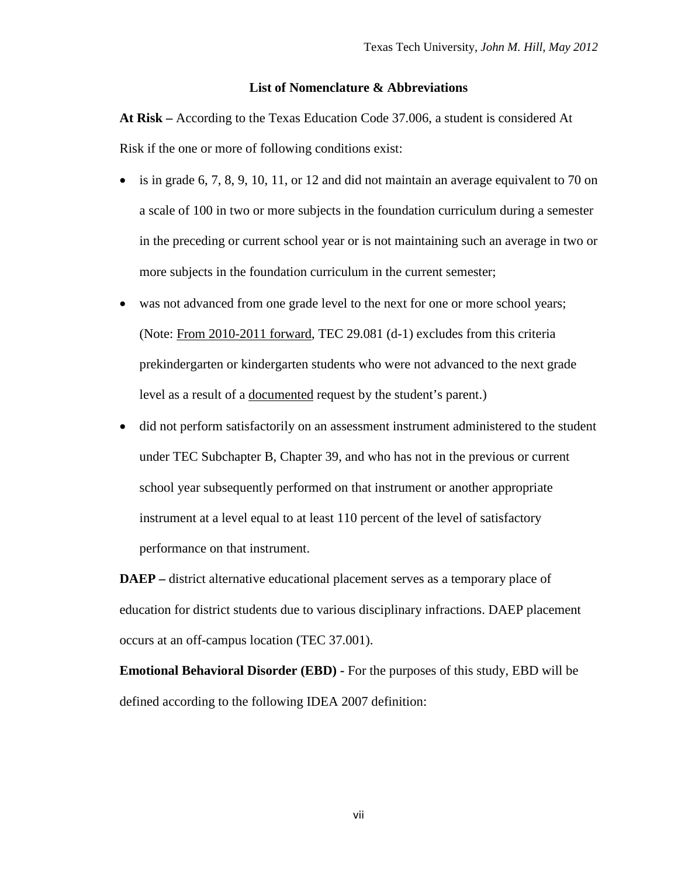## List of Nomenclature & Abbreviations

**At Risk –** According to the Texas Education Code 37.006, a student is considered At Risk if the one or more of following conditions exist:

- is in grade 6, 7, 8, 9, 10, 11, or 12 and did not maintain an average equivalent to 70 on a scale of 100 in two or more subjects in the foundation curriculum during a semester in the preceding or current school year or is not maintaining such an average in two or more subjects in the foundation curriculum in the current semester;
- was not advanced from one grade level to the next for one or more school years; (Note: <u>From 2010-2011 forward</u>, TEC 29.081 (d-1) excludes from this criteria prekindergarten or kindergarten students who were not advanced to the next grade level as a result of a <u>documented</u> request by the student's parent.)
- did not perform satisfactorily on an assessment instrument administered to the student under TEC Subchapter B, Chapter 39, and who has not in the previous or current school year subsequently performed on that instrument or another appropriate instrument at a level equal to at least 110 percent of the level of satisfactory performance on that instrument.

**DAEP –** district alternative educational placement serves as a temporary place of education for district students due to various disciplinary infractions. DAEP placement occurs at an off-campus location (TEC 37.001).

**Emotional Behavioral Disorder (EBD) -** For the purposes of this study, EBD will be defined according to the following IDEA 2007 definition: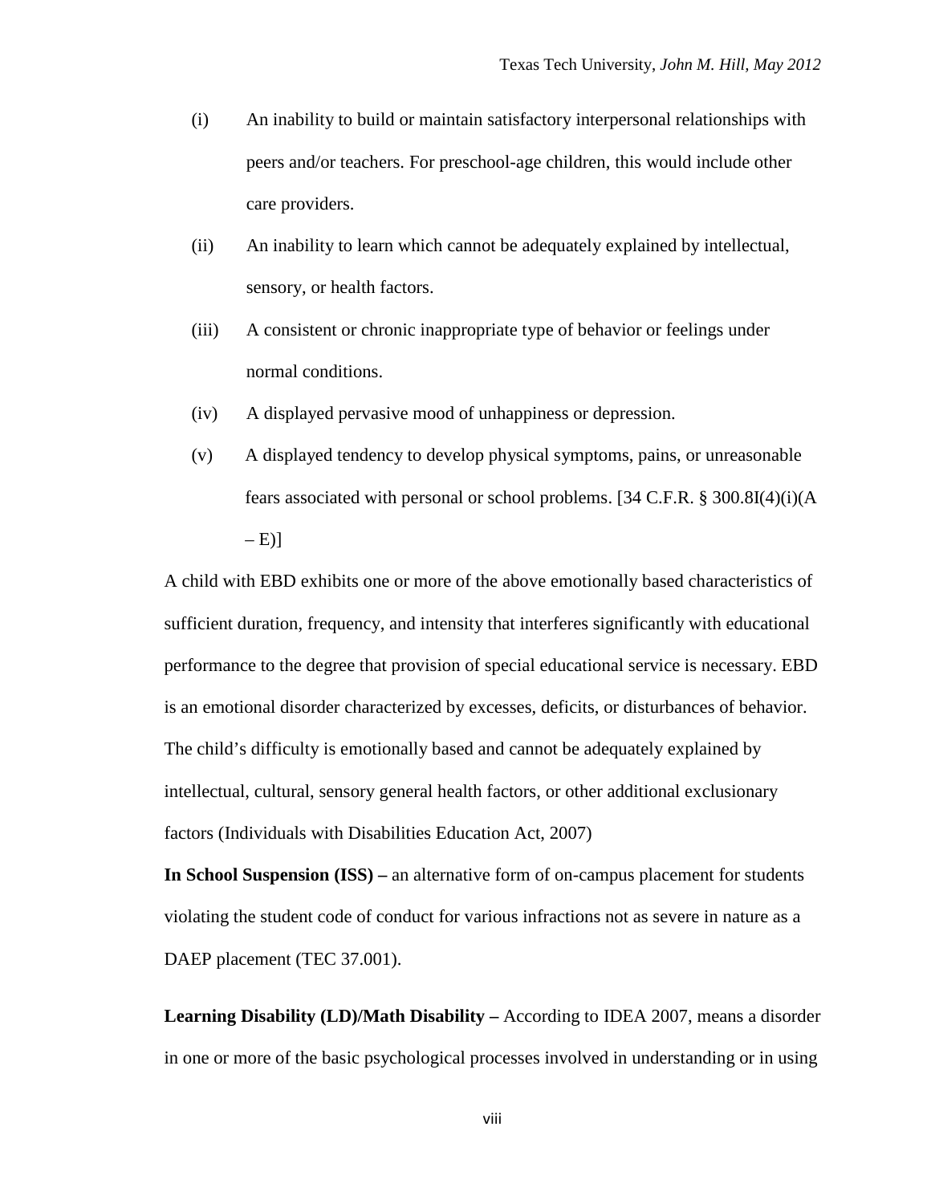(i) An inability to build or maintain satisfactory interpersonal relationships with peers and/or teachers. For preschool-age children, this would include other care providers.

(ii) An inability to learn which cannot be adequately explained by intellectual, sensory, or health factors.

(iii) A consistent or chronic inappropriate type of behavior or feelings under normal conditions.

(iv) A displayed pervasive mood of unhappiness or depression.

(v) A displayed tendency to develop physical symptoms, pains, or unreasonable fears associated with personal or school problems. [34 C.F.R. § 300.8I(4)(i)(A – E)]

A child with EBD exhibits one or more of the above emotionally based characteristics of sufficient duration, frequency, and intensity that interferes significantly with educational performance to the degree that provision of special educational service is necessary. EBD is an emotional disorder characterized by excesses, deficits, or disturbances of behavior. The child's difficulty is emotionally based and cannot be adequately explained by intellectual, cultural, sensory general health factors, or other additional exclusionary factors (Individuals with Disabilities Education Act, 2007)

**In School Suspension (ISS) –** an alternative form of on-campus placement for students violating the student code of conduct for various infractions not as severe in nature as a DAEP placement (TEC 37.001).

**Learning Disability (LD)/Math Disability –** According to IDEA 2007, means a disorder in one or more of the basic psychological processes involved in understanding or in using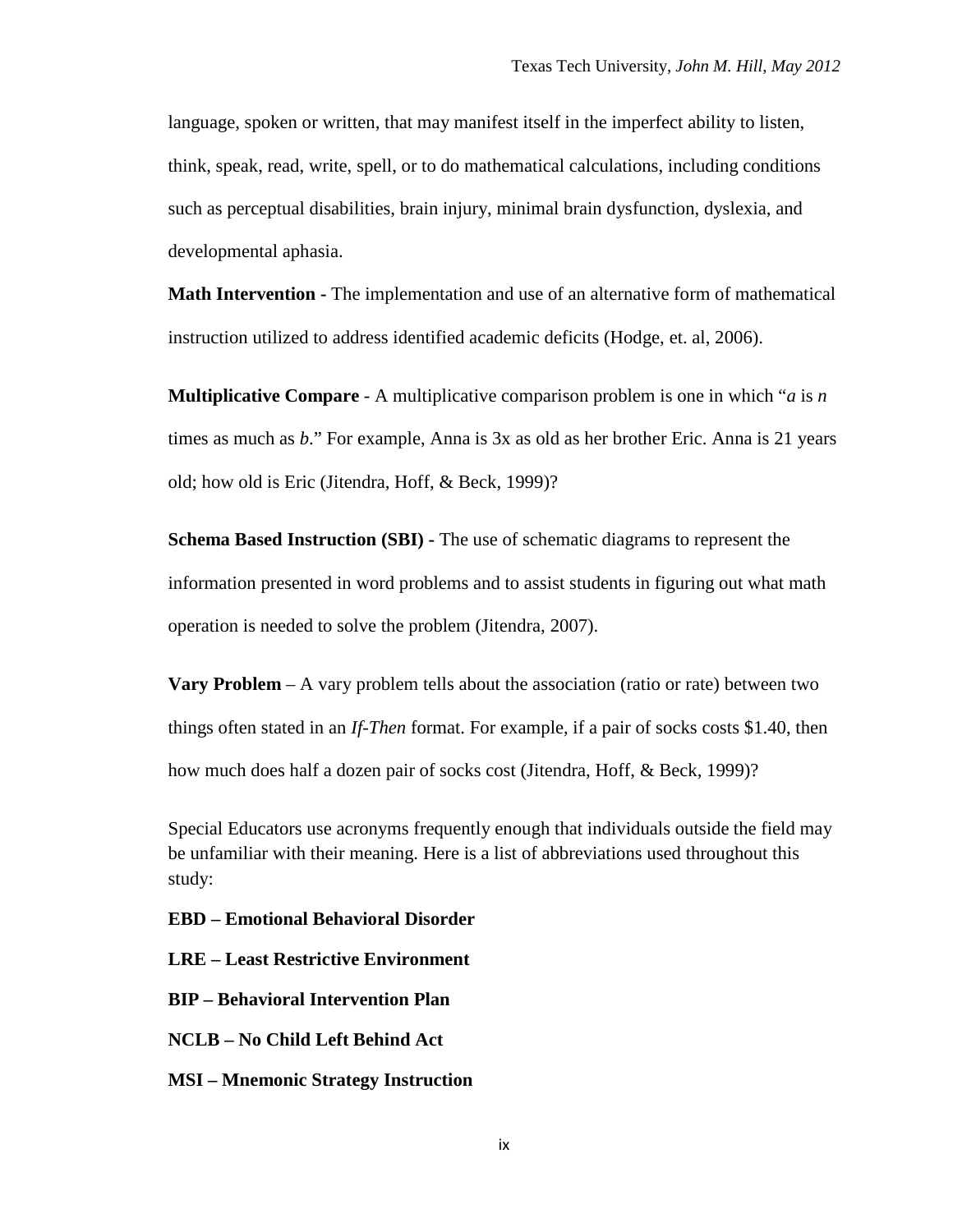language, spoken or written, that may manifest itself in the imperfect ability to listen, think, speak, read, write, spell, or to do mathematical calculations, including conditions such as perceptual disabilities, brain injury, minimal brain dysfunction, dyslexia, and developmental aphasia.

**Math Intervention** - The implementation and use of an alternative form of mathematical instruction utilized to address identified academic deficits (Hodge, et. al, 2006).

**Multiplicative Compare** - A multiplicative comparison problem is one in which "*a* is *n* times as much as *b*." For example, Anna is 3x as old as her brother Eric. Anna is 21 years old; how old is Eric (Jitendra, Hoff, & Beck, 1999)?

**Schema Based Instruction (SBI) -** The use of schematic diagrams to represent the information presented in word problems and to assist students in figuring out what math operation is needed to solve the problem (Jitendra, 2007).

**Vary Problem** – A vary problem tells about the association (ratio or rate) between two things often stated in an *If-Then* format. For example, if a pair of socks costs $1.40, then how much does half a dozen pair of socks cost (Jitendra, Hoff, & Beck, 1999)?

Special Educators use acronyms frequently enough that individuals outside the field may be unfamiliar with their meaning. Here is a list of abbreviations used throughout this study:

**EBD – Emotional Behavioral Disorder**

**LRE – Least Restrictive Environment**

**BIP – Behavioral Intervention Plan**

**NCLB – No Child Left Behind Act**

**MSI – Mnemonic Strategy Instruction**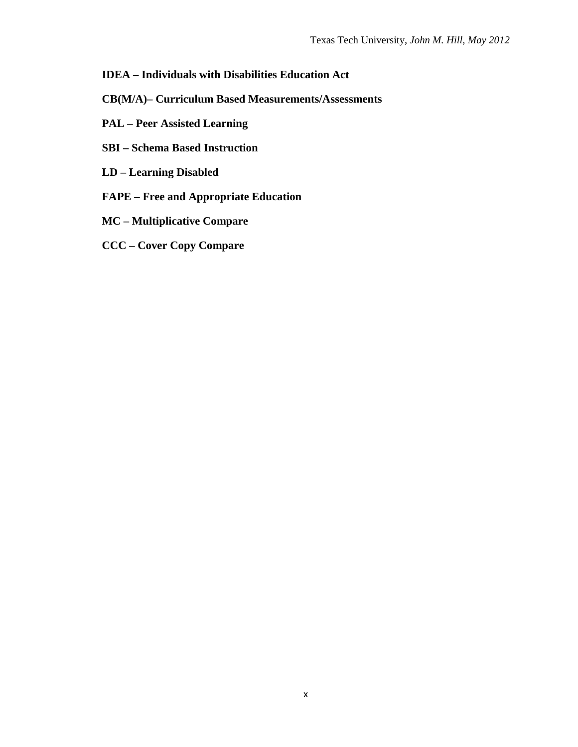**IDEA – Individuals with Disabilities Education Act**

**CB(M/A)– Curriculum Based Measurements/Assessments**

**PAL – Peer Assisted Learning**

**SBI – Schema Based Instruction**

**LD – Learning Disabled**

**FAPE – Free and Appropriate Education**

**MC – Multiplicative Compare**

**CCC – Cover Copy Compare**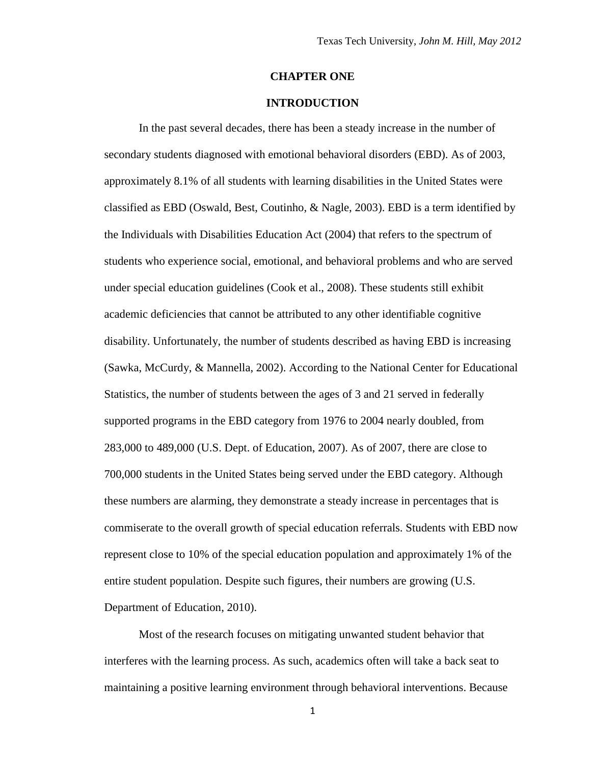# CHAPTER ONE

## INTRODUCTION

In the past several decades, there has been a steady increase in the number of secondary students diagnosed with emotional behavioral disorders (EBD). As of 2003, approximately 8.1% of all students with learning disabilities in the United States were classified as EBD (Oswald, Best, Coutinho, & Nagle, 2003). EBD is a term identified by the Individuals with Disabilities Education Act (2004) that refers to the spectrum of students who experience social, emotional, and behavioral problems and who are served under special education guidelines (Cook et al., 2008). These students still exhibit academic deficiencies that cannot be attributed to any other identifiable cognitive disability. Unfortunately, the number of students described as having EBD is increasing (Sawka, McCurdy, & Mannella, 2002). According to the National Center for Educational Statistics, the number of students between the ages of 3 and 21 served in federally supported programs in the EBD category from 1976 to 2004 nearly doubled, from 283,000 to 489,000 (U.S. Dept. of Education, 2007). As of 2007, there are close to 700,000 students in the United States being served under the EBD category. Although these numbers are alarming, they demonstrate a steady increase in percentages that is commiserate to the overall growth of special education referrals. Students with EBD now represent close to 10% of the special education population and approximately 1% of the entire student population. Despite such figures, their numbers are growing (U.S. Department of Education, 2010).

Most of the research focuses on mitigating unwanted student behavior that interferes with the learning process. As such, academics often will take a back seat to maintaining a positive learning environment through behavioral interventions. Because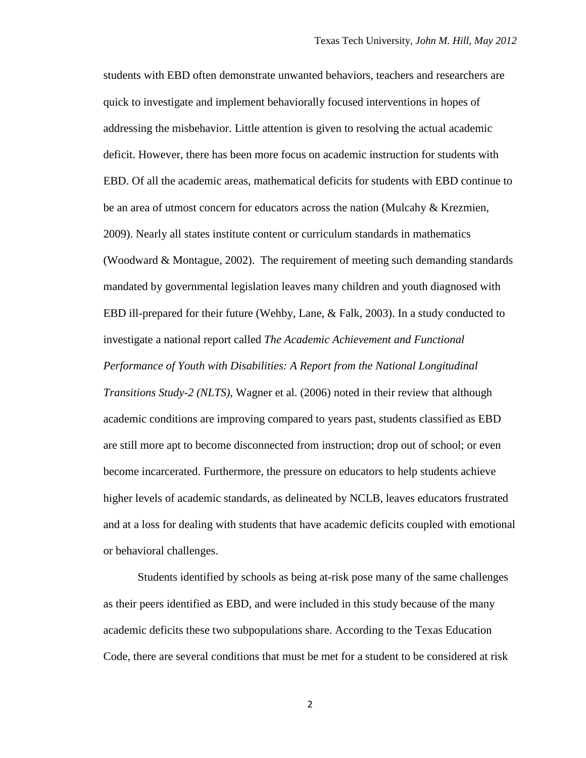students with EBD often demonstrate unwanted behaviors, teachers and researchers are quick to investigate and implement behaviorally focused interventions in hopes of addressing the misbehavior. Little attention is given to resolving the actual academic deficit. However, there has been more focus on academic instruction for students with EBD. Of all the academic areas, mathematical deficits for students with EBD continue to be an area of utmost concern for educators across the nation (Mulcahy & Krezmien, 2009). Nearly all states institute content or curriculum standards in mathematics (Woodward & Montague, 2002). The requirement of meeting such demanding standards mandated by governmental legislation leaves many children and youth diagnosed with EBD ill-prepared for their future (Wehby, Lane, & Falk, 2003). In a study conducted to investigate a national report called *The Academic Achievement and Functional Performance of Youth with Disabilities: A Report from the National Longitudinal Transitions Study-2 (NLTS)*, Wagner et al. (2006) noted in their review that although academic conditions are improving compared to years past, students classified as EBD are still more apt to become disconnected from instruction; drop out of school; or even become incarcerated. Furthermore, the pressure on educators to help students achieve higher levels of academic standards, as delineated by NCLB, leaves educators frustrated and at a loss for dealing with students that have academic deficits coupled with emotional or behavioral challenges.

Students identified by schools as being at-risk pose many of the same challenges as their peers identified as EBD, and were included in this study because of the many academic deficits these two subpopulations share. According to the Texas Education Code, there are several conditions that must be met for a student to be considered at risk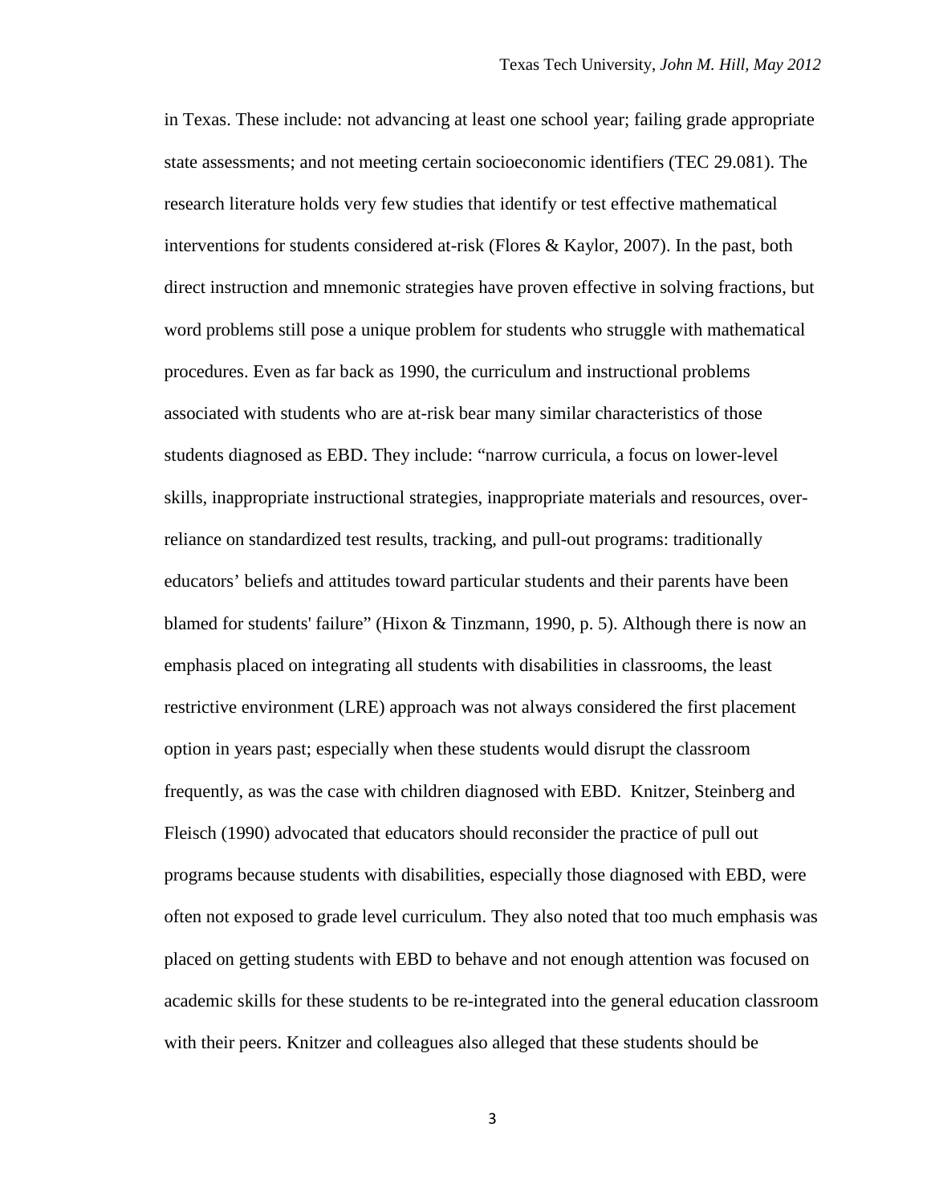in Texas. These include: not advancing at least one school year; failing grade appropriate state assessments; and not meeting certain socioeconomic identifiers (TEC 29.081). The research literature holds very few studies that identify or test effective mathematical interventions for students considered at-risk (Flores & Kaylor, 2007). In the past, both direct instruction and mnemonic strategies have proven effective in solving fractions, but word problems still pose a unique problem for students who struggle with mathematical procedures. Even as far back as 1990, the curriculum and instructional problems associated with students who are at-risk bear many similar characteristics of those students diagnosed as EBD. They include: "narrow curricula, a focus on lower-level skills, inappropriate instructional strategies, inappropriate materials and resources, over-reliance on standardized test results, tracking, and pull-out programs: traditionally educators' beliefs and attitudes toward particular students and their parents have been blamed for students' failure" (Hixon & Tinzmann, 1990, p. 5). Although there is now an emphasis placed on integrating all students with disabilities in classrooms, the least restrictive environment (LRE) approach was not always considered the first placement option in years past; especially when these students would disrupt the classroom frequently, as was the case with children diagnosed with EBD. Knitzer, Steinberg and Fleisch (1990) advocated that educators should reconsider the practice of pull out programs because students with disabilities, especially those diagnosed with EBD, were often not exposed to grade level curriculum. They also noted that too much emphasis was placed on getting students with EBD to behave and not enough attention was focused on academic skills for these students to be re-integrated into the general education classroom with their peers. Knitzer and colleagues also alleged that these students should be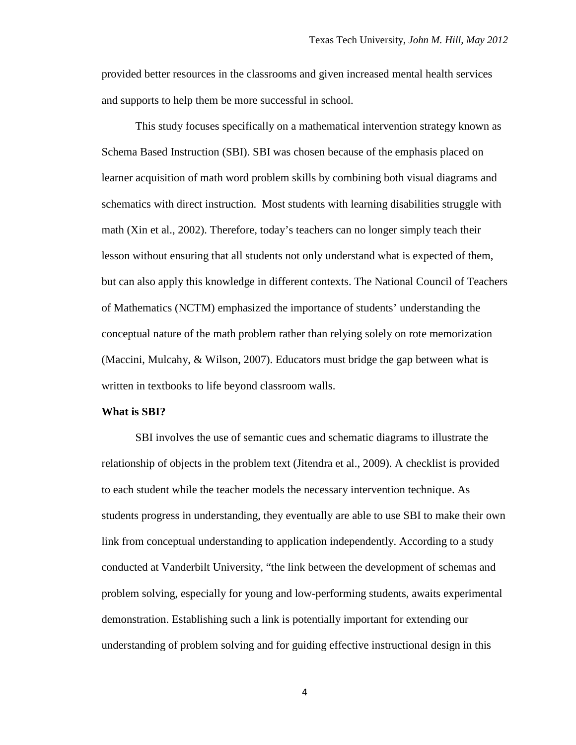provided better resources in the classrooms and given increased mental health services and supports to help them be more successful in school.

This study focuses specifically on a mathematical intervention strategy known as Schema Based Instruction (SBI). SBI was chosen because of the emphasis placed on learner acquisition of math word problem skills by combining both visual diagrams and schematics with direct instruction. Most students with learning disabilities struggle with math (Xin et al., 2002). Therefore, today's teachers can no longer simply teach their lesson without ensuring that all students not only understand what is expected of them, but can also apply this knowledge in different contexts. The National Council of Teachers of Mathematics (NCTM) emphasized the importance of students' understanding the conceptual nature of the math problem rather than relying solely on rote memorization (Maccini, Mulcahy, & Wilson, 2007). Educators must bridge the gap between what is written in textbooks to life beyond classroom walls.

**What is SBI?**

SBI involves the use of semantic cues and schematic diagrams to illustrate the relationship of objects in the problem text (Jitendra et al., 2009). A checklist is provided to each student while the teacher models the necessary intervention technique. As students progress in understanding, they eventually are able to use SBI to make their own link from conceptual understanding to application independently. According to a study conducted at Vanderbilt University, "the link between the development of schemas and problem solving, especially for young and low-performing students, awaits experimental demonstration. Establishing such a link is potentially important for extending our understanding of problem solving and for guiding effective instructional design in this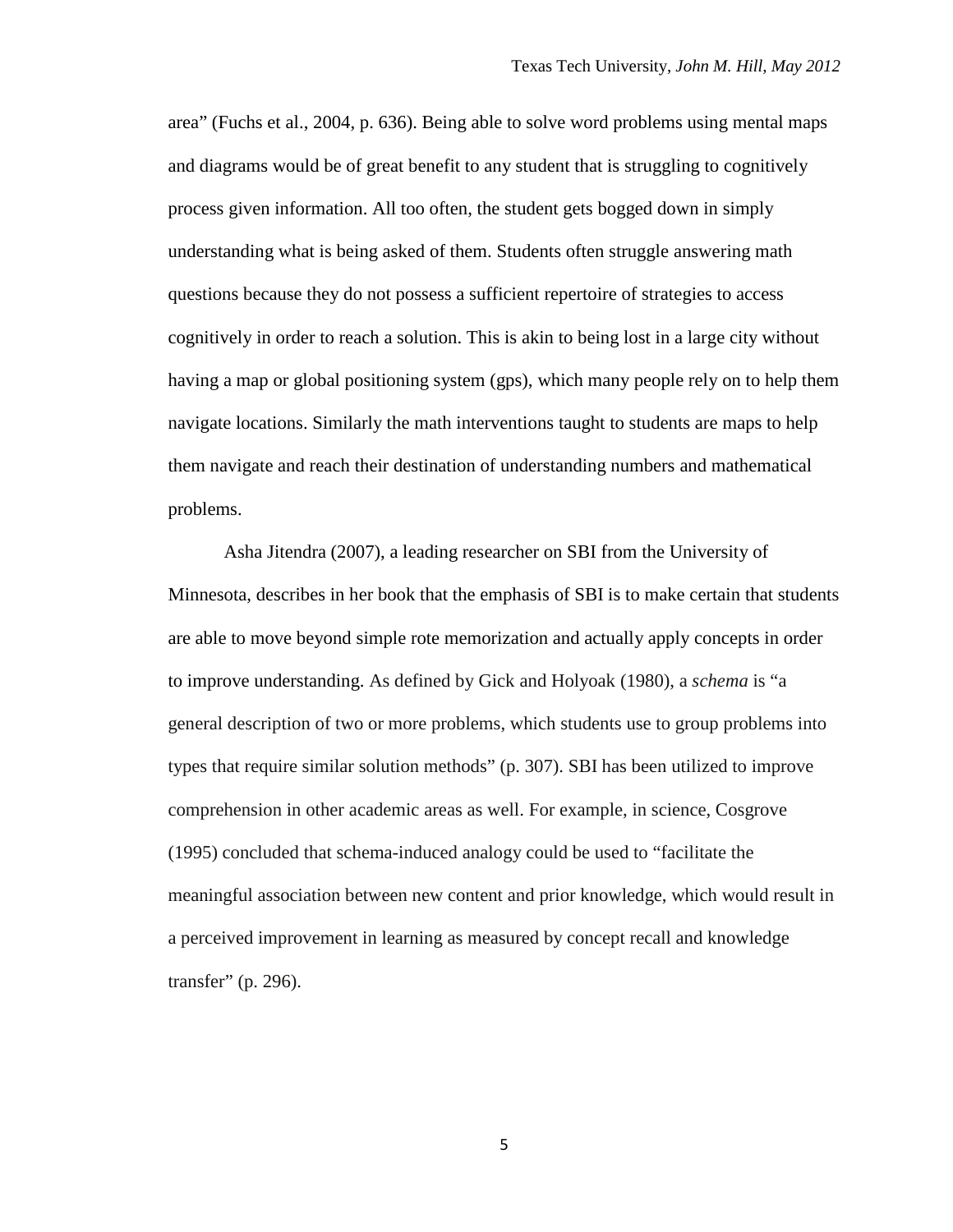area" (Fuchs et al., 2004, p. 636). Being able to solve word problems using mental maps and diagrams would be of great benefit to any student that is struggling to cognitively process given information. All too often, the student gets bogged down in simply understanding what is being asked of them. Students often struggle answering math questions because they do not possess a sufficient repertoire of strategies to access cognitively in order to reach a solution. This is akin to being lost in a large city without having a map or global positioning system (gps), which many people rely on to help them navigate locations. Similarly the math interventions taught to students are maps to help them navigate and reach their destination of understanding numbers and mathematical problems.

Asha Jitendra (2007), a leading researcher on SBI from the University of Minnesota, describes in her book that the emphasis of SBI is to make certain that students are able to move beyond simple rote memorization and actually apply concepts in order to improve understanding. As defined by Gick and Holyoak (1980), a *schema* is "a general description of two or more problems, which students use to group problems into types that require similar solution methods" (p. 307). SBI has been utilized to improve comprehension in other academic areas as well. For example, in science, Cosgrove (1995) concluded that schema-induced analogy could be used to "facilitate the meaningful association between new content and prior knowledge, which would result in a perceived improvement in learning as measured by concept recall and knowledge transfer" (p. 296).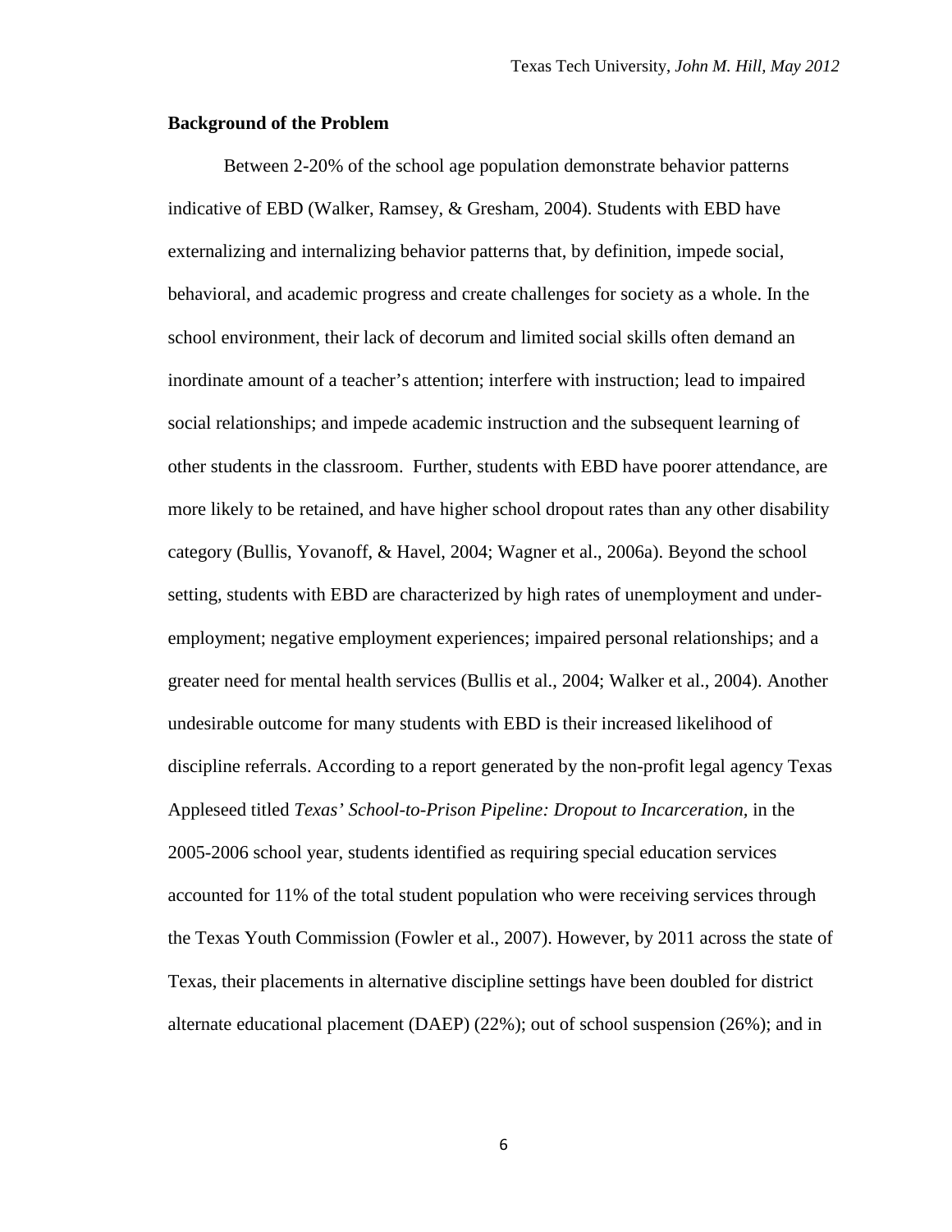**Background of the Problem**

Between 2-20% of the school age population demonstrate behavior patterns indicative of EBD (Walker, Ramsey, & Gresham, 2004). Students with EBD have externalizing and internalizing behavior patterns that, by definition, impede social, behavioral, and academic progress and create challenges for society as a whole. In the school environment, their lack of decorum and limited social skills often demand an inordinate amount of a teacher's attention; interfere with instruction; lead to impaired social relationships; and impede academic instruction and the subsequent learning of other students in the classroom. Further, students with EBD have poorer attendance, are more likely to be retained, and have higher school dropout rates than any other disability category (Bullis, Yovanoff, & Havel, 2004; Wagner et al., 2006a). Beyond the school setting, students with EBD are characterized by high rates of unemployment and under-employment; negative employment experiences; impaired personal relationships; and a greater need for mental health services (Bullis et al., 2004; Walker et al., 2004). Another undesirable outcome for many students with EBD is their increased likelihood of discipline referrals. According to a report generated by the non-profit legal agency Texas Appleseed titled *Texas' School-to-Prison Pipeline: Dropout to Incarceration*, in the 2005-2006 school year, students identified as requiring special education services accounted for 11% of the total student population who were receiving services through the Texas Youth Commission (Fowler et al., 2007). However, by 2011 across the state of Texas, their placements in alternative discipline settings have been doubled for district alternate educational placement (DAEP) (22%); out of school suspension (26%); and in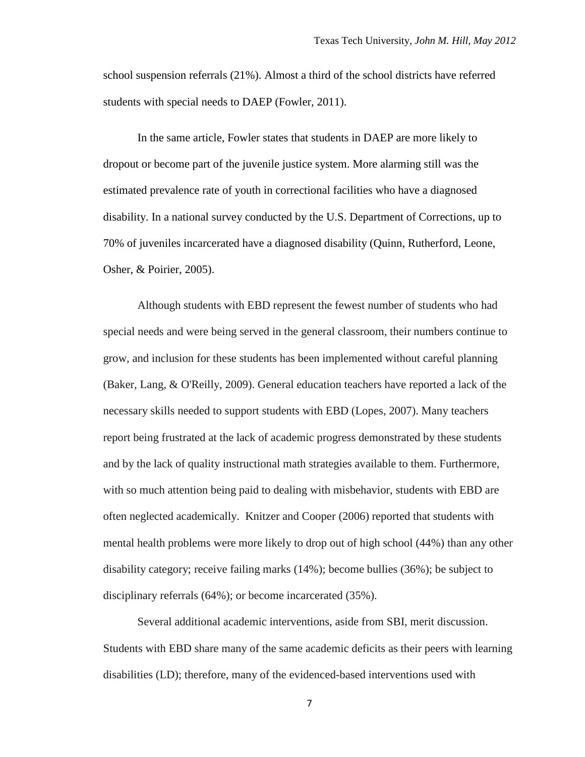school suspension referrals (21%). Almost a third of the school districts have referred students with special needs to DAEP (Fowler, 2011).

In the same article, Fowler states that students in DAEP are more likely to dropout or become part of the juvenile justice system. More alarming still was the estimated prevalence rate of youth in correctional facilities who have a diagnosed disability. In a national survey conducted by the U.S. Department of Corrections, up to 70% of juveniles incarcerated have a diagnosed disability (Quinn, Rutherford, Leone, Osher, & Poirier, 2005).

Although students with EBD represent the fewest number of students who had special needs and were being served in the general classroom, their numbers continue to grow, and inclusion for these students has been implemented without careful planning (Baker, Lang, & O'Reilly, 2009). General education teachers have reported a lack of the necessary skills needed to support students with EBD (Lopes, 2007). Many teachers report being frustrated at the lack of academic progress demonstrated by these students and by the lack of quality instructional math strategies available to them. Furthermore, with so much attention being paid to dealing with misbehavior, students with EBD are often neglected academically. Knitzer and Cooper (2006) reported that students with mental health problems were more likely to drop out of high school (44%) than any other disability category; receive failing marks (14%); become bullies (36%); be subject to disciplinary referrals (64%); or become incarcerated (35%).

Several additional academic interventions, aside from SBI, merit discussion. Students with EBD share many of the same academic deficits as their peers with learning disabilities (LD); therefore, many of the evidenced-based interventions used with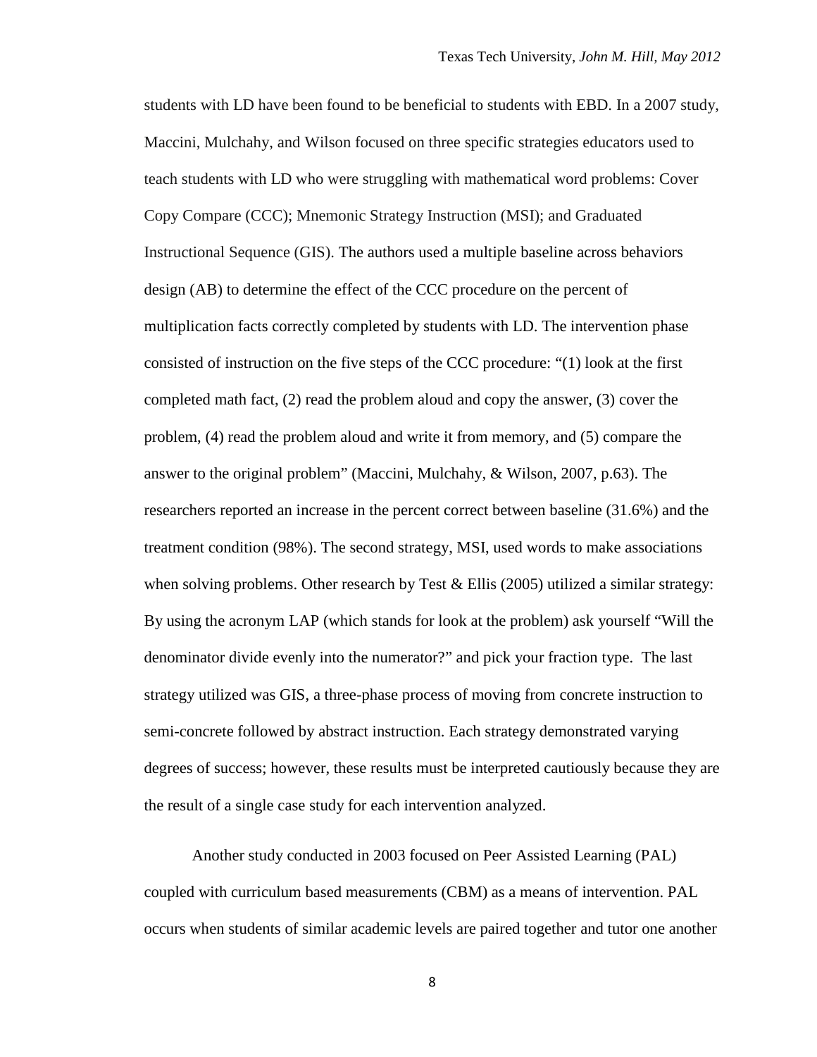students with LD have been found to be beneficial to students with EBD. In a 2007 study, Maccini, Mulchahy, and Wilson focused on three specific strategies educators used to teach students with LD who were struggling with mathematical word problems: Cover Copy Compare (CCC); Mnemonic Strategy Instruction (MSI); and Graduated Instructional Sequence (GIS). The authors used a multiple baseline across behaviors design (AB) to determine the effect of the CCC procedure on the percent of multiplication facts correctly completed by students with LD. The intervention phase consisted of instruction on the five steps of the CCC procedure: "(1) look at the first completed math fact, (2) read the problem aloud and copy the answer, (3) cover the problem, (4) read the problem aloud and write it from memory, and (5) compare the answer to the original problem" (Maccini, Mulchahy, & Wilson, 2007, p.63). The researchers reported an increase in the percent correct between baseline (31.6%) and the treatment condition (98%). The second strategy, MSI, used words to make associations when solving problems. Other research by Test & Ellis (2005) utilized a similar strategy: By using the acronym LAP (which stands for look at the problem) ask yourself "Will the denominator divide evenly into the numerator?" and pick your fraction type. The last strategy utilized was GIS, a three-phase process of moving from concrete instruction to semi-concrete followed by abstract instruction. Each strategy demonstrated varying degrees of success; however, these results must be interpreted cautiously because they are the result of a single case study for each intervention analyzed.

Another study conducted in 2003 focused on Peer Assisted Learning (PAL) coupled with curriculum based measurements (CBM) as a means of intervention. PAL occurs when students of similar academic levels are paired together and tutor one another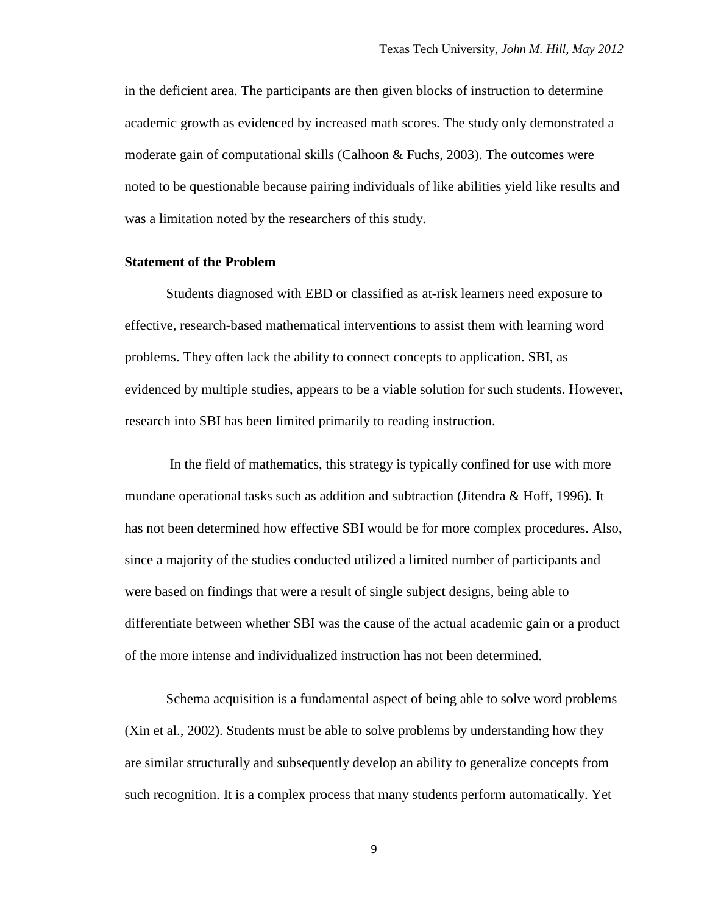in the deficient area. The participants are then given blocks of instruction to determine academic growth as evidenced by increased math scores. The study only demonstrated a moderate gain of computational skills (Calhoon & Fuchs, 2003). The outcomes were noted to be questionable because pairing individuals of like abilities yield like results and was a limitation noted by the researchers of this study.

**Statement of the Problem**

Students diagnosed with EBD or classified as at-risk learners need exposure to effective, research-based mathematical interventions to assist them with learning word problems. They often lack the ability to connect concepts to application. SBI, as evidenced by multiple studies, appears to be a viable solution for such students. However, research into SBI has been limited primarily to reading instruction.

In the field of mathematics, this strategy is typically confined for use with more mundane operational tasks such as addition and subtraction (Jitendra & Hoff, 1996). It has not been determined how effective SBI would be for more complex procedures. Also, since a majority of the studies conducted utilized a limited number of participants and were based on findings that were a result of single subject designs, being able to differentiate between whether SBI was the cause of the actual academic gain or a product of the more intense and individualized instruction has not been determined.

Schema acquisition is a fundamental aspect of being able to solve word problems (Xin et al., 2002). Students must be able to solve problems by understanding how they are similar structurally and subsequently develop an ability to generalize concepts from such recognition. It is a complex process that many students perform automatically. Yet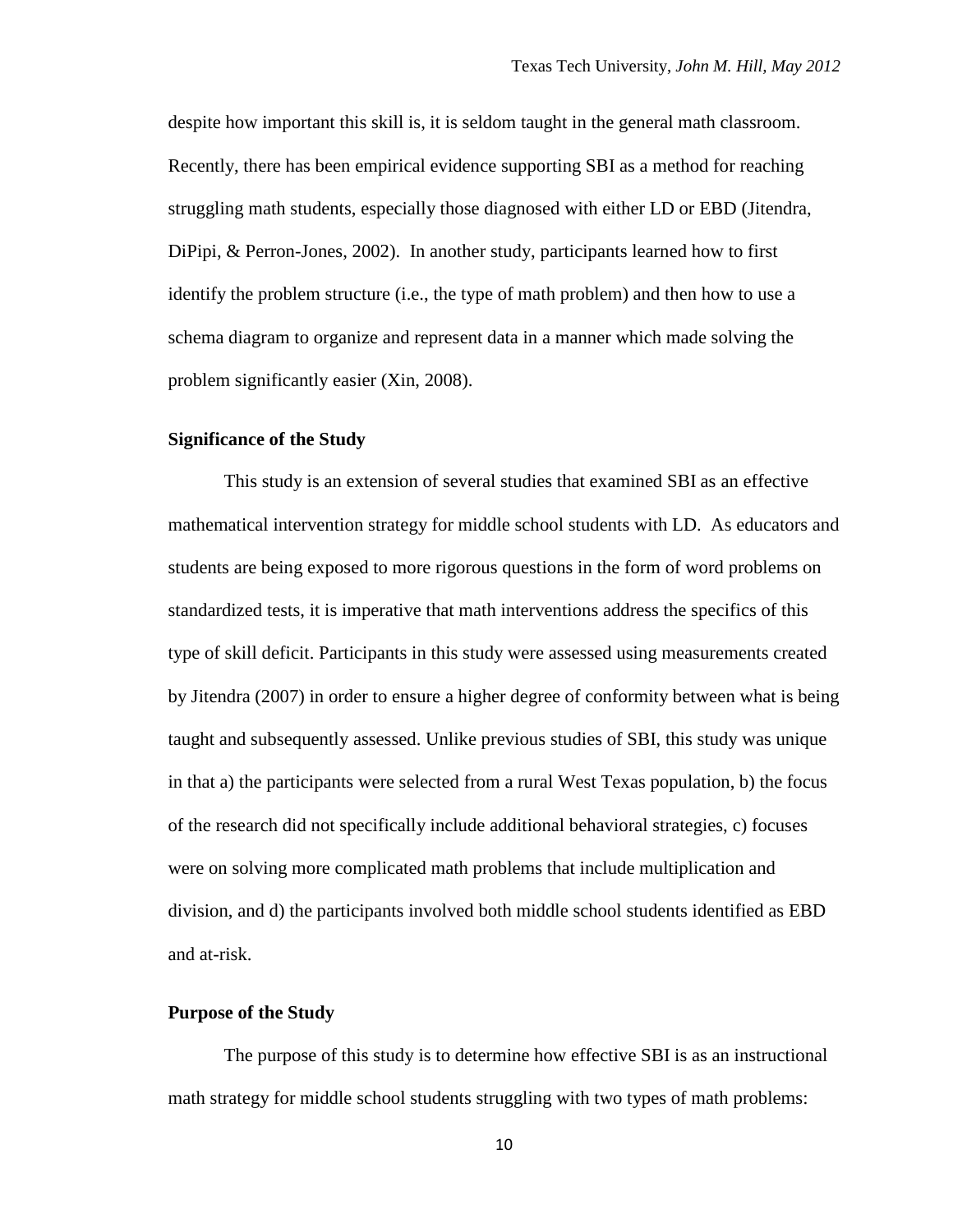despite how important this skill is, it is seldom taught in the general math classroom. Recently, there has been empirical evidence supporting SBI as a method for reaching struggling math students, especially those diagnosed with either LD or EBD (Jitendra, DiPipi, & Perron-Jones, 2002). In another study, participants learned how to first identify the problem structure (i.e., the type of math problem) and then how to use a schema diagram to organize and represent data in a manner which made solving the problem significantly easier (Xin, 2008).

### Significance of the Study

This study is an extension of several studies that examined SBI as an effective mathematical intervention strategy for middle school students with LD. As educators and students are being exposed to more rigorous questions in the form of word problems on standardized tests, it is imperative that math interventions address the specifics of this type of skill deficit. Participants in this study were assessed using measurements created by Jitendra (2007) in order to ensure a higher degree of conformity between what is being taught and subsequently assessed. Unlike previous studies of SBI, this study was unique in that a) the participants were selected from a rural West Texas population, b) the focus of the research did not specifically include additional behavioral strategies, c) focuses were on solving more complicated math problems that include multiplication and division, and d) the participants involved both middle school students identified as EBD and at-risk.

### Purpose of the Study

The purpose of this study is to determine how effective SBI is as an instructional math strategy for middle school students struggling with two types of math problems: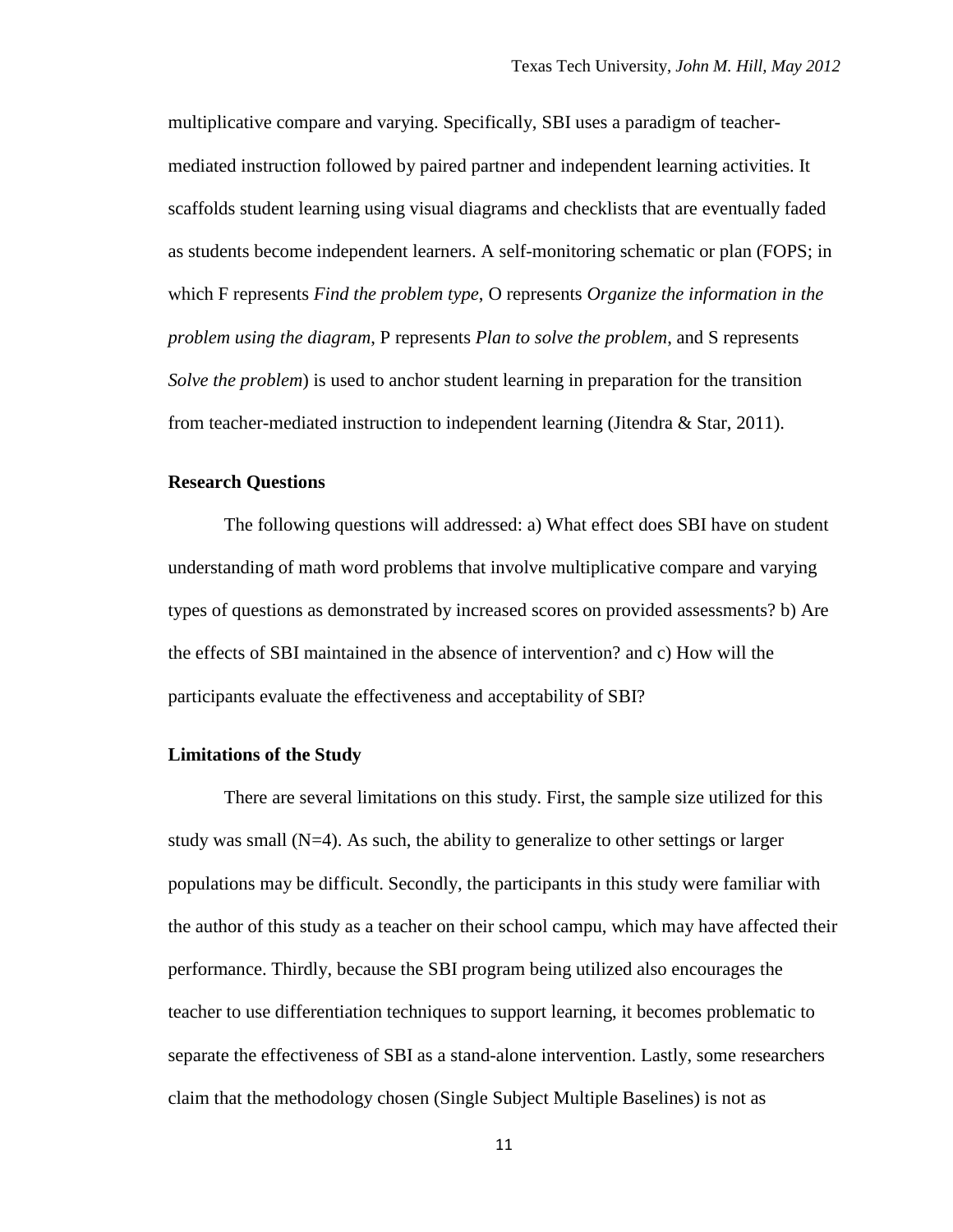multiplicative compare and varying. Specifically, SBI uses a paradigm of teacher-mediated instruction followed by paired partner and independent learning activities. It scaffolds student learning using visual diagrams and checklists that are eventually faded as students become independent learners. A self-monitoring schematic or plan (FOPS; in which F represents *Find the problem type*, O represents *Organize the information in the problem using the diagram*, P represents *Plan to solve the problem*, and S represents *Solve the problem*) is used to anchor student learning in preparation for the transition from teacher-mediated instruction to independent learning (Jitendra & Star, 2011).

## Research Questions

The following questions will addressed: a) What effect does SBI have on student understanding of math word problems that involve multiplicative compare and varying types of questions as demonstrated by increased scores on provided assessments? b) Are the effects of SBI maintained in the absence of intervention? and c) How will the participants evaluate the effectiveness and acceptability of SBI?

## Limitations of the Study

There are several limitations on this study. First, the sample size utilized for this study was small (N=4). As such, the ability to generalize to other settings or larger populations may be difficult. Secondly, the participants in this study were familiar with the author of this study as a teacher on their school campu, which may have affected their performance. Thirdly, because the SBI program being utilized also encourages the teacher to use differentiation techniques to support learning, it becomes problematic to separate the effectiveness of SBI as a stand-alone intervention. Lastly, some researchers claim that the methodology chosen (Single Subject Multiple Baselines) is not as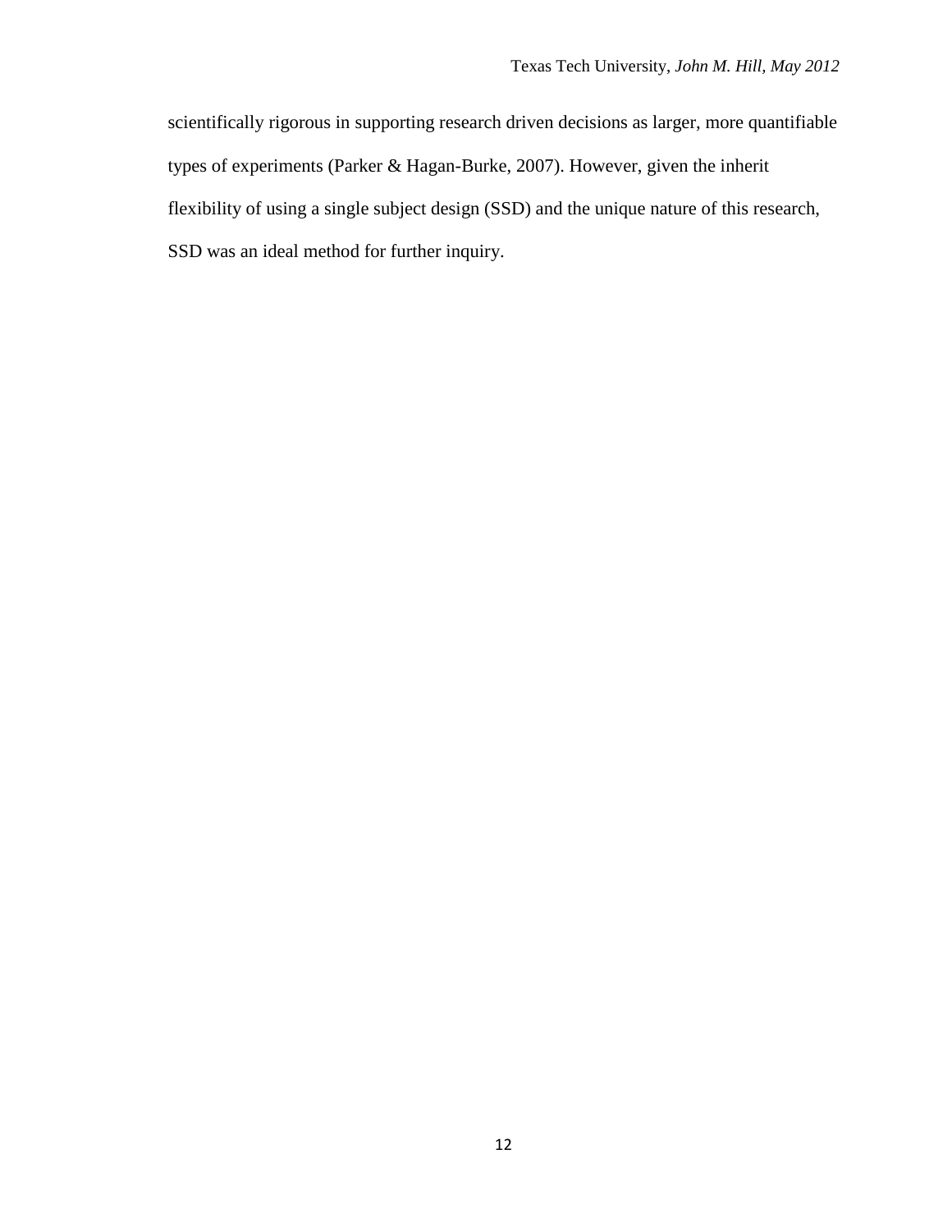scientifically rigorous in supporting research driven decisions as larger, more quantifiable types of experiments (Parker & Hagan-Burke, 2007). However, given the inherit flexibility of using a single subject design (SSD) and the unique nature of this research, SSD was an ideal method for further inquiry.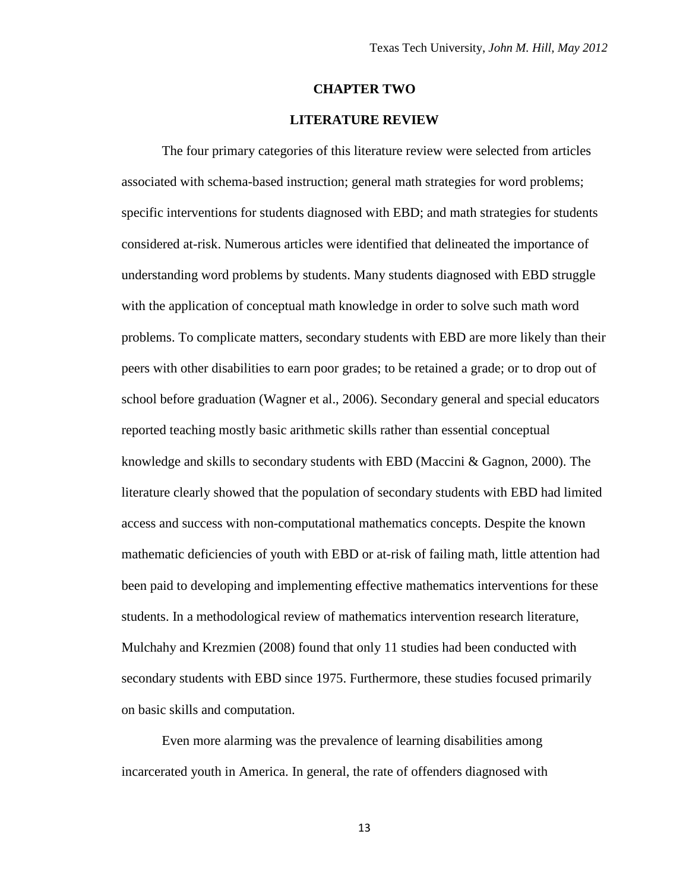# CHAPTER TWO

## LITERATURE REVIEW

The four primary categories of this literature review were selected from articles associated with schema-based instruction; general math strategies for word problems; specific interventions for students diagnosed with EBD; and math strategies for students considered at-risk. Numerous articles were identified that delineated the importance of understanding word problems by students. Many students diagnosed with EBD struggle with the application of conceptual math knowledge in order to solve such math word problems. To complicate matters, secondary students with EBD are more likely than their peers with other disabilities to earn poor grades; to be retained a grade; or to drop out of school before graduation (Wagner et al., 2006). Secondary general and special educators reported teaching mostly basic arithmetic skills rather than essential conceptual knowledge and skills to secondary students with EBD (Maccini & Gagnon, 2000). The literature clearly showed that the population of secondary students with EBD had limited access and success with non-computational mathematics concepts. Despite the known mathematic deficiencies of youth with EBD or at-risk of failing math, little attention had been paid to developing and implementing effective mathematics interventions for these students. In a methodological review of mathematics intervention research literature, Mulchahy and Krezmien (2008) found that only 11 studies had been conducted with secondary students with EBD since 1975. Furthermore, these studies focused primarily on basic skills and computation.

Even more alarming was the prevalence of learning disabilities among incarcerated youth in America. In general, the rate of offenders diagnosed with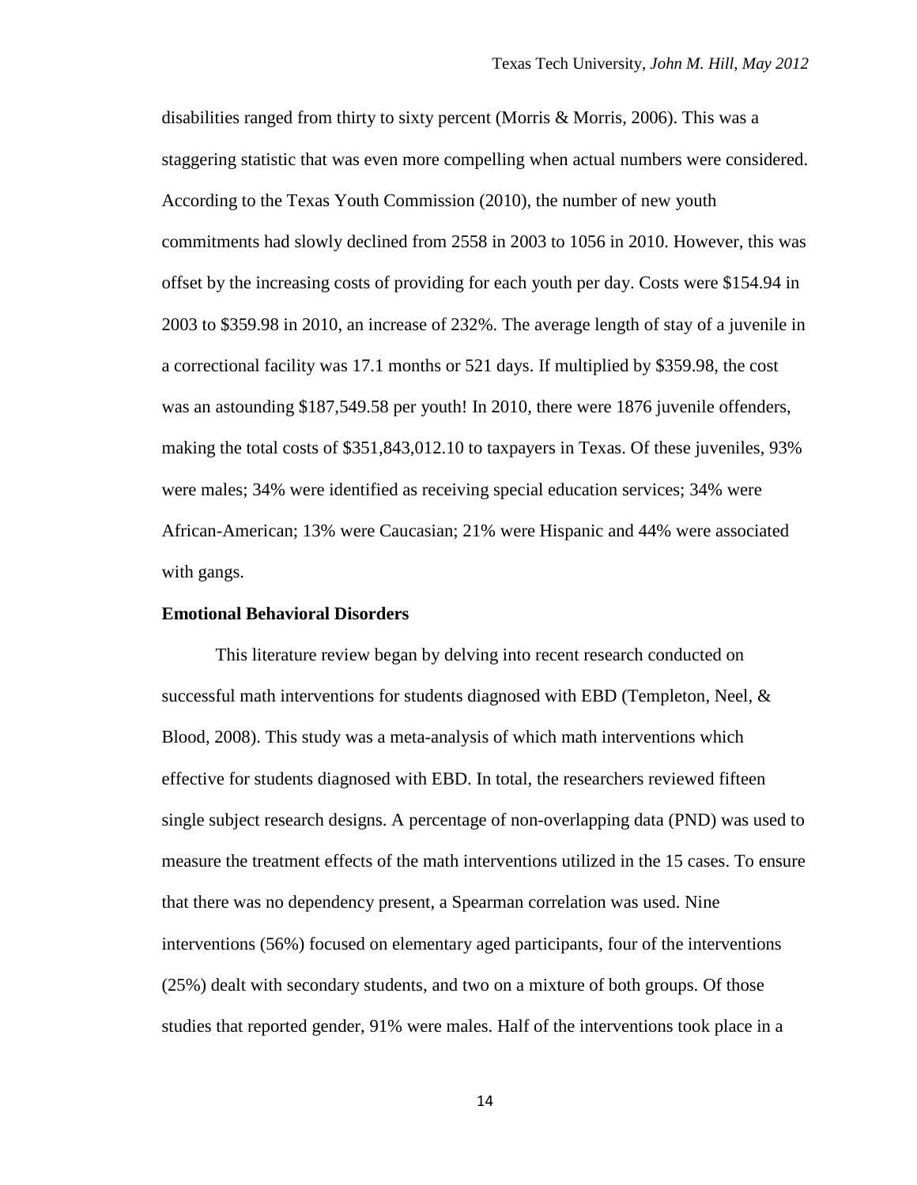disabilities ranged from thirty to sixty percent (Morris & Morris, 2006). This was a staggering statistic that was even more compelling when actual numbers were considered. According to the Texas Youth Commission (2010), the number of new youth commitments had slowly declined from 2558 in 2003 to 1056 in 2010. However, this was offset by the increasing costs of providing for each youth per day. Costs were $154.94 in 2003 to $359.98 in 2010, an increase of 232%. The average length of stay of a juvenile in a correctional facility was 17.1 months or 521 days. If multiplied by $359.98, the cost was an astounding $187,549.58 per youth! In 2010, there were 1876 juvenile offenders, making the total costs of $351,843,012.10 to taxpayers in Texas. Of these juveniles, 93% were males; 34% were identified as receiving special education services; 34% were African-American; 13% were Caucasian; 21% were Hispanic and 44% were associated with gangs.

**Emotional Behavioral Disorders**

This literature review began by delving into recent research conducted on successful math interventions for students diagnosed with EBD (Templeton, Neel, & Blood, 2008). This study was a meta-analysis of which math interventions which effective for students diagnosed with EBD. In total, the researchers reviewed fifteen single subject research designs. A percentage of non-overlapping data (PND) was used to measure the treatment effects of the math interventions utilized in the 15 cases. To ensure that there was no dependency present, a Spearman correlation was used. Nine interventions (56%) focused on elementary aged participants, four of the interventions (25%) dealt with secondary students, and two on a mixture of both groups. Of those studies that reported gender, 91% were males. Half of the interventions took place in a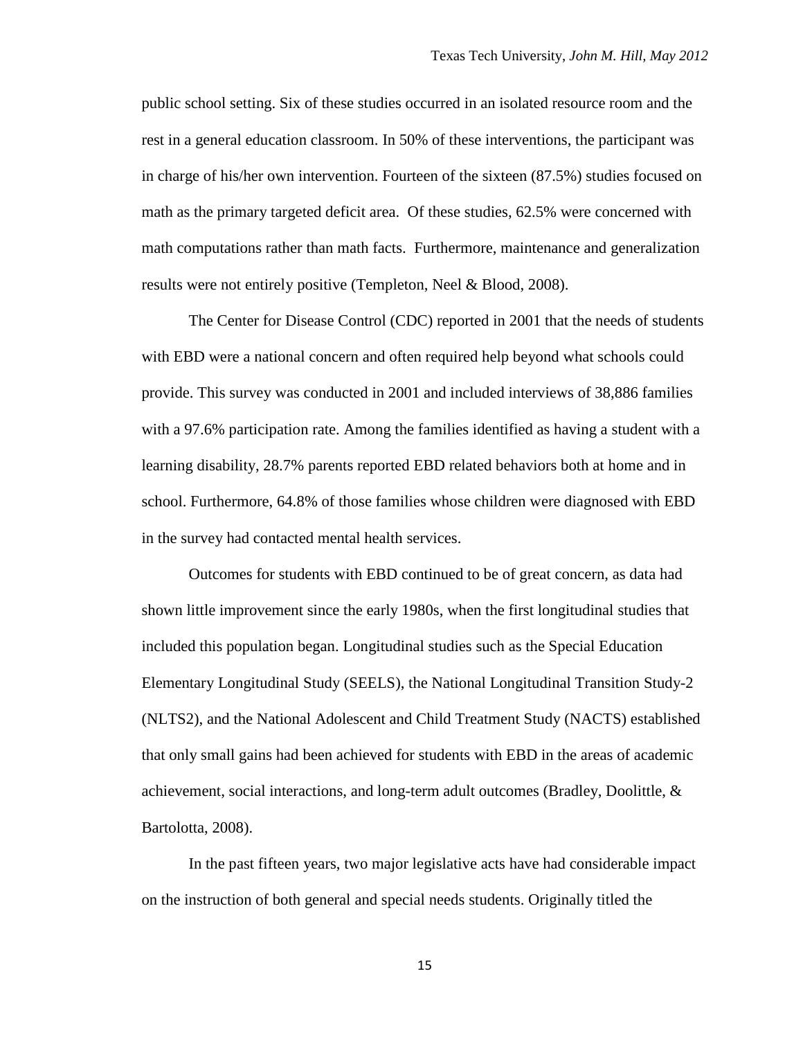public school setting. Six of these studies occurred in an isolated resource room and the rest in a general education classroom. In 50% of these interventions, the participant was in charge of his/her own intervention. Fourteen of the sixteen (87.5%) studies focused on math as the primary targeted deficit area. Of these studies, 62.5% were concerned with math computations rather than math facts. Furthermore, maintenance and generalization results were not entirely positive (Templeton, Neel & Blood, 2008).

The Center for Disease Control (CDC) reported in 2001 that the needs of students with EBD were a national concern and often required help beyond what schools could provide. This survey was conducted in 2001 and included interviews of 38,886 families with a 97.6% participation rate. Among the families identified as having a student with a learning disability, 28.7% parents reported EBD related behaviors both at home and in school. Furthermore, 64.8% of those families whose children were diagnosed with EBD in the survey had contacted mental health services.

Outcomes for students with EBD continued to be of great concern, as data had shown little improvement since the early 1980s, when the first longitudinal studies that included this population began. Longitudinal studies such as the Special Education Elementary Longitudinal Study (SEELS), the National Longitudinal Transition Study-2 (NLTS2), and the National Adolescent and Child Treatment Study (NACTS) established that only small gains had been achieved for students with EBD in the areas of academic achievement, social interactions, and long-term adult outcomes (Bradley, Doolittle, & Bartolotta, 2008).

In the past fifteen years, two major legislative acts have had considerable impact on the instruction of both general and special needs students. Originally titled the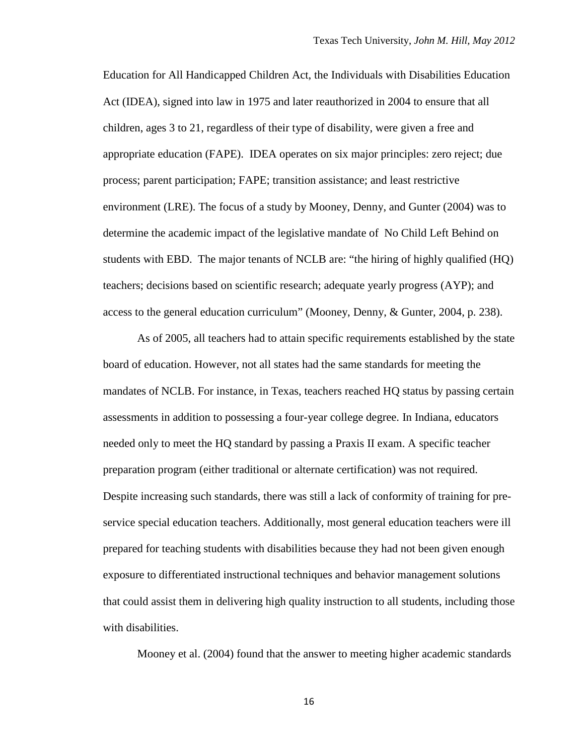Education for All Handicapped Children Act, the Individuals with Disabilities Education Act (IDEA), signed into law in 1975 and later reauthorized in 2004 to ensure that all children, ages 3 to 21, regardless of their type of disability, were given a free and appropriate education (FAPE). IDEA operates on six major principles: zero reject; due process; parent participation; FAPE; transition assistance; and least restrictive environment (LRE). The focus of a study by Mooney, Denny, and Gunter (2004) was to determine the academic impact of the legislative mandate of No Child Left Behind on students with EBD. The major tenants of NCLB are: "the hiring of highly qualified (HQ) teachers; decisions based on scientific research; adequate yearly progress (AYP); and access to the general education curriculum" (Mooney, Denny, & Gunter, 2004, p. 238).

As of 2005, all teachers had to attain specific requirements established by the state board of education. However, not all states had the same standards for meeting the mandates of NCLB. For instance, in Texas, teachers reached HQ status by passing certain assessments in addition to possessing a four-year college degree. In Indiana, educators needed only to meet the HQ standard by passing a Praxis II exam. A specific teacher preparation program (either traditional or alternate certification) was not required. Despite increasing such standards, there was still a lack of conformity of training for pre-service special education teachers. Additionally, most general education teachers were ill prepared for teaching students with disabilities because they had not been given enough exposure to differentiated instructional techniques and behavior management solutions that could assist them in delivering high quality instruction to all students, including those with disabilities.

Mooney et al. (2004) found that the answer to meeting higher academic standards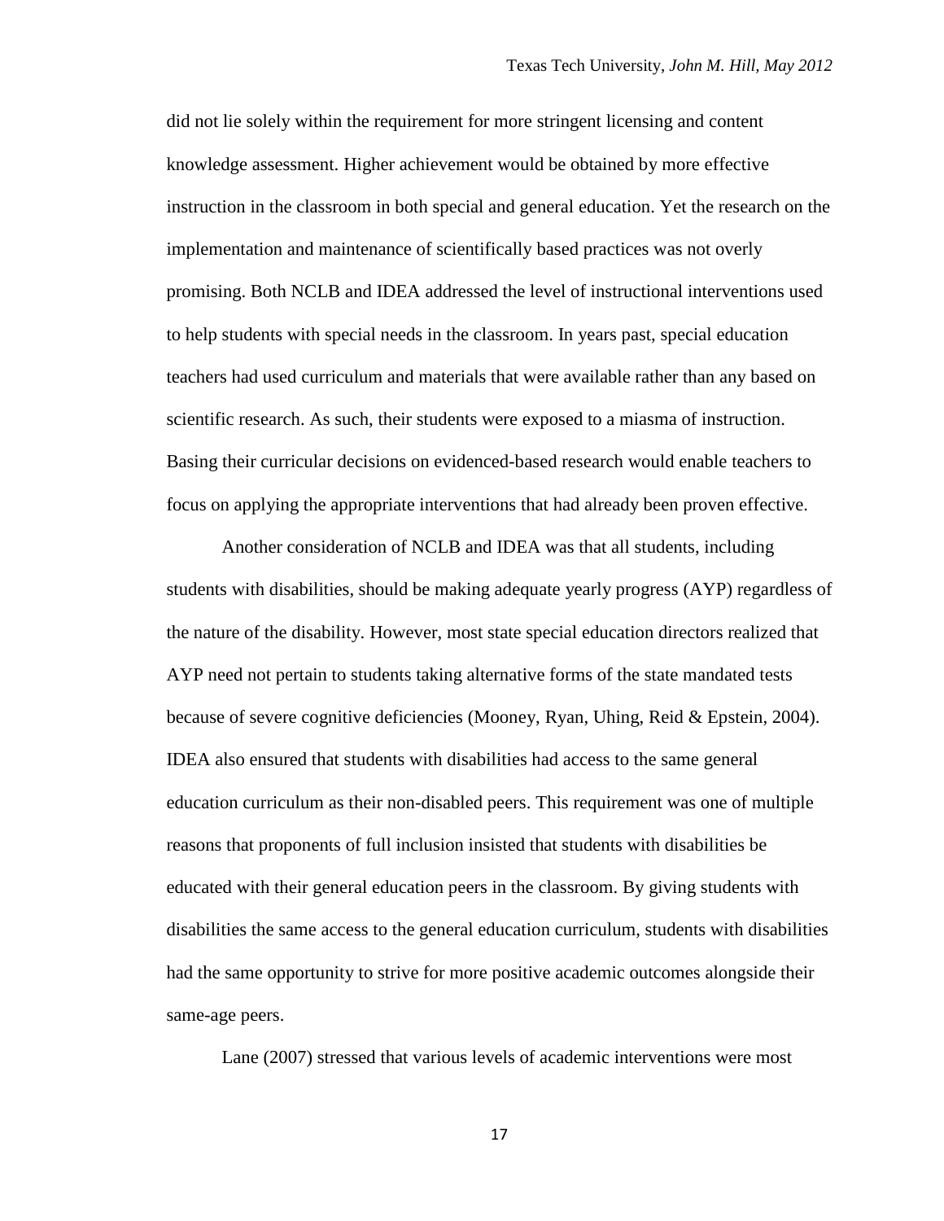did not lie solely within the requirement for more stringent licensing and content knowledge assessment. Higher achievement would be obtained by more effective instruction in the classroom in both special and general education. Yet the research on the implementation and maintenance of scientifically based practices was not overly promising. Both NCLB and IDEA addressed the level of instructional interventions used to help students with special needs in the classroom. In years past, special education teachers had used curriculum and materials that were available rather than any based on scientific research. As such, their students were exposed to a miasma of instruction. Basing their curricular decisions on evidenced-based research would enable teachers to focus on applying the appropriate interventions that had already been proven effective.

Another consideration of NCLB and IDEA was that all students, including students with disabilities, should be making adequate yearly progress (AYP) regardless of the nature of the disability. However, most state special education directors realized that AYP need not pertain to students taking alternative forms of the state mandated tests because of severe cognitive deficiencies (Mooney, Ryan, Uhing, Reid & Epstein, 2004). IDEA also ensured that students with disabilities had access to the same general education curriculum as their non-disabled peers. This requirement was one of multiple reasons that proponents of full inclusion insisted that students with disabilities be educated with their general education peers in the classroom. By giving students with disabilities the same access to the general education curriculum, students with disabilities had the same opportunity to strive for more positive academic outcomes alongside their same-age peers.

Lane (2007) stressed that various levels of academic interventions were most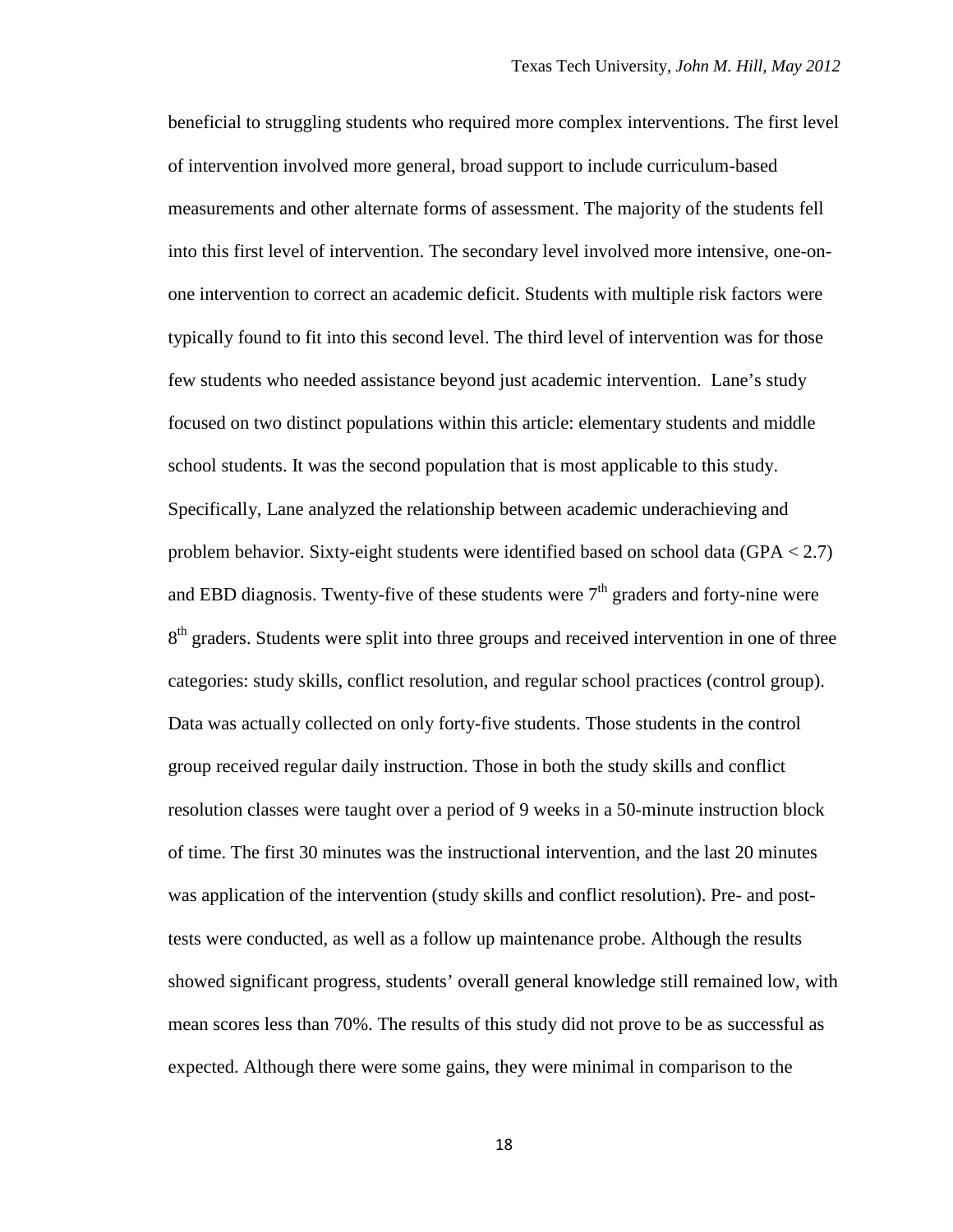beneficial to struggling students who required more complex interventions. The first level of intervention involved more general, broad support to include curriculum-based measurements and other alternate forms of assessment. The majority of the students fell into this first level of intervention. The secondary level involved more intensive, one-on-one intervention to correct an academic deficit. Students with multiple risk factors were typically found to fit into this second level. The third level of intervention was for those few students who needed assistance beyond just academic intervention. Lane's study focused on two distinct populations within this article: elementary students and middle school students. It was the second population that is most applicable to this study. Specifically, Lane analyzed the relationship between academic underachieving and problem behavior. Sixty-eight students were identified based on school data (GPA < 2.7) and EBD diagnosis. Twenty-five of these students were 7th graders and forty-nine were 8th graders. Students were split into three groups and received intervention in one of three categories: study skills, conflict resolution, and regular school practices (control group). Data was actually collected on only forty-five students. Those students in the control group received regular daily instruction. Those in both the study skills and conflict resolution classes were taught over a period of 9 weeks in a 50-minute instruction block of time. The first 30 minutes was the instructional intervention, and the last 20 minutes was application of the intervention (study skills and conflict resolution). Pre- and post-tests were conducted, as well as a follow up maintenance probe. Although the results showed significant progress, students' overall general knowledge still remained low, with mean scores less than 70%. The results of this study did not prove to be as successful as expected. Although there were some gains, they were minimal in comparison to the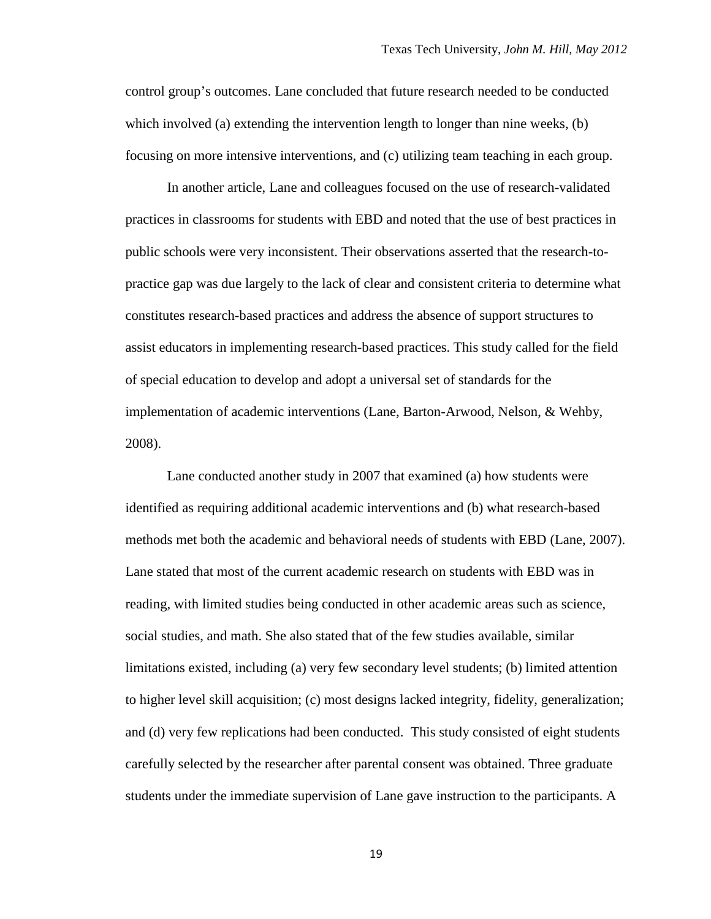control group's outcomes. Lane concluded that future research needed to be conducted which involved (a) extending the intervention length to longer than nine weeks, (b) focusing on more intensive interventions, and (c) utilizing team teaching in each group.

In another article, Lane and colleagues focused on the use of research-validated practices in classrooms for students with EBD and noted that the use of best practices in public schools were very inconsistent. Their observations asserted that the research-to-practice gap was due largely to the lack of clear and consistent criteria to determine what constitutes research-based practices and address the absence of support structures to assist educators in implementing research-based practices. This study called for the field of special education to develop and adopt a universal set of standards for the implementation of academic interventions (Lane, Barton-Arwood, Nelson, & Wehby, 2008).

Lane conducted another study in 2007 that examined (a) how students were identified as requiring additional academic interventions and (b) what research-based methods met both the academic and behavioral needs of students with EBD (Lane, 2007). Lane stated that most of the current academic research on students with EBD was in reading, with limited studies being conducted in other academic areas such as science, social studies, and math. She also stated that of the few studies available, similar limitations existed, including (a) very few secondary level students; (b) limited attention to higher level skill acquisition; (c) most designs lacked integrity, fidelity, generalization; and (d) very few replications had been conducted. This study consisted of eight students carefully selected by the researcher after parental consent was obtained. Three graduate students under the immediate supervision of Lane gave instruction to the participants. A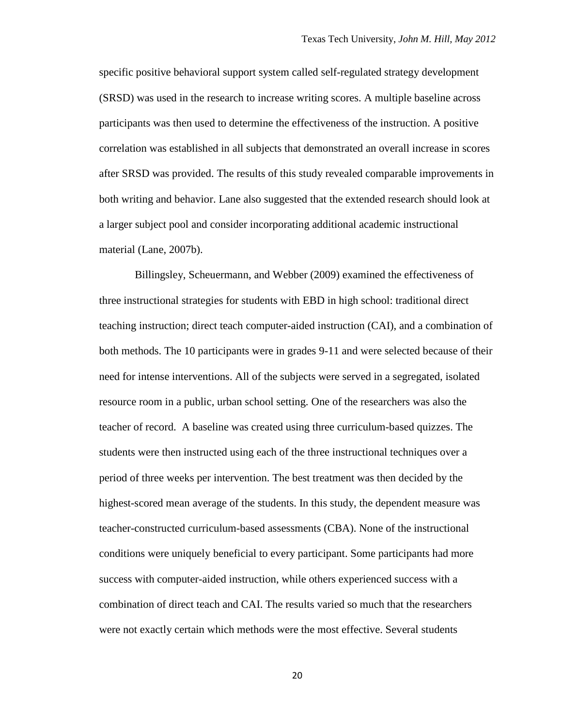specific positive behavioral support system called self-regulated strategy development (SRSD) was used in the research to increase writing scores. A multiple baseline across participants was then used to determine the effectiveness of the instruction. A positive correlation was established in all subjects that demonstrated an overall increase in scores after SRSD was provided. The results of this study revealed comparable improvements in both writing and behavior. Lane also suggested that the extended research should look at a larger subject pool and consider incorporating additional academic instructional material (Lane, 2007b).

Billingsley, Scheuermann, and Webber (2009) examined the effectiveness of three instructional strategies for students with EBD in high school: traditional direct teaching instruction; direct teach computer-aided instruction (CAI), and a combination of both methods. The 10 participants were in grades 9-11 and were selected because of their need for intense interventions. All of the subjects were served in a segregated, isolated resource room in a public, urban school setting. One of the researchers was also the teacher of record. A baseline was created using three curriculum-based quizzes. The students were then instructed using each of the three instructional techniques over a period of three weeks per intervention. The best treatment was then decided by the highest-scored mean average of the students. In this study, the dependent measure was teacher-constructed curriculum-based assessments (CBA). None of the instructional conditions were uniquely beneficial to every participant. Some participants had more success with computer-aided instruction, while others experienced success with a combination of direct teach and CAI. The results varied so much that the researchers were not exactly certain which methods were the most effective. Several students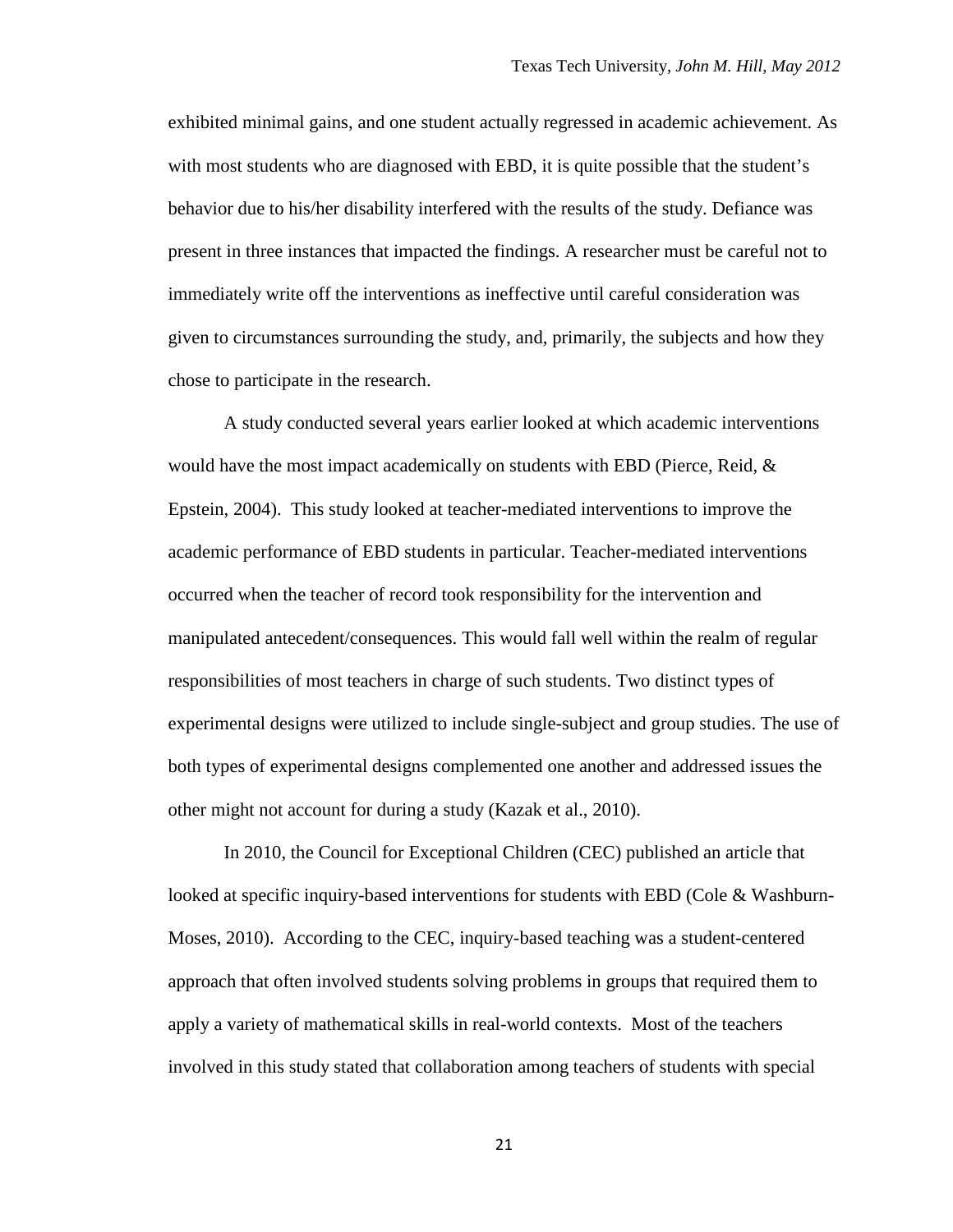exhibited minimal gains, and one student actually regressed in academic achievement. As with most students who are diagnosed with EBD, it is quite possible that the student's behavior due to his/her disability interfered with the results of the study. Defiance was present in three instances that impacted the findings. A researcher must be careful not to immediately write off the interventions as ineffective until careful consideration was given to circumstances surrounding the study, and, primarily, the subjects and how they chose to participate in the research.

A study conducted several years earlier looked at which academic interventions would have the most impact academically on students with EBD (Pierce, Reid, & Epstein, 2004). This study looked at teacher-mediated interventions to improve the academic performance of EBD students in particular. Teacher-mediated interventions occurred when the teacher of record took responsibility for the intervention and manipulated antecedent/consequences. This would fall well within the realm of regular responsibilities of most teachers in charge of such students. Two distinct types of experimental designs were utilized to include single-subject and group studies. The use of both types of experimental designs complemented one another and addressed issues the other might not account for during a study (Kazak et al., 2010).

In 2010, the Council for Exceptional Children (CEC) published an article that looked at specific inquiry-based interventions for students with EBD (Cole & Washburn-Moses, 2010). According to the CEC, inquiry-based teaching was a student-centered approach that often involved students solving problems in groups that required them to apply a variety of mathematical skills in real-world contexts. Most of the teachers involved in this study stated that collaboration among teachers of students with special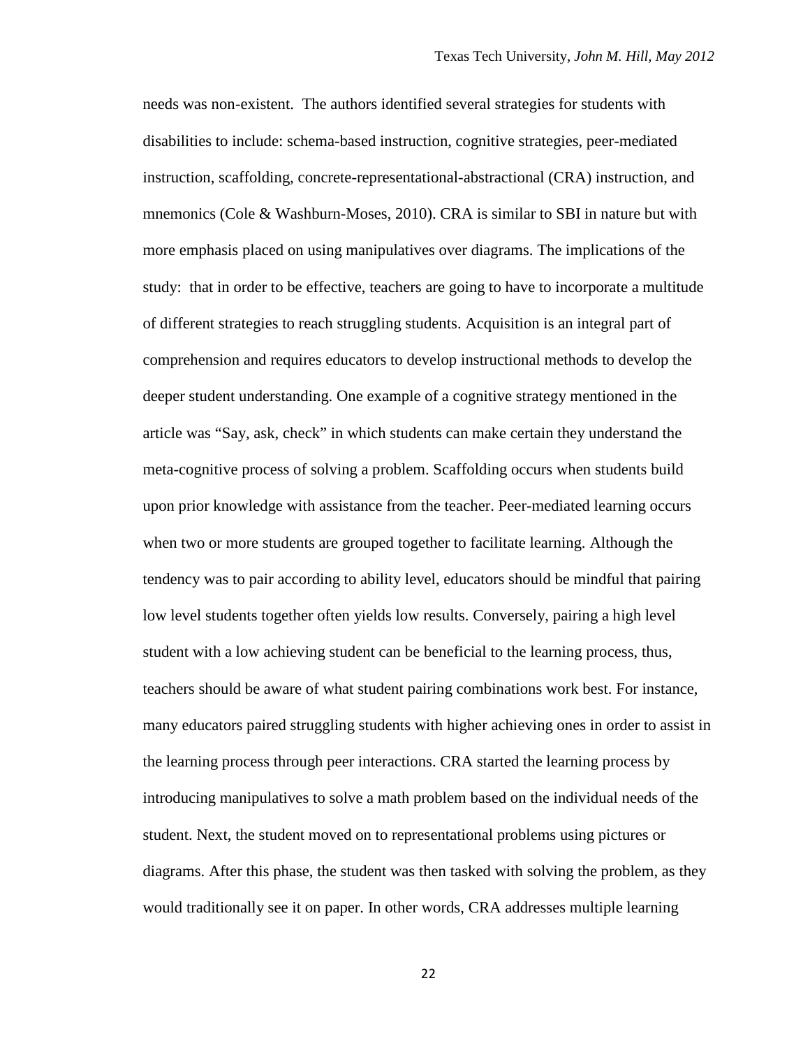needs was non-existent. The authors identified several strategies for students with disabilities to include: schema-based instruction, cognitive strategies, peer-mediated instruction, scaffolding, concrete-representational-abstractional (CRA) instruction, and mnemonics (Cole & Washburn-Moses, 2010). CRA is similar to SBI in nature but with more emphasis placed on using manipulatives over diagrams. The implications of the study: that in order to be effective, teachers are going to have to incorporate a multitude of different strategies to reach struggling students. Acquisition is an integral part of comprehension and requires educators to develop instructional methods to develop the deeper student understanding. One example of a cognitive strategy mentioned in the article was "Say, ask, check" in which students can make certain they understand the meta-cognitive process of solving a problem. Scaffolding occurs when students build upon prior knowledge with assistance from the teacher. Peer-mediated learning occurs when two or more students are grouped together to facilitate learning. Although the tendency was to pair according to ability level, educators should be mindful that pairing low level students together often yields low results. Conversely, pairing a high level student with a low achieving student can be beneficial to the learning process, thus, teachers should be aware of what student pairing combinations work best. For instance, many educators paired struggling students with higher achieving ones in order to assist in the learning process through peer interactions. CRA started the learning process by introducing manipulatives to solve a math problem based on the individual needs of the student. Next, the student moved on to representational problems using pictures or diagrams. After this phase, the student was then tasked with solving the problem, as they would traditionally see it on paper. In other words, CRA addresses multiple learning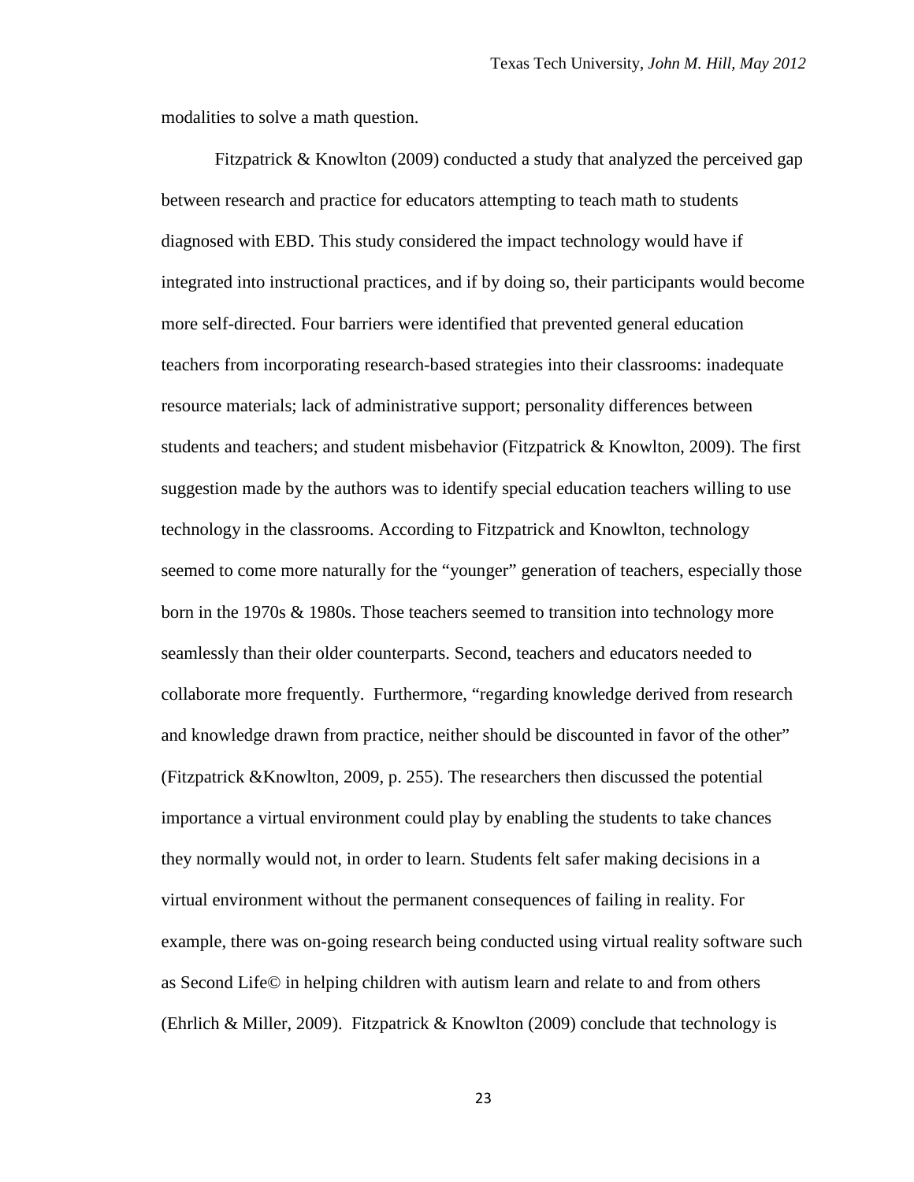modalities to solve a math question.

Fitzpatrick & Knowlton (2009) conducted a study that analyzed the perceived gap between research and practice for educators attempting to teach math to students diagnosed with EBD. This study considered the impact technology would have if integrated into instructional practices, and if by doing so, their participants would become more self-directed. Four barriers were identified that prevented general education teachers from incorporating research-based strategies into their classrooms: inadequate resource materials; lack of administrative support; personality differences between students and teachers; and student misbehavior (Fitzpatrick & Knowlton, 2009). The first suggestion made by the authors was to identify special education teachers willing to use technology in the classrooms. According to Fitzpatrick and Knowlton, technology seemed to come more naturally for the "younger" generation of teachers, especially those born in the 1970s & 1980s. Those teachers seemed to transition into technology more seamlessly than their older counterparts. Second, teachers and educators needed to collaborate more frequently. Furthermore, "regarding knowledge derived from research and knowledge drawn from practice, neither should be discounted in favor of the other" (Fitzpatrick &Knowlton, 2009, p. 255). The researchers then discussed the potential importance a virtual environment could play by enabling the students to take chances they normally would not, in order to learn. Students felt safer making decisions in a virtual environment without the permanent consequences of failing in reality. For example, there was on-going research being conducted using virtual reality software such as Second Life© in helping children with autism learn and relate to and from others (Ehrlich & Miller, 2009). Fitzpatrick & Knowlton (2009) conclude that technology is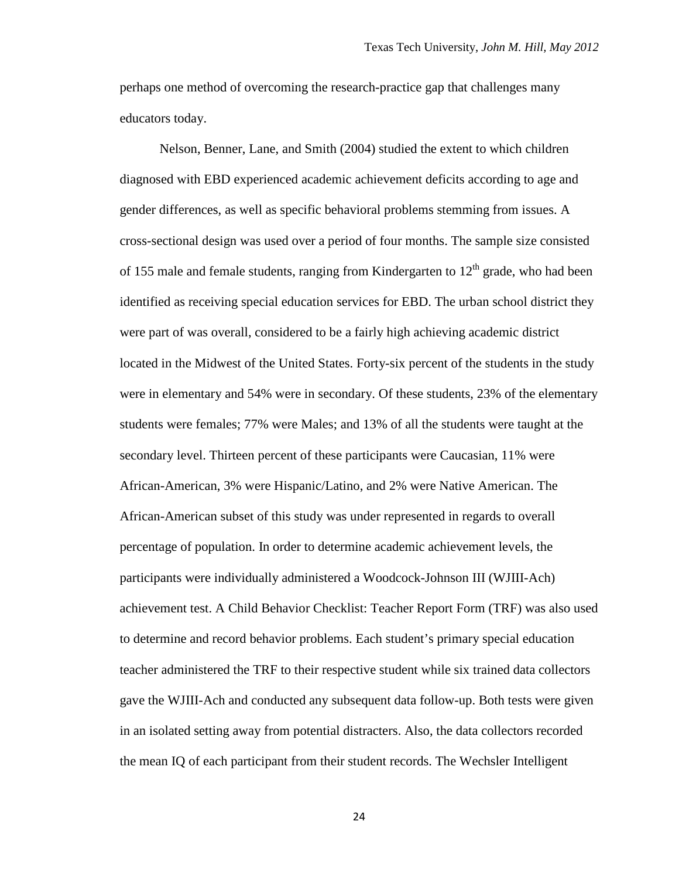perhaps one method of overcoming the research-practice gap that challenges many educators today.

Nelson, Benner, Lane, and Smith (2004) studied the extent to which children diagnosed with EBD experienced academic achievement deficits according to age and gender differences, as well as specific behavioral problems stemming from issues. A cross-sectional design was used over a period of four months. The sample size consisted of 155 male and female students, ranging from Kindergarten to 12th grade, who had been identified as receiving special education services for EBD. The urban school district they were part of was overall, considered to be a fairly high achieving academic district located in the Midwest of the United States. Forty-six percent of the students in the study were in elementary and 54% were in secondary. Of these students, 23% of the elementary students were females; 77% were Males; and 13% of all the students were taught at the secondary level. Thirteen percent of these participants were Caucasian, 11% were African-American, 3% were Hispanic/Latino, and 2% were Native American. The African-American subset of this study was under represented in regards to overall percentage of population. In order to determine academic achievement levels, the participants were individually administered a Woodcock-Johnson III (WJIII-Ach) achievement test. A Child Behavior Checklist: Teacher Report Form (TRF) was also used to determine and record behavior problems. Each student's primary special education teacher administered the TRF to their respective student while six trained data collectors gave the WJIII-Ach and conducted any subsequent data follow-up. Both tests were given in an isolated setting away from potential distracters. Also, the data collectors recorded the mean IQ of each participant from their student records. The Wechsler Intelligent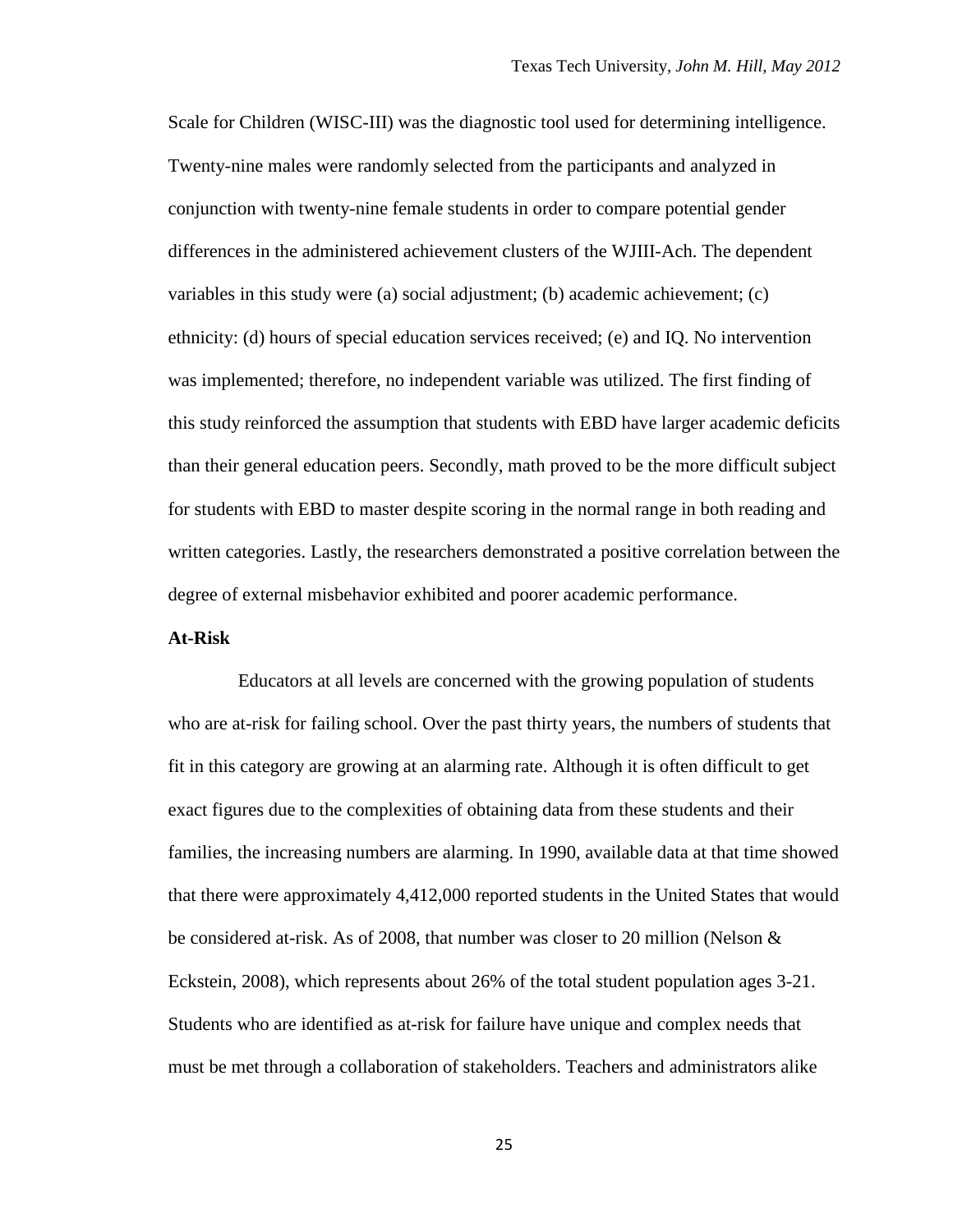Scale for Children (WISC-III) was the diagnostic tool used for determining intelligence. Twenty-nine males were randomly selected from the participants and analyzed in conjunction with twenty-nine female students in order to compare potential gender differences in the administered achievement clusters of the WJIII-Ach. The dependent variables in this study were (a) social adjustment; (b) academic achievement; (c) ethnicity: (d) hours of special education services received; (e) and IQ. No intervention was implemented; therefore, no independent variable was utilized. The first finding of this study reinforced the assumption that students with EBD have larger academic deficits than their general education peers. Secondly, math proved to be the more difficult subject for students with EBD to master despite scoring in the normal range in both reading and written categories. Lastly, the researchers demonstrated a positive correlation between the degree of external misbehavior exhibited and poorer academic performance.

**At-Risk**

Educators at all levels are concerned with the growing population of students who are at-risk for failing school. Over the past thirty years, the numbers of students that fit in this category are growing at an alarming rate. Although it is often difficult to get exact figures due to the complexities of obtaining data from these students and their families, the increasing numbers are alarming. In 1990, available data at that time showed that there were approximately 4,412,000 reported students in the United States that would be considered at-risk. As of 2008, that number was closer to 20 million (Nelson & Eckstein, 2008), which represents about 26% of the total student population ages 3-21. Students who are identified as at-risk for failure have unique and complex needs that must be met through a collaboration of stakeholders. Teachers and administrators alike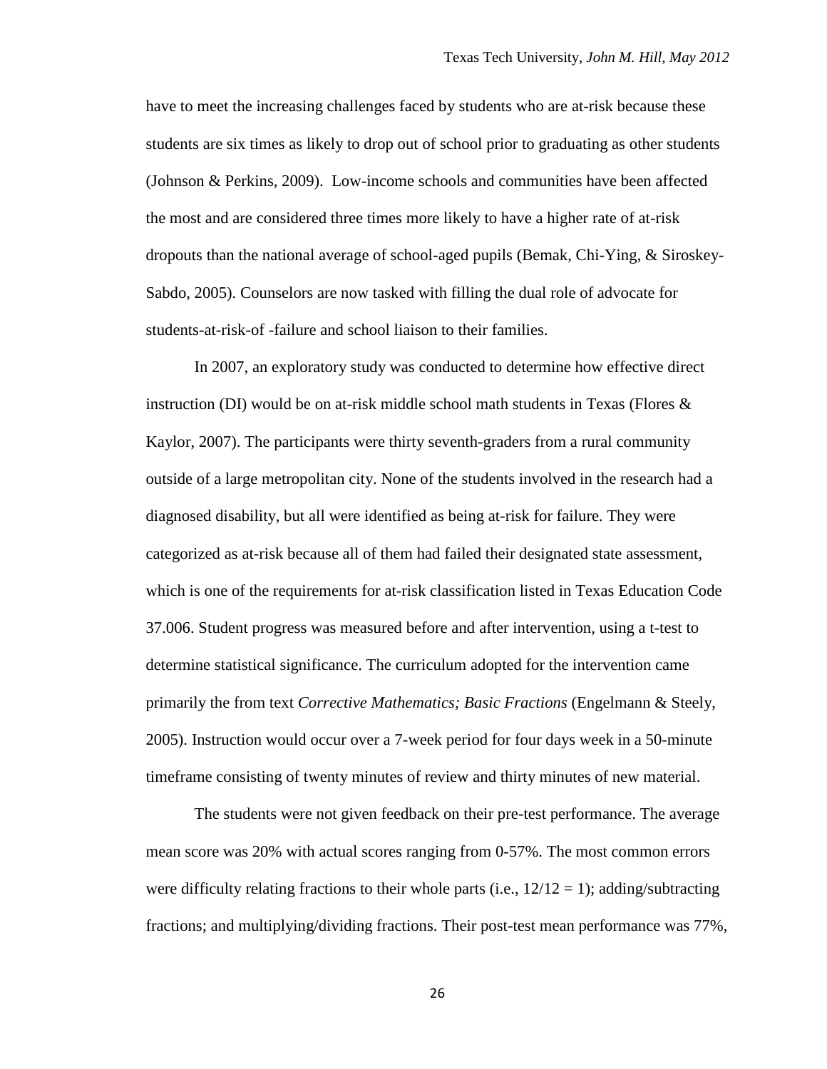have to meet the increasing challenges faced by students who are at-risk because these students are six times as likely to drop out of school prior to graduating as other students (Johnson & Perkins, 2009). Low-income schools and communities have been affected the most and are considered three times more likely to have a higher rate of at-risk dropouts than the national average of school-aged pupils (Bemak, Chi-Ying, & Siroskey-Sabdo, 2005). Counselors are now tasked with filling the dual role of advocate for students-at-risk-of -failure and school liaison to their families.

In 2007, an exploratory study was conducted to determine how effective direct instruction (DI) would be on at-risk middle school math students in Texas (Flores & Kaylor, 2007). The participants were thirty seventh-graders from a rural community outside of a large metropolitan city. None of the students involved in the research had a diagnosed disability, but all were identified as being at-risk for failure. They were categorized as at-risk because all of them had failed their designated state assessment, which is one of the requirements for at-risk classification listed in Texas Education Code 37.006. Student progress was measured before and after intervention, using a t-test to determine statistical significance. The curriculum adopted for the intervention came primarily the from text *Corrective Mathematics; Basic Fractions* (Engelmann & Steely, 2005). Instruction would occur over a 7-week period for four days week in a 50-minute timeframe consisting of twenty minutes of review and thirty minutes of new material.

The students were not given feedback on their pre-test performance. The average mean score was 20% with actual scores ranging from 0-57%. The most common errors were difficulty relating fractions to their whole parts (i.e., 12/12 = 1); adding/subtracting fractions; and multiplying/dividing fractions. Their post-test mean performance was 77%,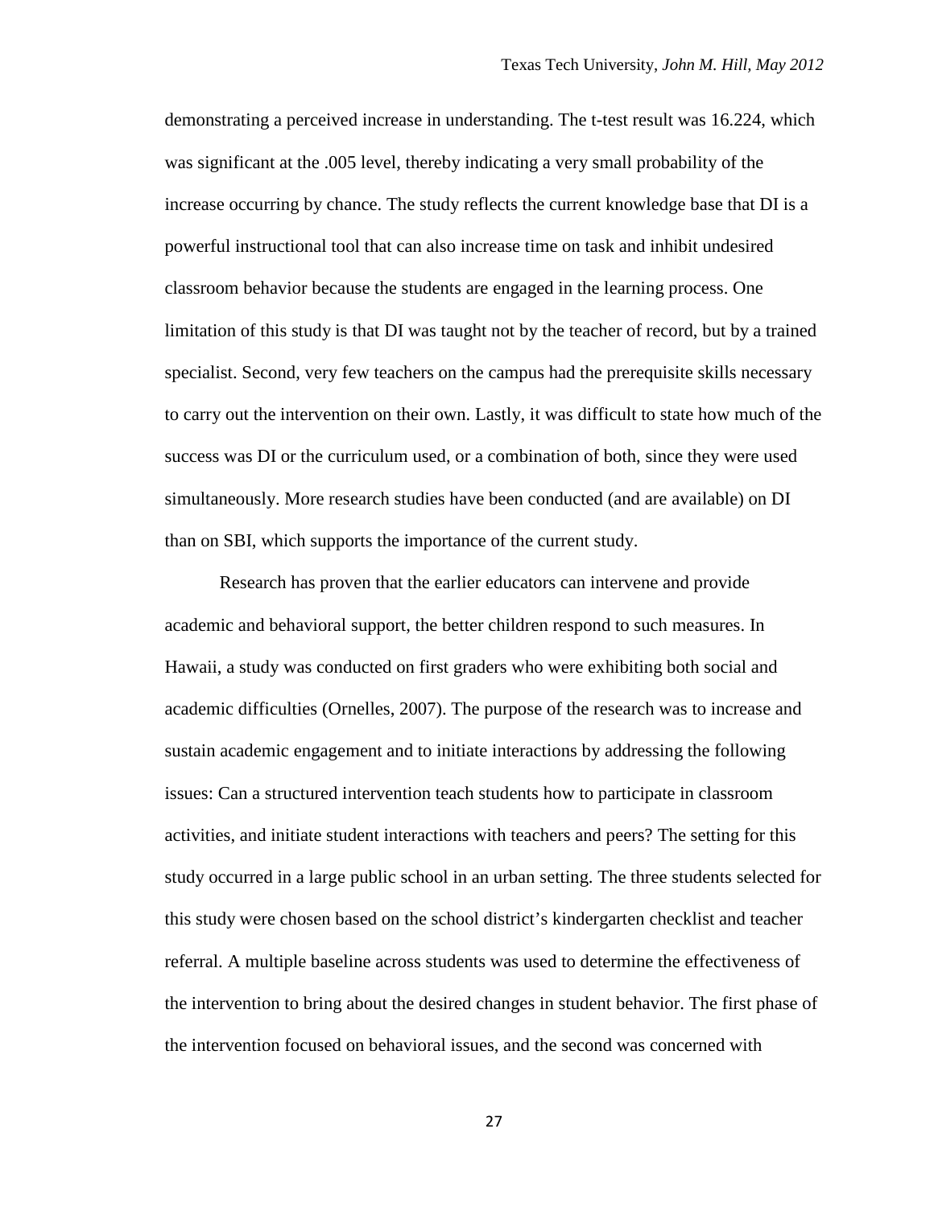demonstrating a perceived increase in understanding. The t-test result was 16.224, which was significant at the .005 level, thereby indicating a very small probability of the increase occurring by chance. The study reflects the current knowledge base that DI is a powerful instructional tool that can also increase time on task and inhibit undesired classroom behavior because the students are engaged in the learning process. One limitation of this study is that DI was taught not by the teacher of record, but by a trained specialist. Second, very few teachers on the campus had the prerequisite skills necessary to carry out the intervention on their own. Lastly, it was difficult to state how much of the success was DI or the curriculum used, or a combination of both, since they were used simultaneously. More research studies have been conducted (and are available) on DI than on SBI, which supports the importance of the current study.

Research has proven that the earlier educators can intervene and provide academic and behavioral support, the better children respond to such measures. In Hawaii, a study was conducted on first graders who were exhibiting both social and academic difficulties (Ornelles, 2007). The purpose of the research was to increase and sustain academic engagement and to initiate interactions by addressing the following issues: Can a structured intervention teach students how to participate in classroom activities, and initiate student interactions with teachers and peers? The setting for this study occurred in a large public school in an urban setting. The three students selected for this study were chosen based on the school district's kindergarten checklist and teacher referral. A multiple baseline across students was used to determine the effectiveness of the intervention to bring about the desired changes in student behavior. The first phase of the intervention focused on behavioral issues, and the second was concerned with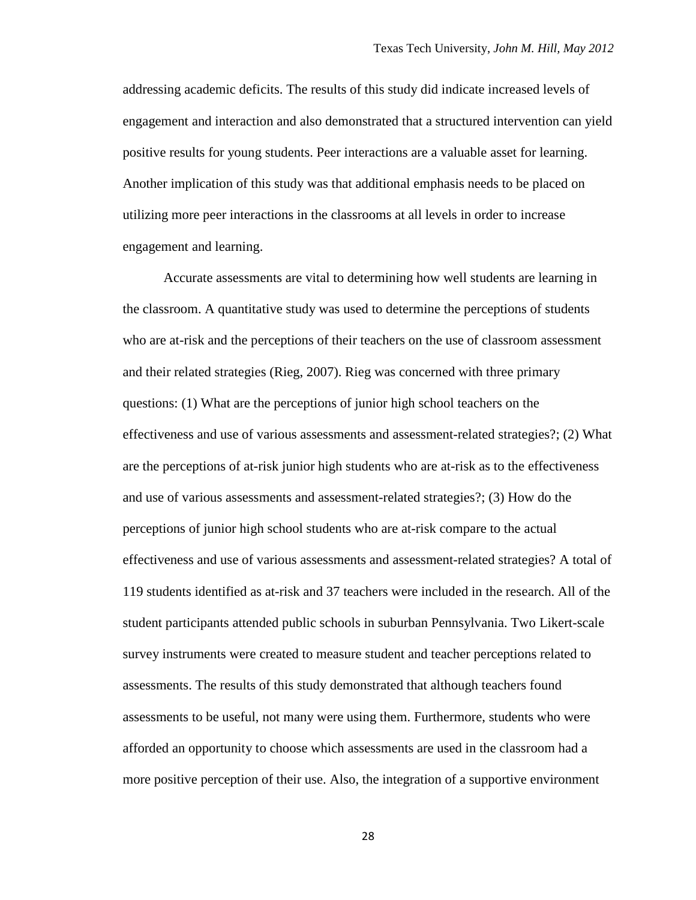addressing academic deficits. The results of this study did indicate increased levels of engagement and interaction and also demonstrated that a structured intervention can yield positive results for young students. Peer interactions are a valuable asset for learning. Another implication of this study was that additional emphasis needs to be placed on utilizing more peer interactions in the classrooms at all levels in order to increase engagement and learning.

Accurate assessments are vital to determining how well students are learning in the classroom. A quantitative study was used to determine the perceptions of students who are at-risk and the perceptions of their teachers on the use of classroom assessment and their related strategies (Rieg, 2007). Rieg was concerned with three primary questions: (1) What are the perceptions of junior high school teachers on the effectiveness and use of various assessments and assessment-related strategies?; (2) What are the perceptions of at-risk junior high students who are at-risk as to the effectiveness and use of various assessments and assessment-related strategies?; (3) How do the perceptions of junior high school students who are at-risk compare to the actual effectiveness and use of various assessments and assessment-related strategies? A total of 119 students identified as at-risk and 37 teachers were included in the research. All of the student participants attended public schools in suburban Pennsylvania. Two Likert-scale survey instruments were created to measure student and teacher perceptions related to assessments. The results of this study demonstrated that although teachers found assessments to be useful, not many were using them. Furthermore, students who were afforded an opportunity to choose which assessments are used in the classroom had a more positive perception of their use. Also, the integration of a supportive environment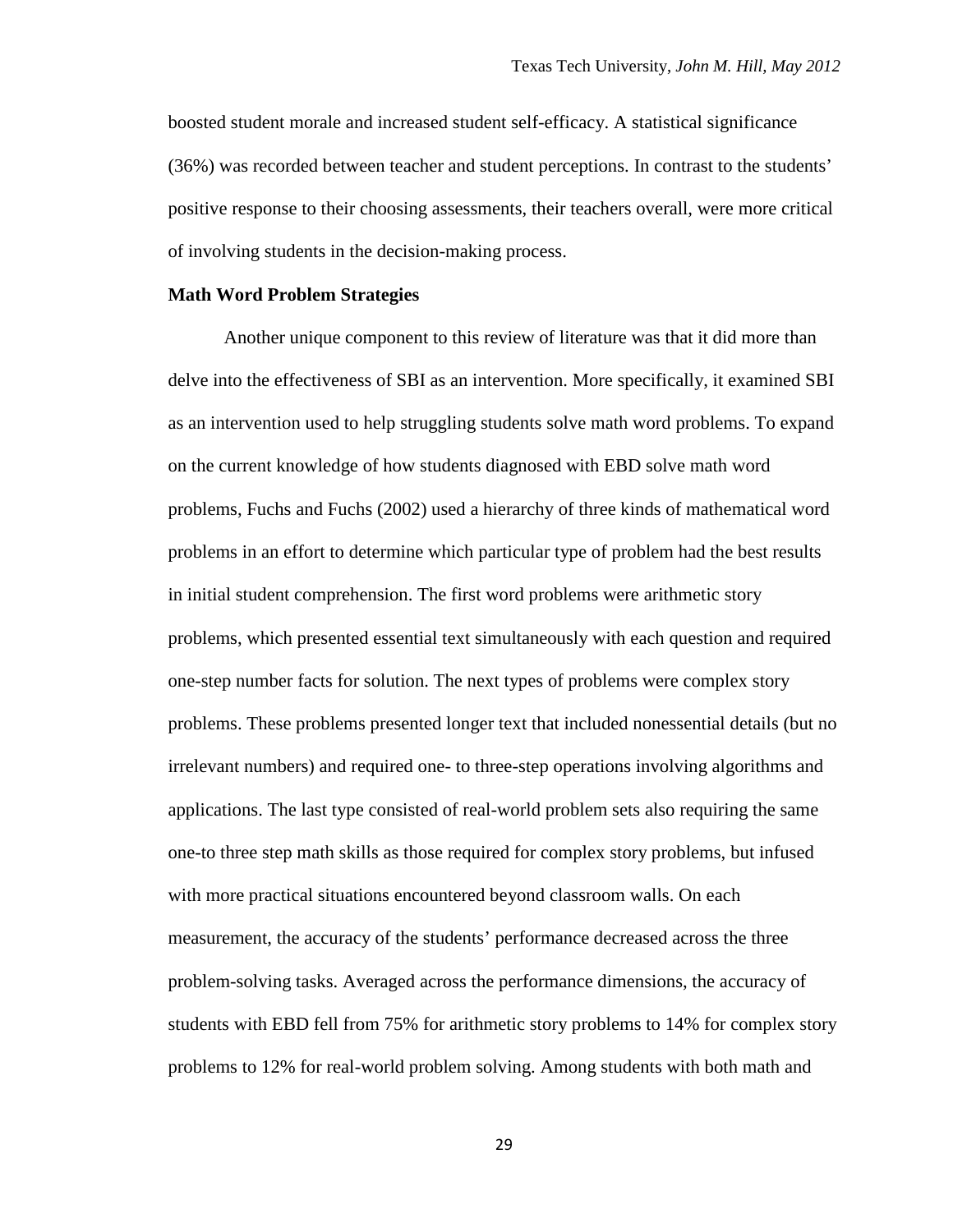boosted student morale and increased student self-efficacy. A statistical significance (36%) was recorded between teacher and student perceptions. In contrast to the students' positive response to their choosing assessments, their teachers overall, were more critical of involving students in the decision-making process.

**Math Word Problem Strategies**

Another unique component to this review of literature was that it did more than delve into the effectiveness of SBI as an intervention. More specifically, it examined SBI as an intervention used to help struggling students solve math word problems. To expand on the current knowledge of how students diagnosed with EBD solve math word problems, Fuchs and Fuchs (2002) used a hierarchy of three kinds of mathematical word problems in an effort to determine which particular type of problem had the best results in initial student comprehension. The first word problems were arithmetic story problems, which presented essential text simultaneously with each question and required one-step number facts for solution. The next types of problems were complex story problems. These problems presented longer text that included nonessential details (but no irrelevant numbers) and required one- to three-step operations involving algorithms and applications. The last type consisted of real-world problem sets also requiring the same one-to three step math skills as those required for complex story problems, but infused with more practical situations encountered beyond classroom walls. On each measurement, the accuracy of the students' performance decreased across the three problem-solving tasks. Averaged across the performance dimensions, the accuracy of students with EBD fell from 75% for arithmetic story problems to 14% for complex story problems to 12% for real-world problem solving. Among students with both math and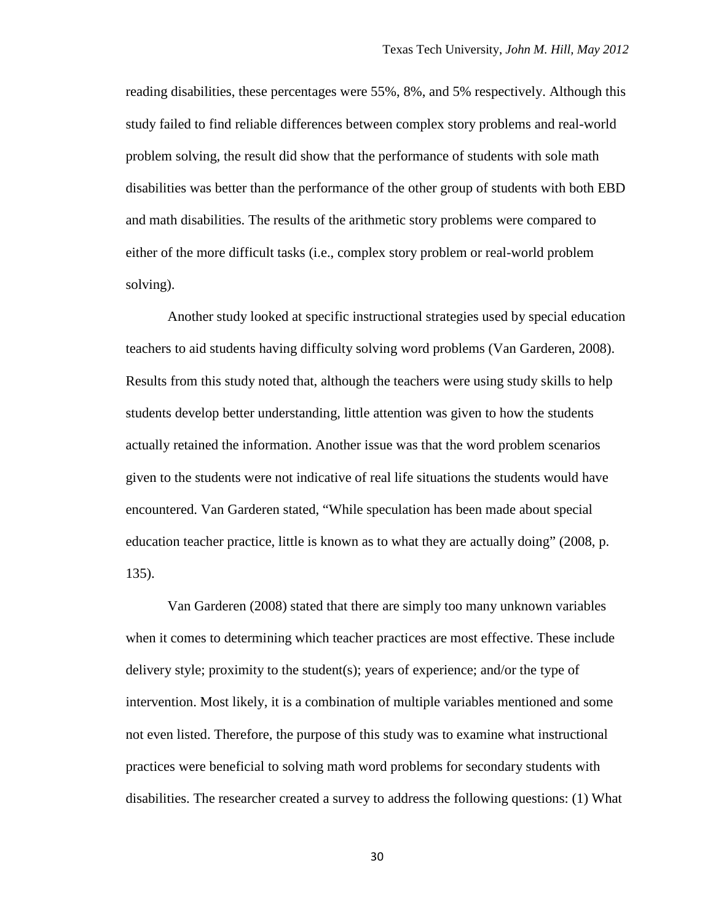reading disabilities, these percentages were 55%, 8%, and 5% respectively. Although this study failed to find reliable differences between complex story problems and real-world problem solving, the result did show that the performance of students with sole math disabilities was better than the performance of the other group of students with both EBD and math disabilities. The results of the arithmetic story problems were compared to either of the more difficult tasks (i.e., complex story problem or real-world problem solving).

Another study looked at specific instructional strategies used by special education teachers to aid students having difficulty solving word problems (Van Garderen, 2008). Results from this study noted that, although the teachers were using study skills to help students develop better understanding, little attention was given to how the students actually retained the information. Another issue was that the word problem scenarios given to the students were not indicative of real life situations the students would have encountered. Van Garderen stated, “While speculation has been made about special education teacher practice, little is known as to what they are actually doing” (2008, p. 135).

Van Garderen (2008) stated that there are simply too many unknown variables when it comes to determining which teacher practices are most effective. These include delivery style; proximity to the student(s); years of experience; and/or the type of intervention. Most likely, it is a combination of multiple variables mentioned and some not even listed. Therefore, the purpose of this study was to examine what instructional practices were beneficial to solving math word problems for secondary students with disabilities. The researcher created a survey to address the following questions: (1) What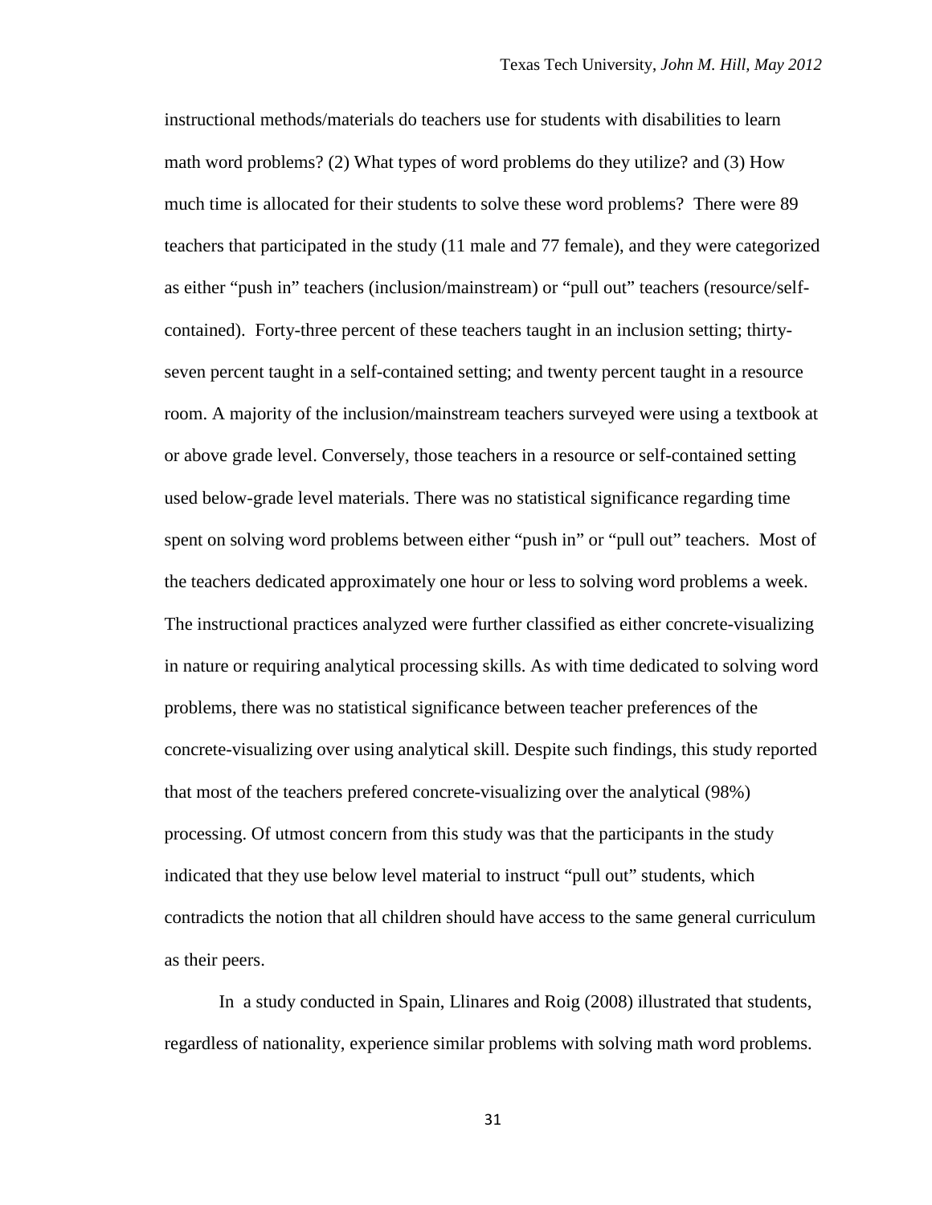instructional methods/materials do teachers use for students with disabilities to learn math word problems? (2) What types of word problems do they utilize? and (3) How much time is allocated for their students to solve these word problems? There were 89 teachers that participated in the study (11 male and 77 female), and they were categorized as either "push in" teachers (inclusion/mainstream) or "pull out" teachers (resource/self-contained). Forty-three percent of these teachers taught in an inclusion setting; thirty-seven percent taught in a self-contained setting; and twenty percent taught in a resource room. A majority of the inclusion/mainstream teachers surveyed were using a textbook at or above grade level. Conversely, those teachers in a resource or self-contained setting used below-grade level materials. There was no statistical significance regarding time spent on solving word problems between either "push in" or "pull out" teachers. Most of the teachers dedicated approximately one hour or less to solving word problems a week. The instructional practices analyzed were further classified as either concrete-visualizing in nature or requiring analytical processing skills. As with time dedicated to solving word problems, there was no statistical significance between teacher preferences of the concrete-visualizing over using analytical skill. Despite such findings, this study reported that most of the teachers prefered concrete-visualizing over the analytical (98%) processing. Of utmost concern from this study was that the participants in the study indicated that they use below level material to instruct "pull out" students, which contradicts the notion that all children should have access to the same general curriculum as their peers.

In a study conducted in Spain, Llinares and Roig (2008) illustrated that students, regardless of nationality, experience similar problems with solving math word problems.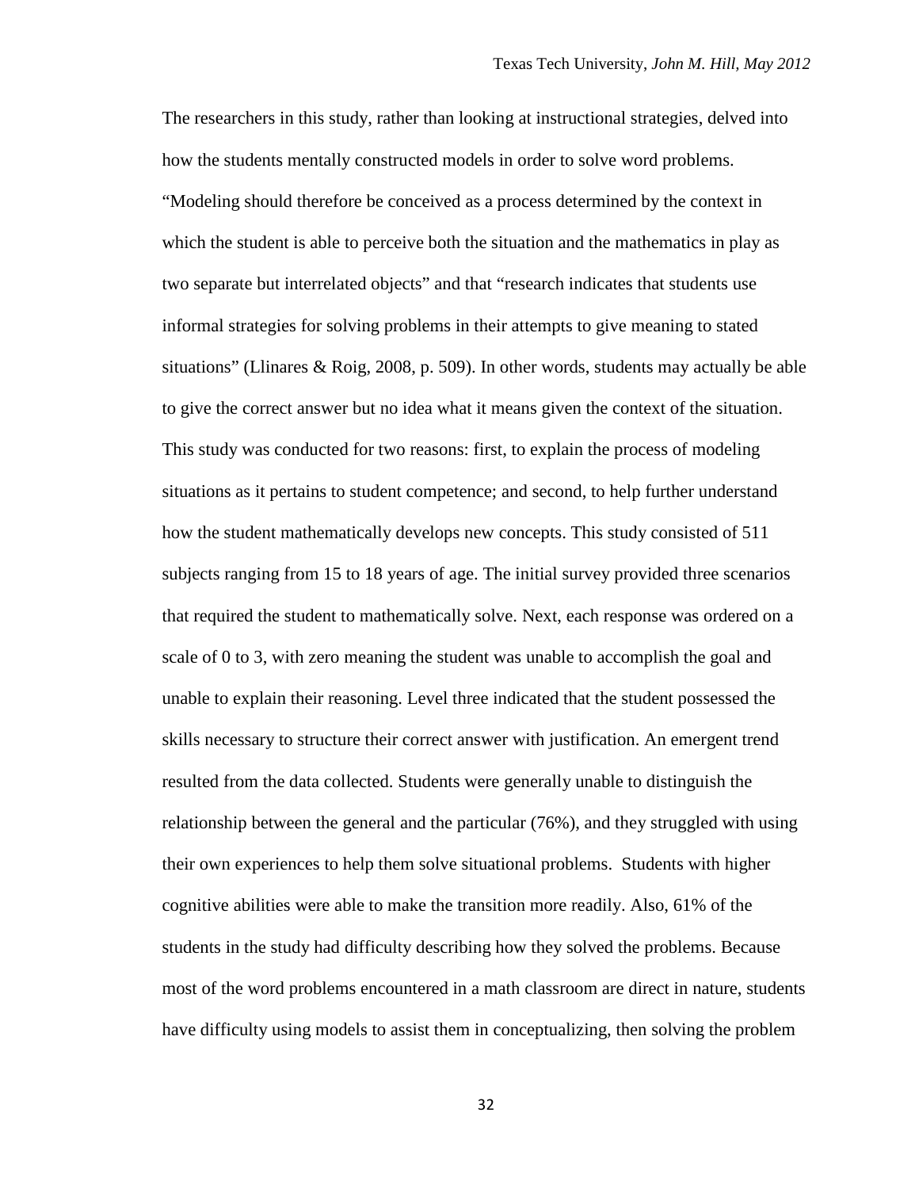The researchers in this study, rather than looking at instructional strategies, delved into how the students mentally constructed models in order to solve word problems. "Modeling should therefore be conceived as a process determined by the context in which the student is able to perceive both the situation and the mathematics in play as two separate but interrelated objects" and that "research indicates that students use informal strategies for solving problems in their attempts to give meaning to stated situations" (Llinares & Roig, 2008, p. 509). In other words, students may actually be able to give the correct answer but no idea what it means given the context of the situation. This study was conducted for two reasons: first, to explain the process of modeling situations as it pertains to student competence; and second, to help further understand how the student mathematically develops new concepts. This study consisted of 511 subjects ranging from 15 to 18 years of age. The initial survey provided three scenarios that required the student to mathematically solve. Next, each response was ordered on a scale of 0 to 3, with zero meaning the student was unable to accomplish the goal and unable to explain their reasoning. Level three indicated that the student possessed the skills necessary to structure their correct answer with justification. An emergent trend resulted from the data collected. Students were generally unable to distinguish the relationship between the general and the particular (76%), and they struggled with using their own experiences to help them solve situational problems. Students with higher cognitive abilities were able to make the transition more readily. Also, 61% of the students in the study had difficulty describing how they solved the problems. Because most of the word problems encountered in a math classroom are direct in nature, students have difficulty using models to assist them in conceptualizing, then solving the problem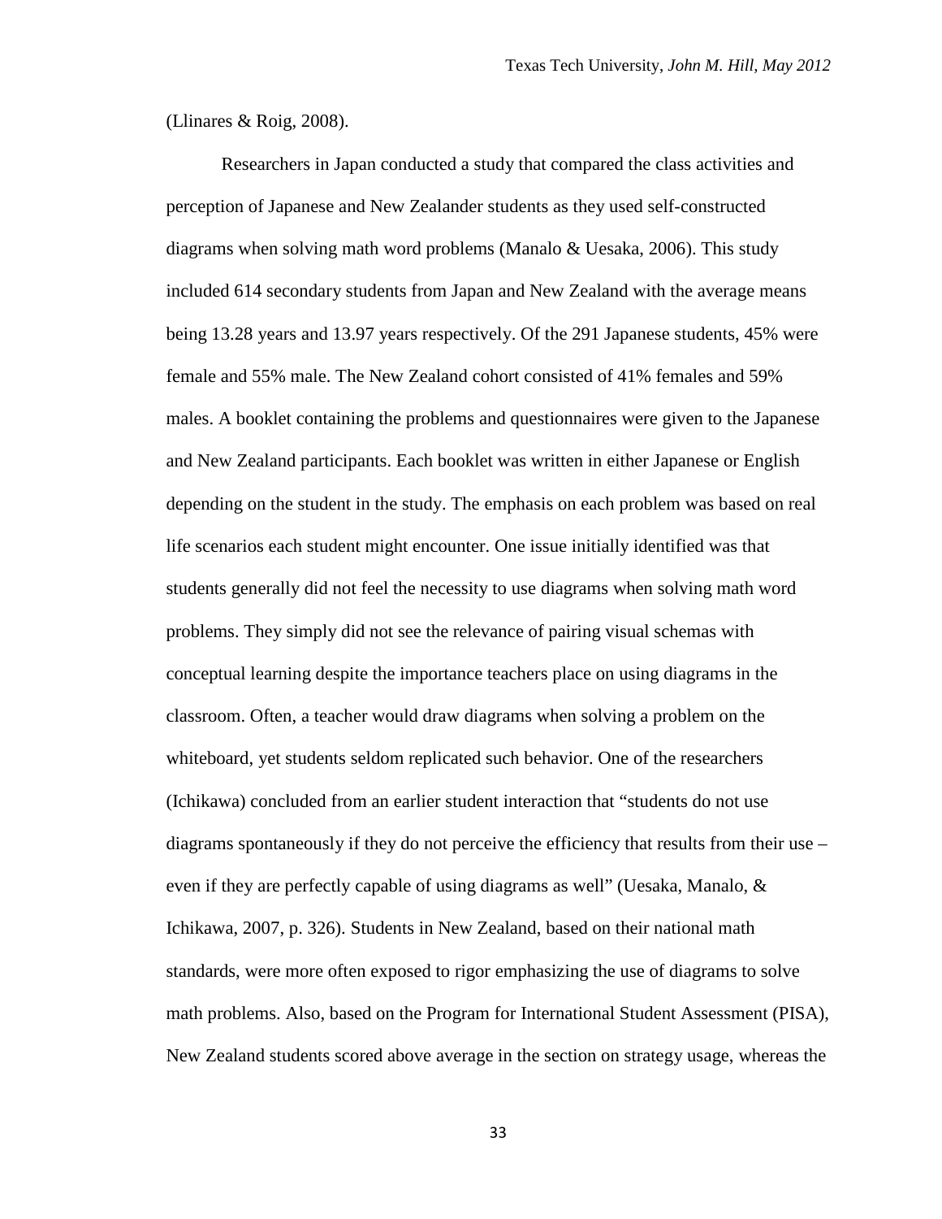(Llinares & Roig, 2008).

Researchers in Japan conducted a study that compared the class activities and perception of Japanese and New Zealander students as they used self-constructed diagrams when solving math word problems (Manalo & Uesaka, 2006). This study included 614 secondary students from Japan and New Zealand with the average means being 13.28 years and 13.97 years respectively. Of the 291 Japanese students, 45% were female and 55% male. The New Zealand cohort consisted of 41% females and 59% males. A booklet containing the problems and questionnaires were given to the Japanese and New Zealand participants. Each booklet was written in either Japanese or English depending on the student in the study. The emphasis on each problem was based on real life scenarios each student might encounter. One issue initially identified was that students generally did not feel the necessity to use diagrams when solving math word problems. They simply did not see the relevance of pairing visual schemas with conceptual learning despite the importance teachers place on using diagrams in the classroom. Often, a teacher would draw diagrams when solving a problem on the whiteboard, yet students seldom replicated such behavior. One of the researchers (Ichikawa) concluded from an earlier student interaction that "students do not use diagrams spontaneously if they do not perceive the efficiency that results from their use – even if they are perfectly capable of using diagrams as well" (Uesaka, Manalo, & Ichikawa, 2007, p. 326). Students in New Zealand, based on their national math standards, were more often exposed to rigor emphasizing the use of diagrams to solve math problems. Also, based on the Program for International Student Assessment (PISA), New Zealand students scored above average in the section on strategy usage, whereas the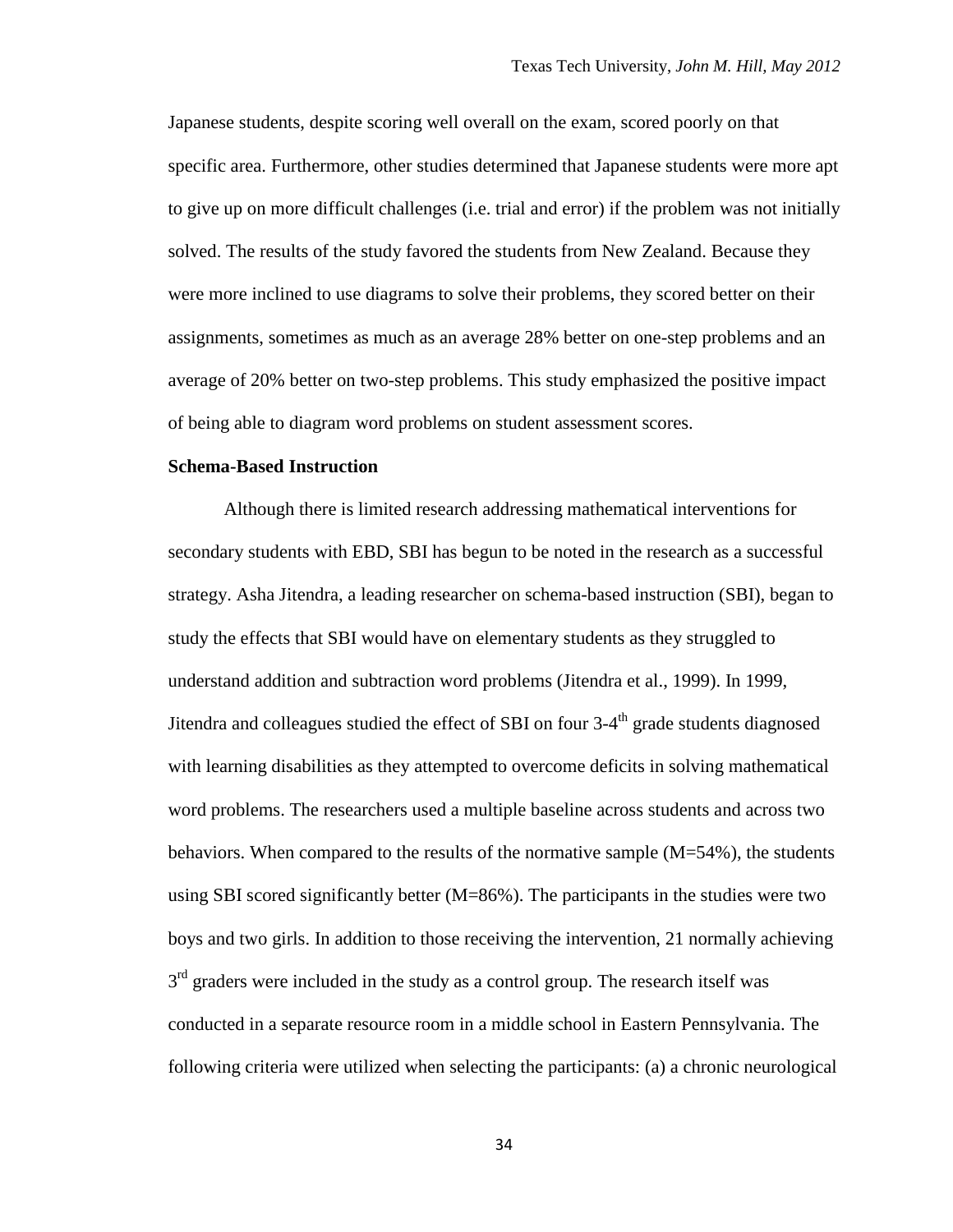Japanese students, despite scoring well overall on the exam, scored poorly on that specific area. Furthermore, other studies determined that Japanese students were more apt to give up on more difficult challenges (i.e. trial and error) if the problem was not initially solved. The results of the study favored the students from New Zealand. Because they were more inclined to use diagrams to solve their problems, they scored better on their assignments, sometimes as much as an average 28% better on one-step problems and an average of 20% better on two-step problems. This study emphasized the positive impact of being able to diagram word problems on student assessment scores.

**Schema-Based Instruction**

Although there is limited research addressing mathematical interventions for secondary students with EBD, SBI has begun to be noted in the research as a successful strategy. Asha Jitendra, a leading researcher on schema-based instruction (SBI), began to study the effects that SBI would have on elementary students as they struggled to understand addition and subtraction word problems (Jitendra et al., 1999). In 1999, Jitendra and colleagues studied the effect of SBI on four 3-4th grade students diagnosed with learning disabilities as they attempted to overcome deficits in solving mathematical word problems. The researchers used a multiple baseline across students and across two behaviors. When compared to the results of the normative sample (M=54%), the students using SBI scored significantly better (M=86%). The participants in the studies were two boys and two girls. In addition to those receiving the intervention, 21 normally achieving 3rd graders were included in the study as a control group. The research itself was conducted in a separate resource room in a middle school in Eastern Pennsylvania. The following criteria were utilized when selecting the participants: (a) a chronic neurological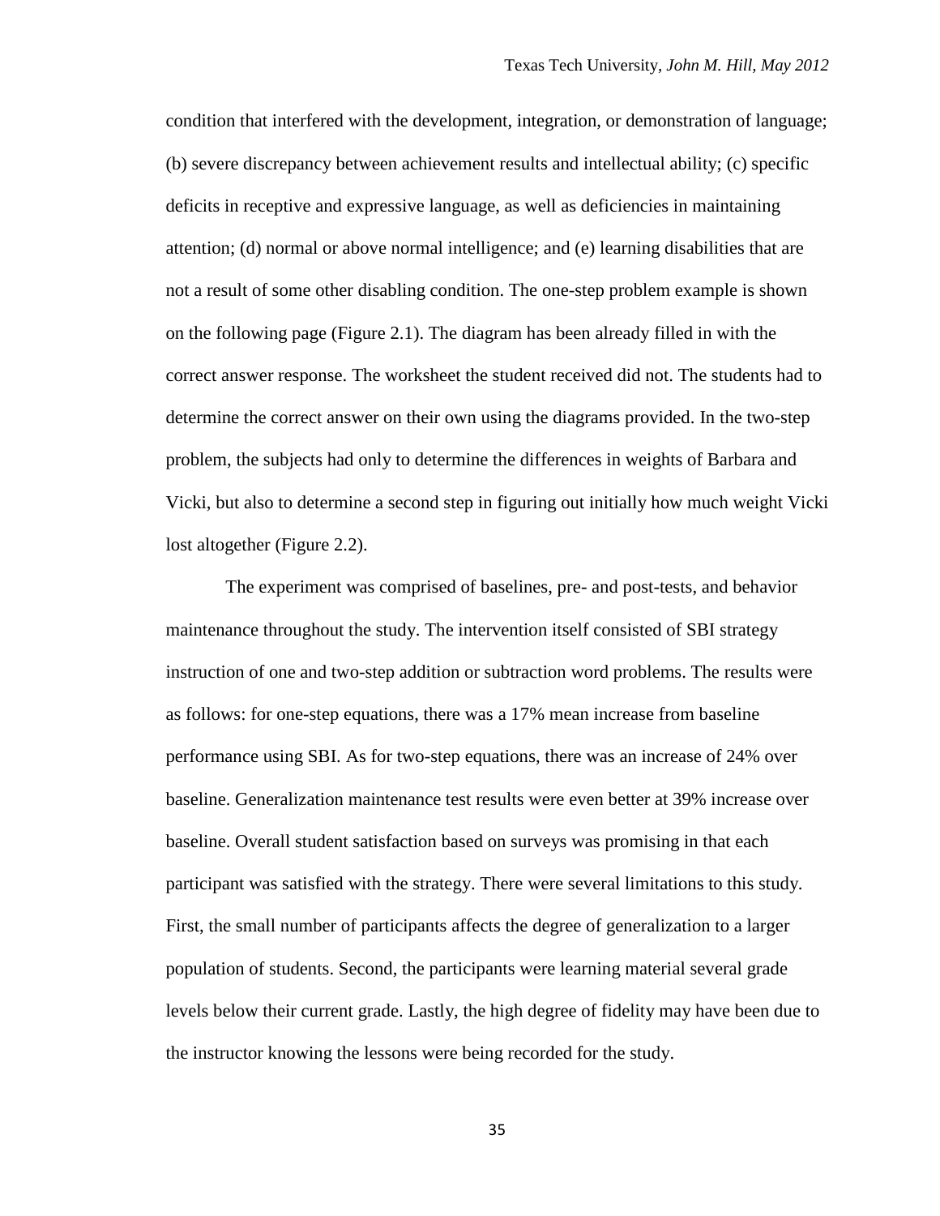condition that interfered with the development, integration, or demonstration of language; (b) severe discrepancy between achievement results and intellectual ability; (c) specific deficits in receptive and expressive language, as well as deficiencies in maintaining attention; (d) normal or above normal intelligence; and (e) learning disabilities that are not a result of some other disabling condition. The one-step problem example is shown on the following page (Figure 2.1). The diagram has been already filled in with the correct answer response. The worksheet the student received did not. The students had to determine the correct answer on their own using the diagrams provided. In the two-step problem, the subjects had only to determine the differences in weights of Barbara and Vicki, but also to determine a second step in figuring out initially how much weight Vicki lost altogether (Figure 2.2).

The experiment was comprised of baselines, pre- and post-tests, and behavior maintenance throughout the study. The intervention itself consisted of SBI strategy instruction of one and two-step addition or subtraction word problems. The results were as follows: for one-step equations, there was a 17% mean increase from baseline performance using SBI. As for two-step equations, there was an increase of 24% over baseline. Generalization maintenance test results were even better at 39% increase over baseline. Overall student satisfaction based on surveys was promising in that each participant was satisfied with the strategy. There were several limitations to this study. First, the small number of participants affects the degree of generalization to a larger population of students. Second, the participants were learning material several grade levels below their current grade. Lastly, the high degree of fidelity may have been due to the instructor knowing the lessons were being recorded for the study.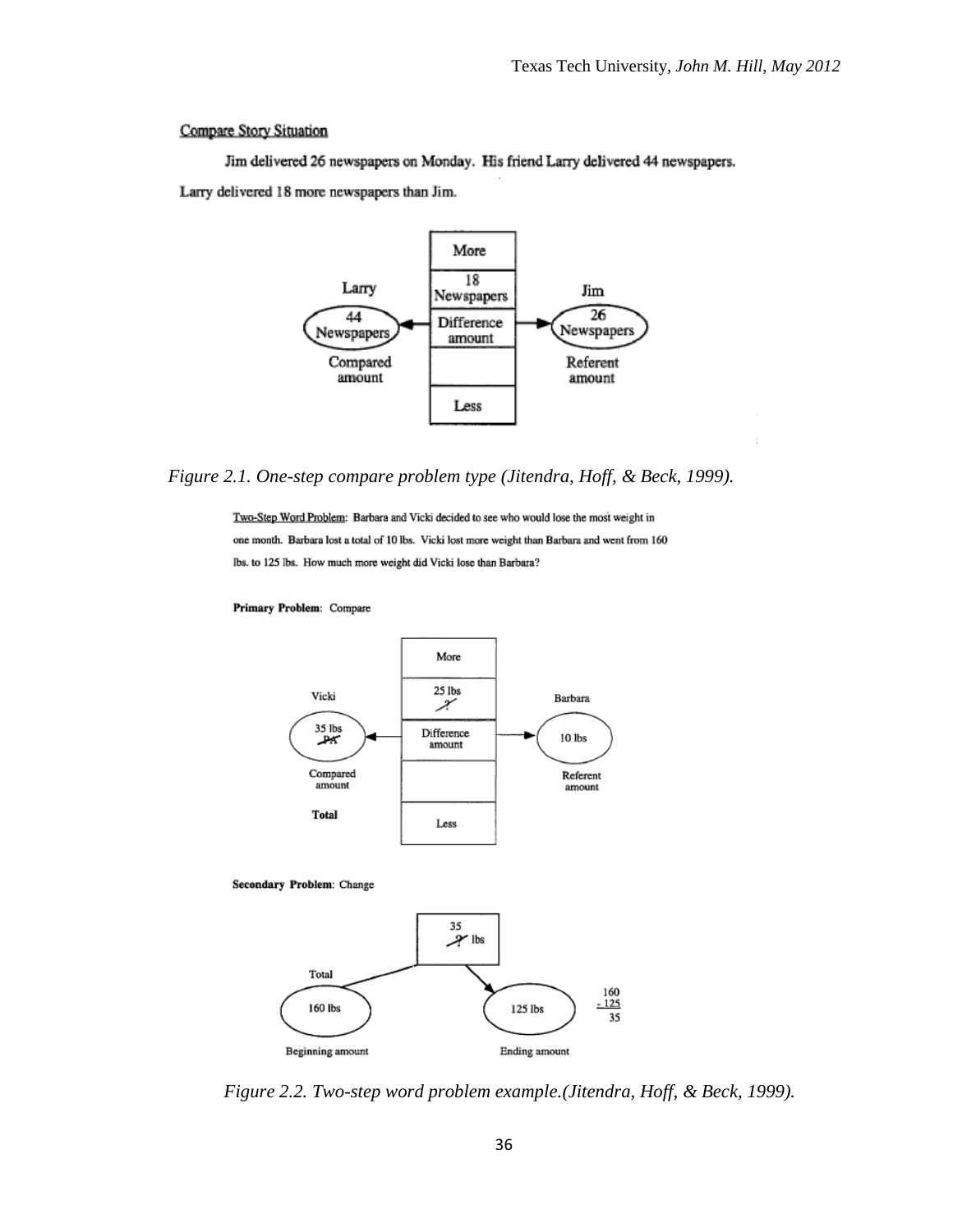Compare Story Situation

Jim delivered 26 newspapers on Monday. His friend Larry delivered 44 newspapers. Larry delivered 18 more newspapers than Jim.

| | More | |
|---|---|---|
| Larry | 18 Newspapers | Jim |
| 44 Newspapers ← | Difference amount | → 26 Newspapers |
| Compared amount | | Referent amount |
| | Less | |

*Figure 2.1. One-step compare problem type (Jitendra, Hoff, & Beck, 1999).*

Two-Step Word Problem: Barbara and Vicki decided to see who would lose the most weight in one month. Barbara lost a total of 10 lbs. Vicki lost more weight than Barbara and went from 160 lbs. to 125 lbs. How much more weight did Vicki lose than Barbara?

**Primary Problem**: Compare

| | More | |
|---|---|---|
| Vicki | 25 lbs ~~?~~ | Barbara |
| 35 lbs ~~PA~~ ← | Difference amount | → 10 lbs |
| Compared amount | | Referent amount |
| Total | Less | |

**Secondary Problem**: Change

35 ~~?~~ lbs

Total: 160 lbs (Beginning amount) → 125 lbs (Ending amount)

$$\begin{array}{r} 160 \\ -125 \\ \hline 35 \end{array}$$

*Figure 2.2. Two-step word problem example.(Jitendra, Hoff, & Beck, 1999).*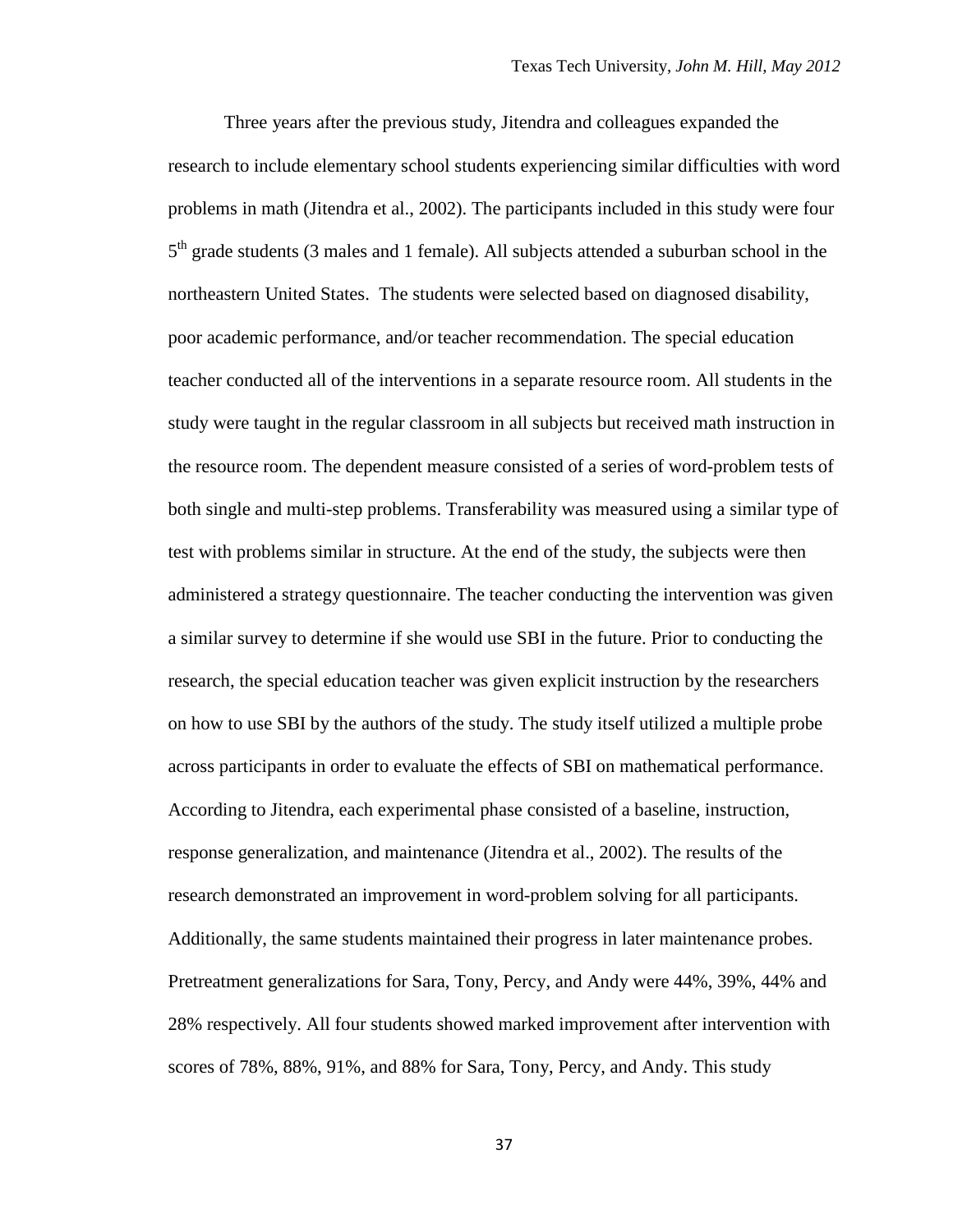Three years after the previous study, Jitendra and colleagues expanded the research to include elementary school students experiencing similar difficulties with word problems in math (Jitendra et al., 2002). The participants included in this study were four 5th grade students (3 males and 1 female). All subjects attended a suburban school in the northeastern United States. The students were selected based on diagnosed disability, poor academic performance, and/or teacher recommendation. The special education teacher conducted all of the interventions in a separate resource room. All students in the study were taught in the regular classroom in all subjects but received math instruction in the resource room. The dependent measure consisted of a series of word-problem tests of both single and multi-step problems. Transferability was measured using a similar type of test with problems similar in structure. At the end of the study, the subjects were then administered a strategy questionnaire. The teacher conducting the intervention was given a similar survey to determine if she would use SBI in the future. Prior to conducting the research, the special education teacher was given explicit instruction by the researchers on how to use SBI by the authors of the study. The study itself utilized a multiple probe across participants in order to evaluate the effects of SBI on mathematical performance. According to Jitendra, each experimental phase consisted of a baseline, instruction, response generalization, and maintenance (Jitendra et al., 2002). The results of the research demonstrated an improvement in word-problem solving for all participants. Additionally, the same students maintained their progress in later maintenance probes. Pretreatment generalizations for Sara, Tony, Percy, and Andy were 44%, 39%, 44% and 28% respectively. All four students showed marked improvement after intervention with scores of 78%, 88%, 91%, and 88% for Sara, Tony, Percy, and Andy. This study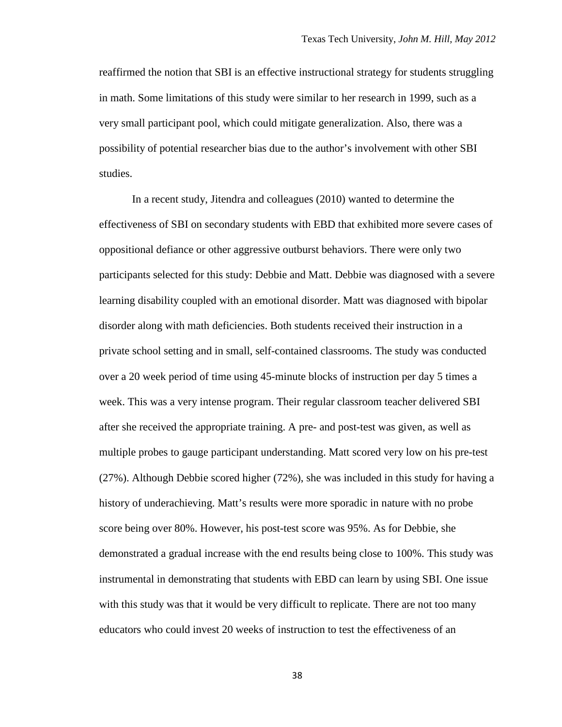reaffirmed the notion that SBI is an effective instructional strategy for students struggling in math. Some limitations of this study were similar to her research in 1999, such as a very small participant pool, which could mitigate generalization. Also, there was a possibility of potential researcher bias due to the author's involvement with other SBI studies.

In a recent study, Jitendra and colleagues (2010) wanted to determine the effectiveness of SBI on secondary students with EBD that exhibited more severe cases of oppositional defiance or other aggressive outburst behaviors. There were only two participants selected for this study: Debbie and Matt. Debbie was diagnosed with a severe learning disability coupled with an emotional disorder. Matt was diagnosed with bipolar disorder along with math deficiencies. Both students received their instruction in a private school setting and in small, self-contained classrooms. The study was conducted over a 20 week period of time using 45-minute blocks of instruction per day 5 times a week. This was a very intense program. Their regular classroom teacher delivered SBI after she received the appropriate training. A pre- and post-test was given, as well as multiple probes to gauge participant understanding. Matt scored very low on his pre-test (27%). Although Debbie scored higher (72%), she was included in this study for having a history of underachieving. Matt's results were more sporadic in nature with no probe score being over 80%. However, his post-test score was 95%. As for Debbie, she demonstrated a gradual increase with the end results being close to 100%. This study was instrumental in demonstrating that students with EBD can learn by using SBI. One issue with this study was that it would be very difficult to replicate. There are not too many educators who could invest 20 weeks of instruction to test the effectiveness of an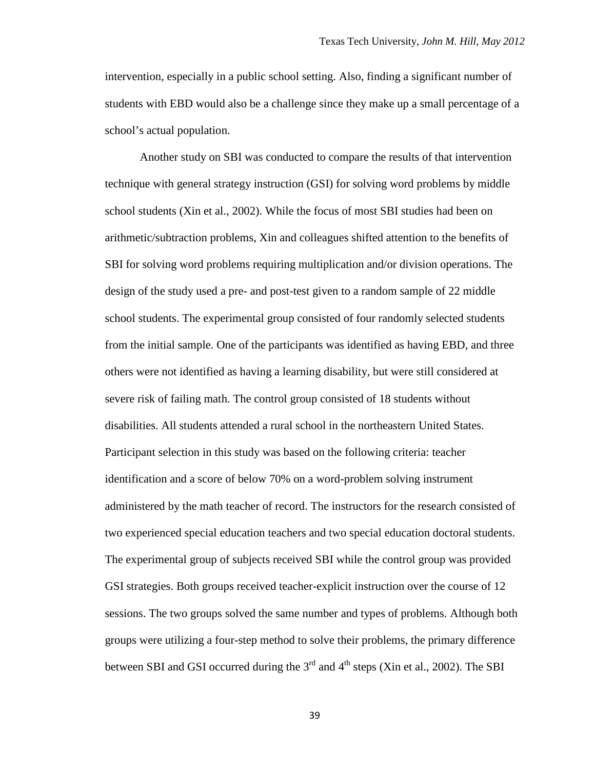intervention, especially in a public school setting. Also, finding a significant number of students with EBD would also be a challenge since they make up a small percentage of a school's actual population.

Another study on SBI was conducted to compare the results of that intervention technique with general strategy instruction (GSI) for solving word problems by middle school students (Xin et al., 2002). While the focus of most SBI studies had been on arithmetic/subtraction problems, Xin and colleagues shifted attention to the benefits of SBI for solving word problems requiring multiplication and/or division operations. The design of the study used a pre- and post-test given to a random sample of 22 middle school students. The experimental group consisted of four randomly selected students from the initial sample. One of the participants was identified as having EBD, and three others were not identified as having a learning disability, but were still considered at severe risk of failing math. The control group consisted of 18 students without disabilities. All students attended a rural school in the northeastern United States. Participant selection in this study was based on the following criteria: teacher identification and a score of below 70% on a word-problem solving instrument administered by the math teacher of record. The instructors for the research consisted of two experienced special education teachers and two special education doctoral students. The experimental group of subjects received SBI while the control group was provided GSI strategies. Both groups received teacher-explicit instruction over the course of 12 sessions. The two groups solved the same number and types of problems. Although both groups were utilizing a four-step method to solve their problems, the primary difference between SBI and GSI occurred during the 3rd and 4th steps (Xin et al., 2002). The SBI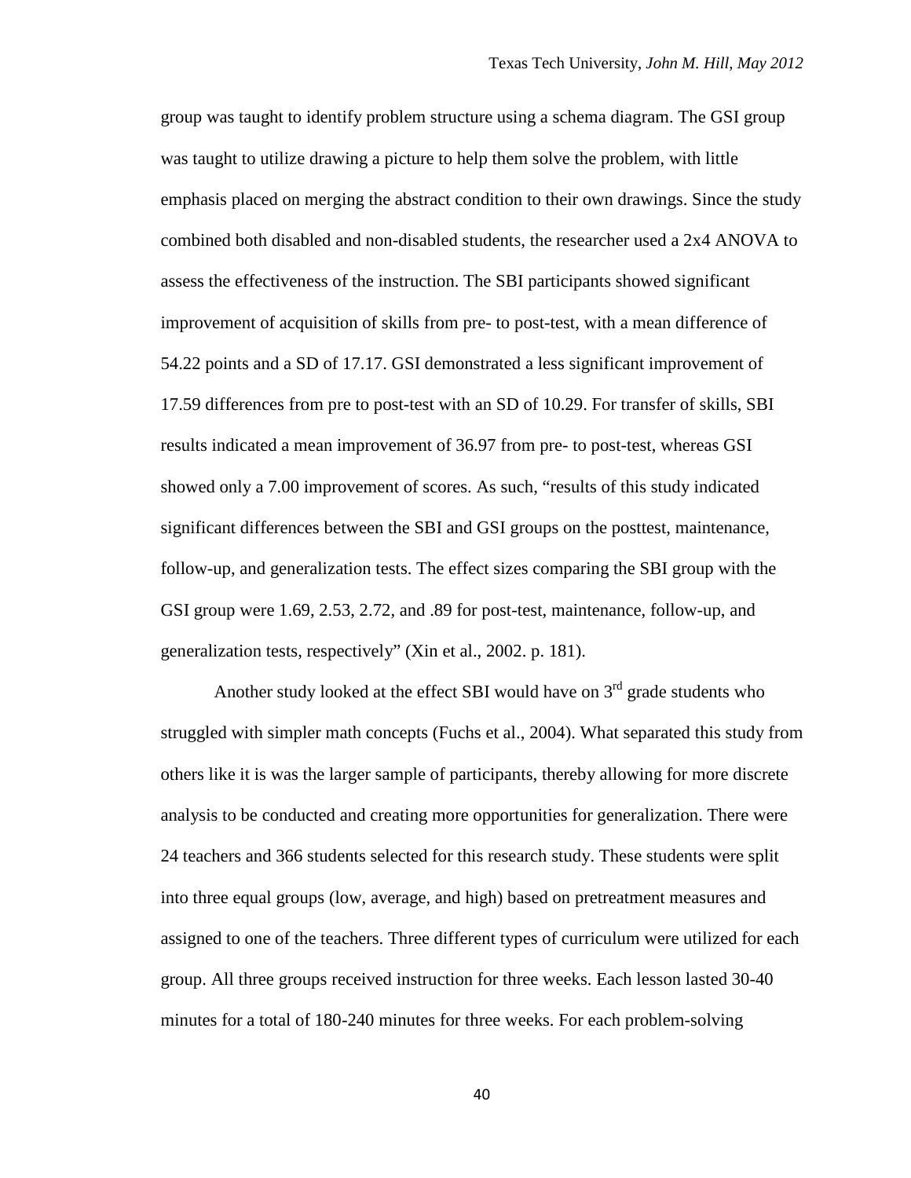group was taught to identify problem structure using a schema diagram. The GSI group was taught to utilize drawing a picture to help them solve the problem, with little emphasis placed on merging the abstract condition to their own drawings. Since the study combined both disabled and non-disabled students, the researcher used a 2x4 ANOVA to assess the effectiveness of the instruction. The SBI participants showed significant improvement of acquisition of skills from pre- to post-test, with a mean difference of 54.22 points and a SD of 17.17. GSI demonstrated a less significant improvement of 17.59 differences from pre to post-test with an SD of 10.29. For transfer of skills, SBI results indicated a mean improvement of 36.97 from pre- to post-test, whereas GSI showed only a 7.00 improvement of scores. As such, "results of this study indicated significant differences between the SBI and GSI groups on the posttest, maintenance, follow-up, and generalization tests. The effect sizes comparing the SBI group with the GSI group were 1.69, 2.53, 2.72, and .89 for post-test, maintenance, follow-up, and generalization tests, respectively" (Xin et al., 2002. p. 181).

Another study looked at the effect SBI would have on 3rd grade students who struggled with simpler math concepts (Fuchs et al., 2004). What separated this study from others like it is was the larger sample of participants, thereby allowing for more discrete analysis to be conducted and creating more opportunities for generalization. There were 24 teachers and 366 students selected for this research study. These students were split into three equal groups (low, average, and high) based on pretreatment measures and assigned to one of the teachers. Three different types of curriculum were utilized for each group. All three groups received instruction for three weeks. Each lesson lasted 30-40 minutes for a total of 180-240 minutes for three weeks. For each problem-solving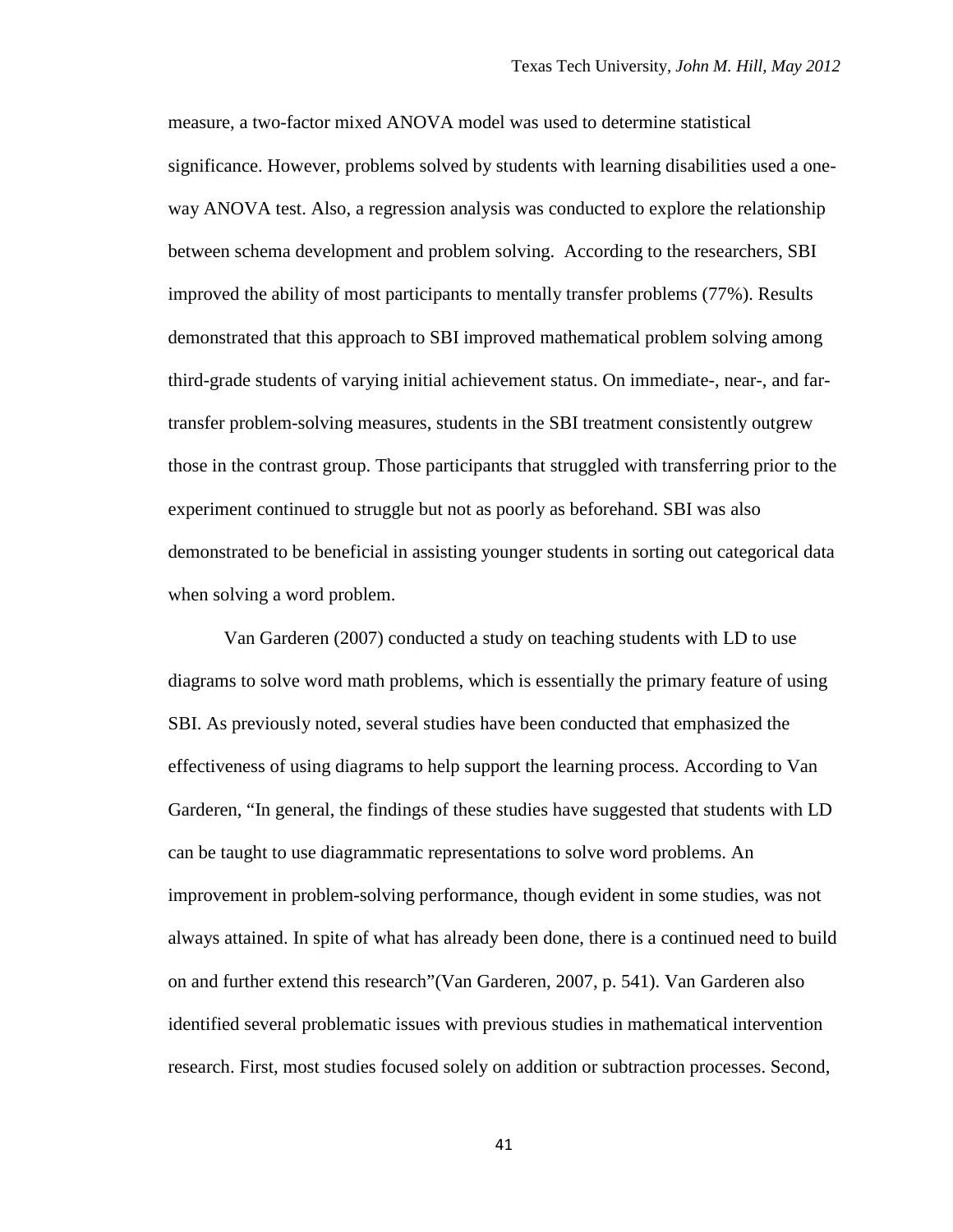measure, a two-factor mixed ANOVA model was used to determine statistical significance. However, problems solved by students with learning disabilities used a one-way ANOVA test. Also, a regression analysis was conducted to explore the relationship between schema development and problem solving. According to the researchers, SBI improved the ability of most participants to mentally transfer problems (77%). Results demonstrated that this approach to SBI improved mathematical problem solving among third-grade students of varying initial achievement status. On immediate-, near-, and far-transfer problem-solving measures, students in the SBI treatment consistently outgrew those in the contrast group. Those participants that struggled with transferring prior to the experiment continued to struggle but not as poorly as beforehand. SBI was also demonstrated to be beneficial in assisting younger students in sorting out categorical data when solving a word problem.

Van Garderen (2007) conducted a study on teaching students with LD to use diagrams to solve word math problems, which is essentially the primary feature of using SBI. As previously noted, several studies have been conducted that emphasized the effectiveness of using diagrams to help support the learning process. According to Van Garderen, "In general, the findings of these studies have suggested that students with LD can be taught to use diagrammatic representations to solve word problems. An improvement in problem-solving performance, though evident in some studies, was not always attained. In spite of what has already been done, there is a continued need to build on and further extend this research"(Van Garderen, 2007, p. 541). Van Garderen also identified several problematic issues with previous studies in mathematical intervention research. First, most studies focused solely on addition or subtraction processes. Second,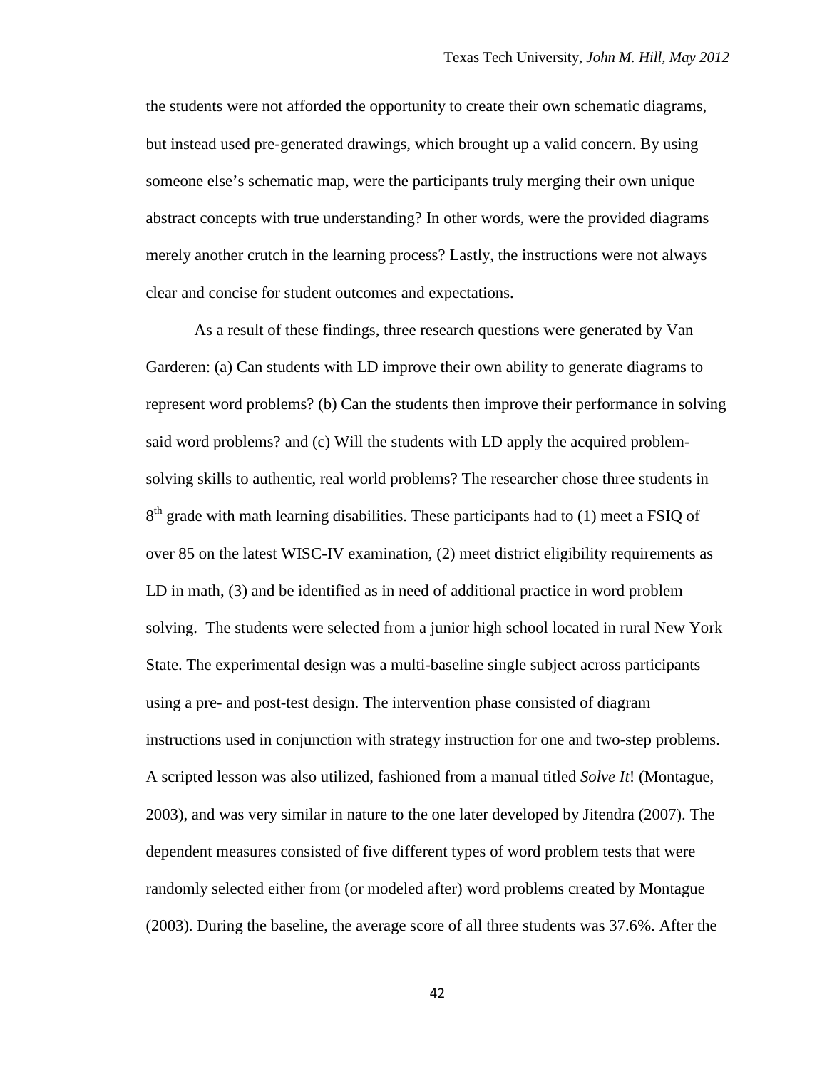the students were not afforded the opportunity to create their own schematic diagrams, but instead used pre-generated drawings, which brought up a valid concern. By using someone else's schematic map, were the participants truly merging their own unique abstract concepts with true understanding? In other words, were the provided diagrams merely another crutch in the learning process? Lastly, the instructions were not always clear and concise for student outcomes and expectations.

As a result of these findings, three research questions were generated by Van Garderen: (a) Can students with LD improve their own ability to generate diagrams to represent word problems? (b) Can the students then improve their performance in solving said word problems? and (c) Will the students with LD apply the acquired problem-solving skills to authentic, real world problems? The researcher chose three students in 8th grade with math learning disabilities. These participants had to (1) meet a FSIQ of over 85 on the latest WISC-IV examination, (2) meet district eligibility requirements as LD in math, (3) and be identified as in need of additional practice in word problem solving. The students were selected from a junior high school located in rural New York State. The experimental design was a multi-baseline single subject across participants using a pre- and post-test design. The intervention phase consisted of diagram instructions used in conjunction with strategy instruction for one and two-step problems. A scripted lesson was also utilized, fashioned from a manual titled *Solve It*! (Montague, 2003), and was very similar in nature to the one later developed by Jitendra (2007). The dependent measures consisted of five different types of word problem tests that were randomly selected either from (or modeled after) word problems created by Montague (2003). During the baseline, the average score of all three students was 37.6%. After the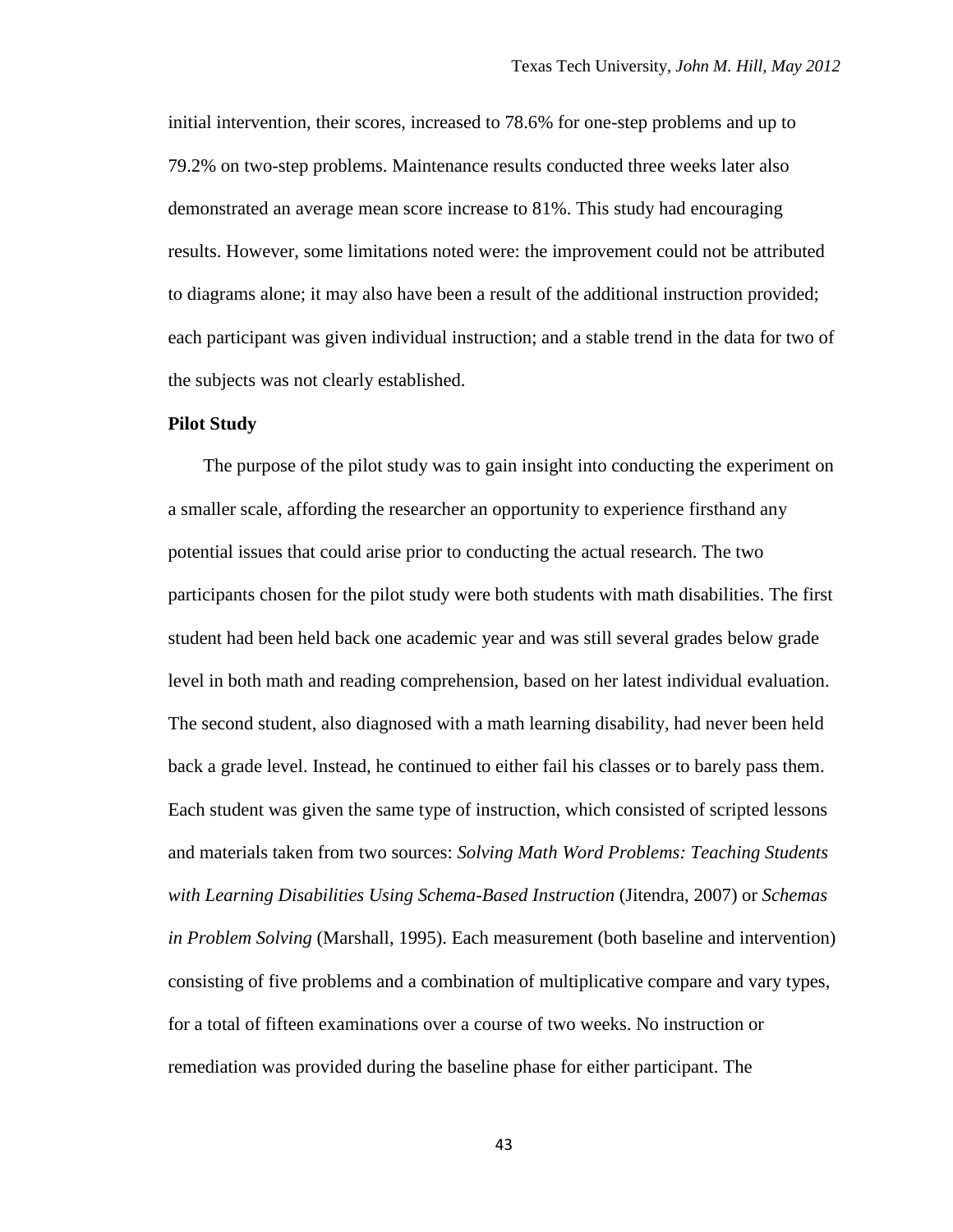initial intervention, their scores, increased to 78.6% for one-step problems and up to 79.2% on two-step problems. Maintenance results conducted three weeks later also demonstrated an average mean score increase to 81%. This study had encouraging results. However, some limitations noted were: the improvement could not be attributed to diagrams alone; it may also have been a result of the additional instruction provided; each participant was given individual instruction; and a stable trend in the data for two of the subjects was not clearly established.

**Pilot Study**

The purpose of the pilot study was to gain insight into conducting the experiment on a smaller scale, affording the researcher an opportunity to experience firsthand any potential issues that could arise prior to conducting the actual research. The two participants chosen for the pilot study were both students with math disabilities. The first student had been held back one academic year and was still several grades below grade level in both math and reading comprehension, based on her latest individual evaluation. The second student, also diagnosed with a math learning disability, had never been held back a grade level. Instead, he continued to either fail his classes or to barely pass them. Each student was given the same type of instruction, which consisted of scripted lessons and materials taken from two sources: *Solving Math Word Problems: Teaching Students with Learning Disabilities Using Schema-Based Instruction* (Jitendra, 2007) or *Schemas in Problem Solving* (Marshall, 1995). Each measurement (both baseline and intervention) consisting of five problems and a combination of multiplicative compare and vary types, for a total of fifteen examinations over a course of two weeks. No instruction or remediation was provided during the baseline phase for either participant. The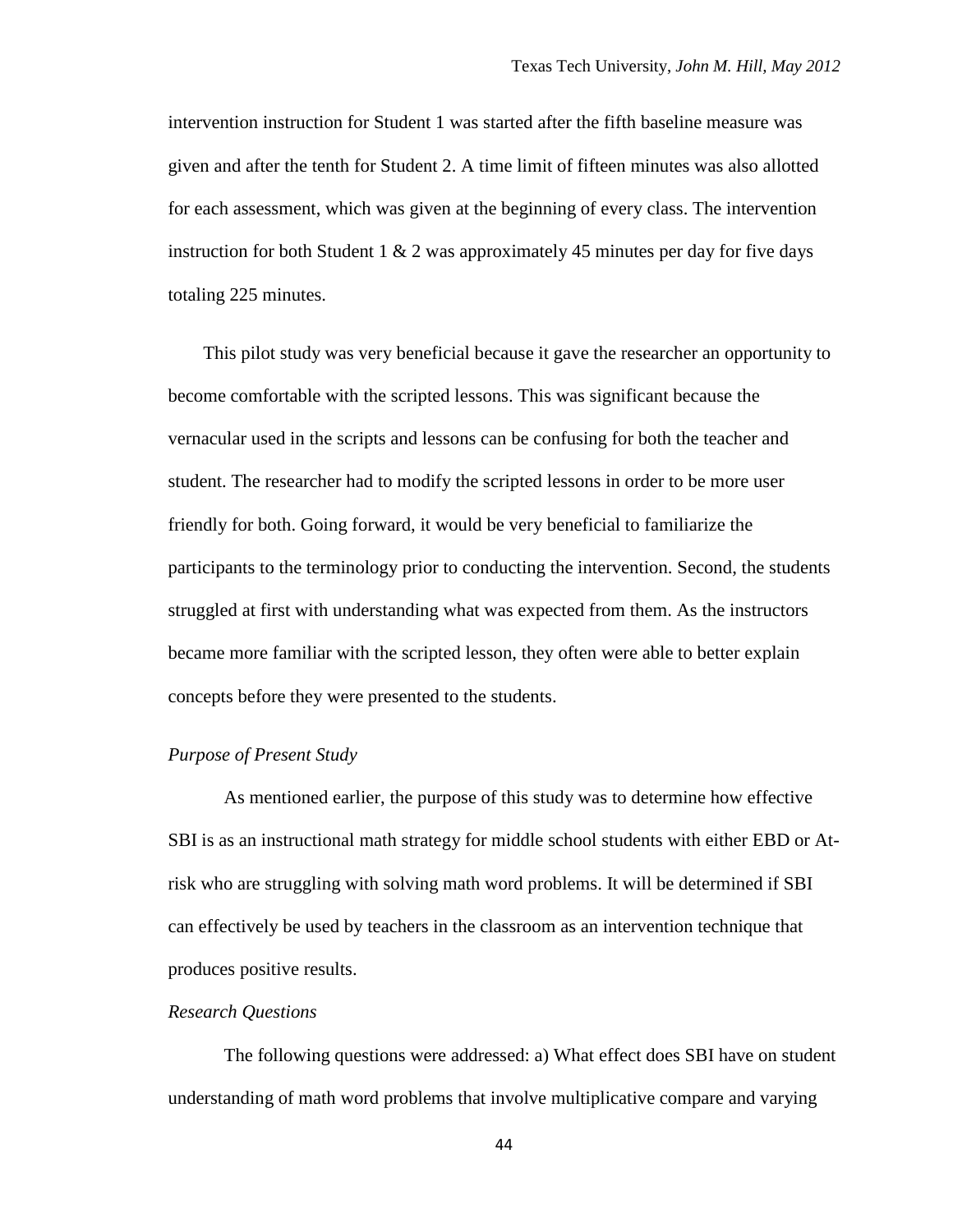intervention instruction for Student 1 was started after the fifth baseline measure was given and after the tenth for Student 2. A time limit of fifteen minutes was also allotted for each assessment, which was given at the beginning of every class. The intervention instruction for both Student 1 & 2 was approximately 45 minutes per day for five days totaling 225 minutes.

This pilot study was very beneficial because it gave the researcher an opportunity to become comfortable with the scripted lessons. This was significant because the vernacular used in the scripts and lessons can be confusing for both the teacher and student. The researcher had to modify the scripted lessons in order to be more user friendly for both. Going forward, it would be very beneficial to familiarize the participants to the terminology prior to conducting the intervention. Second, the students struggled at first with understanding what was expected from them. As the instructors became more familiar with the scripted lesson, they often were able to better explain concepts before they were presented to the students.

*Purpose of Present Study*

As mentioned earlier, the purpose of this study was to determine how effective SBI is as an instructional math strategy for middle school students with either EBD or At-risk who are struggling with solving math word problems. It will be determined if SBI can effectively be used by teachers in the classroom as an intervention technique that produces positive results.

*Research Questions*

The following questions were addressed: a) What effect does SBI have on student understanding of math word problems that involve multiplicative compare and varying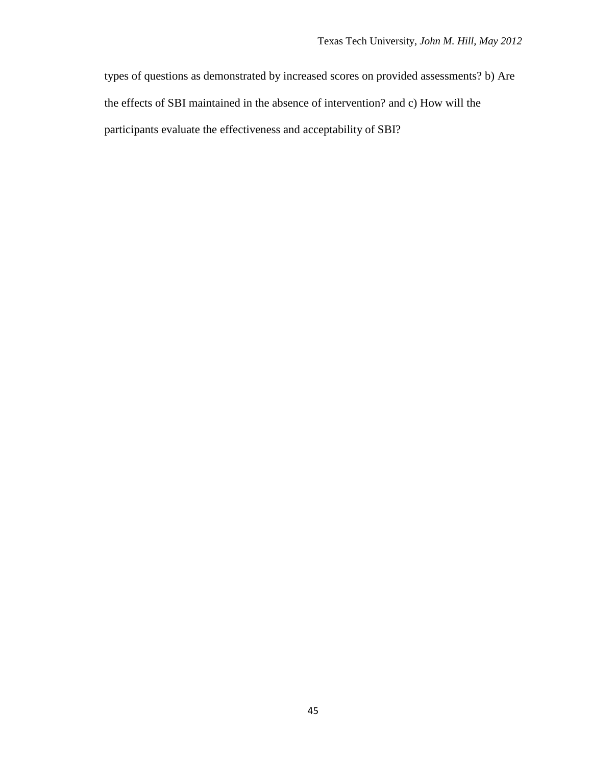types of questions as demonstrated by increased scores on provided assessments? b) Are the effects of SBI maintained in the absence of intervention? and c) How will the participants evaluate the effectiveness and acceptability of SBI?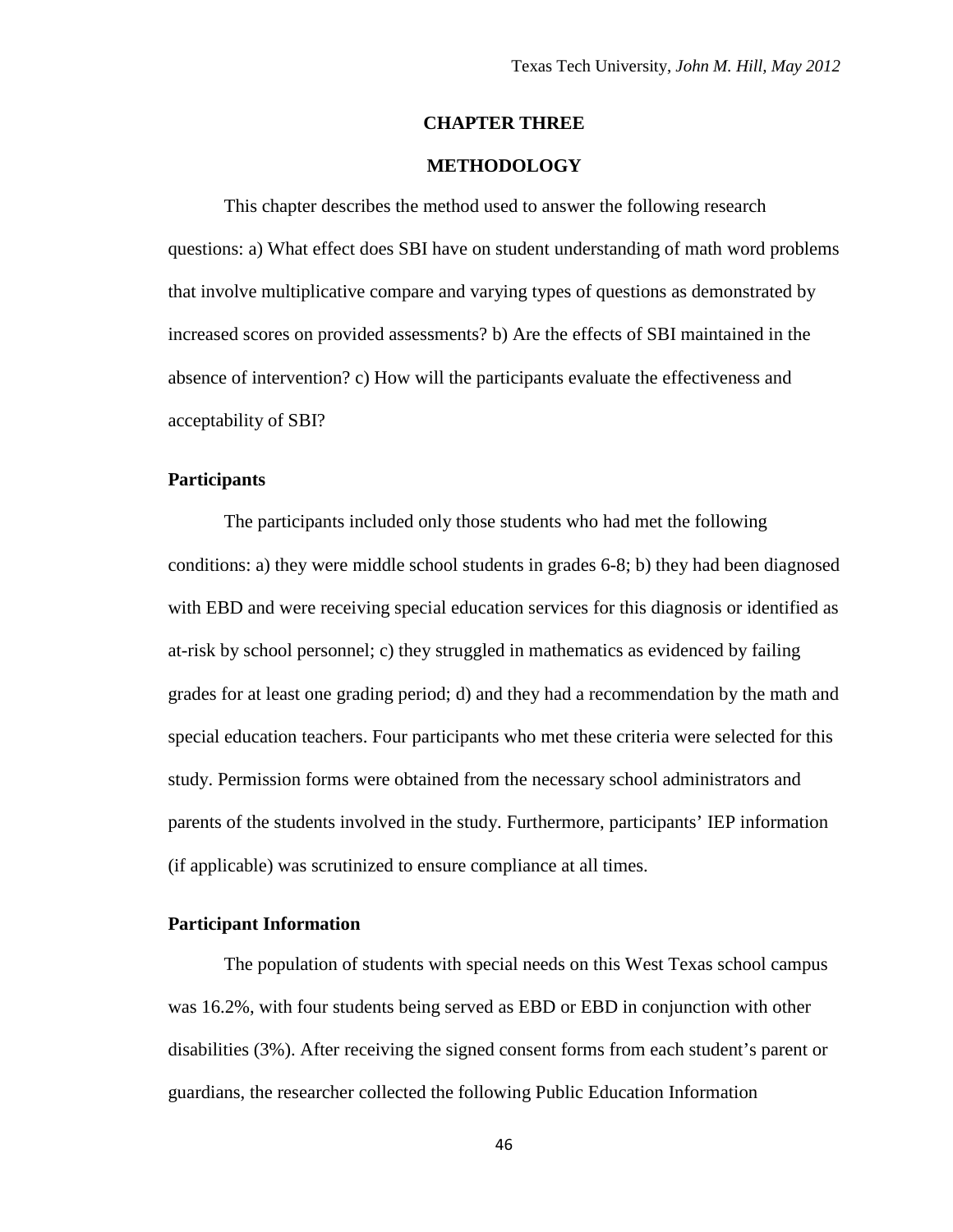# CHAPTER THREE

## METHODOLOGY

This chapter describes the method used to answer the following research questions: a) What effect does SBI have on student understanding of math word problems that involve multiplicative compare and varying types of questions as demonstrated by increased scores on provided assessments? b) Are the effects of SBI maintained in the absence of intervention? c) How will the participants evaluate the effectiveness and acceptability of SBI?

### Participants

The participants included only those students who had met the following conditions: a) they were middle school students in grades 6-8; b) they had been diagnosed with EBD and were receiving special education services for this diagnosis or identified as at-risk by school personnel; c) they struggled in mathematics as evidenced by failing grades for at least one grading period; d) and they had a recommendation by the math and special education teachers. Four participants who met these criteria were selected for this study. Permission forms were obtained from the necessary school administrators and parents of the students involved in the study. Furthermore, participants' IEP information (if applicable) was scrutinized to ensure compliance at all times.

### Participant Information

The population of students with special needs on this West Texas school campus was 16.2%, with four students being served as EBD or EBD in conjunction with other disabilities (3%). After receiving the signed consent forms from each student's parent or guardians, the researcher collected the following Public Education Information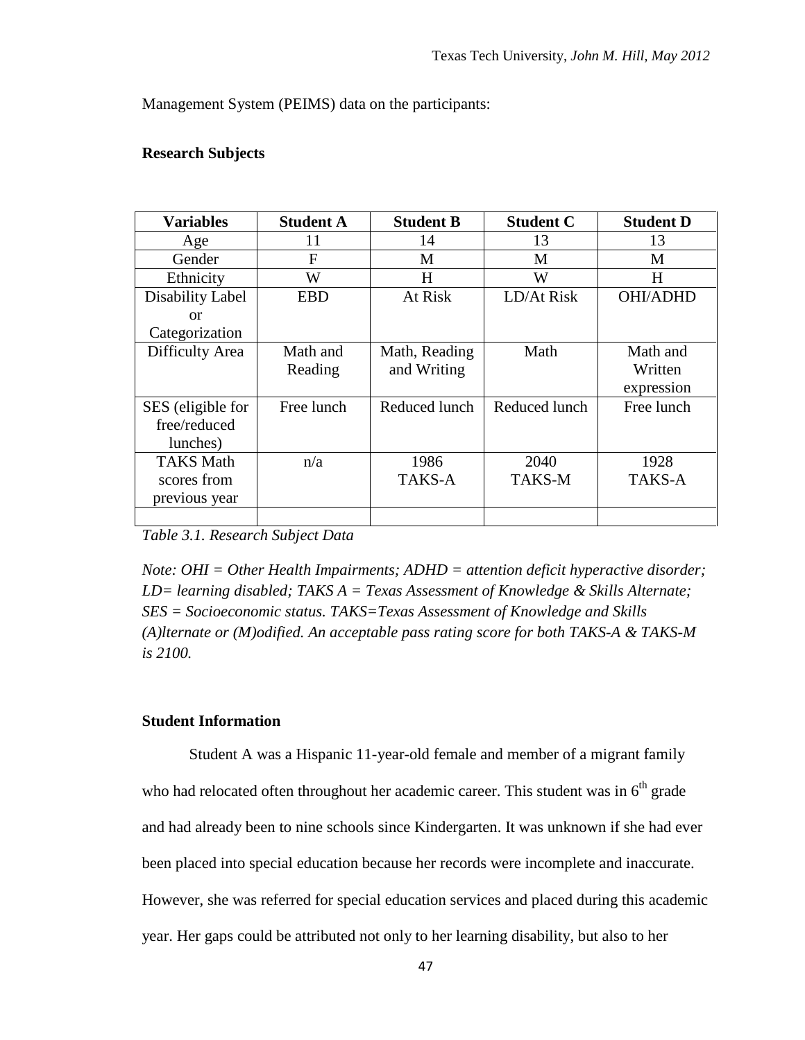Management System (PEIMS) data on the participants:

**Research Subjects**

| Variables | Student A | Student B | Student C | Student D |
|---|---|---|---|---|
| Age | 11 | 14 | 13 | 13 |
| Gender | F | M | M | M |
| Ethnicity | W | H | W | H |
| Disability Label or Categorization | EBD | At Risk | LD/At Risk | OHI/ADHD |
| Difficulty Area | Math and Reading | Math, Reading and Writing | Math | Math and Written expression |
| SES (eligible for free/reduced lunches) | Free lunch | Reduced lunch | Reduced lunch | Free lunch |
| TAKS Math scores from previous year | n/a | 1986 TAKS-A | 2040 TAKS-M | 1928 TAKS-A |
| | | | | |

*Table 3.1. Research Subject Data*

*Note: OHI = Other Health Impairments; ADHD = attention deficit hyperactive disorder; LD= learning disabled; TAKS A = Texas Assessment of Knowledge & Skills Alternate; SES = Socioeconomic status. TAKS=Texas Assessment of Knowledge and Skills (A)lternate or (M)odified. An acceptable pass rating score for both TAKS-A & TAKS-M is 2100.*

**Student Information**

Student A was a Hispanic 11-year-old female and member of a migrant family who had relocated often throughout her academic career. This student was in 6th grade and had already been to nine schools since Kindergarten. It was unknown if she had ever been placed into special education because her records were incomplete and inaccurate. However, she was referred for special education services and placed during this academic year. Her gaps could be attributed not only to her learning disability, but also to her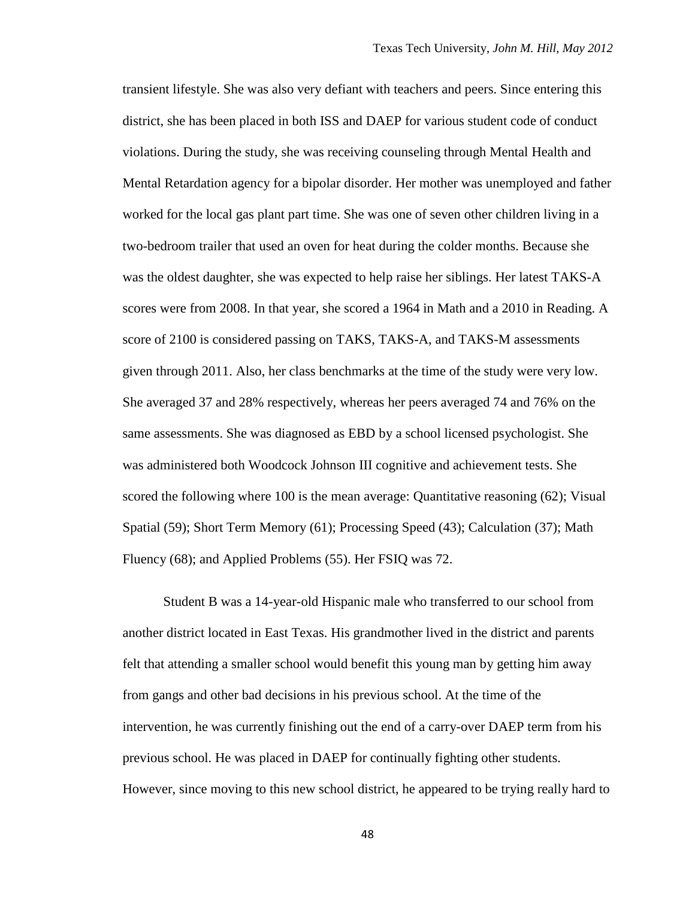transient lifestyle. She was also very defiant with teachers and peers. Since entering this district, she has been placed in both ISS and DAEP for various student code of conduct violations. During the study, she was receiving counseling through Mental Health and Mental Retardation agency for a bipolar disorder. Her mother was unemployed and father worked for the local gas plant part time. She was one of seven other children living in a two-bedroom trailer that used an oven for heat during the colder months. Because she was the oldest daughter, she was expected to help raise her siblings. Her latest TAKS-A scores were from 2008. In that year, she scored a 1964 in Math and a 2010 in Reading. A score of 2100 is considered passing on TAKS, TAKS-A, and TAKS-M assessments given through 2011. Also, her class benchmarks at the time of the study were very low. She averaged 37 and 28% respectively, whereas her peers averaged 74 and 76% on the same assessments. She was diagnosed as EBD by a school licensed psychologist. She was administered both Woodcock Johnson III cognitive and achievement tests. She scored the following where 100 is the mean average: Quantitative reasoning (62); Visual Spatial (59); Short Term Memory (61); Processing Speed (43); Calculation (37); Math Fluency (68); and Applied Problems (55). Her FSIQ was 72.

Student B was a 14-year-old Hispanic male who transferred to our school from another district located in East Texas. His grandmother lived in the district and parents felt that attending a smaller school would benefit this young man by getting him away from gangs and other bad decisions in his previous school. At the time of the intervention, he was currently finishing out the end of a carry-over DAEP term from his previous school. He was placed in DAEP for continually fighting other students. However, since moving to this new school district, he appeared to be trying really hard to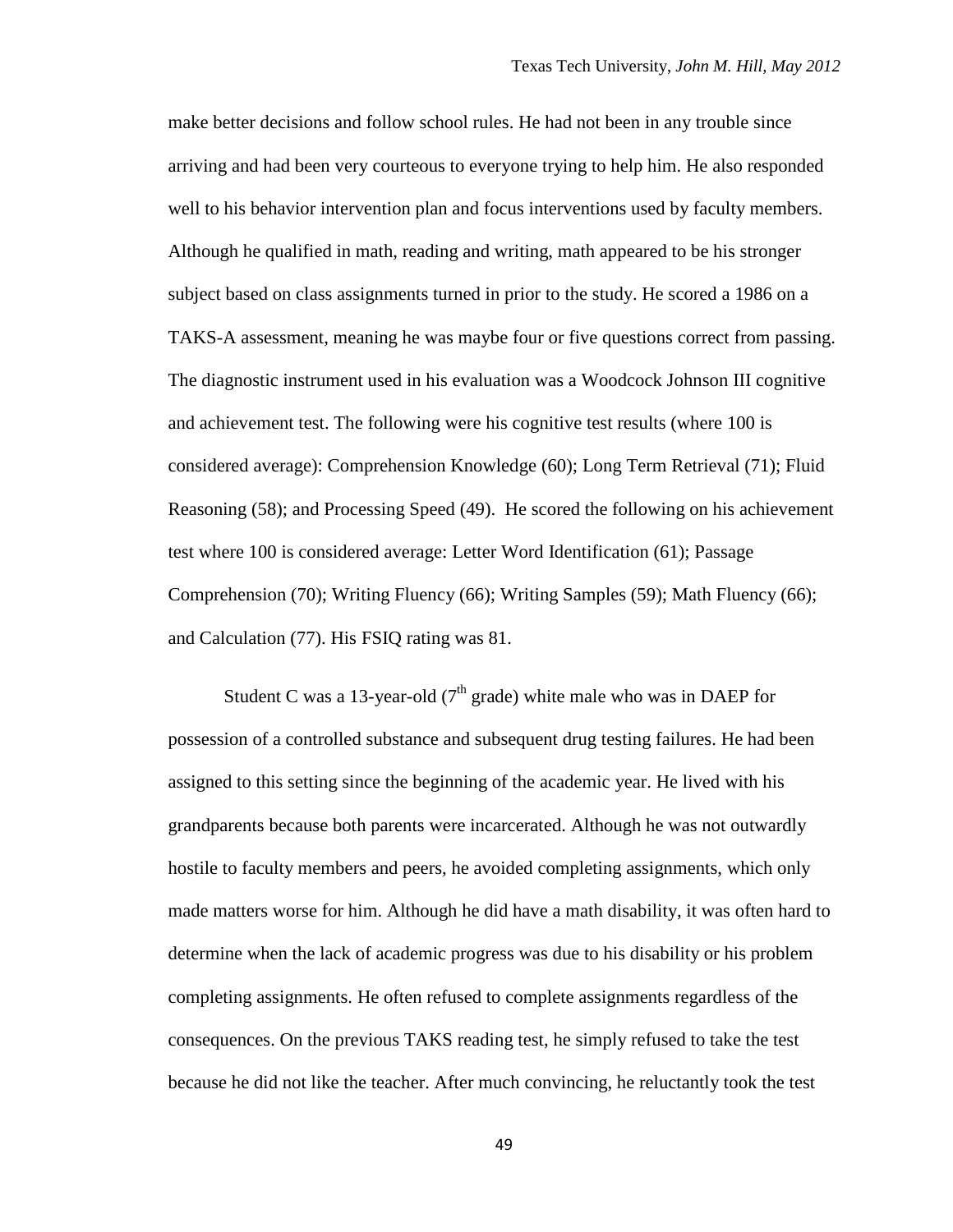make better decisions and follow school rules. He had not been in any trouble since arriving and had been very courteous to everyone trying to help him. He also responded well to his behavior intervention plan and focus interventions used by faculty members. Although he qualified in math, reading and writing, math appeared to be his stronger subject based on class assignments turned in prior to the study. He scored a 1986 on a TAKS-A assessment, meaning he was maybe four or five questions correct from passing. The diagnostic instrument used in his evaluation was a Woodcock Johnson III cognitive and achievement test. The following were his cognitive test results (where 100 is considered average): Comprehension Knowledge (60); Long Term Retrieval (71); Fluid Reasoning (58); and Processing Speed (49). He scored the following on his achievement test where 100 is considered average: Letter Word Identification (61); Passage Comprehension (70); Writing Fluency (66); Writing Samples (59); Math Fluency (66); and Calculation (77). His FSIQ rating was 81.

Student C was a 13-year-old (7th grade) white male who was in DAEP for possession of a controlled substance and subsequent drug testing failures. He had been assigned to this setting since the beginning of the academic year. He lived with his grandparents because both parents were incarcerated. Although he was not outwardly hostile to faculty members and peers, he avoided completing assignments, which only made matters worse for him. Although he did have a math disability, it was often hard to determine when the lack of academic progress was due to his disability or his problem completing assignments. He often refused to complete assignments regardless of the consequences. On the previous TAKS reading test, he simply refused to take the test because he did not like the teacher. After much convincing, he reluctantly took the test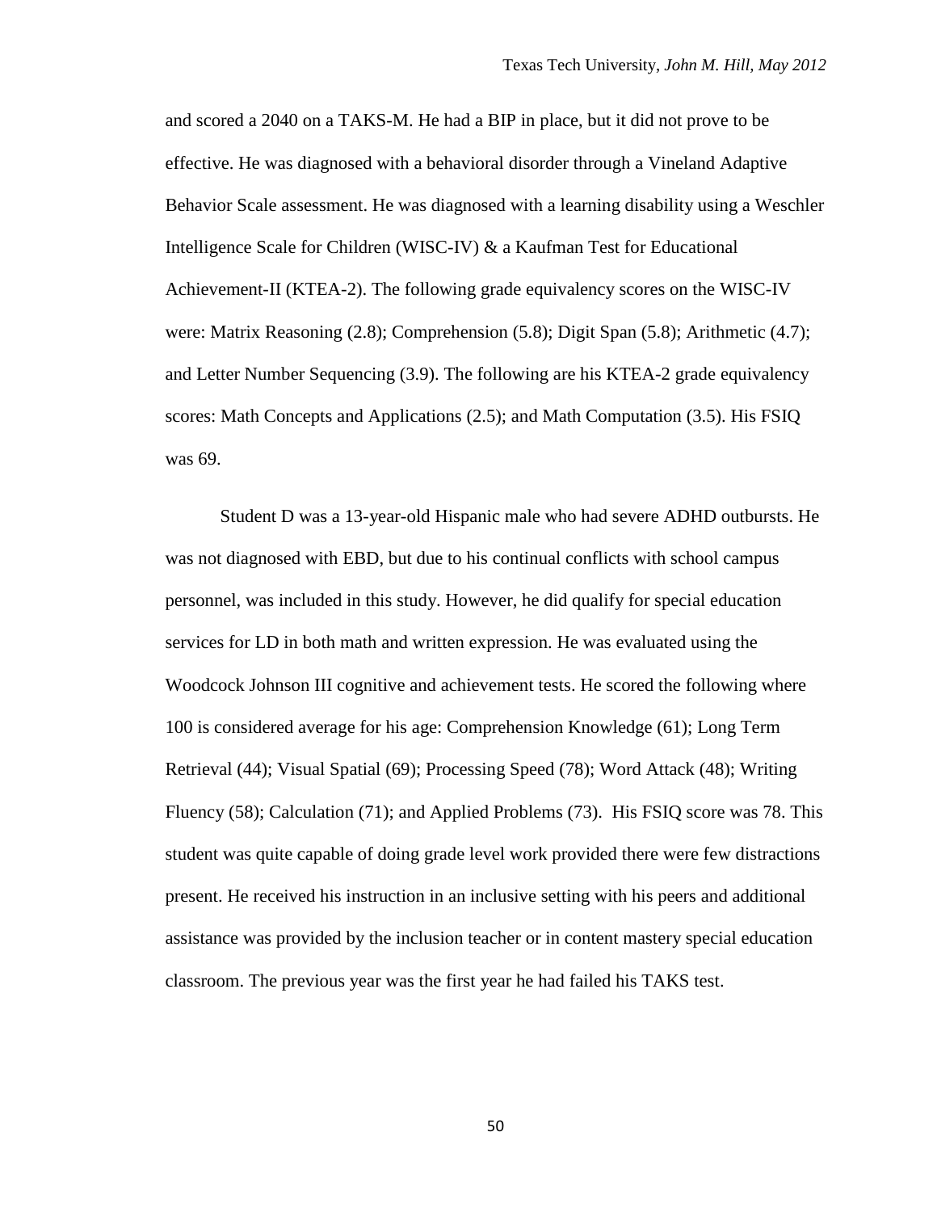and scored a 2040 on a TAKS-M. He had a BIP in place, but it did not prove to be effective. He was diagnosed with a behavioral disorder through a Vineland Adaptive Behavior Scale assessment. He was diagnosed with a learning disability using a Weschler Intelligence Scale for Children (WISC-IV) & a Kaufman Test for Educational Achievement-II (KTEA-2). The following grade equivalency scores on the WISC-IV were: Matrix Reasoning (2.8); Comprehension (5.8); Digit Span (5.8); Arithmetic (4.7); and Letter Number Sequencing (3.9). The following are his KTEA-2 grade equivalency scores: Math Concepts and Applications (2.5); and Math Computation (3.5). His FSIQ was 69.

Student D was a 13-year-old Hispanic male who had severe ADHD outbursts. He was not diagnosed with EBD, but due to his continual conflicts with school campus personnel, was included in this study. However, he did qualify for special education services for LD in both math and written expression. He was evaluated using the Woodcock Johnson III cognitive and achievement tests. He scored the following where 100 is considered average for his age: Comprehension Knowledge (61); Long Term Retrieval (44); Visual Spatial (69); Processing Speed (78); Word Attack (48); Writing Fluency (58); Calculation (71); and Applied Problems (73). His FSIQ score was 78. This student was quite capable of doing grade level work provided there were few distractions present. He received his instruction in an inclusive setting with his peers and additional assistance was provided by the inclusion teacher or in content mastery special education classroom. The previous year was the first year he had failed his TAKS test.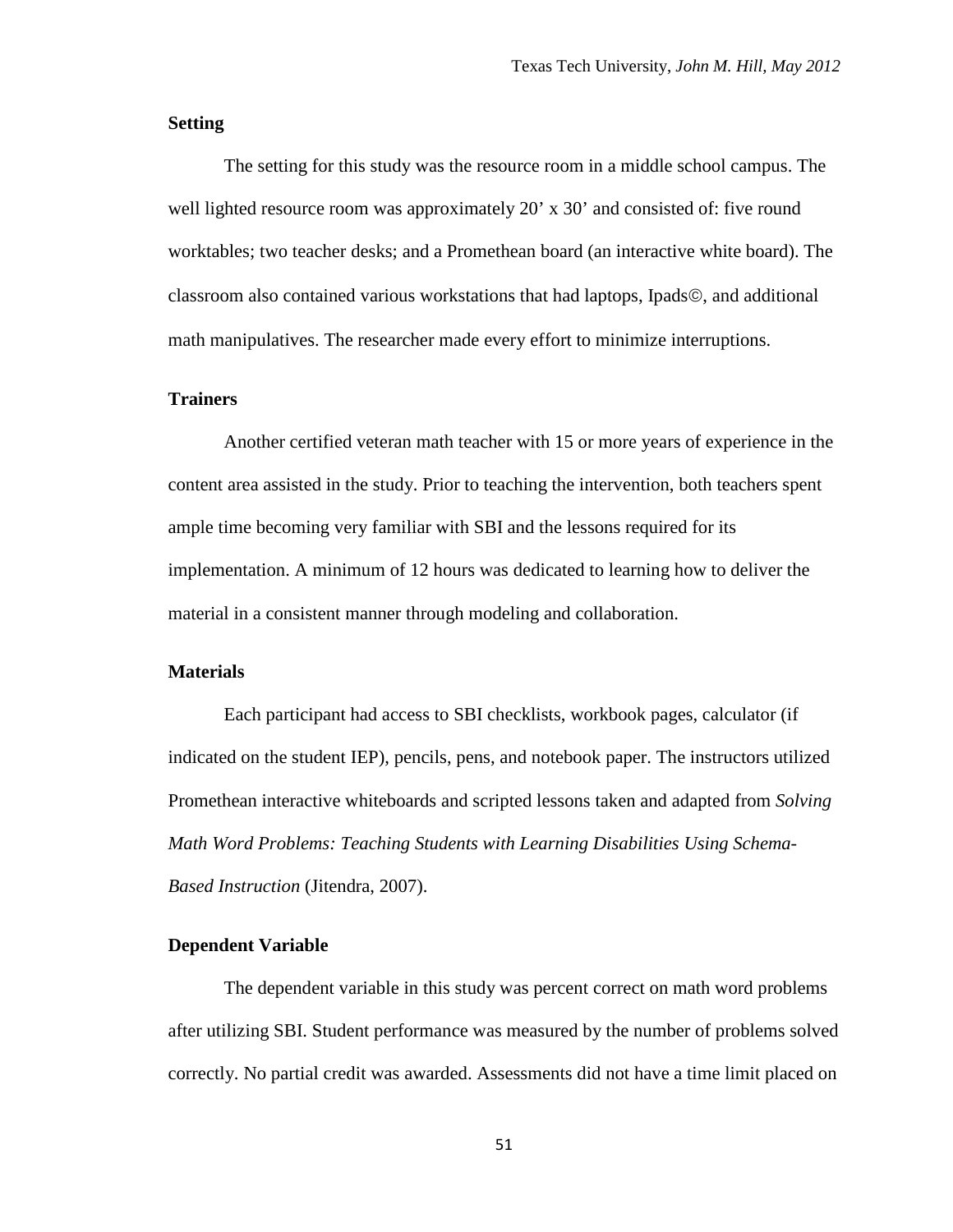### Setting

The setting for this study was the resource room in a middle school campus. The well lighted resource room was approximately 20’ x 30’ and consisted of: five round worktables; two teacher desks; and a Promethean board (an interactive white board). The classroom also contained various workstations that had laptops, Ipads©, and additional math manipulatives. The researcher made every effort to minimize interruptions.

### Trainers

Another certified veteran math teacher with 15 or more years of experience in the content area assisted in the study. Prior to teaching the intervention, both teachers spent ample time becoming very familiar with SBI and the lessons required for its implementation. A minimum of 12 hours was dedicated to learning how to deliver the material in a consistent manner through modeling and collaboration.

### Materials

Each participant had access to SBI checklists, workbook pages, calculator (if indicated on the student IEP), pencils, pens, and notebook paper. The instructors utilized Promethean interactive whiteboards and scripted lessons taken and adapted from *Solving Math Word Problems: Teaching Students with Learning Disabilities Using Schema-Based Instruction* (Jitendra, 2007).

### Dependent Variable

The dependent variable in this study was percent correct on math word problems after utilizing SBI. Student performance was measured by the number of problems solved correctly. No partial credit was awarded. Assessments did not have a time limit placed on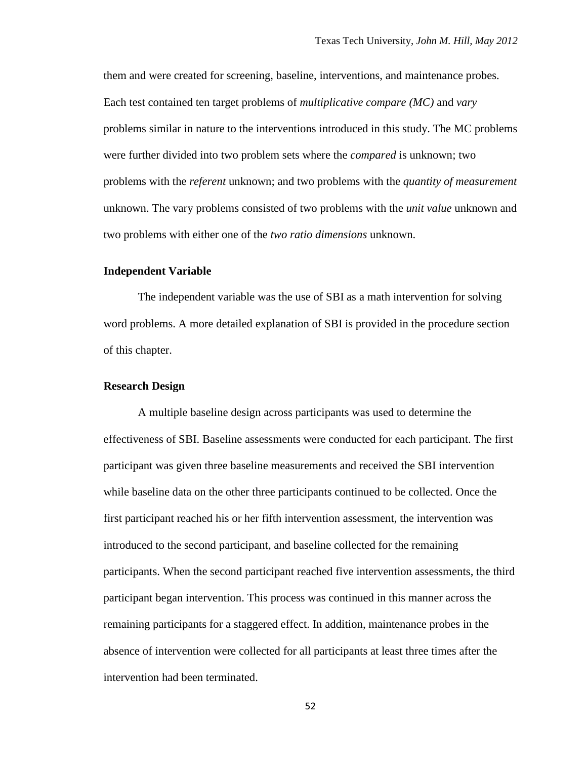them and were created for screening, baseline, interventions, and maintenance probes. Each test contained ten target problems of *multiplicative compare (MC)* and *vary* problems similar in nature to the interventions introduced in this study. The MC problems were further divided into two problem sets where the *compared* is unknown; two problems with the *referent* unknown; and two problems with the *quantity of measurement* unknown. The vary problems consisted of two problems with the *unit value* unknown and two problems with either one of the *two ratio dimensions* unknown.

### Independent Variable

The independent variable was the use of SBI as a math intervention for solving word problems. A more detailed explanation of SBI is provided in the procedure section of this chapter.

### Research Design

A multiple baseline design across participants was used to determine the effectiveness of SBI. Baseline assessments were conducted for each participant. The first participant was given three baseline measurements and received the SBI intervention while baseline data on the other three participants continued to be collected. Once the first participant reached his or her fifth intervention assessment, the intervention was introduced to the second participant, and baseline collected for the remaining participants. When the second participant reached five intervention assessments, the third participant began intervention. This process was continued in this manner across the remaining participants for a staggered effect. In addition, maintenance probes in the absence of intervention were collected for all participants at least three times after the intervention had been terminated.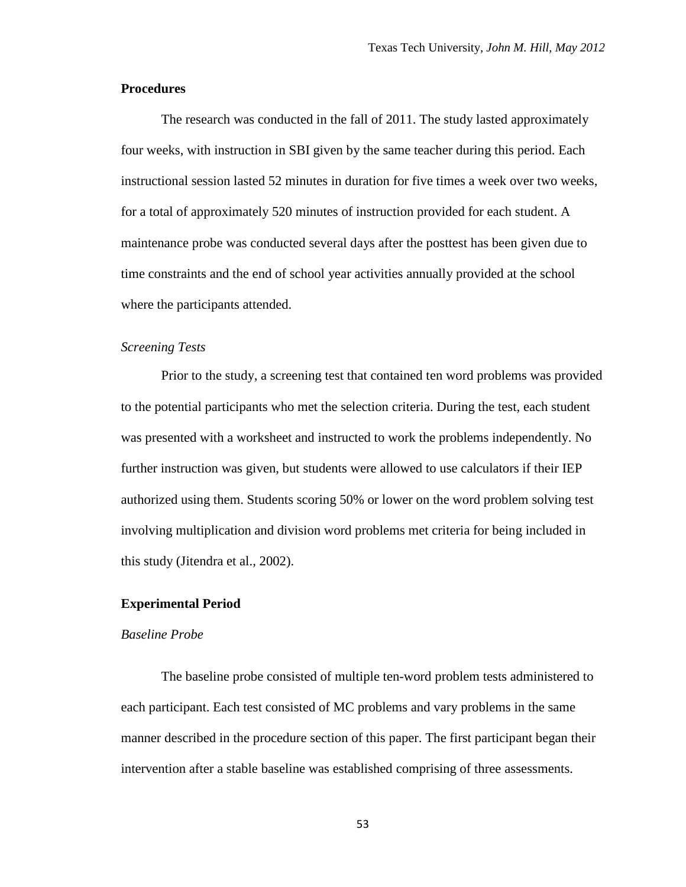## Procedures

The research was conducted in the fall of 2011. The study lasted approximately four weeks, with instruction in SBI given by the same teacher during this period. Each instructional session lasted 52 minutes in duration for five times a week over two weeks, for a total of approximately 520 minutes of instruction provided for each student. A maintenance probe was conducted several days after the posttest has been given due to time constraints and the end of school year activities annually provided at the school where the participants attended.

### *Screening Tests*

Prior to the study, a screening test that contained ten word problems was provided to the potential participants who met the selection criteria. During the test, each student was presented with a worksheet and instructed to work the problems independently. No further instruction was given, but students were allowed to use calculators if their IEP authorized using them. Students scoring 50% or lower on the word problem solving test involving multiplication and division word problems met criteria for being included in this study (Jitendra et al., 2002).

## Experimental Period

### *Baseline Probe*

The baseline probe consisted of multiple ten-word problem tests administered to each participant. Each test consisted of MC problems and vary problems in the same manner described in the procedure section of this paper. The first participant began their intervention after a stable baseline was established comprising of three assessments.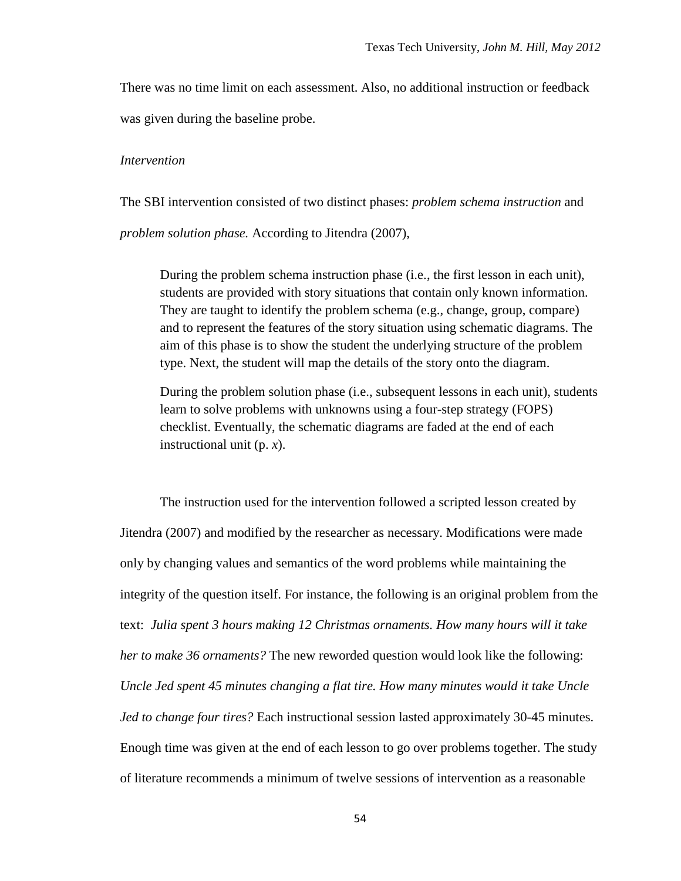There was no time limit on each assessment. Also, no additional instruction or feedback was given during the baseline probe.

*Intervention*

The SBI intervention consisted of two distinct phases: *problem schema instruction* and *problem solution phase.* According to Jitendra (2007),

> During the problem schema instruction phase (i.e., the first lesson in each unit), students are provided with story situations that contain only known information. They are taught to identify the problem schema (e.g., change, group, compare) and to represent the features of the story situation using schematic diagrams. The aim of this phase is to show the student the underlying structure of the problem type. Next, the student will map the details of the story onto the diagram.
>
> During the problem solution phase (i.e., subsequent lessons in each unit), students learn to solve problems with unknowns using a four-step strategy (FOPS) checklist. Eventually, the schematic diagrams are faded at the end of each instructional unit (p. *x*).

The instruction used for the intervention followed a scripted lesson created by Jitendra (2007) and modified by the researcher as necessary. Modifications were made only by changing values and semantics of the word problems while maintaining the integrity of the question itself. For instance, the following is an original problem from the text: *Julia spent 3 hours making 12 Christmas ornaments. How many hours will it take her to make 36 ornaments?* The new reworded question would look like the following: *Uncle Jed spent 45 minutes changing a flat tire. How many minutes would it take Uncle Jed to change four tires?* Each instructional session lasted approximately 30-45 minutes. Enough time was given at the end of each lesson to go over problems together. The study of literature recommends a minimum of twelve sessions of intervention as a reasonable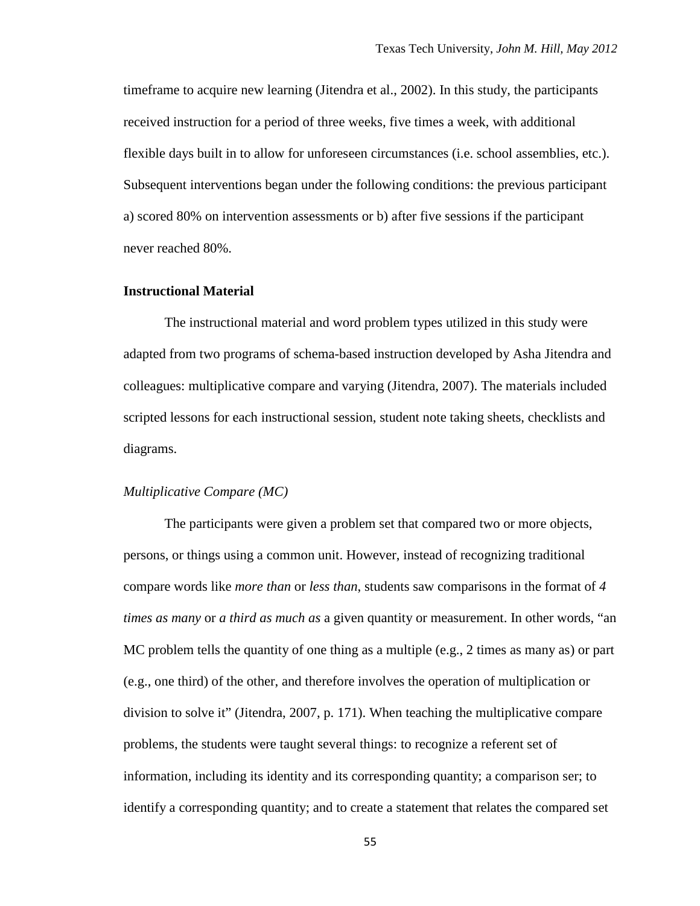timeframe to acquire new learning (Jitendra et al., 2002). In this study, the participants received instruction for a period of three weeks, five times a week, with additional flexible days built in to allow for unforeseen circumstances (i.e. school assemblies, etc.). Subsequent interventions began under the following conditions: the previous participant a) scored 80% on intervention assessments or b) after five sessions if the participant never reached 80%.

## Instructional Material

The instructional material and word problem types utilized in this study were adapted from two programs of schema-based instruction developed by Asha Jitendra and colleagues: multiplicative compare and varying (Jitendra, 2007). The materials included scripted lessons for each instructional session, student note taking sheets, checklists and diagrams.

### *Multiplicative Compare (MC)*

The participants were given a problem set that compared two or more objects, persons, or things using a common unit. However, instead of recognizing traditional compare words like *more than* or *less than*, students saw comparisons in the format of *4 times as many* or *a third as much as* a given quantity or measurement. In other words, "an MC problem tells the quantity of one thing as a multiple (e.g., 2 times as many as) or part (e.g., one third) of the other, and therefore involves the operation of multiplication or division to solve it" (Jitendra, 2007, p. 171). When teaching the multiplicative compare problems, the students were taught several things: to recognize a referent set of information, including its identity and its corresponding quantity; a comparison ser; to identify a corresponding quantity; and to create a statement that relates the compared set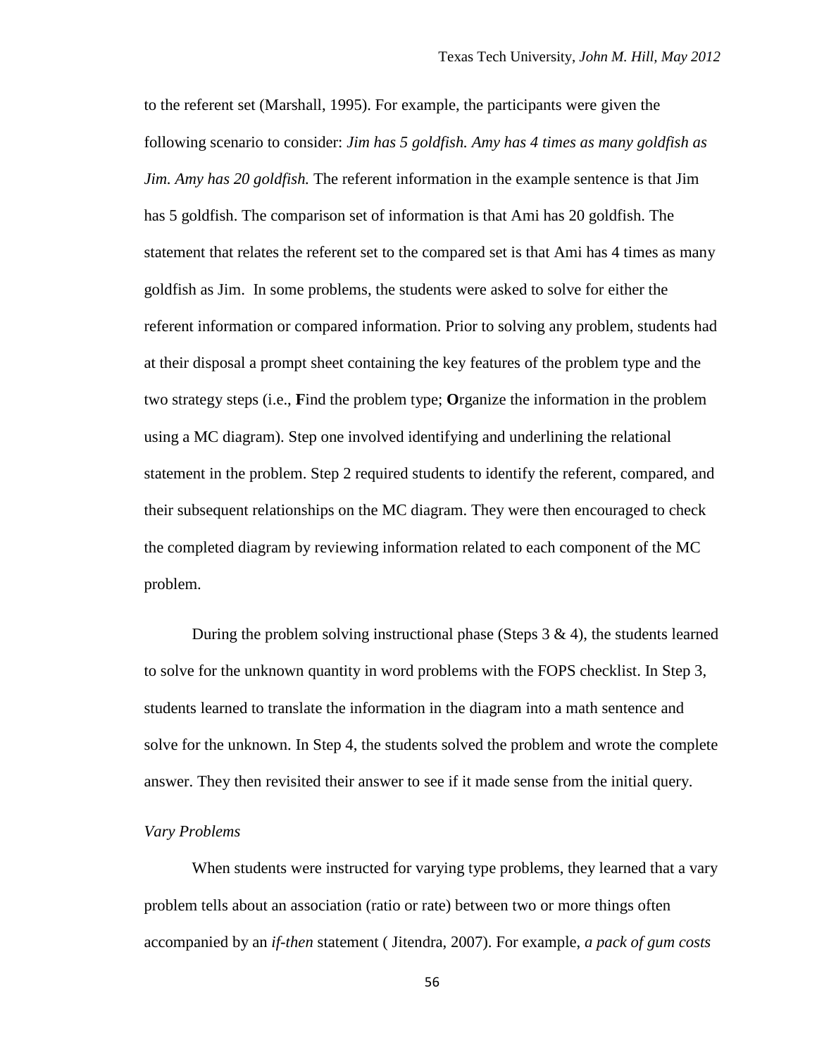to the referent set (Marshall, 1995). For example, the participants were given the following scenario to consider: *Jim has 5 goldfish. Amy has 4 times as many goldfish as Jim. Amy has 20 goldfish.* The referent information in the example sentence is that Jim has 5 goldfish. The comparison set of information is that Ami has 20 goldfish. The statement that relates the referent set to the compared set is that Ami has 4 times as many goldfish as Jim.  In some problems, the students were asked to solve for either the referent information or compared information. Prior to solving any problem, students had at their disposal a prompt sheet containing the key features of the problem type and the two strategy steps (i.e., **F**ind the problem type; **O**rganize the information in the problem using a MC diagram). Step one involved identifying and underlining the relational statement in the problem. Step 2 required students to identify the referent, compared, and their subsequent relationships on the MC diagram. They were then encouraged to check the completed diagram by reviewing information related to each component of the MC problem.

During the problem solving instructional phase (Steps 3 & 4), the students learned to solve for the unknown quantity in word problems with the FOPS checklist. In Step 3, students learned to translate the information in the diagram into a math sentence and solve for the unknown. In Step 4, the students solved the problem and wrote the complete answer. They then revisited their answer to see if it made sense from the initial query.

*Vary Problems*

When students were instructed for varying type problems, they learned that a vary problem tells about an association (ratio or rate) between two or more things often accompanied by an *if-then* statement ( Jitendra, 2007). For example, *a pack of gum costs*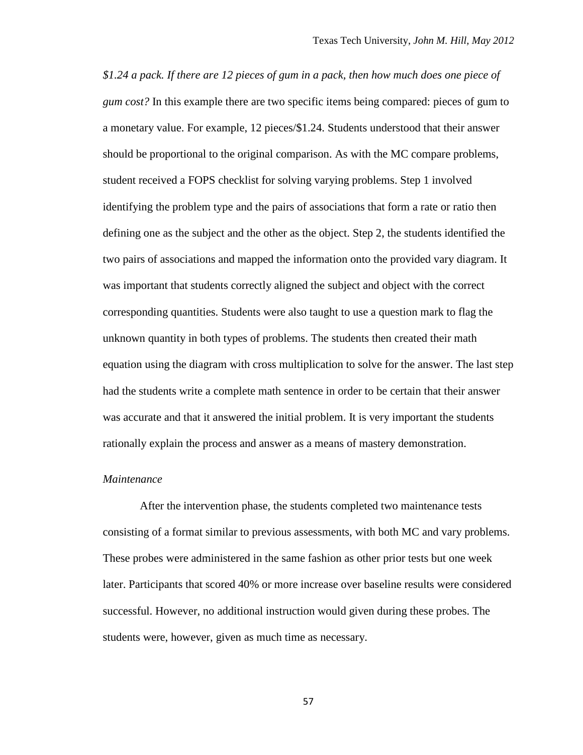*$1.24 a pack. If there are 12 pieces of gum in a pack, then how much does one piece of gum cost?* In this example there are two specific items being compared: pieces of gum to a monetary value. For example, 12 pieces/$1.24. Students understood that their answer should be proportional to the original comparison. As with the MC compare problems, student received a FOPS checklist for solving varying problems. Step 1 involved identifying the problem type and the pairs of associations that form a rate or ratio then defining one as the subject and the other as the object. Step 2, the students identified the two pairs of associations and mapped the information onto the provided vary diagram. It was important that students correctly aligned the subject and object with the correct corresponding quantities. Students were also taught to use a question mark to flag the unknown quantity in both types of problems. The students then created their math equation using the diagram with cross multiplication to solve for the answer. The last step had the students write a complete math sentence in order to be certain that their answer was accurate and that it answered the initial problem. It is very important the students rationally explain the process and answer as a means of mastery demonstration.

### *Maintenance*

After the intervention phase, the students completed two maintenance tests consisting of a format similar to previous assessments, with both MC and vary problems. These probes were administered in the same fashion as other prior tests but one week later. Participants that scored 40% or more increase over baseline results were considered successful. However, no additional instruction would given during these probes. The students were, however, given as much time as necessary.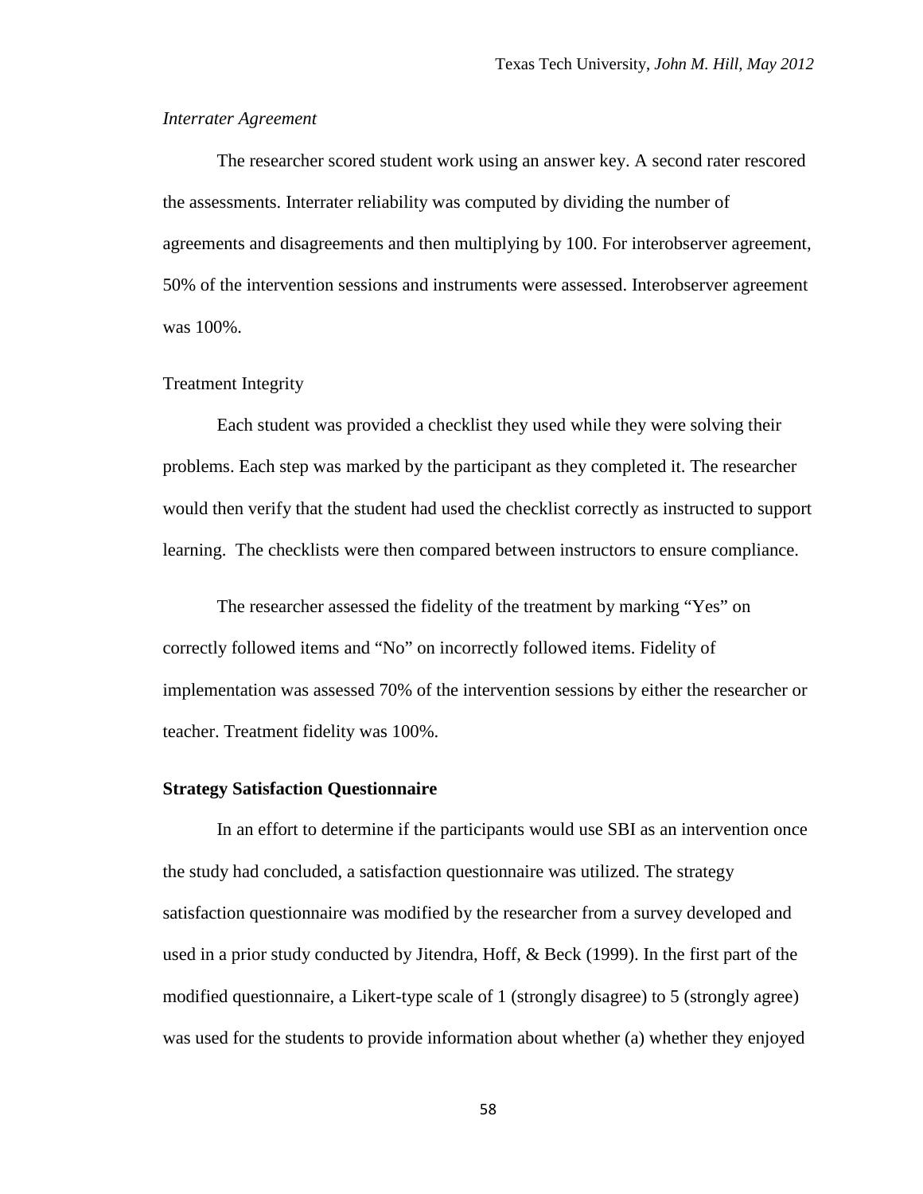*Interrater Agreement*

The researcher scored student work using an answer key. A second rater rescored the assessments. Interrater reliability was computed by dividing the number of agreements and disagreements and then multiplying by 100. For interobserver agreement, 50% of the intervention sessions and instruments were assessed. Interobserver agreement was 100%.

Treatment Integrity

Each student was provided a checklist they used while they were solving their problems. Each step was marked by the participant as they completed it. The researcher would then verify that the student had used the checklist correctly as instructed to support learning. The checklists were then compared between instructors to ensure compliance.

The researcher assessed the fidelity of the treatment by marking "Yes" on correctly followed items and "No" on incorrectly followed items. Fidelity of implementation was assessed 70% of the intervention sessions by either the researcher or teacher. Treatment fidelity was 100%.

**Strategy Satisfaction Questionnaire**

In an effort to determine if the participants would use SBI as an intervention once the study had concluded, a satisfaction questionnaire was utilized. The strategy satisfaction questionnaire was modified by the researcher from a survey developed and used in a prior study conducted by Jitendra, Hoff, & Beck (1999). In the first part of the modified questionnaire, a Likert-type scale of 1 (strongly disagree) to 5 (strongly agree) was used for the students to provide information about whether (a) whether they enjoyed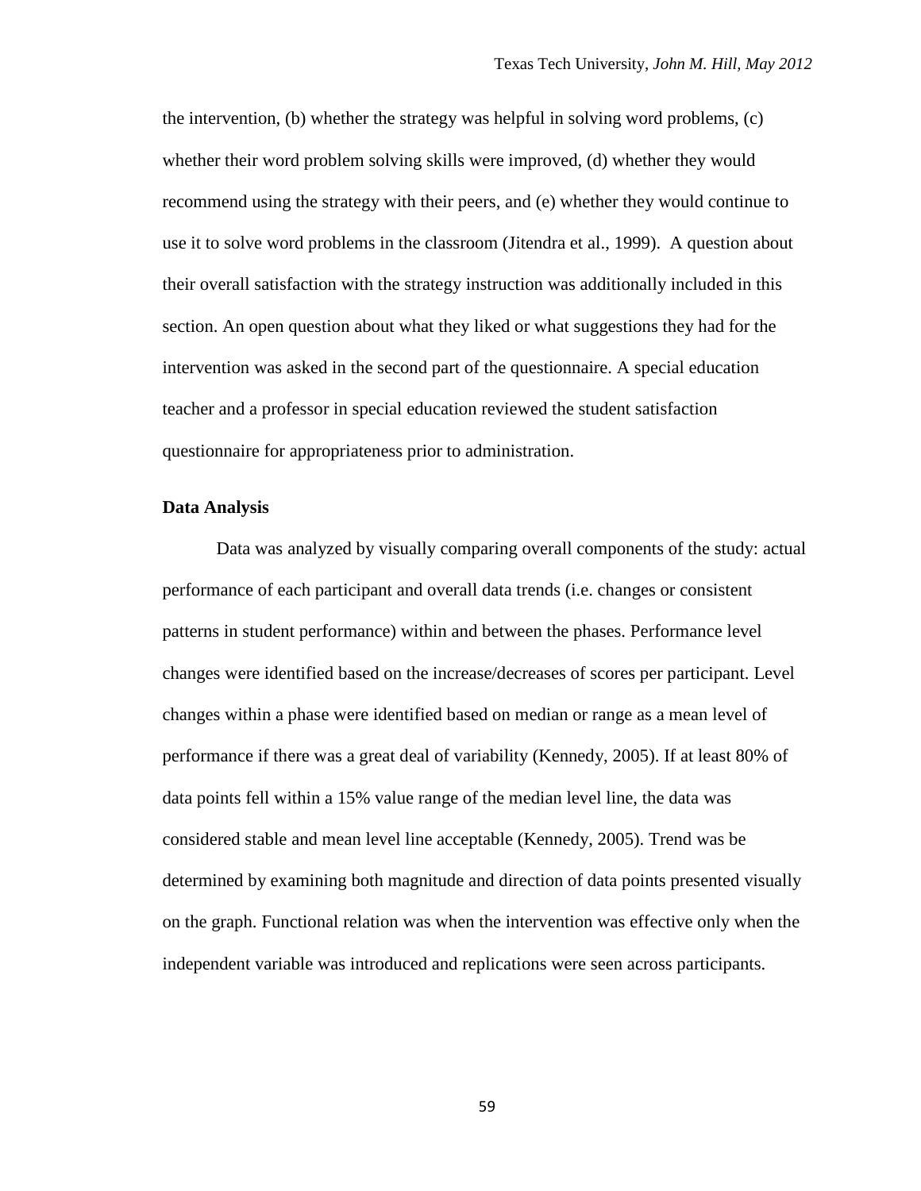the intervention, (b) whether the strategy was helpful in solving word problems, (c) whether their word problem solving skills were improved, (d) whether they would recommend using the strategy with their peers, and (e) whether they would continue to use it to solve word problems in the classroom (Jitendra et al., 1999). A question about their overall satisfaction with the strategy instruction was additionally included in this section. An open question about what they liked or what suggestions they had for the intervention was asked in the second part of the questionnaire. A special education teacher and a professor in special education reviewed the student satisfaction questionnaire for appropriateness prior to administration.

**Data Analysis**

Data was analyzed by visually comparing overall components of the study: actual performance of each participant and overall data trends (i.e. changes or consistent patterns in student performance) within and between the phases. Performance level changes were identified based on the increase/decreases of scores per participant. Level changes within a phase were identified based on median or range as a mean level of performance if there was a great deal of variability (Kennedy, 2005). If at least 80% of data points fell within a 15% value range of the median level line, the data was considered stable and mean level line acceptable (Kennedy, 2005). Trend was be determined by examining both magnitude and direction of data points presented visually on the graph. Functional relation was when the intervention was effective only when the independent variable was introduced and replications were seen across participants.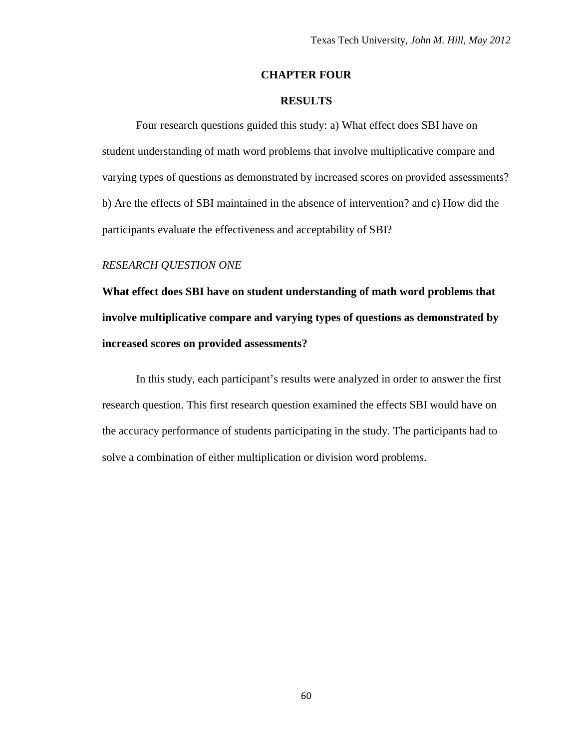# CHAPTER FOUR

# RESULTS

Four research questions guided this study: a) What effect does SBI have on student understanding of math word problems that involve multiplicative compare and varying types of questions as demonstrated by increased scores on provided assessments? b) Are the effects of SBI maintained in the absence of intervention? and c) How did the participants evaluate the effectiveness and acceptability of SBI?

## *RESEARCH QUESTION ONE*

**What effect does SBI have on student understanding of math word problems that involve multiplicative compare and varying types of questions as demonstrated by increased scores on provided assessments?**

In this study, each participant's results were analyzed in order to answer the first research question. This first research question examined the effects SBI would have on the accuracy performance of students participating in the study. The participants had to solve a combination of either multiplication or division word problems.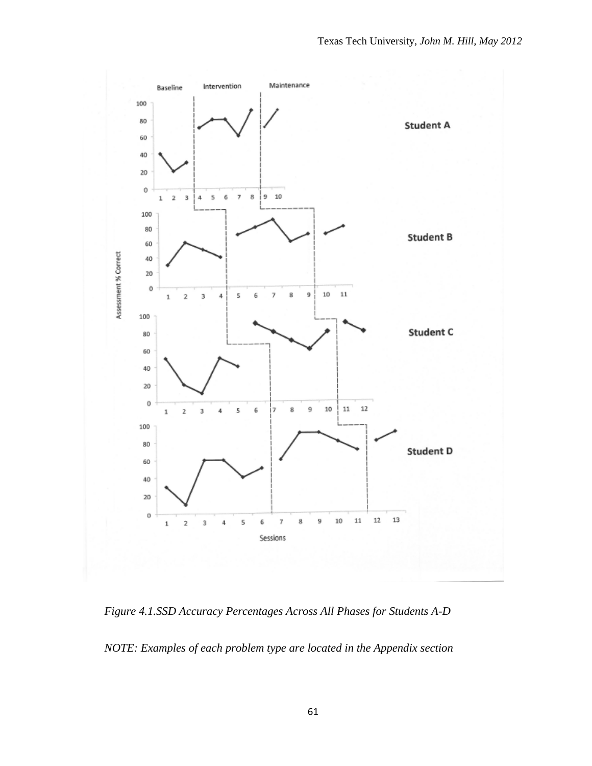*Figure 4.1.SSD Accuracy Percentages Across All Phases for Students A-D*

*NOTE: Examples of each problem type are located in the Appendix section*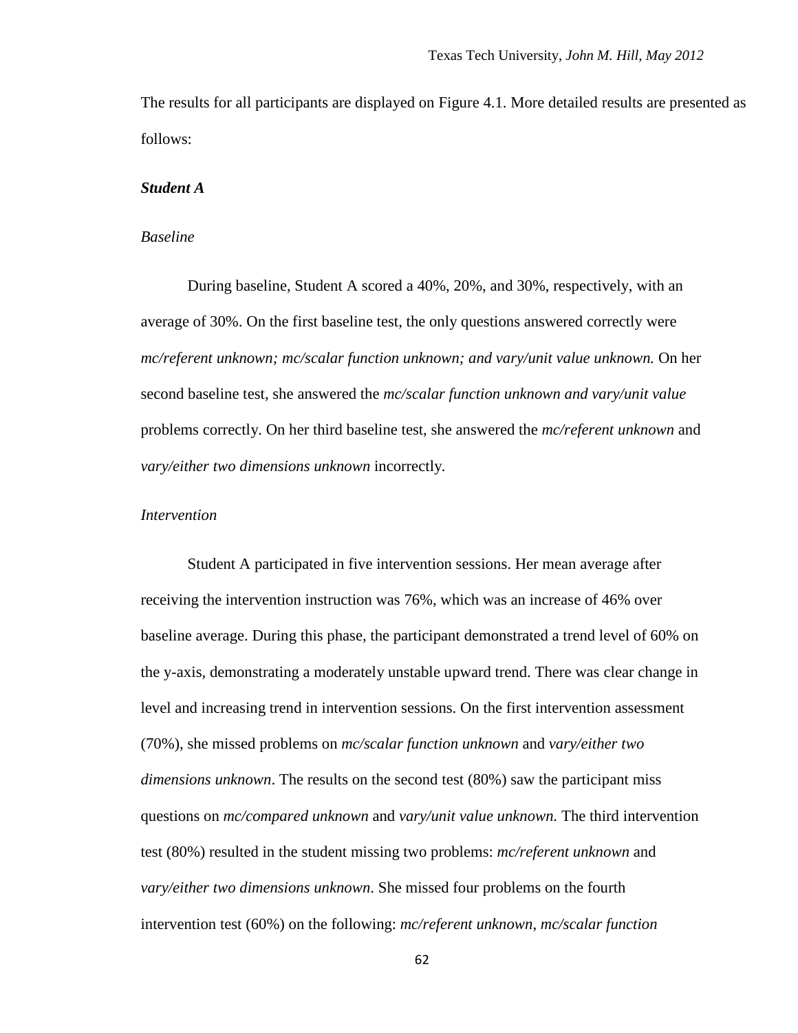The results for all participants are displayed on Figure 4.1. More detailed results are presented as follows:

### *Student A*

#### *Baseline*

During baseline, Student A scored a 40%, 20%, and 30%, respectively, with an average of 30%. On the first baseline test, the only questions answered correctly were *mc/referent unknown; mc/scalar function unknown; and vary/unit value unknown.* On her second baseline test, she answered the *mc/scalar function unknown and vary/unit value* problems correctly. On her third baseline test, she answered the *mc/referent unknown* and *vary/either two dimensions unknown* incorrectly.

#### *Intervention*

Student A participated in five intervention sessions. Her mean average after receiving the intervention instruction was 76%, which was an increase of 46% over baseline average. During this phase, the participant demonstrated a trend level of 60% on the y-axis, demonstrating a moderately unstable upward trend. There was clear change in level and increasing trend in intervention sessions. On the first intervention assessment (70%), she missed problems on *mc/scalar function unknown* and *vary/either two dimensions unknown*. The results on the second test (80%) saw the participant miss questions on *mc/compared unknown* and *vary/unit value unknown.* The third intervention test (80%) resulted in the student missing two problems: *mc/referent unknown* and *vary/either two dimensions unknown*. She missed four problems on the fourth intervention test (60%) on the following: *mc/referent unknown*, *mc/scalar function*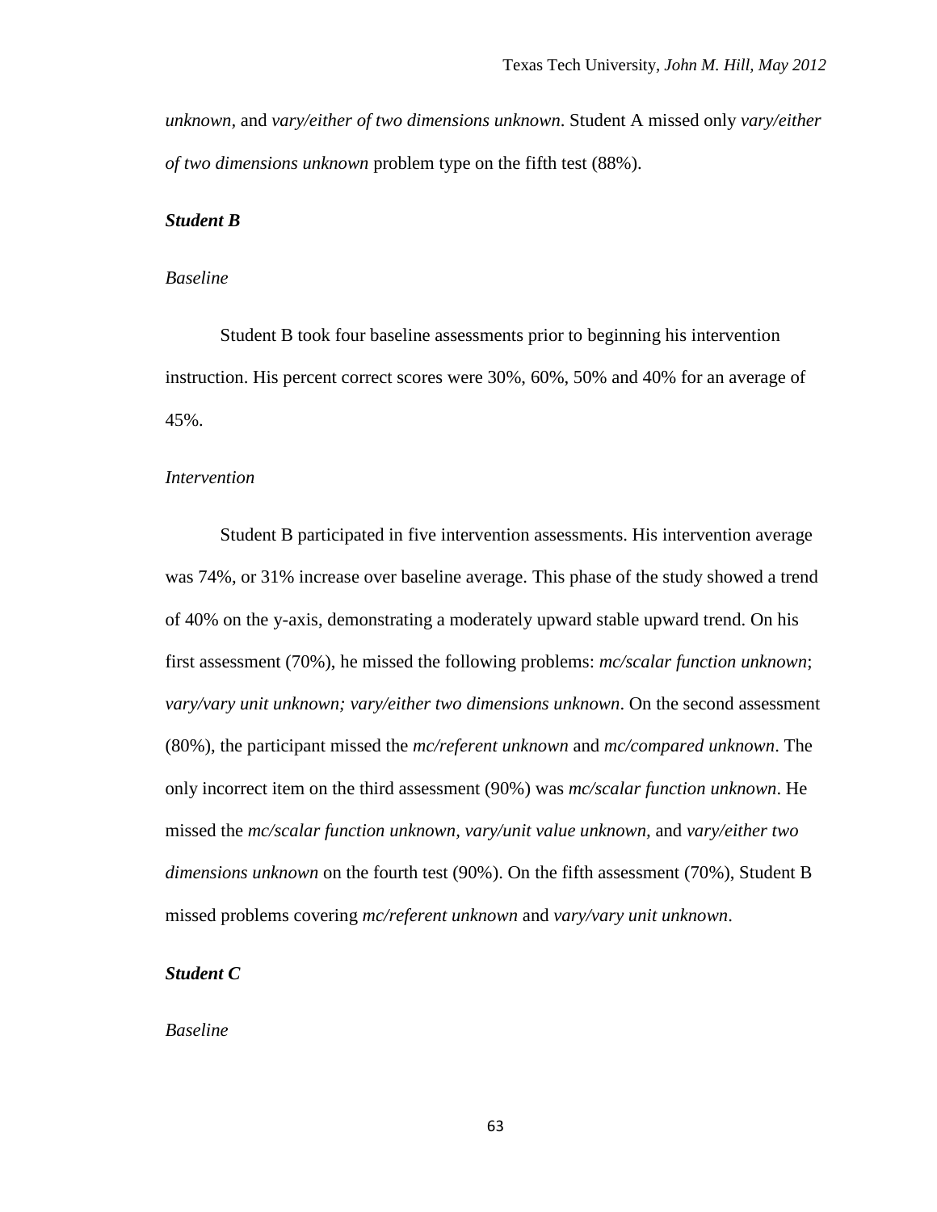*unknown,* and *vary/either of two dimensions unknown*. Student A missed only *vary/either of two dimensions unknown* problem type on the fifth test (88%).

### ***Student B***

*Baseline*

Student B took four baseline assessments prior to beginning his intervention instruction. His percent correct scores were 30%, 60%, 50% and 40% for an average of 45%.

*Intervention*

Student B participated in five intervention assessments. His intervention average was 74%, or 31% increase over baseline average. This phase of the study showed a trend of 40% on the y-axis, demonstrating a moderately upward stable upward trend. On his first assessment (70%), he missed the following problems: *mc/scalar function unknown*; *vary/vary unit unknown; vary/either two dimensions unknown*. On the second assessment (80%), the participant missed the *mc/referent unknown* and *mc/compared unknown*. The only incorrect item on the third assessment (90%) was *mc/scalar function unknown*. He missed the *mc/scalar function unknown, vary/unit value unknown,* and *vary/either two dimensions unknown* on the fourth test (90%). On the fifth assessment (70%), Student B missed problems covering *mc/referent unknown* and *vary/vary unit unknown*.

### ***Student C***

*Baseline*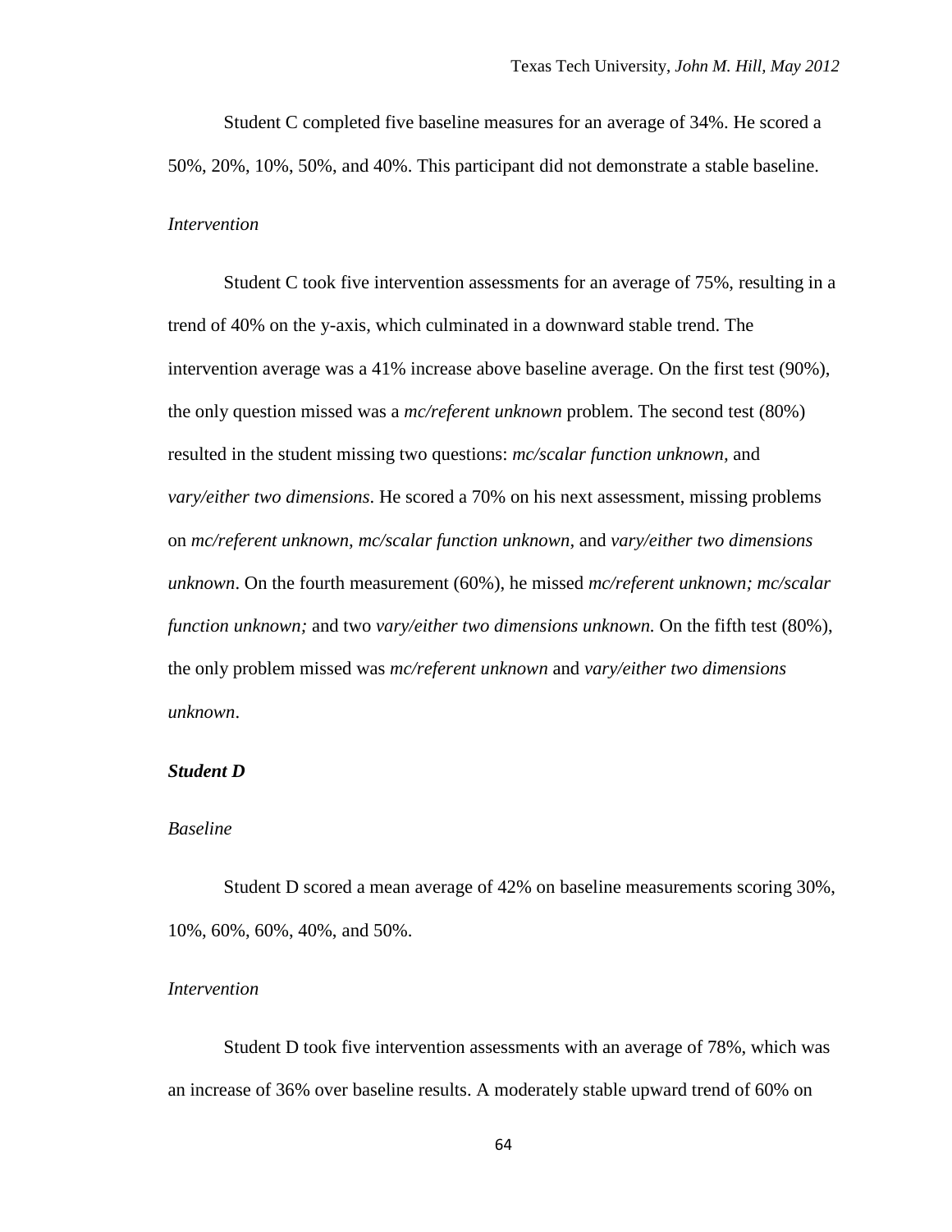Student C completed five baseline measures for an average of 34%. He scored a 50%, 20%, 10%, 50%, and 40%. This participant did not demonstrate a stable baseline.

*Intervention*

Student C took five intervention assessments for an average of 75%, resulting in a trend of 40% on the y-axis, which culminated in a downward stable trend. The intervention average was a 41% increase above baseline average. On the first test (90%), the only question missed was a *mc/referent unknown* problem. The second test (80%) resulted in the student missing two questions: *mc/scalar function unknown,* and *vary/either two dimensions*. He scored a 70% on his next assessment, missing problems on *mc/referent unknown, mc/scalar function unknown,* and *vary/either two dimensions unknown*. On the fourth measurement (60%), he missed *mc/referent unknown; mc/scalar function unknown;* and two *vary/either two dimensions unknown.* On the fifth test (80%), the only problem missed was *mc/referent unknown* and *vary/either two dimensions unknown*.

***Student D***

*Baseline*

Student D scored a mean average of 42% on baseline measurements scoring 30%, 10%, 60%, 60%, 40%, and 50%.

*Intervention*

Student D took five intervention assessments with an average of 78%, which was an increase of 36% over baseline results. A moderately stable upward trend of 60% on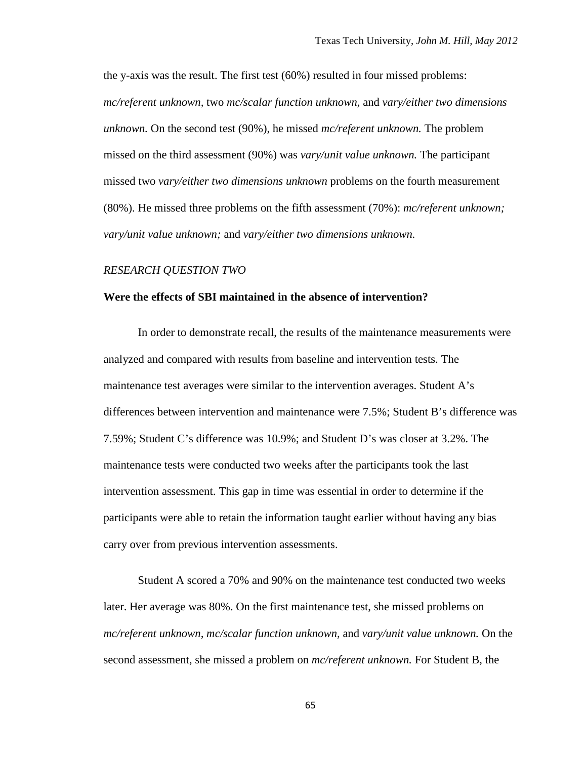the y-axis was the result. The first test (60%) resulted in four missed problems: *mc/referent unknown,* two *mc/scalar function unknown,* and *vary/either two dimensions unknown.* On the second test (90%), he missed *mc/referent unknown.* The problem missed on the third assessment (90%) was *vary/unit value unknown.* The participant missed two *vary/either two dimensions unknown* problems on the fourth measurement (80%). He missed three problems on the fifth assessment (70%): *mc/referent unknown; vary/unit value unknown;* and *vary/either two dimensions unknown.*

### *RESEARCH QUESTION TWO*

**Were the effects of SBI maintained in the absence of intervention?**

In order to demonstrate recall, the results of the maintenance measurements were analyzed and compared with results from baseline and intervention tests. The maintenance test averages were similar to the intervention averages. Student A's differences between intervention and maintenance were 7.5%; Student B's difference was 7.59%; Student C's difference was 10.9%; and Student D's was closer at 3.2%. The maintenance tests were conducted two weeks after the participants took the last intervention assessment. This gap in time was essential in order to determine if the participants were able to retain the information taught earlier without having any bias carry over from previous intervention assessments.

Student A scored a 70% and 90% on the maintenance test conducted two weeks later. Her average was 80%. On the first maintenance test, she missed problems on *mc/referent unknown, mc/scalar function unknown*, and *vary/unit value unknown.* On the second assessment, she missed a problem on *mc/referent unknown.* For Student B, the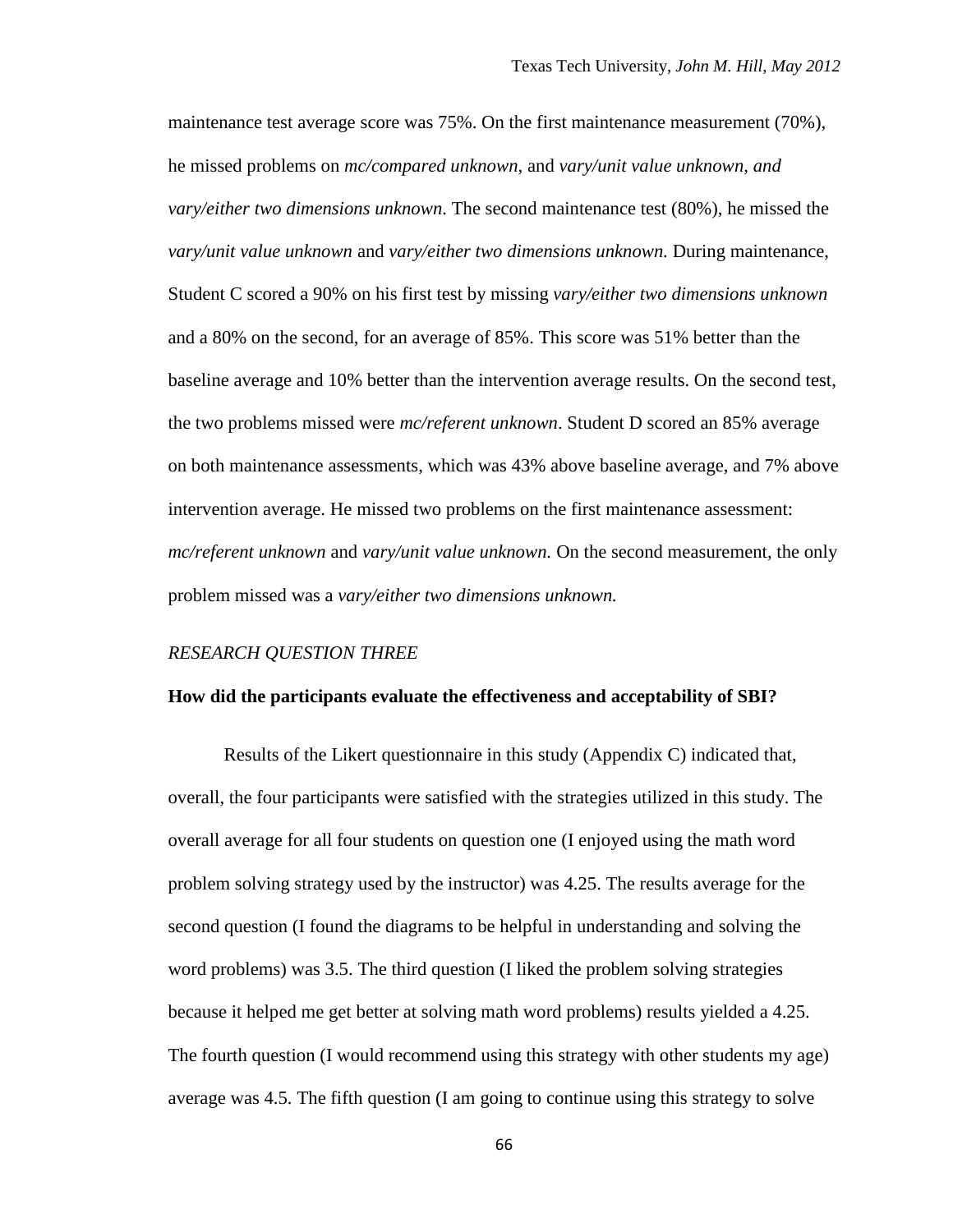maintenance test average score was 75%. On the first maintenance measurement (70%), he missed problems on *mc/compared unknown*, and *vary/unit value unknown, and vary/either two dimensions unknown*. The second maintenance test (80%), he missed the *vary/unit value unknown* and *vary/either two dimensions unknown.* During maintenance, Student C scored a 90% on his first test by missing *vary/either two dimensions unknown* and a 80% on the second, for an average of 85%. This score was 51% better than the baseline average and 10% better than the intervention average results. On the second test, the two problems missed were *mc/referent unknown*. Student D scored an 85% average on both maintenance assessments, which was 43% above baseline average, and 7% above intervention average. He missed two problems on the first maintenance assessment: *mc/referent unknown* and *vary/unit value unknown.* On the second measurement, the only problem missed was a *vary/either two dimensions unknown.*

*RESEARCH QUESTION THREE*

**How did the participants evaluate the effectiveness and acceptability of SBI?**

Results of the Likert questionnaire in this study (Appendix C) indicated that, overall, the four participants were satisfied with the strategies utilized in this study. The overall average for all four students on question one (I enjoyed using the math word problem solving strategy used by the instructor) was 4.25. The results average for the second question (I found the diagrams to be helpful in understanding and solving the word problems) was 3.5. The third question (I liked the problem solving strategies because it helped me get better at solving math word problems) results yielded a 4.25. The fourth question (I would recommend using this strategy with other students my age) average was 4.5. The fifth question (I am going to continue using this strategy to solve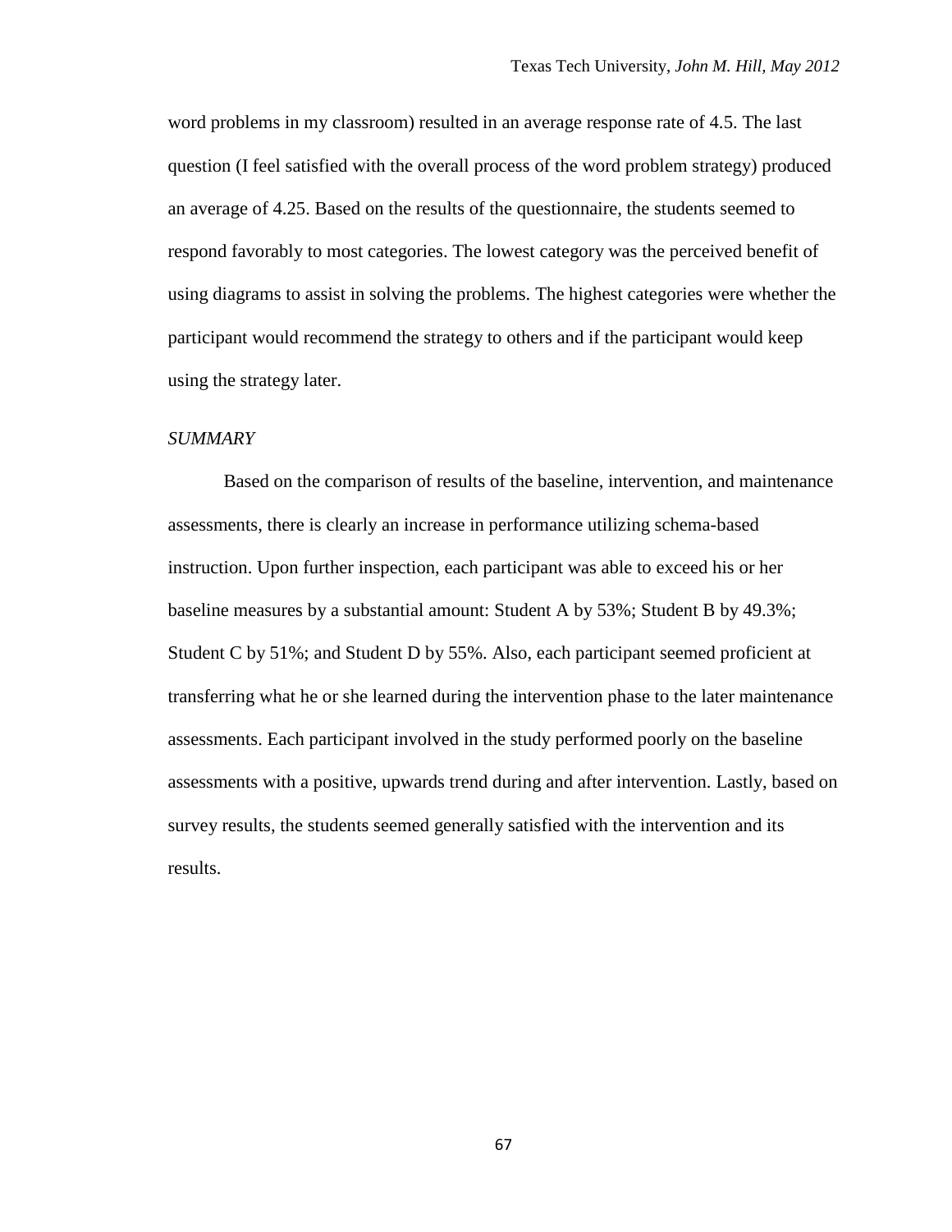word problems in my classroom) resulted in an average response rate of 4.5. The last question (I feel satisfied with the overall process of the word problem strategy) produced an average of 4.25. Based on the results of the questionnaire, the students seemed to respond favorably to most categories. The lowest category was the perceived benefit of using diagrams to assist in solving the problems. The highest categories were whether the participant would recommend the strategy to others and if the participant would keep using the strategy later.

*SUMMARY*

Based on the comparison of results of the baseline, intervention, and maintenance assessments, there is clearly an increase in performance utilizing schema-based instruction. Upon further inspection, each participant was able to exceed his or her baseline measures by a substantial amount: Student A by 53%; Student B by 49.3%; Student C by 51%; and Student D by 55%. Also, each participant seemed proficient at transferring what he or she learned during the intervention phase to the later maintenance assessments. Each participant involved in the study performed poorly on the baseline assessments with a positive, upwards trend during and after intervention. Lastly, based on survey results, the students seemed generally satisfied with the intervention and its results.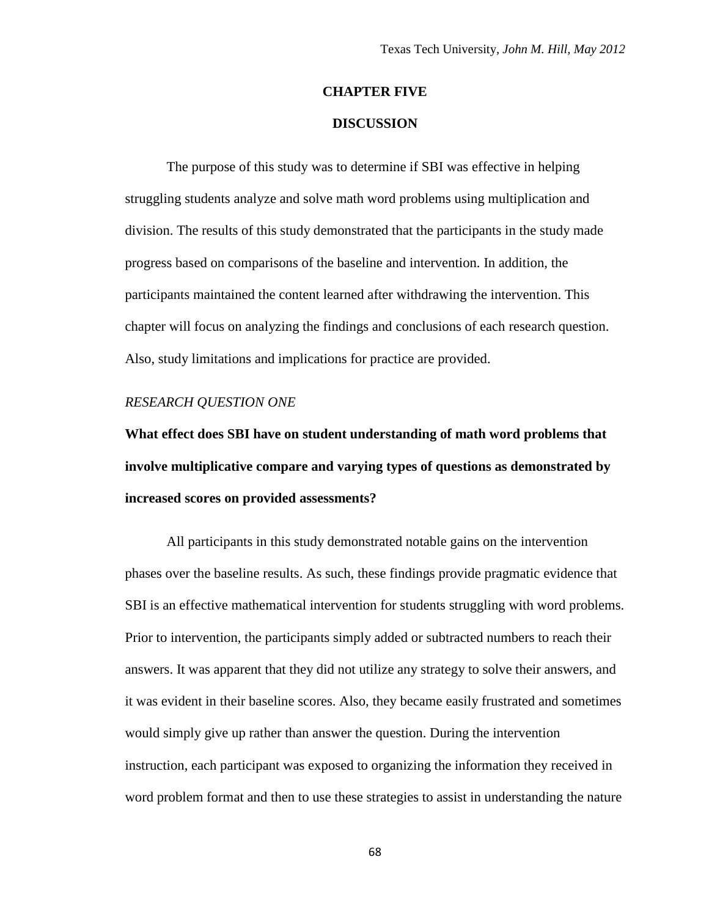# CHAPTER FIVE

# DISCUSSION

The purpose of this study was to determine if SBI was effective in helping struggling students analyze and solve math word problems using multiplication and division. The results of this study demonstrated that the participants in the study made progress based on comparisons of the baseline and intervention. In addition, the participants maintained the content learned after withdrawing the intervention. This chapter will focus on analyzing the findings and conclusions of each research question. Also, study limitations and implications for practice are provided.

*RESEARCH QUESTION ONE*

**What effect does SBI have on student understanding of math word problems that involve multiplicative compare and varying types of questions as demonstrated by increased scores on provided assessments?**

All participants in this study demonstrated notable gains on the intervention phases over the baseline results. As such, these findings provide pragmatic evidence that SBI is an effective mathematical intervention for students struggling with word problems. Prior to intervention, the participants simply added or subtracted numbers to reach their answers. It was apparent that they did not utilize any strategy to solve their answers, and it was evident in their baseline scores. Also, they became easily frustrated and sometimes would simply give up rather than answer the question. During the intervention instruction, each participant was exposed to organizing the information they received in word problem format and then to use these strategies to assist in understanding the nature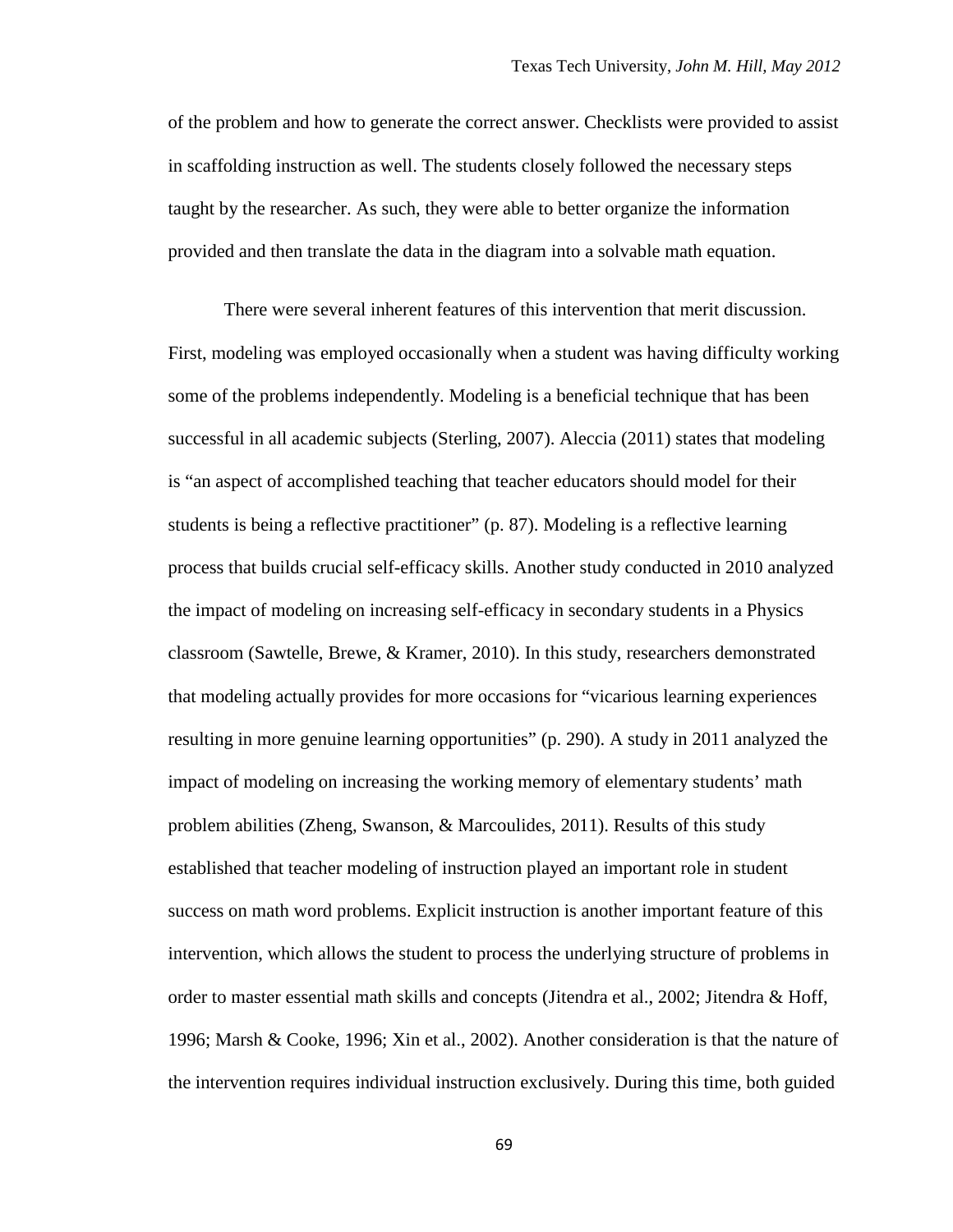of the problem and how to generate the correct answer. Checklists were provided to assist in scaffolding instruction as well. The students closely followed the necessary steps taught by the researcher. As such, they were able to better organize the information provided and then translate the data in the diagram into a solvable math equation.

There were several inherent features of this intervention that merit discussion. First, modeling was employed occasionally when a student was having difficulty working some of the problems independently. Modeling is a beneficial technique that has been successful in all academic subjects (Sterling, 2007). Aleccia (2011) states that modeling is "an aspect of accomplished teaching that teacher educators should model for their students is being a reflective practitioner" (p. 87). Modeling is a reflective learning process that builds crucial self-efficacy skills. Another study conducted in 2010 analyzed the impact of modeling on increasing self-efficacy in secondary students in a Physics classroom (Sawtelle, Brewe, & Kramer, 2010). In this study, researchers demonstrated that modeling actually provides for more occasions for "vicarious learning experiences resulting in more genuine learning opportunities" (p. 290). A study in 2011 analyzed the impact of modeling on increasing the working memory of elementary students' math problem abilities (Zheng, Swanson, & Marcoulides, 2011). Results of this study established that teacher modeling of instruction played an important role in student success on math word problems. Explicit instruction is another important feature of this intervention, which allows the student to process the underlying structure of problems in order to master essential math skills and concepts (Jitendra et al., 2002; Jitendra & Hoff, 1996; Marsh & Cooke, 1996; Xin et al., 2002). Another consideration is that the nature of the intervention requires individual instruction exclusively. During this time, both guided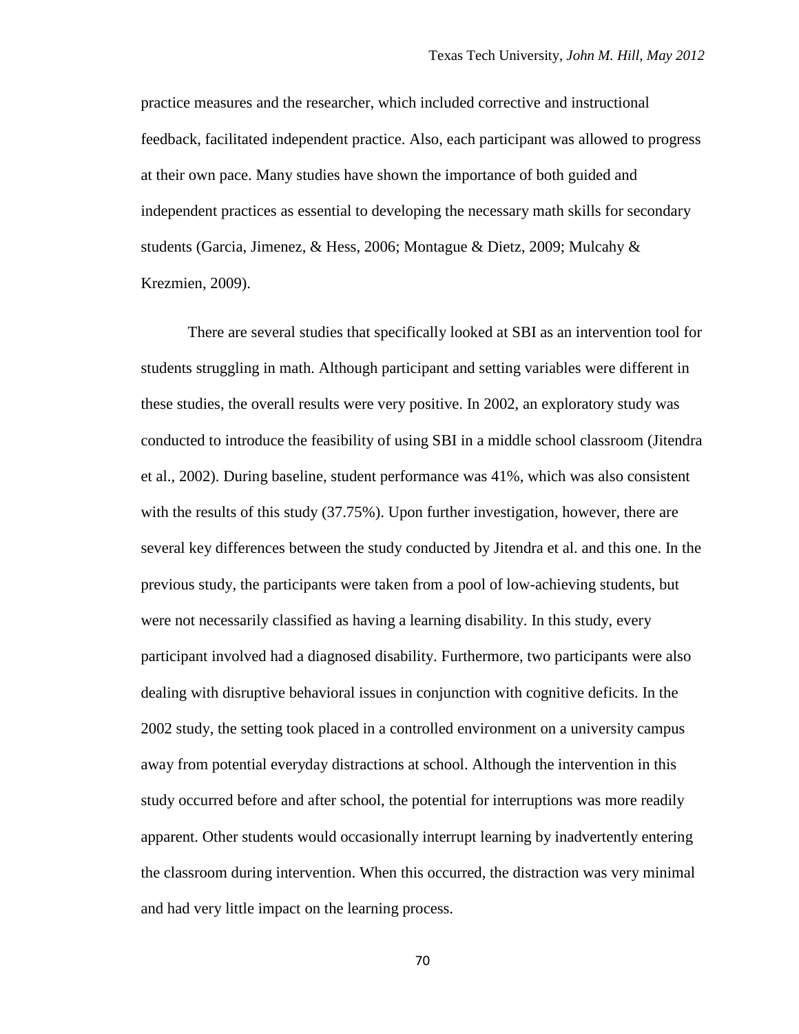practice measures and the researcher, which included corrective and instructional feedback, facilitated independent practice. Also, each participant was allowed to progress at their own pace. Many studies have shown the importance of both guided and independent practices as essential to developing the necessary math skills for secondary students (Garcia, Jimenez, & Hess, 2006; Montague & Dietz, 2009; Mulcahy & Krezmien, 2009).

There are several studies that specifically looked at SBI as an intervention tool for students struggling in math. Although participant and setting variables were different in these studies, the overall results were very positive. In 2002, an exploratory study was conducted to introduce the feasibility of using SBI in a middle school classroom (Jitendra et al., 2002). During baseline, student performance was 41%, which was also consistent with the results of this study (37.75%). Upon further investigation, however, there are several key differences between the study conducted by Jitendra et al. and this one. In the previous study, the participants were taken from a pool of low-achieving students, but were not necessarily classified as having a learning disability. In this study, every participant involved had a diagnosed disability. Furthermore, two participants were also dealing with disruptive behavioral issues in conjunction with cognitive deficits. In the 2002 study, the setting took placed in a controlled environment on a university campus away from potential everyday distractions at school. Although the intervention in this study occurred before and after school, the potential for interruptions was more readily apparent. Other students would occasionally interrupt learning by inadvertently entering the classroom during intervention. When this occurred, the distraction was very minimal and had very little impact on the learning process.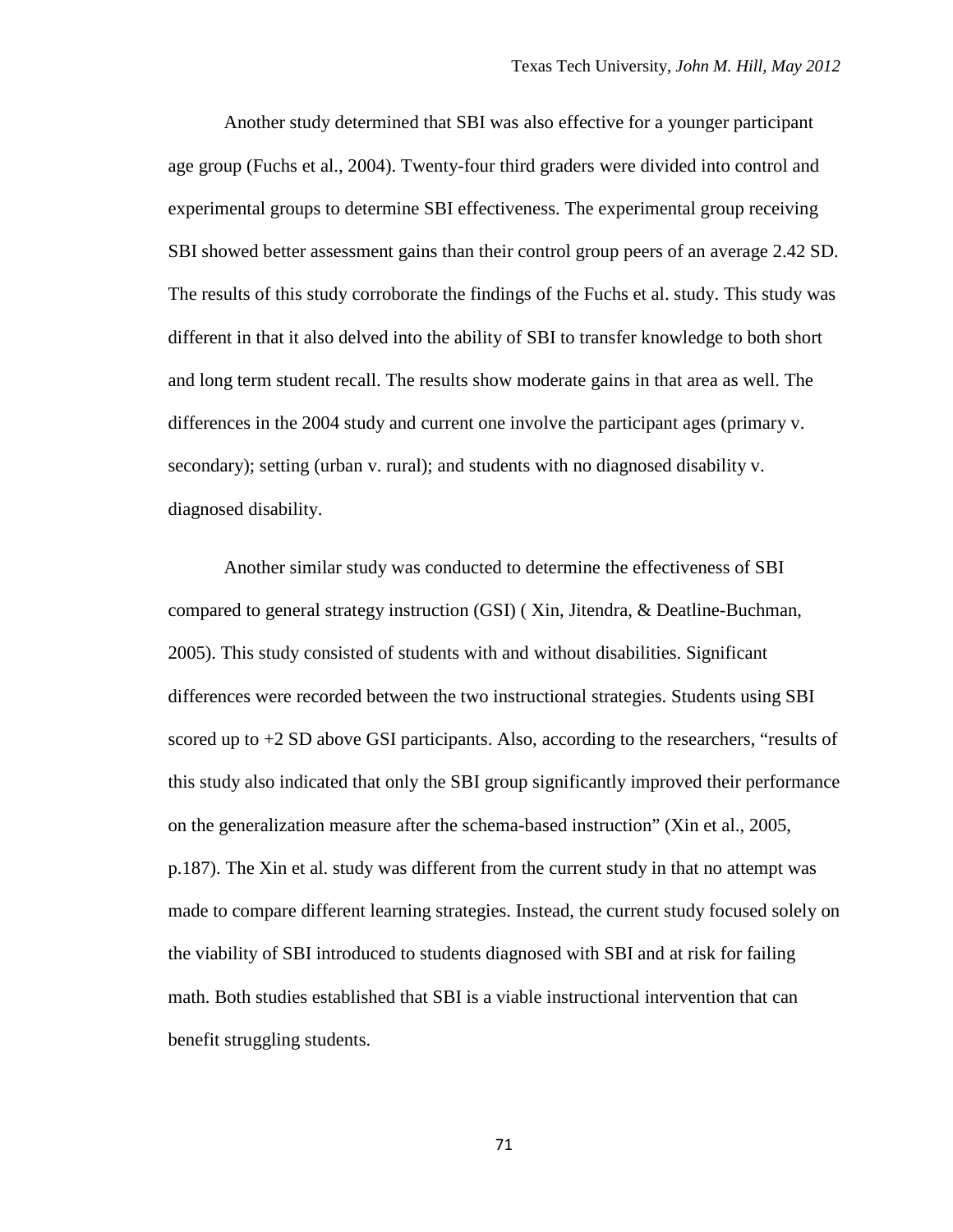Another study determined that SBI was also effective for a younger participant age group (Fuchs et al., 2004). Twenty-four third graders were divided into control and experimental groups to determine SBI effectiveness. The experimental group receiving SBI showed better assessment gains than their control group peers of an average 2.42 SD. The results of this study corroborate the findings of the Fuchs et al. study. This study was different in that it also delved into the ability of SBI to transfer knowledge to both short and long term student recall. The results show moderate gains in that area as well. The differences in the 2004 study and current one involve the participant ages (primary v. secondary); setting (urban v. rural); and students with no diagnosed disability v. diagnosed disability.

Another similar study was conducted to determine the effectiveness of SBI compared to general strategy instruction (GSI) ( Xin, Jitendra, & Deatline-Buchman, 2005). This study consisted of students with and without disabilities. Significant differences were recorded between the two instructional strategies. Students using SBI scored up to +2 SD above GSI participants. Also, according to the researchers, “results of this study also indicated that only the SBI group significantly improved their performance on the generalization measure after the schema-based instruction” (Xin et al., 2005, p.187). The Xin et al. study was different from the current study in that no attempt was made to compare different learning strategies. Instead, the current study focused solely on the viability of SBI introduced to students diagnosed with SBI and at risk for failing math. Both studies established that SBI is a viable instructional intervention that can benefit struggling students.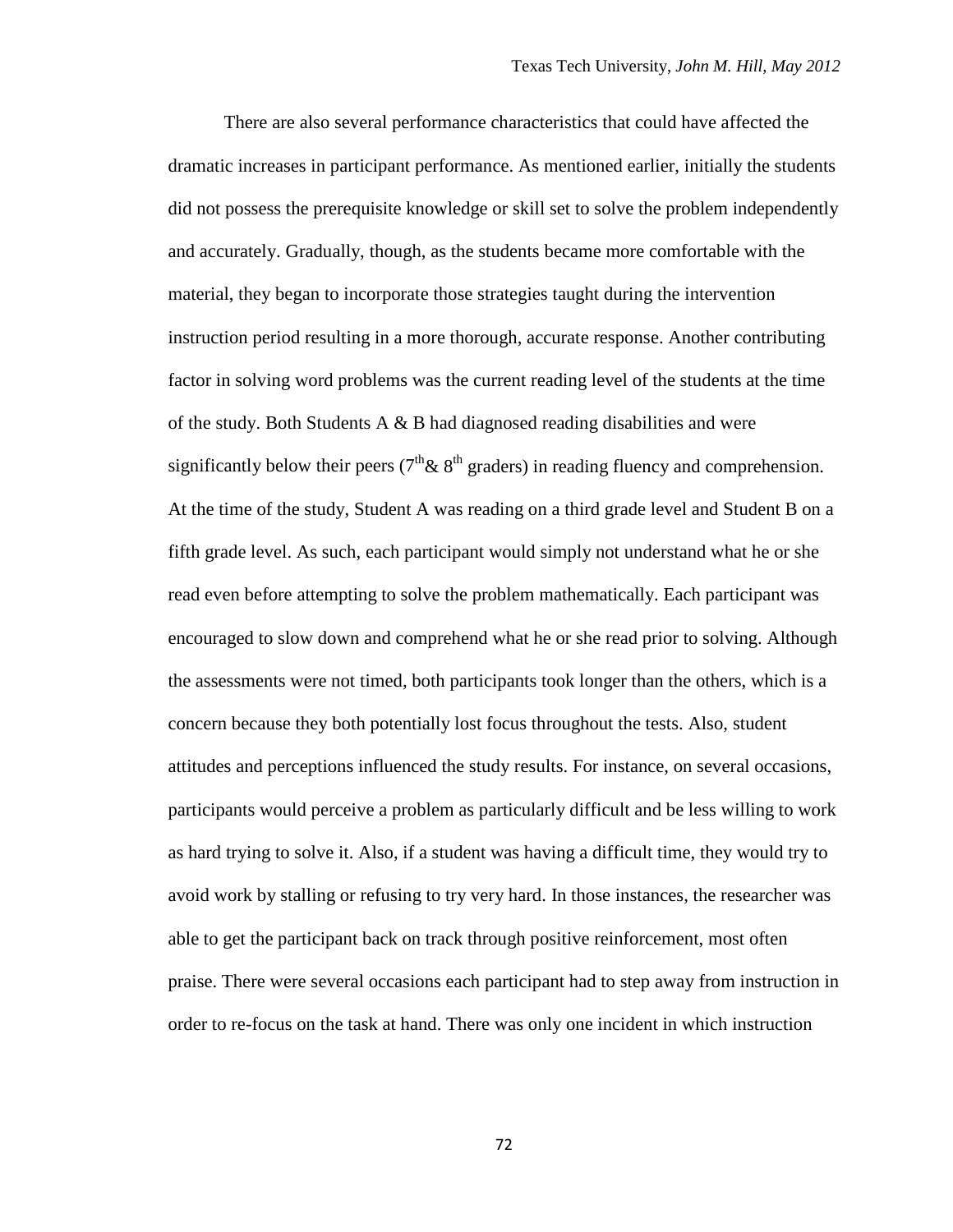There are also several performance characteristics that could have affected the dramatic increases in participant performance. As mentioned earlier, initially the students did not possess the prerequisite knowledge or skill set to solve the problem independently and accurately. Gradually, though, as the students became more comfortable with the material, they began to incorporate those strategies taught during the intervention instruction period resulting in a more thorough, accurate response. Another contributing factor in solving word problems was the current reading level of the students at the time of the study. Both Students A & B had diagnosed reading disabilities and were significantly below their peers ($7^{th}$& $8^{th}$ graders) in reading fluency and comprehension. At the time of the study, Student A was reading on a third grade level and Student B on a fifth grade level. As such, each participant would simply not understand what he or she read even before attempting to solve the problem mathematically. Each participant was encouraged to slow down and comprehend what he or she read prior to solving. Although the assessments were not timed, both participants took longer than the others, which is a concern because they both potentially lost focus throughout the tests. Also, student attitudes and perceptions influenced the study results. For instance, on several occasions, participants would perceive a problem as particularly difficult and be less willing to work as hard trying to solve it. Also, if a student was having a difficult time, they would try to avoid work by stalling or refusing to try very hard. In those instances, the researcher was able to get the participant back on track through positive reinforcement, most often praise. There were several occasions each participant had to step away from instruction in order to re-focus on the task at hand. There was only one incident in which instruction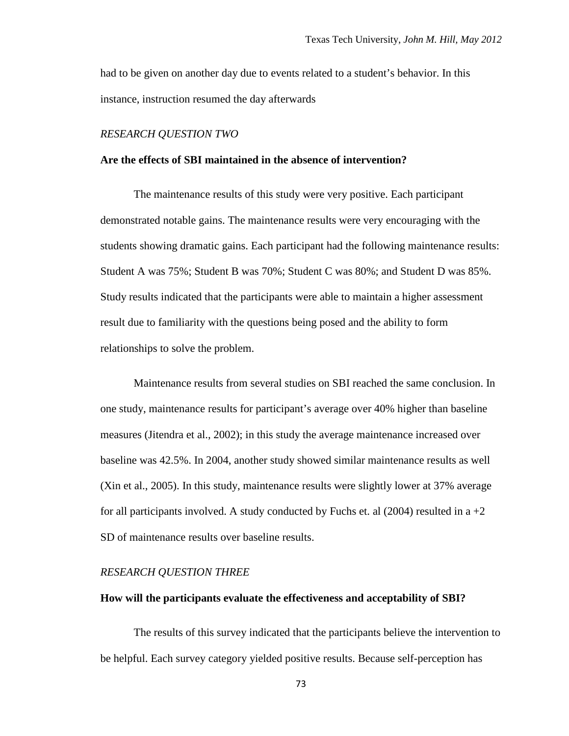had to be given on another day due to events related to a student's behavior. In this instance, instruction resumed the day afterwards

### *RESEARCH QUESTION TWO*

**Are the effects of SBI maintained in the absence of intervention?**

The maintenance results of this study were very positive. Each participant demonstrated notable gains. The maintenance results were very encouraging with the students showing dramatic gains. Each participant had the following maintenance results: Student A was 75%; Student B was 70%; Student C was 80%; and Student D was 85%. Study results indicated that the participants were able to maintain a higher assessment result due to familiarity with the questions being posed and the ability to form relationships to solve the problem.

Maintenance results from several studies on SBI reached the same conclusion. In one study, maintenance results for participant's average over 40% higher than baseline measures (Jitendra et al., 2002); in this study the average maintenance increased over baseline was 42.5%. In 2004, another study showed similar maintenance results as well (Xin et al., 2005). In this study, maintenance results were slightly lower at 37% average for all participants involved. A study conducted by Fuchs et. al (2004) resulted in a +2 SD of maintenance results over baseline results.

### *RESEARCH QUESTION THREE*

**How will the participants evaluate the effectiveness and acceptability of SBI?**

The results of this survey indicated that the participants believe the intervention to be helpful. Each survey category yielded positive results. Because self-perception has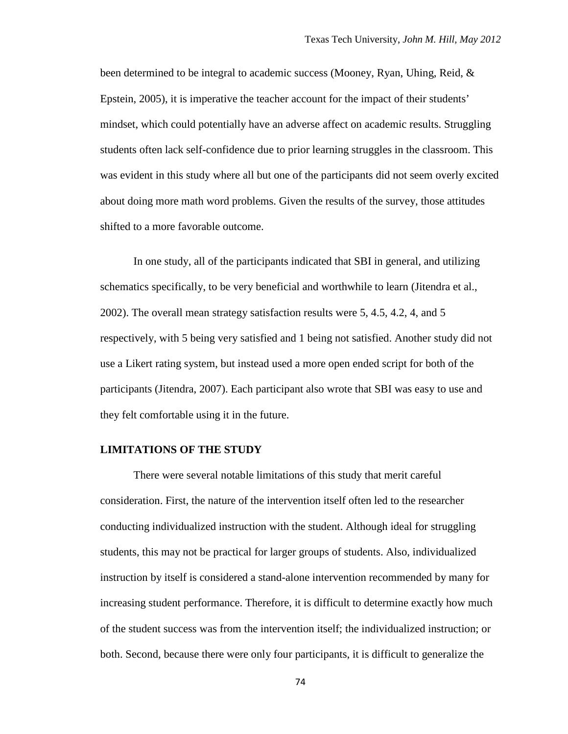been determined to be integral to academic success (Mooney, Ryan, Uhing, Reid, & Epstein, 2005), it is imperative the teacher account for the impact of their students' mindset, which could potentially have an adverse affect on academic results. Struggling students often lack self-confidence due to prior learning struggles in the classroom. This was evident in this study where all but one of the participants did not seem overly excited about doing more math word problems. Given the results of the survey, those attitudes shifted to a more favorable outcome.

In one study, all of the participants indicated that SBI in general, and utilizing schematics specifically, to be very beneficial and worthwhile to learn (Jitendra et al., 2002). The overall mean strategy satisfaction results were 5, 4.5, 4.2, 4, and 5 respectively, with 5 being very satisfied and 1 being not satisfied. Another study did not use a Likert rating system, but instead used a more open ended script for both of the participants (Jitendra, 2007). Each participant also wrote that SBI was easy to use and they felt comfortable using it in the future.

## LIMITATIONS OF THE STUDY

There were several notable limitations of this study that merit careful consideration. First, the nature of the intervention itself often led to the researcher conducting individualized instruction with the student. Although ideal for struggling students, this may not be practical for larger groups of students. Also, individualized instruction by itself is considered a stand-alone intervention recommended by many for increasing student performance. Therefore, it is difficult to determine exactly how much of the student success was from the intervention itself; the individualized instruction; or both. Second, because there were only four participants, it is difficult to generalize the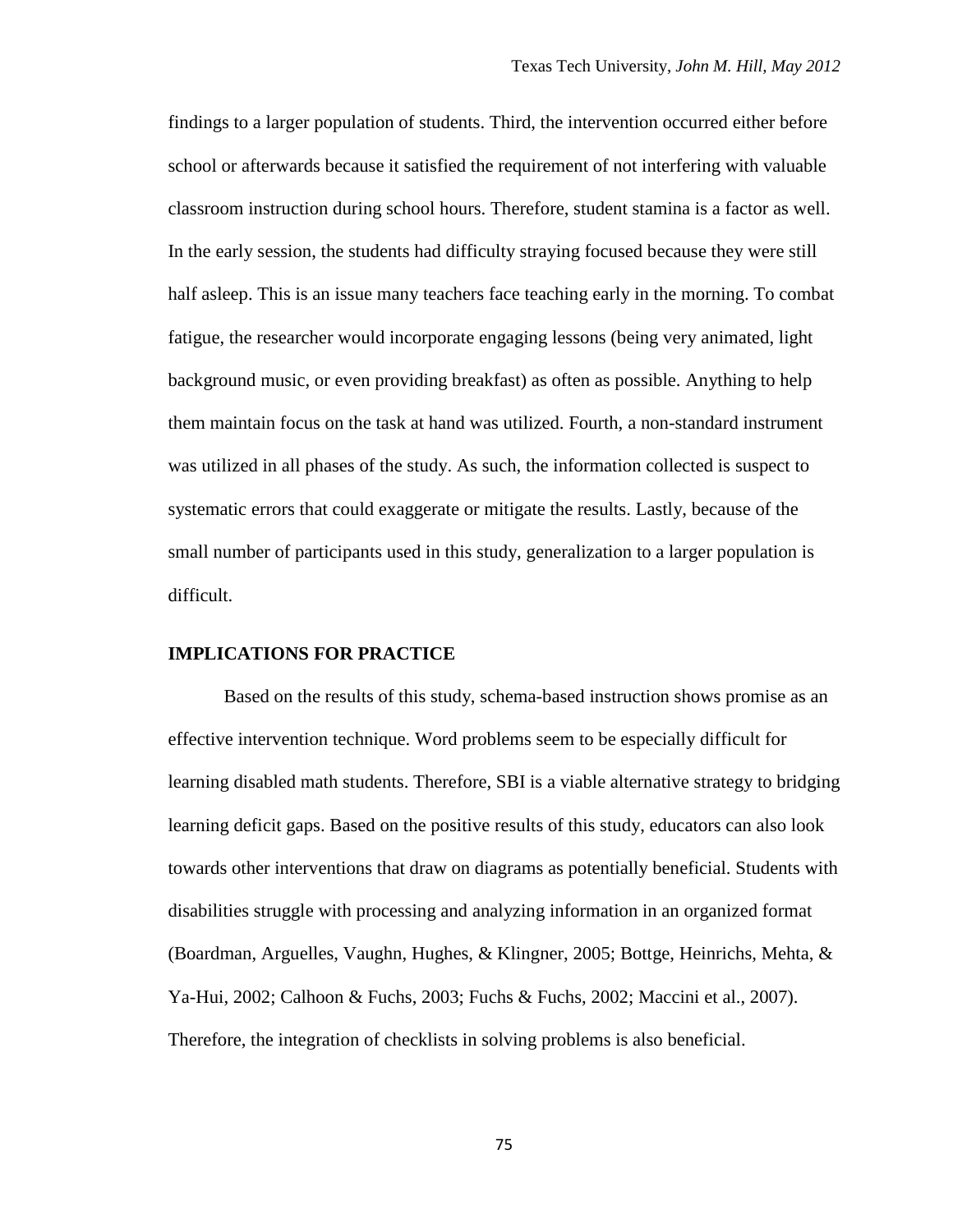findings to a larger population of students. Third, the intervention occurred either before school or afterwards because it satisfied the requirement of not interfering with valuable classroom instruction during school hours. Therefore, student stamina is a factor as well. In the early session, the students had difficulty straying focused because they were still half asleep. This is an issue many teachers face teaching early in the morning. To combat fatigue, the researcher would incorporate engaging lessons (being very animated, light background music, or even providing breakfast) as often as possible. Anything to help them maintain focus on the task at hand was utilized. Fourth, a non-standard instrument was utilized in all phases of the study. As such, the information collected is suspect to systematic errors that could exaggerate or mitigate the results. Lastly, because of the small number of participants used in this study, generalization to a larger population is difficult.

## IMPLICATIONS FOR PRACTICE

Based on the results of this study, schema-based instruction shows promise as an effective intervention technique. Word problems seem to be especially difficult for learning disabled math students. Therefore, SBI is a viable alternative strategy to bridging learning deficit gaps. Based on the positive results of this study, educators can also look towards other interventions that draw on diagrams as potentially beneficial. Students with disabilities struggle with processing and analyzing information in an organized format (Boardman, Arguelles, Vaughn, Hughes, & Klingner, 2005; Bottge, Heinrichs, Mehta, & Ya-Hui, 2002; Calhoon & Fuchs, 2003; Fuchs & Fuchs, 2002; Maccini et al., 2007). Therefore, the integration of checklists in solving problems is also beneficial.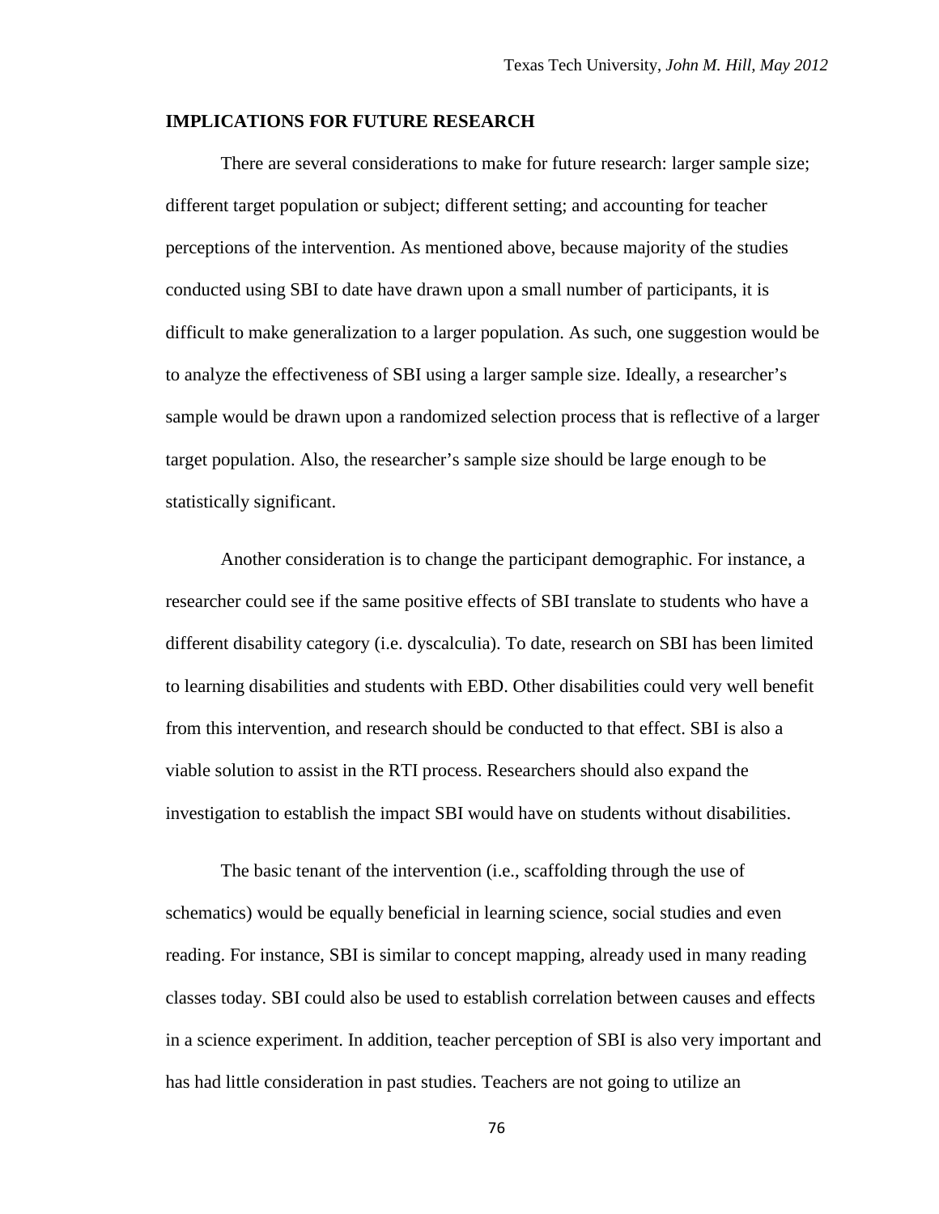## IMPLICATIONS FOR FUTURE RESEARCH

There are several considerations to make for future research: larger sample size; different target population or subject; different setting; and accounting for teacher perceptions of the intervention. As mentioned above, because majority of the studies conducted using SBI to date have drawn upon a small number of participants, it is difficult to make generalization to a larger population. As such, one suggestion would be to analyze the effectiveness of SBI using a larger sample size. Ideally, a researcher's sample would be drawn upon a randomized selection process that is reflective of a larger target population. Also, the researcher's sample size should be large enough to be statistically significant.

Another consideration is to change the participant demographic. For instance, a researcher could see if the same positive effects of SBI translate to students who have a different disability category (i.e. dyscalculia). To date, research on SBI has been limited to learning disabilities and students with EBD. Other disabilities could very well benefit from this intervention, and research should be conducted to that effect. SBI is also a viable solution to assist in the RTI process. Researchers should also expand the investigation to establish the impact SBI would have on students without disabilities.

The basic tenant of the intervention (i.e., scaffolding through the use of schematics) would be equally beneficial in learning science, social studies and even reading. For instance, SBI is similar to concept mapping, already used in many reading classes today. SBI could also be used to establish correlation between causes and effects in a science experiment. In addition, teacher perception of SBI is also very important and has had little consideration in past studies. Teachers are not going to utilize an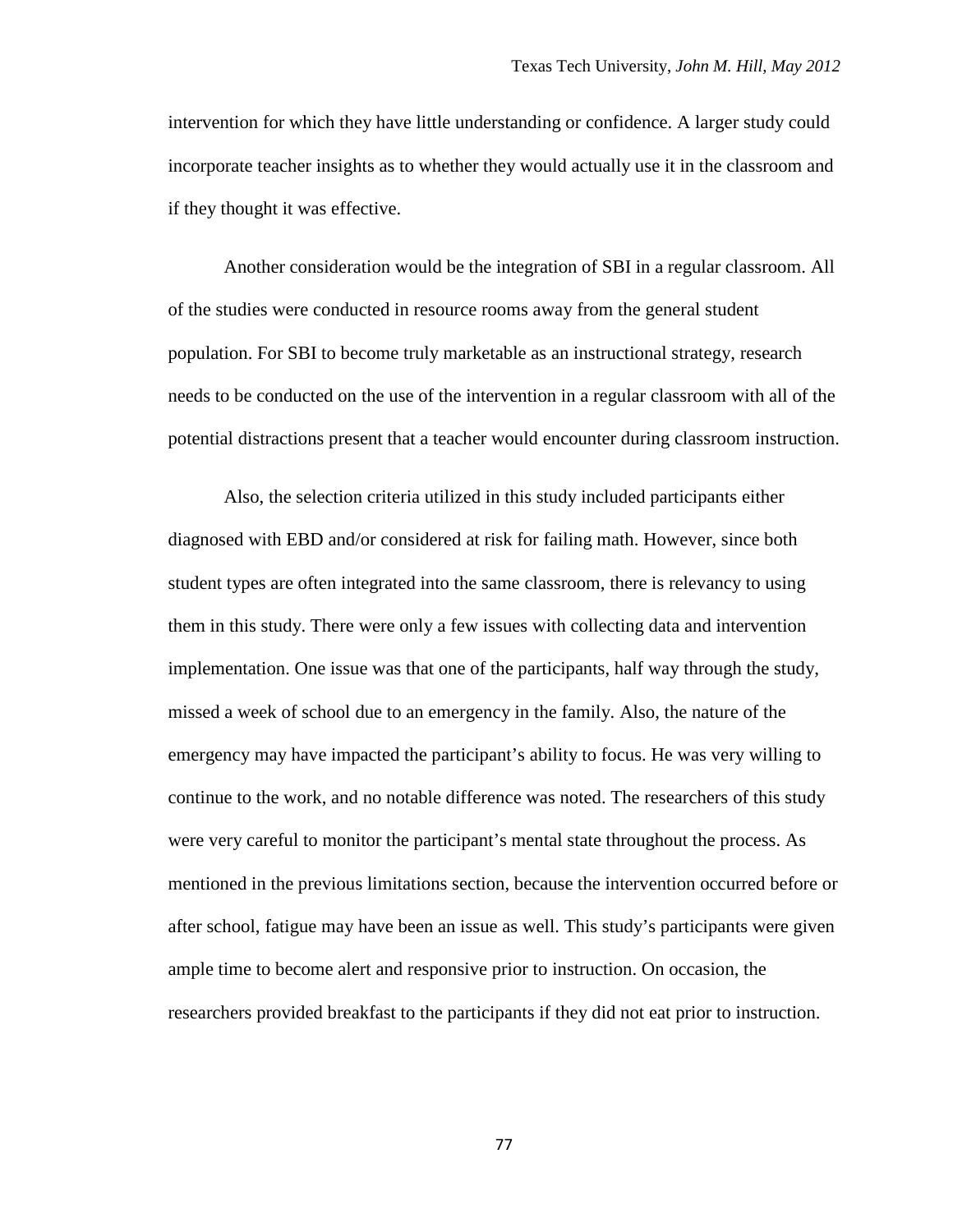intervention for which they have little understanding or confidence. A larger study could incorporate teacher insights as to whether they would actually use it in the classroom and if they thought it was effective.

Another consideration would be the integration of SBI in a regular classroom. All of the studies were conducted in resource rooms away from the general student population. For SBI to become truly marketable as an instructional strategy, research needs to be conducted on the use of the intervention in a regular classroom with all of the potential distractions present that a teacher would encounter during classroom instruction.

Also, the selection criteria utilized in this study included participants either diagnosed with EBD and/or considered at risk for failing math. However, since both student types are often integrated into the same classroom, there is relevancy to using them in this study. There were only a few issues with collecting data and intervention implementation. One issue was that one of the participants, half way through the study, missed a week of school due to an emergency in the family. Also, the nature of the emergency may have impacted the participant's ability to focus. He was very willing to continue to the work, and no notable difference was noted. The researchers of this study were very careful to monitor the participant's mental state throughout the process. As mentioned in the previous limitations section, because the intervention occurred before or after school, fatigue may have been an issue as well. This study's participants were given ample time to become alert and responsive prior to instruction. On occasion, the researchers provided breakfast to the participants if they did not eat prior to instruction.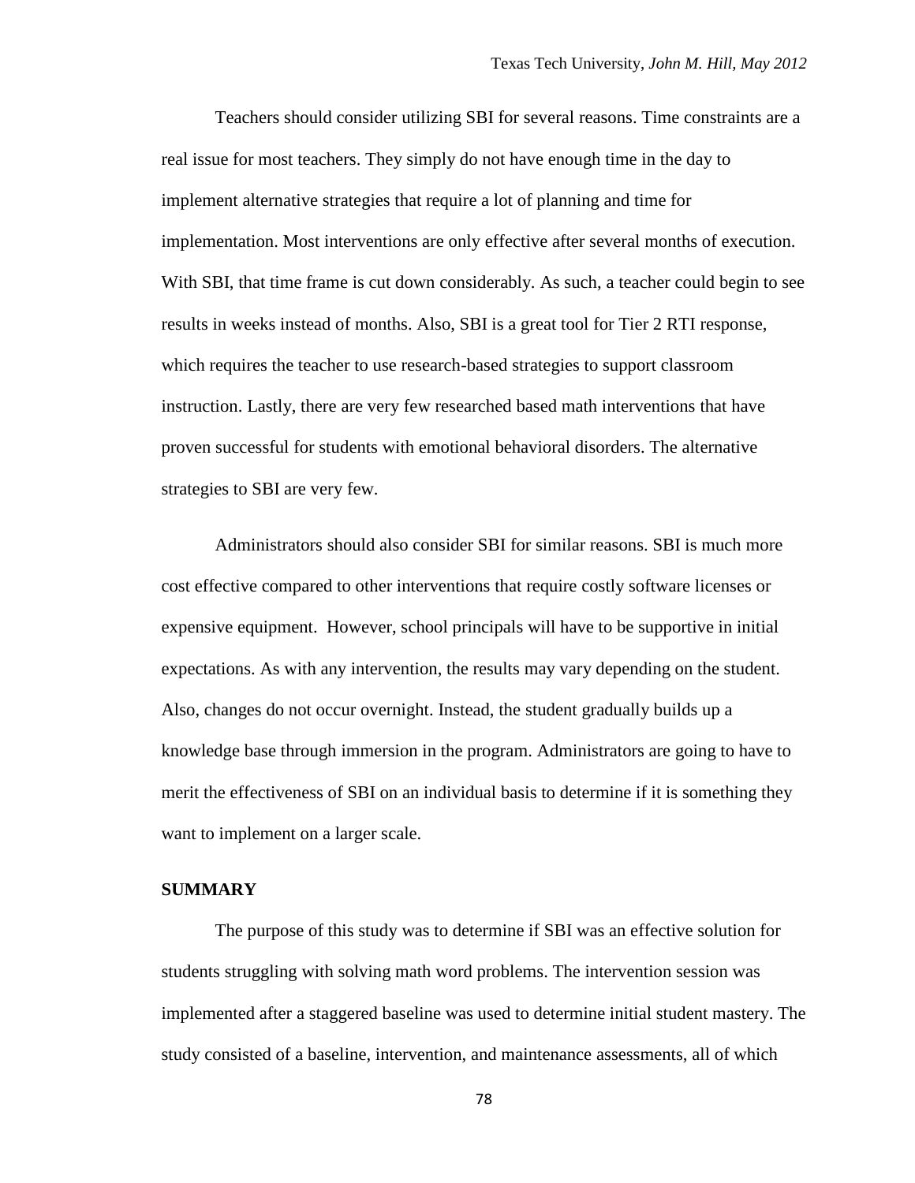Teachers should consider utilizing SBI for several reasons. Time constraints are a real issue for most teachers. They simply do not have enough time in the day to implement alternative strategies that require a lot of planning and time for implementation. Most interventions are only effective after several months of execution. With SBI, that time frame is cut down considerably. As such, a teacher could begin to see results in weeks instead of months. Also, SBI is a great tool for Tier 2 RTI response, which requires the teacher to use research-based strategies to support classroom instruction. Lastly, there are very few researched based math interventions that have proven successful for students with emotional behavioral disorders. The alternative strategies to SBI are very few.

Administrators should also consider SBI for similar reasons. SBI is much more cost effective compared to other interventions that require costly software licenses or expensive equipment. However, school principals will have to be supportive in initial expectations. As with any intervention, the results may vary depending on the student. Also, changes do not occur overnight. Instead, the student gradually builds up a knowledge base through immersion in the program. Administrators are going to have to merit the effectiveness of SBI on an individual basis to determine if it is something they want to implement on a larger scale.

## SUMMARY

The purpose of this study was to determine if SBI was an effective solution for students struggling with solving math word problems. The intervention session was implemented after a staggered baseline was used to determine initial student mastery. The study consisted of a baseline, intervention, and maintenance assessments, all of which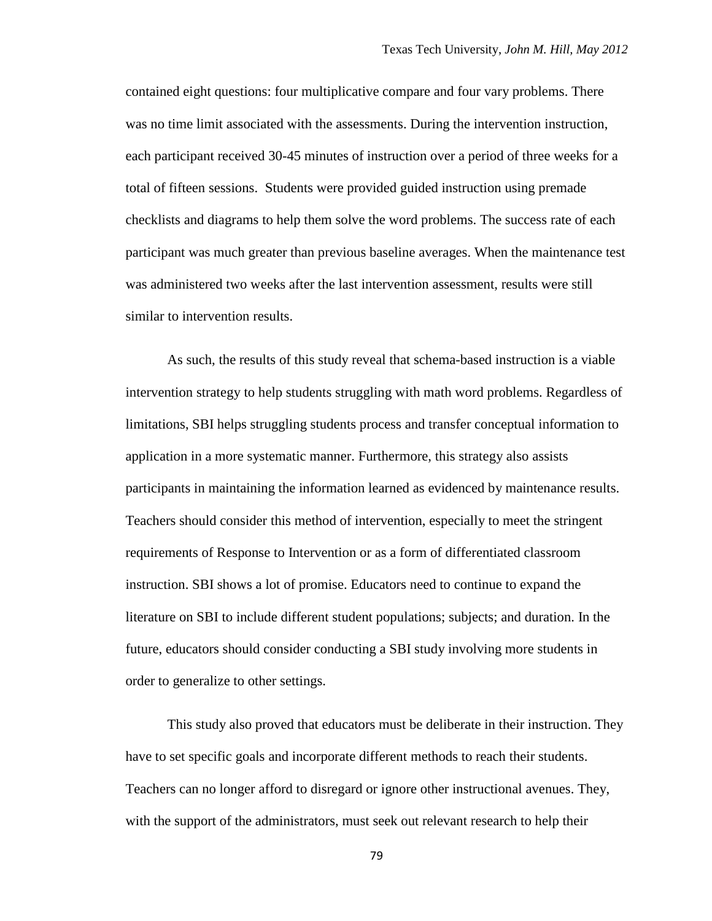contained eight questions: four multiplicative compare and four vary problems. There was no time limit associated with the assessments. During the intervention instruction, each participant received 30-45 minutes of instruction over a period of three weeks for a total of fifteen sessions.  Students were provided guided instruction using premade checklists and diagrams to help them solve the word problems. The success rate of each participant was much greater than previous baseline averages. When the maintenance test was administered two weeks after the last intervention assessment, results were still similar to intervention results.

As such, the results of this study reveal that schema-based instruction is a viable intervention strategy to help students struggling with math word problems. Regardless of limitations, SBI helps struggling students process and transfer conceptual information to application in a more systematic manner. Furthermore, this strategy also assists participants in maintaining the information learned as evidenced by maintenance results. Teachers should consider this method of intervention, especially to meet the stringent requirements of Response to Intervention or as a form of differentiated classroom instruction. SBI shows a lot of promise. Educators need to continue to expand the literature on SBI to include different student populations; subjects; and duration. In the future, educators should consider conducting a SBI study involving more students in order to generalize to other settings.

This study also proved that educators must be deliberate in their instruction. They have to set specific goals and incorporate different methods to reach their students. Teachers can no longer afford to disregard or ignore other instructional avenues. They, with the support of the administrators, must seek out relevant research to help their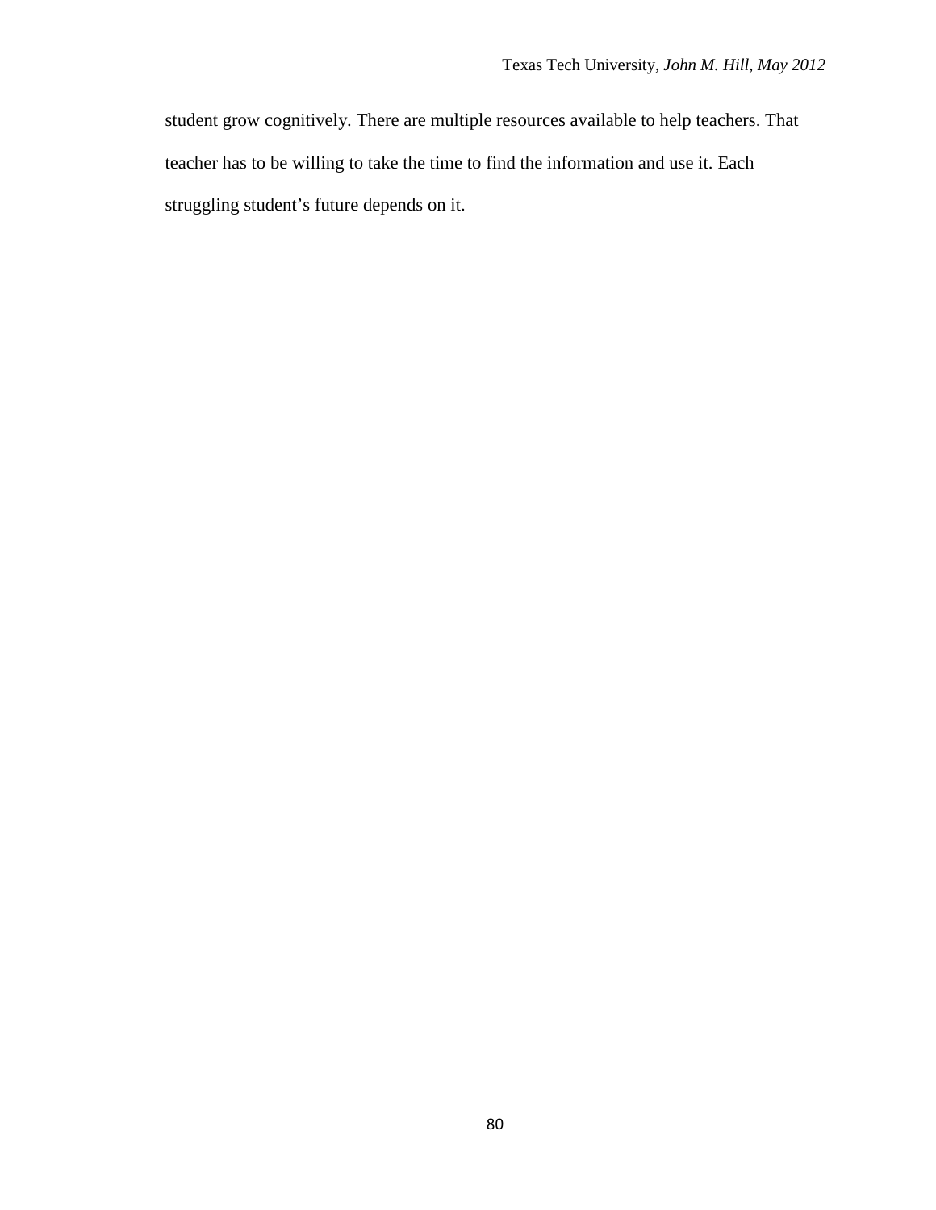student grow cognitively. There are multiple resources available to help teachers. That teacher has to be willing to take the time to find the information and use it. Each struggling student's future depends on it.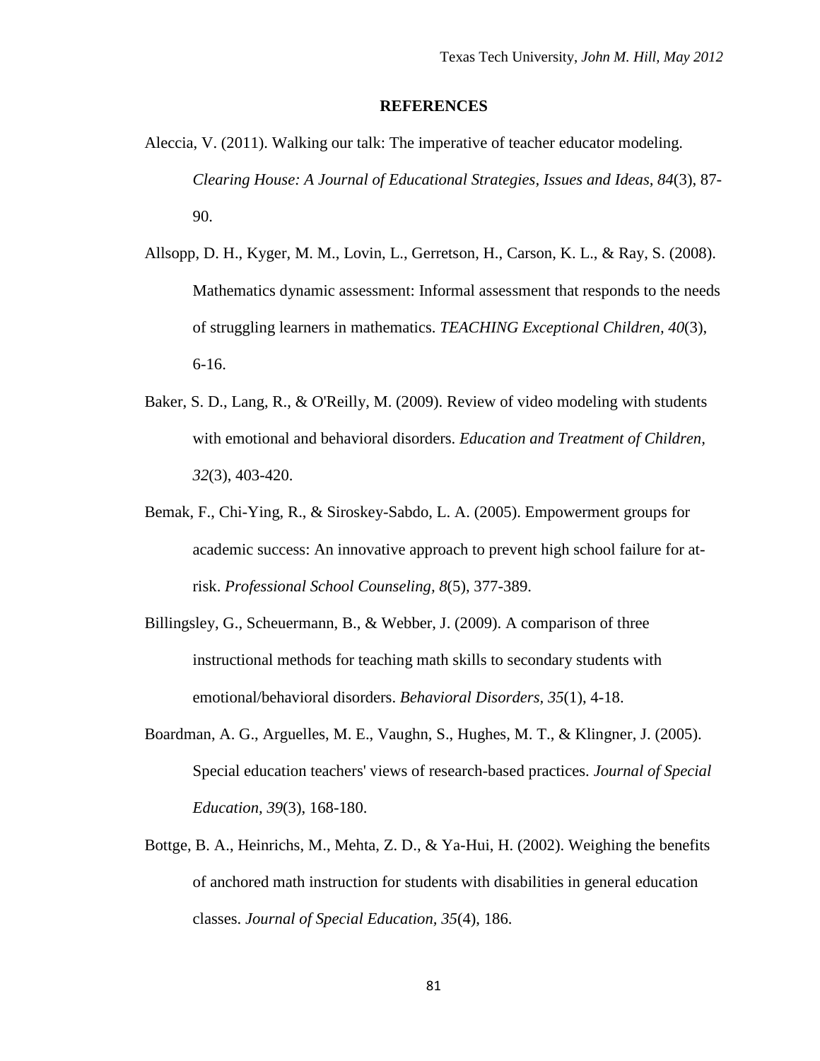## REFERENCES

Aleccia, V. (2011). Walking our talk: The imperative of teacher educator modeling. *Clearing House: A Journal of Educational Strategies, Issues and Ideas, 84*(3), 87-90.

Allsopp, D. H., Kyger, M. M., Lovin, L., Gerretson, H., Carson, K. L., & Ray, S. (2008). Mathematics dynamic assessment: Informal assessment that responds to the needs of struggling learners in mathematics. *TEACHING Exceptional Children, 40*(3), 6-16.

Baker, S. D., Lang, R., & O'Reilly, M. (2009). Review of video modeling with students with emotional and behavioral disorders. *Education and Treatment of Children, 32*(3), 403-420.

Bemak, F., Chi-Ying, R., & Siroskey-Sabdo, L. A. (2005). Empowerment groups for academic success: An innovative approach to prevent high school failure for at-risk. *Professional School Counseling, 8*(5), 377-389.

Billingsley, G., Scheuermann, B., & Webber, J. (2009). A comparison of three instructional methods for teaching math skills to secondary students with emotional/behavioral disorders. *Behavioral Disorders, 35*(1), 4-18.

Boardman, A. G., Arguelles, M. E., Vaughn, S., Hughes, M. T., & Klingner, J. (2005). Special education teachers' views of research-based practices. *Journal of Special Education, 39*(3), 168-180.

Bottge, B. A., Heinrichs, M., Mehta, Z. D., & Ya-Hui, H. (2002). Weighing the benefits of anchored math instruction for students with disabilities in general education classes. *Journal of Special Education, 35*(4), 186.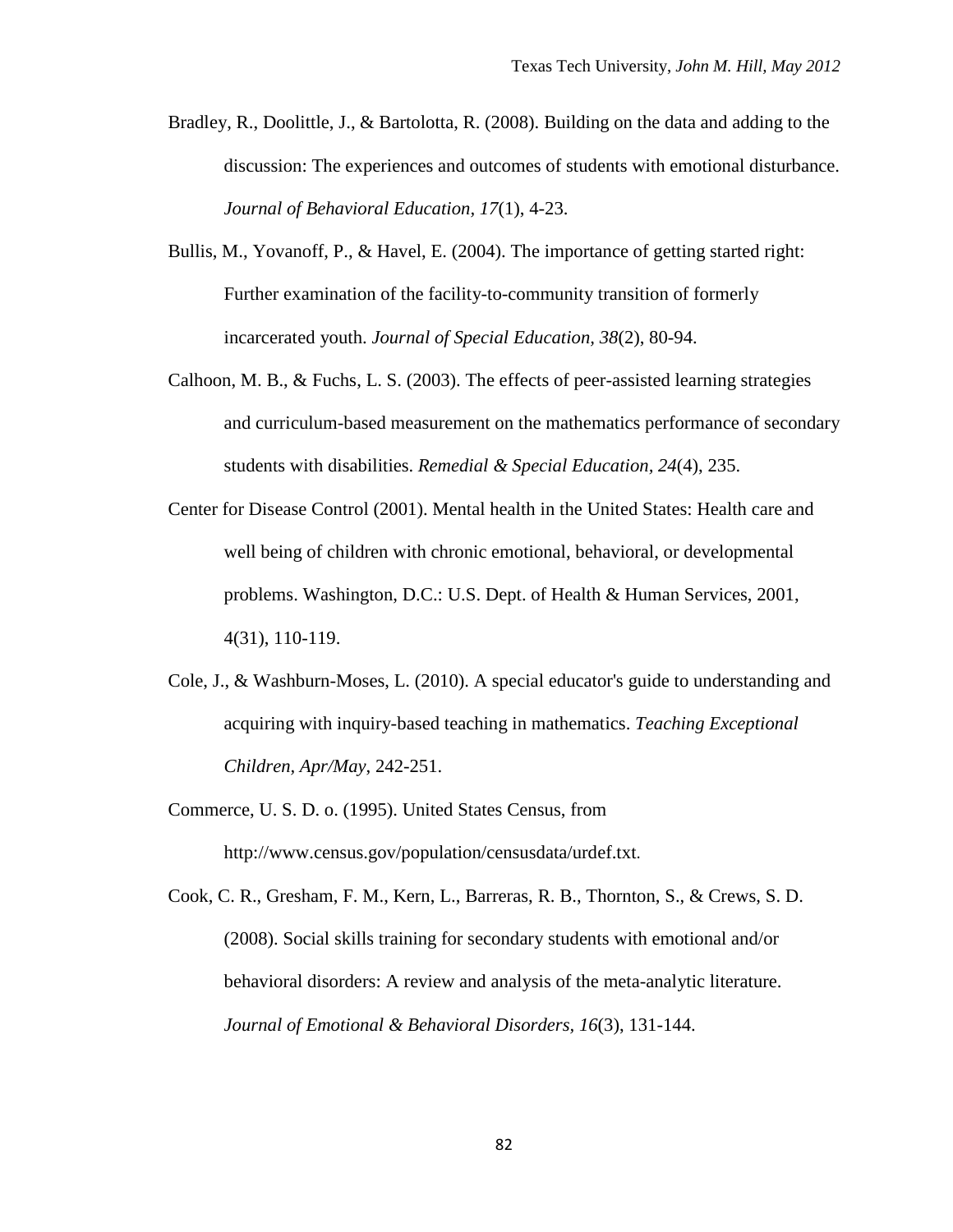Bradley, R., Doolittle, J., & Bartolotta, R. (2008). Building on the data and adding to the discussion: The experiences and outcomes of students with emotional disturbance. *Journal of Behavioral Education, 17*(1), 4-23.

Bullis, M., Yovanoff, P., & Havel, E. (2004). The importance of getting started right: Further examination of the facility-to-community transition of formerly incarcerated youth. *Journal of Special Education, 38*(2), 80-94.

Calhoon, M. B., & Fuchs, L. S. (2003). The effects of peer-assisted learning strategies and curriculum-based measurement on the mathematics performance of secondary students with disabilities. *Remedial & Special Education, 24*(4), 235.

Center for Disease Control (2001). Mental health in the United States: Health care and well being of children with chronic emotional, behavioral, or developmental problems. Washington, D.C.: U.S. Dept. of Health & Human Services, 2001, 4(31), 110-119.

Cole, J., & Washburn-Moses, L. (2010). A special educator's guide to understanding and acquiring with inquiry-based teaching in mathematics. *Teaching Exceptional Children, Apr/May*, 242-251.

Commerce, U. S. D. o. (1995). United States Census, from http://www.census.gov/population/censusdata/urdef.txt.

Cook, C. R., Gresham, F. M., Kern, L., Barreras, R. B., Thornton, S., & Crews, S. D. (2008). Social skills training for secondary students with emotional and/or behavioral disorders: A review and analysis of the meta-analytic literature. *Journal of Emotional & Behavioral Disorders, 16*(3), 131-144.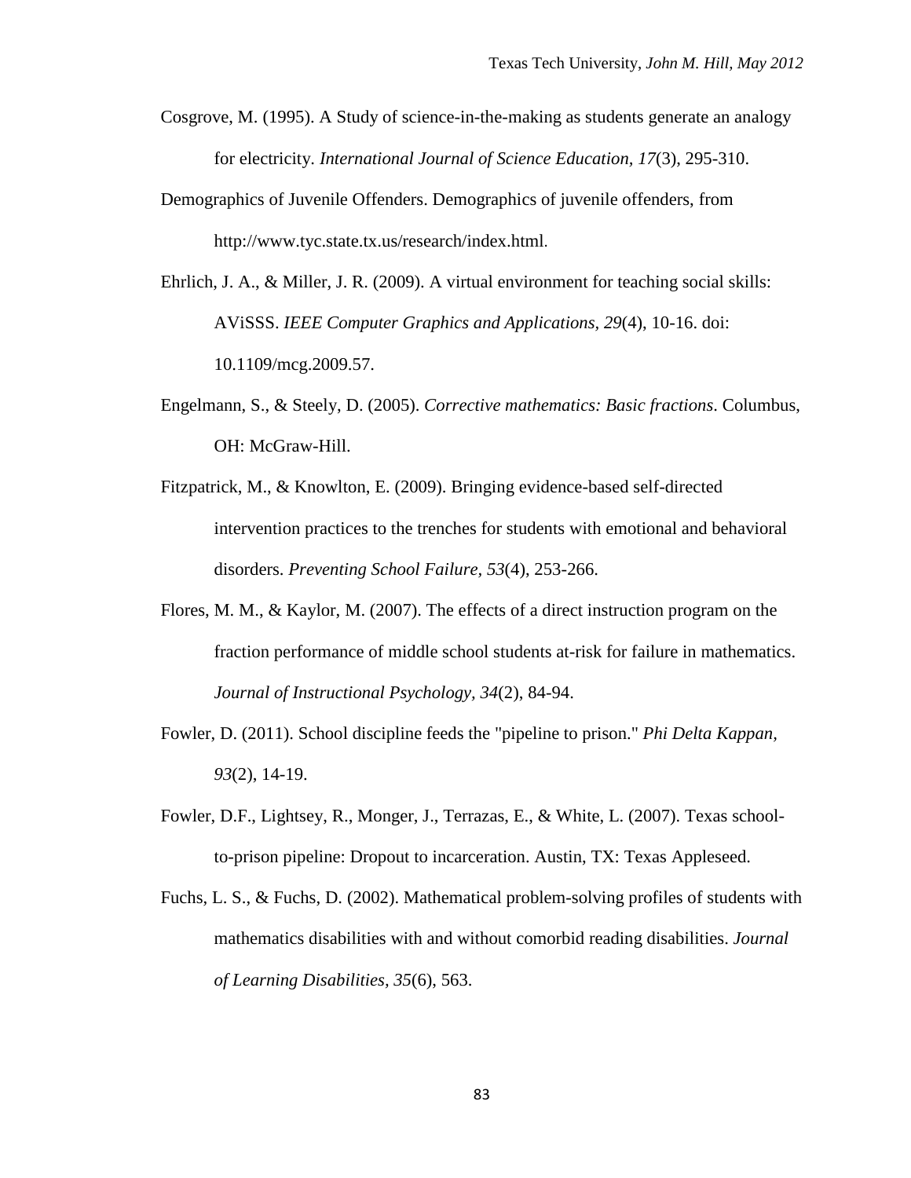Cosgrove, M. (1995). A Study of science-in-the-making as students generate an analogy for electricity. *International Journal of Science Education, 17*(3), 295-310.

Demographics of Juvenile Offenders. Demographics of juvenile offenders, from http://www.tyc.state.tx.us/research/index.html.

Ehrlich, J. A., & Miller, J. R. (2009). A virtual environment for teaching social skills: AViSSS. *IEEE Computer Graphics and Applications, 29*(4), 10-16. doi: 10.1109/mcg.2009.57.

Engelmann, S., & Steely, D. (2005). *Corrective mathematics: Basic fractions*. Columbus, OH: McGraw-Hill.

Fitzpatrick, M., & Knowlton, E. (2009). Bringing evidence-based self-directed intervention practices to the trenches for students with emotional and behavioral disorders. *Preventing School Failure, 53*(4), 253-266.

Flores, M. M., & Kaylor, M. (2007). The effects of a direct instruction program on the fraction performance of middle school students at-risk for failure in mathematics. *Journal of Instructional Psychology, 34*(2), 84-94.

Fowler, D. (2011). School discipline feeds the "pipeline to prison." *Phi Delta Kappan, 93*(2), 14-19.

Fowler, D.F., Lightsey, R., Monger, J., Terrazas, E., & White, L. (2007). Texas school-to-prison pipeline: Dropout to incarceration. Austin, TX: Texas Appleseed.

Fuchs, L. S., & Fuchs, D. (2002). Mathematical problem-solving profiles of students with mathematics disabilities with and without comorbid reading disabilities. *Journal of Learning Disabilities, 35*(6), 563.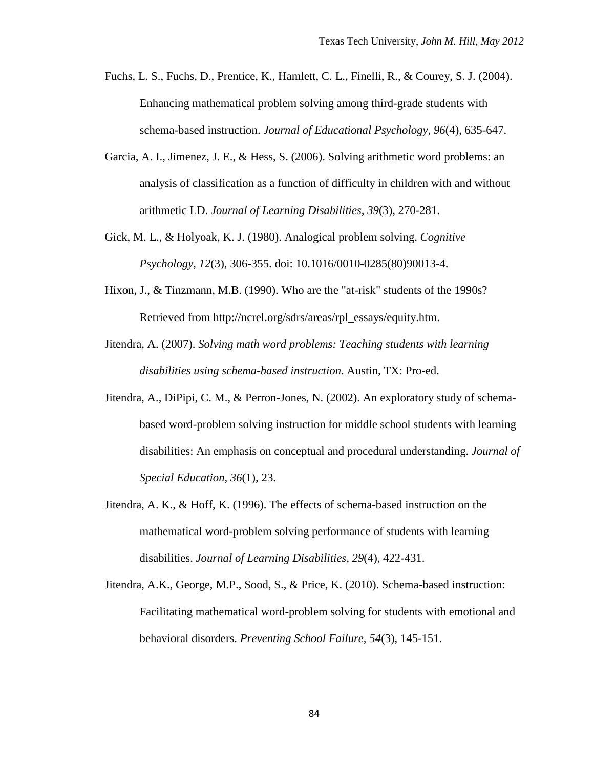Fuchs, L. S., Fuchs, D., Prentice, K., Hamlett, C. L., Finelli, R., & Courey, S. J. (2004). Enhancing mathematical problem solving among third-grade students with schema-based instruction. *Journal of Educational Psychology, 96*(4), 635-647.

Garcia, A. I., Jimenez, J. E., & Hess, S. (2006). Solving arithmetic word problems: an analysis of classification as a function of difficulty in children with and without arithmetic LD. *Journal of Learning Disabilities, 39*(3), 270-281.

Gick, M. L., & Holyoak, K. J. (1980). Analogical problem solving. *Cognitive Psychology, 12*(3), 306-355. doi: 10.1016/0010-0285(80)90013-4.

Hixon, J., & Tinzmann, M.B. (1990). Who are the "at-risk" students of the 1990s? Retrieved from http://ncrel.org/sdrs/areas/rpl_essays/equity.htm.

Jitendra, A. (2007). *Solving math word problems: Teaching students with learning disabilities using schema-based instruction*. Austin, TX: Pro-ed.

Jitendra, A., DiPipi, C. M., & Perron-Jones, N. (2002). An exploratory study of schema-based word-problem solving instruction for middle school students with learning disabilities: An emphasis on conceptual and procedural understanding. *Journal of Special Education, 36*(1), 23.

Jitendra, A. K., & Hoff, K. (1996). The effects of schema-based instruction on the mathematical word-problem solving performance of students with learning disabilities. *Journal of Learning Disabilities, 29*(4), 422-431.

Jitendra, A.K., George, M.P., Sood, S., & Price, K. (2010). Schema-based instruction: Facilitating mathematical word-problem solving for students with emotional and behavioral disorders. *Preventing School Failure, 54*(3), 145-151.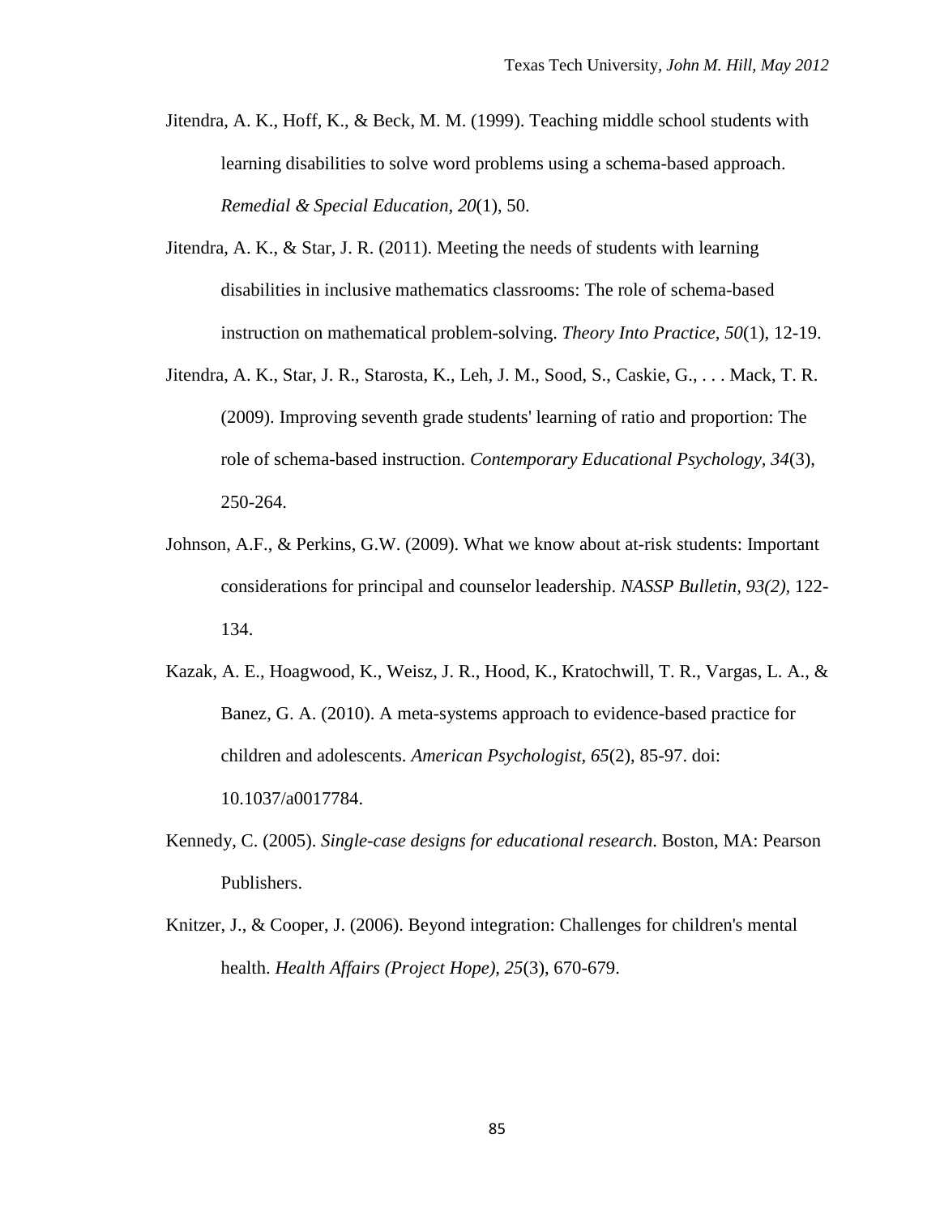Jitendra, A. K., Hoff, K., & Beck, M. M. (1999). Teaching middle school students with learning disabilities to solve word problems using a schema-based approach. *Remedial & Special Education, 20*(1), 50.

Jitendra, A. K., & Star, J. R. (2011). Meeting the needs of students with learning disabilities in inclusive mathematics classrooms: The role of schema-based instruction on mathematical problem-solving. *Theory Into Practice, 50*(1), 12-19.

Jitendra, A. K., Star, J. R., Starosta, K., Leh, J. M., Sood, S., Caskie, G., . . . Mack, T. R. (2009). Improving seventh grade students' learning of ratio and proportion: The role of schema-based instruction. *Contemporary Educational Psychology, 34*(3), 250-264.

Johnson, A.F., & Perkins, G.W. (2009). What we know about at-risk students: Important considerations for principal and counselor leadership. *NASSP Bulletin, 93(2),* 122-134.

Kazak, A. E., Hoagwood, K., Weisz, J. R., Hood, K., Kratochwill, T. R., Vargas, L. A., & Banez, G. A. (2010). A meta-systems approach to evidence-based practice for children and adolescents. *American Psychologist, 65*(2), 85-97. doi: 10.1037/a0017784.

Kennedy, C. (2005). *Single-case designs for educational research*. Boston, MA: Pearson Publishers.

Knitzer, J., & Cooper, J. (2006). Beyond integration: Challenges for children's mental health. *Health Affairs (Project Hope), 25*(3), 670-679.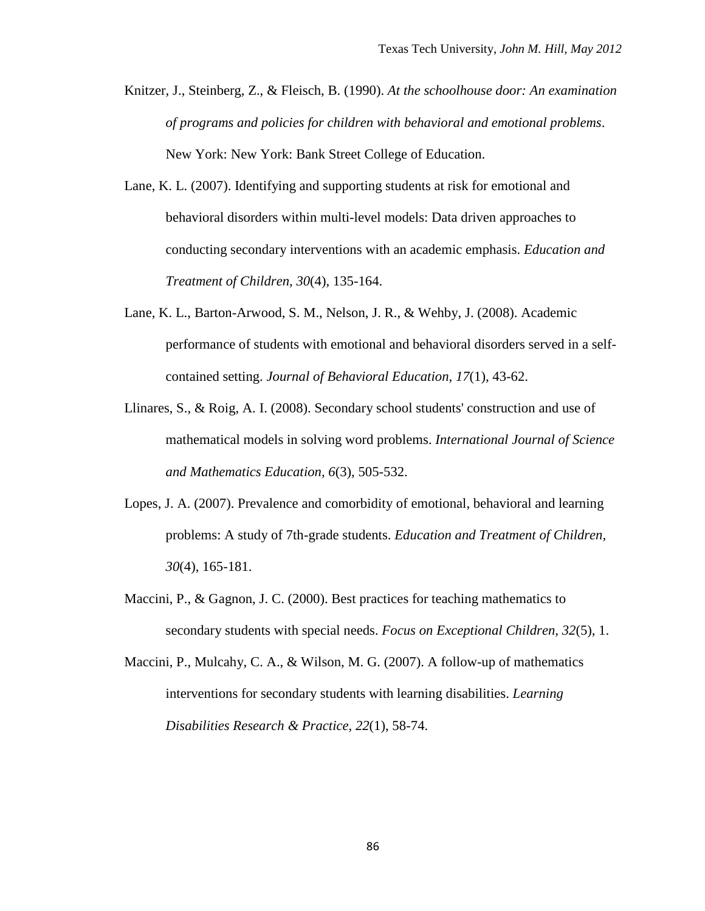Knitzer, J., Steinberg, Z., & Fleisch, B. (1990). *At the schoolhouse door: An examination of programs and policies for children with behavioral and emotional problems*. New York: New York: Bank Street College of Education.

Lane, K. L. (2007). Identifying and supporting students at risk for emotional and behavioral disorders within multi-level models: Data driven approaches to conducting secondary interventions with an academic emphasis. *Education and Treatment of Children, 30*(4), 135-164.

Lane, K. L., Barton-Arwood, S. M., Nelson, J. R., & Wehby, J. (2008). Academic performance of students with emotional and behavioral disorders served in a self-contained setting. *Journal of Behavioral Education, 17*(1), 43-62.

Llinares, S., & Roig, A. I. (2008). Secondary school students' construction and use of mathematical models in solving word problems. *International Journal of Science and Mathematics Education, 6*(3), 505-532.

Lopes, J. A. (2007). Prevalence and comorbidity of emotional, behavioral and learning problems: A study of 7th-grade students. *Education and Treatment of Children, 30*(4), 165-181.

Maccini, P., & Gagnon, J. C. (2000). Best practices for teaching mathematics to secondary students with special needs. *Focus on Exceptional Children, 32*(5), 1.

Maccini, P., Mulcahy, C. A., & Wilson, M. G. (2007). A follow-up of mathematics interventions for secondary students with learning disabilities. *Learning Disabilities Research & Practice, 22*(1), 58-74.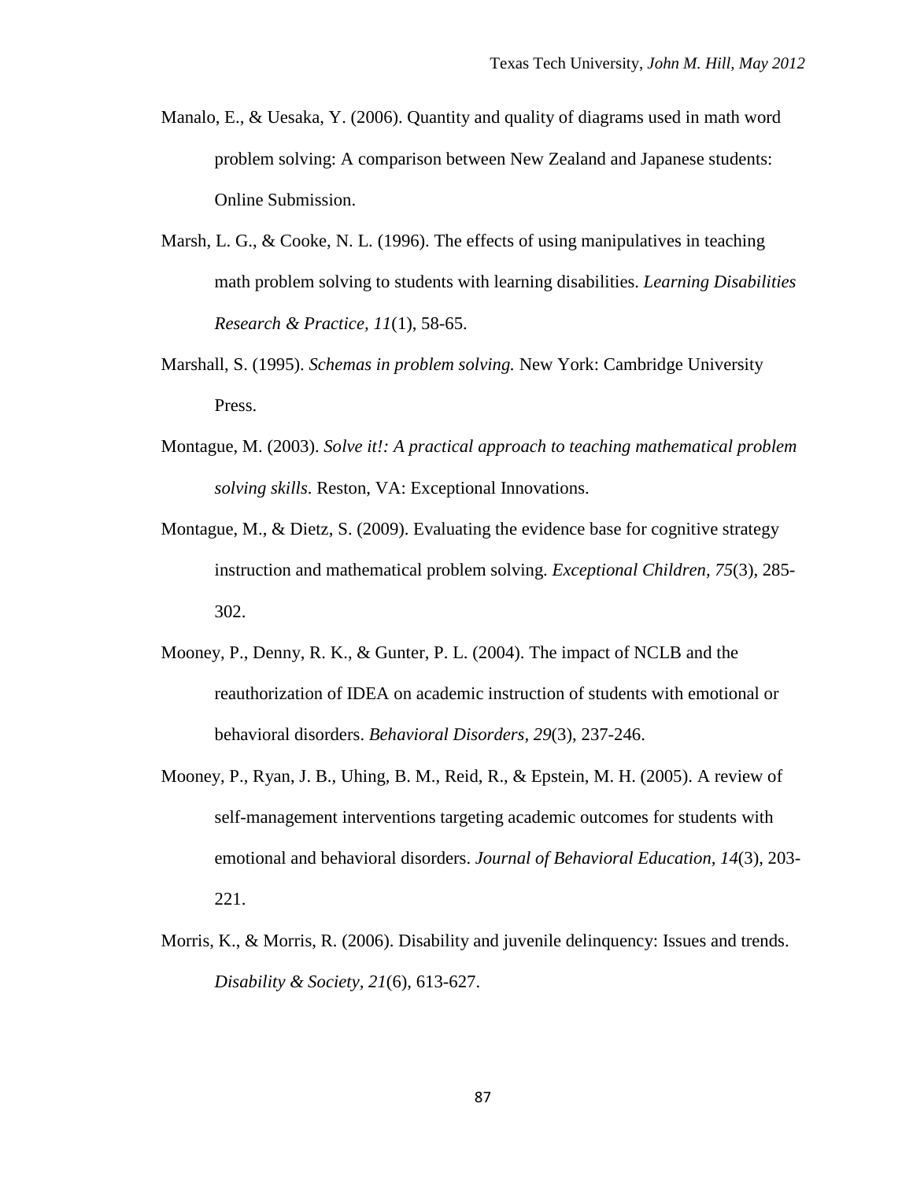Manalo, E., & Uesaka, Y. (2006). Quantity and quality of diagrams used in math word problem solving: A comparison between New Zealand and Japanese students: Online Submission.

Marsh, L. G., & Cooke, N. L. (1996). The effects of using manipulatives in teaching math problem solving to students with learning disabilities. *Learning Disabilities Research & Practice, 11*(1), 58-65.

Marshall, S. (1995). *Schemas in problem solving.* New York: Cambridge University Press.

Montague, M. (2003). *Solve it!: A practical approach to teaching mathematical problem solving skills*. Reston, VA: Exceptional Innovations.

Montague, M., & Dietz, S. (2009). Evaluating the evidence base for cognitive strategy instruction and mathematical problem solving. *Exceptional Children, 75*(3), 285-302.

Mooney, P., Denny, R. K., & Gunter, P. L. (2004). The impact of NCLB and the reauthorization of IDEA on academic instruction of students with emotional or behavioral disorders. *Behavioral Disorders, 29*(3), 237-246.

Mooney, P., Ryan, J. B., Uhing, B. M., Reid, R., & Epstein, M. H. (2005). A review of self-management interventions targeting academic outcomes for students with emotional and behavioral disorders. *Journal of Behavioral Education, 14*(3), 203-221.

Morris, K., & Morris, R. (2006). Disability and juvenile delinquency: Issues and trends. *Disability & Society, 21*(6), 613-627.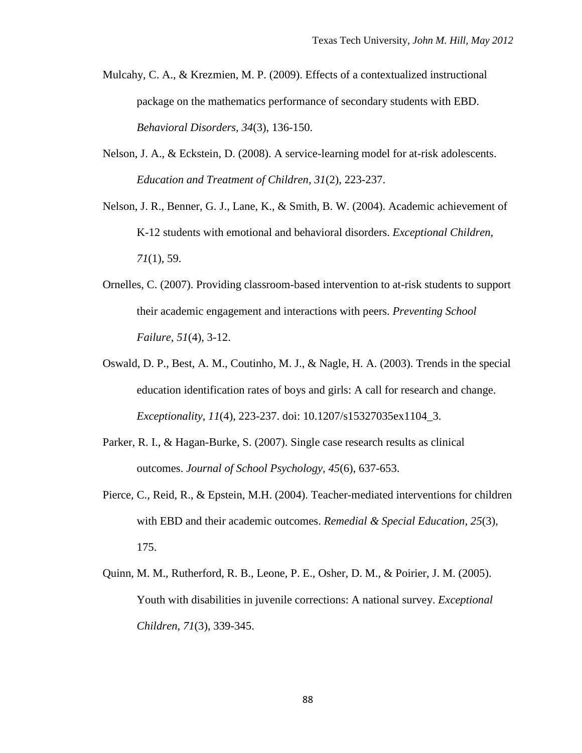Mulcahy, C. A., & Krezmien, M. P. (2009). Effects of a contextualized instructional package on the mathematics performance of secondary students with EBD. *Behavioral Disorders, 34*(3), 136-150.

Nelson, J. A., & Eckstein, D. (2008). A service-learning model for at-risk adolescents. *Education and Treatment of Children, 31*(2), 223-237.

Nelson, J. R., Benner, G. J., Lane, K., & Smith, B. W. (2004). Academic achievement of K-12 students with emotional and behavioral disorders. *Exceptional Children, 71*(1), 59.

Ornelles, C. (2007). Providing classroom-based intervention to at-risk students to support their academic engagement and interactions with peers. *Preventing School Failure, 51*(4), 3-12.

Oswald, D. P., Best, A. M., Coutinho, M. J., & Nagle, H. A. (2003). Trends in the special education identification rates of boys and girls: A call for research and change. *Exceptionality, 11*(4), 223-237. doi: 10.1207/s15327035ex1104_3.

Parker, R. I., & Hagan-Burke, S. (2007). Single case research results as clinical outcomes. *Journal of School Psychology, 45*(6), 637-653.

Pierce, C., Reid, R., & Epstein, M.H. (2004). Teacher-mediated interventions for children with EBD and their academic outcomes. *Remedial & Special Education, 25*(3), 175.

Quinn, M. M., Rutherford, R. B., Leone, P. E., Osher, D. M., & Poirier, J. M. (2005). Youth with disabilities in juvenile corrections: A national survey. *Exceptional Children, 71*(3), 339-345.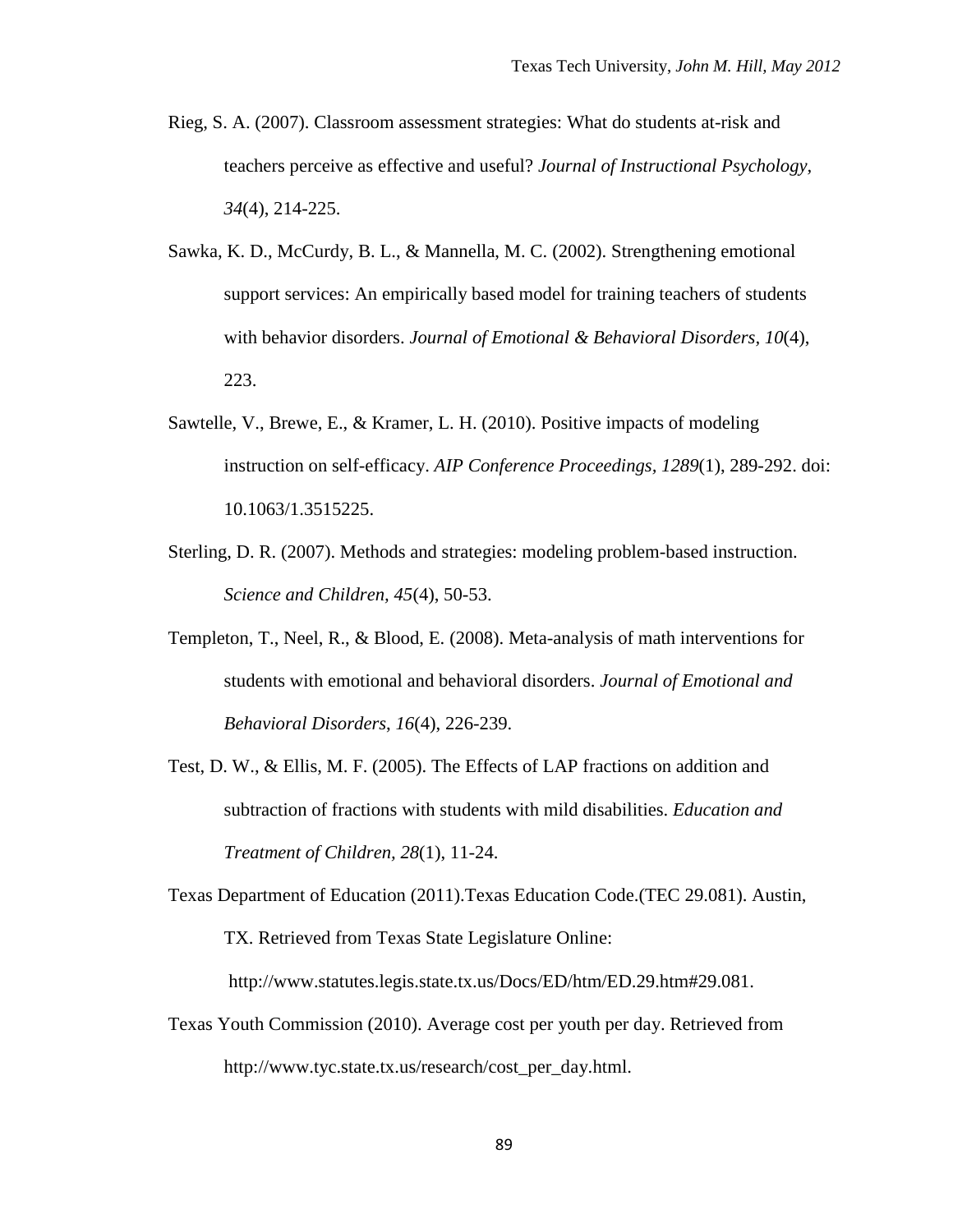Rieg, S. A. (2007). Classroom assessment strategies: What do students at-risk and teachers perceive as effective and useful? *Journal of Instructional Psychology, 34*(4), 214-225.

Sawka, K. D., McCurdy, B. L., & Mannella, M. C. (2002). Strengthening emotional support services: An empirically based model for training teachers of students with behavior disorders. *Journal of Emotional & Behavioral Disorders, 10*(4), 223.

Sawtelle, V., Brewe, E., & Kramer, L. H. (2010). Positive impacts of modeling instruction on self-efficacy. *AIP Conference Proceedings, 1289*(1), 289-292. doi: 10.1063/1.3515225.

Sterling, D. R. (2007). Methods and strategies: modeling problem-based instruction. *Science and Children, 45*(4), 50-53.

Templeton, T., Neel, R., & Blood, E. (2008). Meta-analysis of math interventions for students with emotional and behavioral disorders. *Journal of Emotional and Behavioral Disorders*, *16*(4), 226-239.

Test, D. W., & Ellis, M. F. (2005). The Effects of LAP fractions on addition and subtraction of fractions with students with mild disabilities. *Education and Treatment of Children, 28*(1), 11-24.

Texas Department of Education (2011).Texas Education Code.(TEC 29.081). Austin, TX. Retrieved from Texas State Legislature Online: http://www.statutes.legis.state.tx.us/Docs/ED/htm/ED.29.htm#29.081.

Texas Youth Commission (2010). Average cost per youth per day. Retrieved from http://www.tyc.state.tx.us/research/cost_per_day.html.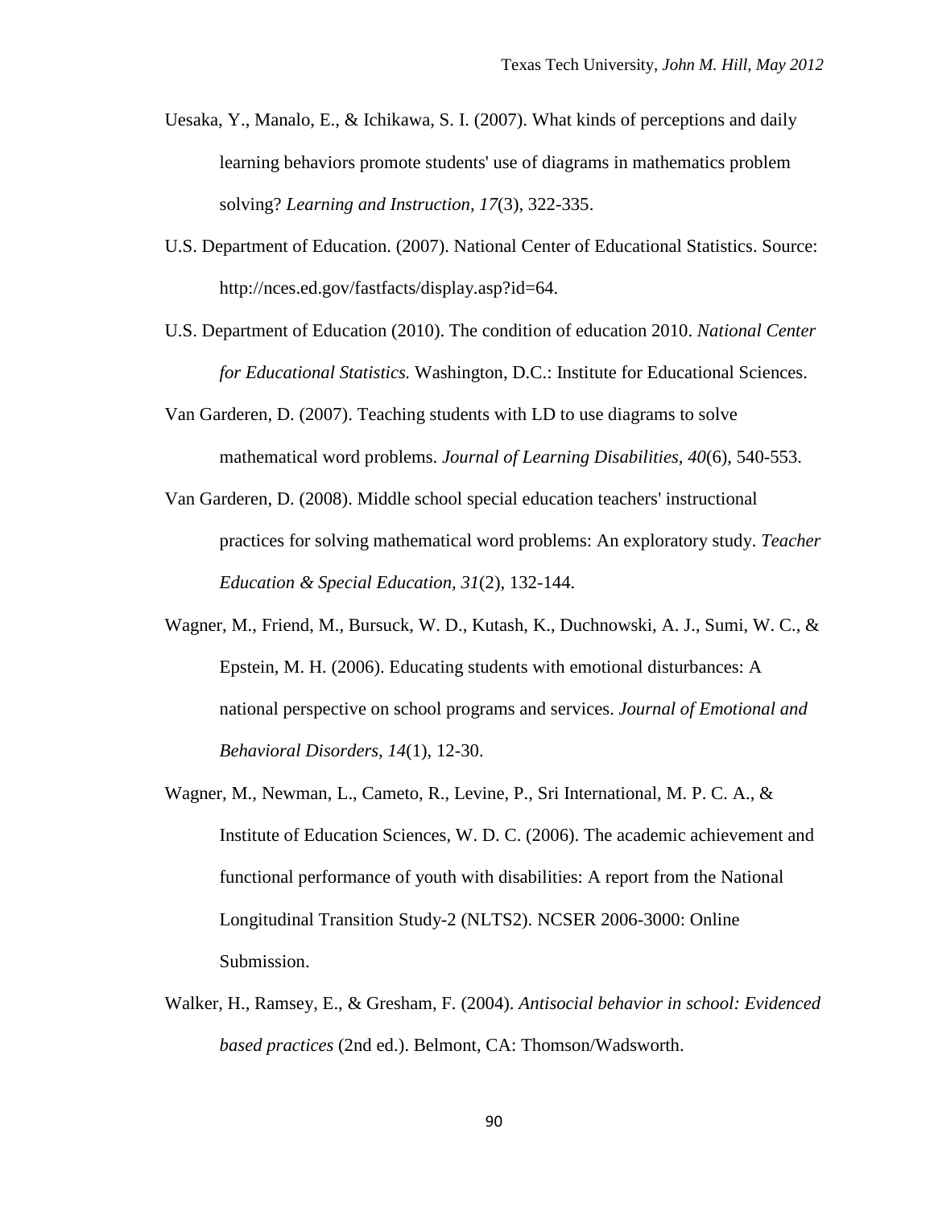Uesaka, Y., Manalo, E., & Ichikawa, S. I. (2007). What kinds of perceptions and daily learning behaviors promote students' use of diagrams in mathematics problem solving? *Learning and Instruction, 17*(3), 322-335.

U.S. Department of Education. (2007). National Center of Educational Statistics. Source: http://nces.ed.gov/fastfacts/display.asp?id=64.

U.S. Department of Education (2010). The condition of education 2010. *National Center for Educational Statistics.* Washington, D.C.: Institute for Educational Sciences.

Van Garderen, D. (2007). Teaching students with LD to use diagrams to solve mathematical word problems. *Journal of Learning Disabilities, 40*(6), 540-553.

Van Garderen, D. (2008). Middle school special education teachers' instructional practices for solving mathematical word problems: An exploratory study. *Teacher Education & Special Education, 31*(2), 132-144.

Wagner, M., Friend, M., Bursuck, W. D., Kutash, K., Duchnowski, A. J., Sumi, W. C., & Epstein, M. H. (2006). Educating students with emotional disturbances: A national perspective on school programs and services. *Journal of Emotional and Behavioral Disorders, 14*(1), 12-30.

Wagner, M., Newman, L., Cameto, R., Levine, P., Sri International, M. P. C. A., & Institute of Education Sciences, W. D. C. (2006). The academic achievement and functional performance of youth with disabilities: A report from the National Longitudinal Transition Study-2 (NLTS2). NCSER 2006-3000: Online Submission.

Walker, H., Ramsey, E., & Gresham, F. (2004). *Antisocial behavior in school: Evidenced based practices* (2nd ed.). Belmont, CA: Thomson/Wadsworth.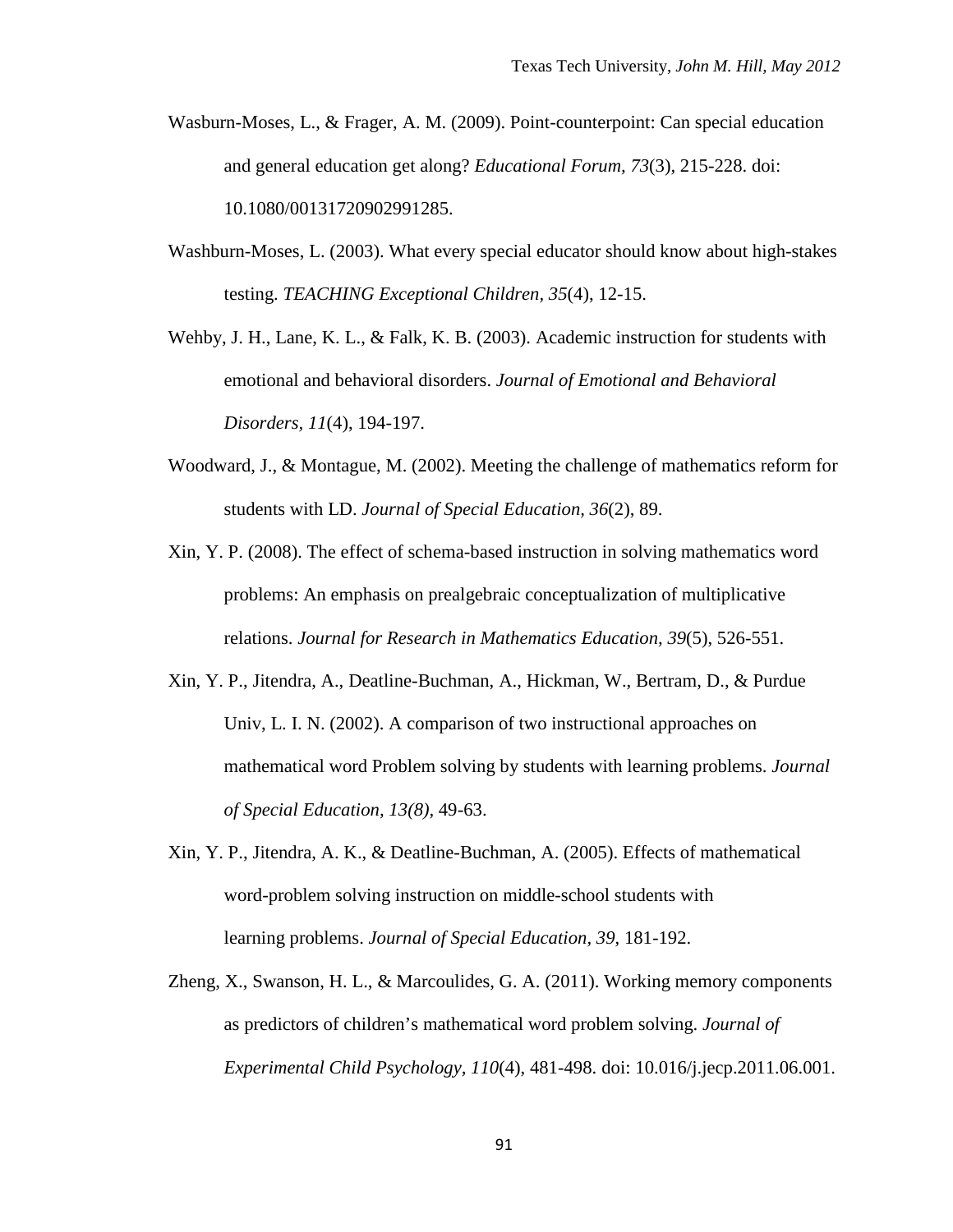Wasburn-Moses, L., & Frager, A. M. (2009). Point-counterpoint: Can special education and general education get along? *Educational Forum, 73*(3), 215-228. doi: 10.1080/00131720902991285.

Washburn-Moses, L. (2003). What every special educator should know about high-stakes testing. *TEACHING Exceptional Children, 35*(4), 12-15.

Wehby, J. H., Lane, K. L., & Falk, K. B. (2003). Academic instruction for students with emotional and behavioral disorders. *Journal of Emotional and Behavioral Disorders, 11*(4), 194-197.

Woodward, J., & Montague, M. (2002). Meeting the challenge of mathematics reform for students with LD. *Journal of Special Education, 36*(2), 89.

Xin, Y. P. (2008). The effect of schema-based instruction in solving mathematics word problems: An emphasis on prealgebraic conceptualization of multiplicative relations. *Journal for Research in Mathematics Education, 39*(5), 526-551.

Xin, Y. P., Jitendra, A., Deatline-Buchman, A., Hickman, W., Bertram, D., & Purdue Univ, L. I. N. (2002). A comparison of two instructional approaches on mathematical word Problem solving by students with learning problems. *Journal of Special Education, 13(8)*, 49-63.

Xin, Y. P., Jitendra, A. K., & Deatline-Buchman, A. (2005). Effects of mathematical word-problem solving instruction on middle-school students with learning problems. *Journal of Special Education, 39*, 181-192.

Zheng, X., Swanson, H. L., & Marcoulides, G. A. (2011). Working memory components as predictors of children's mathematical word problem solving. *Journal of Experimental Child Psychology, 110*(4), 481-498. doi: 10.016/j.jecp.2011.06.001.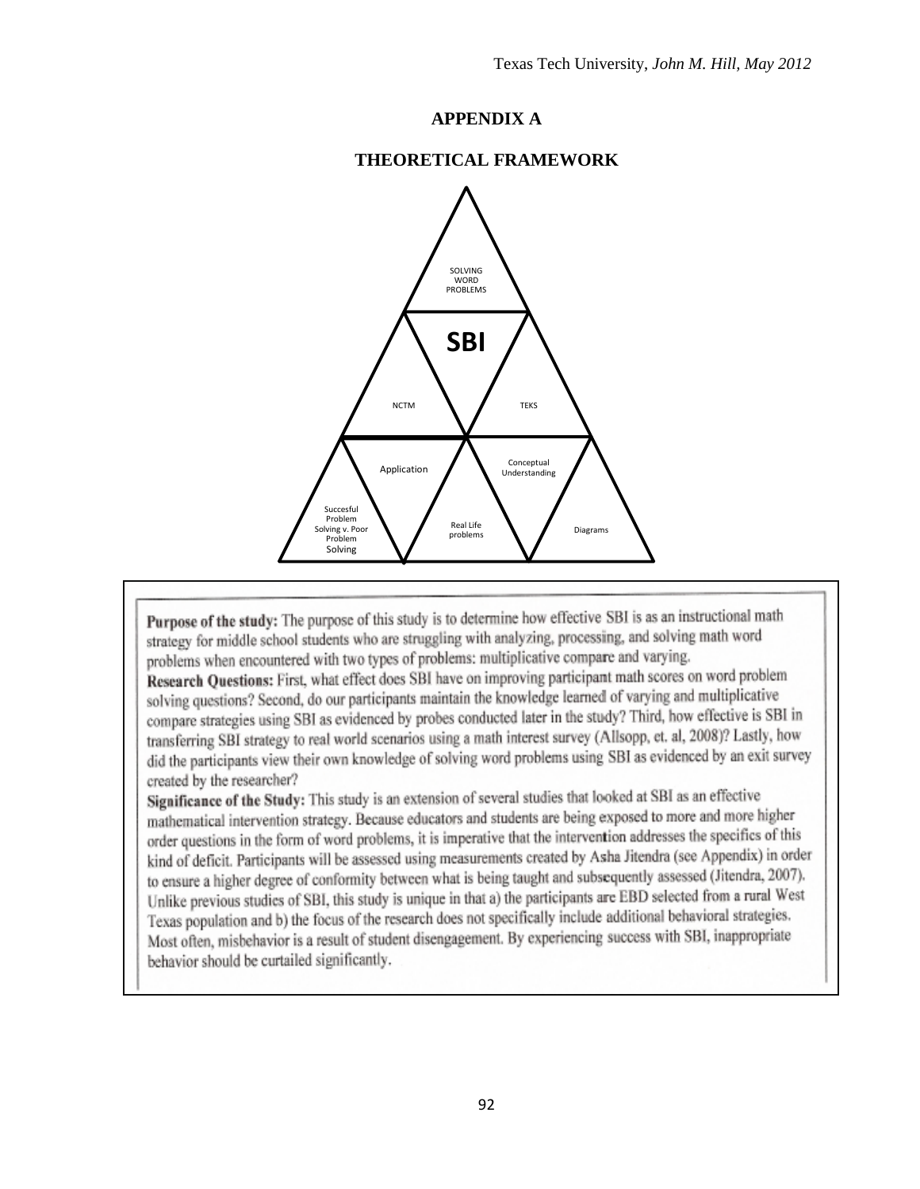# APPENDIX A

## THEORETICAL FRAMEWORK

SOLVING WORD PROBLEMS

**SBI**

NCTM

TEKS

Application

Conceptual Understanding

Succesful Problem Solving v. Poor Problem Solving

Real Life problems

Diagrams

**Purpose of the study:** The purpose of this study is to determine how effective SBI is as an instructional math strategy for middle school students who are struggling with analyzing, processing, and solving math word problems when encountered with two types of problems: multiplicative compare and varying.

**Research Questions:** First, what effect does SBI have on improving participant math scores on word problem solving questions? Second, do our participants maintain the knowledge learned of varying and multiplicative compare strategies using SBI as evidenced by probes conducted later in the study? Third, how effective is SBI in transferring SBI strategy to real world scenarios using a math interest survey (Allsopp, et. al, 2008)? Lastly, how did the participants view their own knowledge of solving word problems using SBI as evidenced by an exit survey created by the researcher?

**Significance of the Study:** This study is an extension of several studies that looked at SBI as an effective mathematical intervention strategy. Because educators and students are being exposed to more and more higher order questions in the form of word problems, it is imperative that the intervention addresses the specifics of this kind of deficit. Participants will be assessed using measurements created by Asha Jitendra (see Appendix) in order to ensure a higher degree of conformity between what is being taught and subsequently assessed (Jitendra, 2007). Unlike previous studies of SBI, this study is unique in that a) the participants are EBD selected from a rural West Texas population and b) the focus of the research does not specifically include additional behavioral strategies. Most often, misbehavior is a result of student disengagement. By experiencing success with SBI, inappropriate behavior should be curtailed significantly.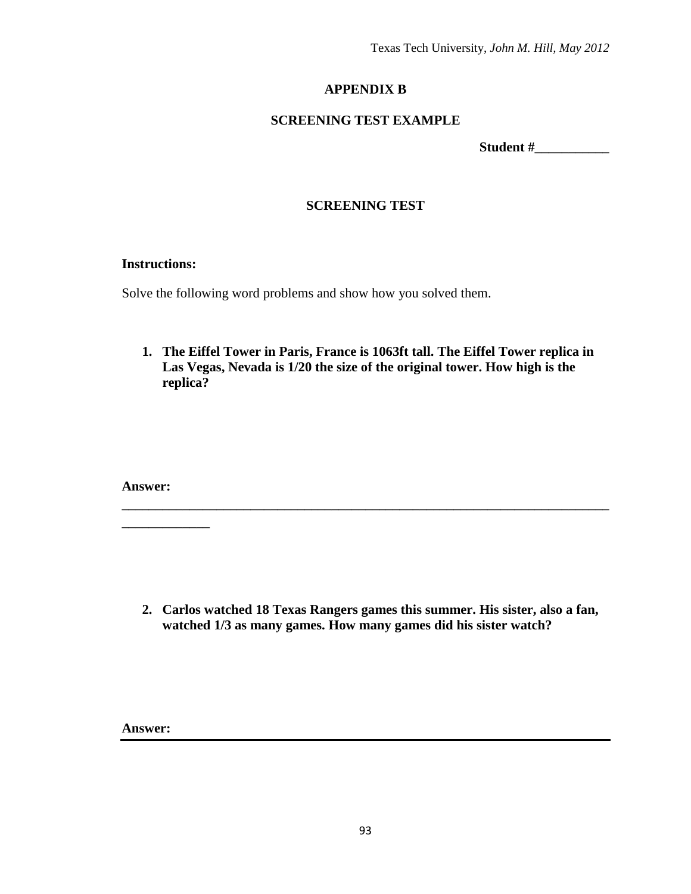# APPENDIX B

## SCREENING TEST EXAMPLE

**Student #___________**

## SCREENING TEST

**Instructions:**

Solve the following word problems and show how you solved them.

1. **The Eiffel Tower in Paris, France is 1063ft tall. The Eiffel Tower replica in Las Vegas, Nevada is 1/20 the size of the original tower. How high is the replica?**

**Answer:** ________________________________________________________________

2. **Carlos watched 18 Texas Rangers games this summer. His sister, also a fan, watched 1/3 as many games. How many games did his sister watch?**

**Answer:** ________________________________________________________________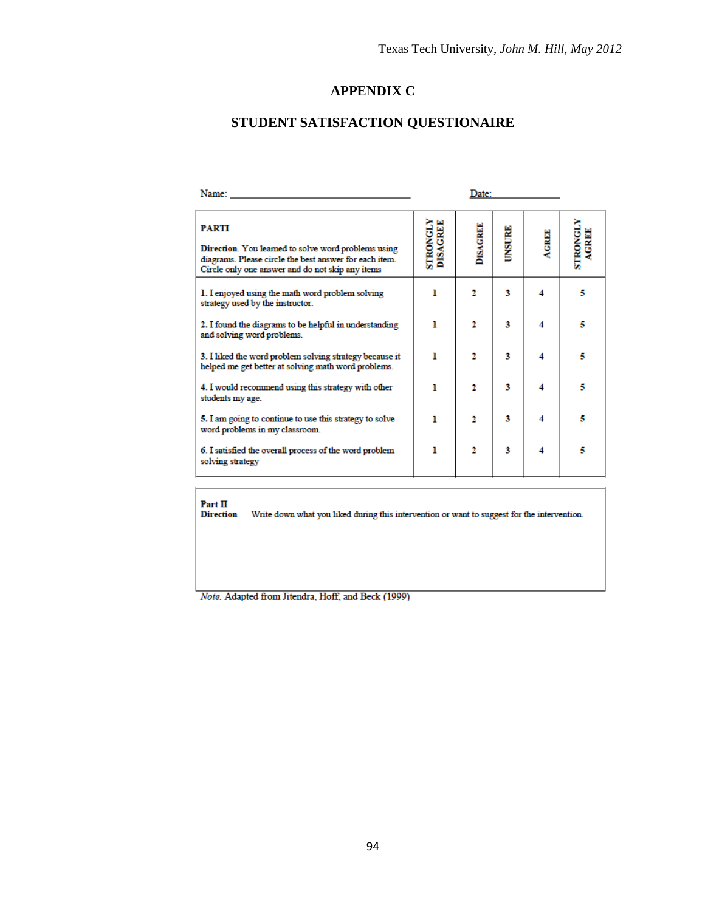# APPENDIX C

## STUDENT SATISFACTION QUESTIONAIRE

Name: ______________________________ Date: ____________

| **PARTI**<br><br>**Direction**. You learned to solve word problems using diagrams. Please circle the best answer for each item. Circle only one answer and do not skip any items | STRONGLY DISAGREE | DISAGREE | UNSURE | AGREE | STRONGLY AGREE |
|---|---|---|---|---|---|
| 1. I enjoyed using the math word problem solving strategy used by the instructor. | 1 | 2 | 3 | 4 | 5 |
| 2. I found the diagrams to be helpful in understanding and solving word problems. | 1 | 2 | 3 | 4 | 5 |
| 3. I liked the word problem solving strategy because it helped me get better at solving math word problems. | 1 | 2 | 3 | 4 | 5 |
| 4. I would recommend using this strategy with other students my age. | 1 | 2 | 3 | 4 | 5 |
| 5. I am going to continue to use this strategy to solve word problems in my classroom. | 1 | 2 | 3 | 4 | 5 |
| 6. I satisfied the overall process of the word problem solving strategy | 1 | 2 | 3 | 4 | 5 |

**Part II**
**Direction** Write down what you liked during this intervention or want to suggest for the intervention.

*Note.* Adapted from Jitendra, Hoff, and Beck (1999)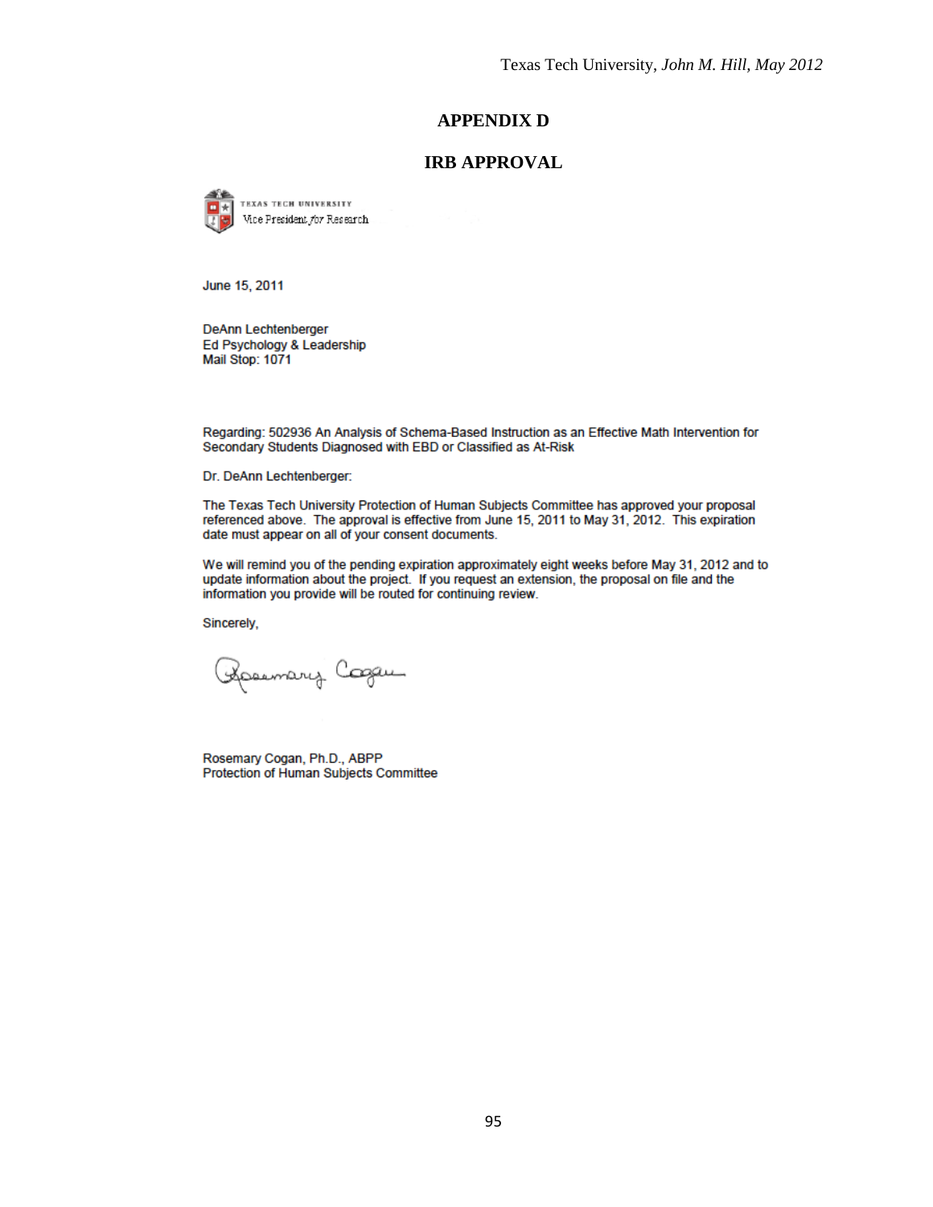# APPENDIX D

## IRB APPROVAL

TEXAS TECH UNIVERSITY
Vice President for Research

June 15, 2011

DeAnn Lechtenberger
Ed Psychology & Leadership
Mail Stop: 1071

Regarding: 502936 An Analysis of Schema-Based Instruction as an Effective Math Intervention for Secondary Students Diagnosed with EBD or Classified as At-Risk

Dr. DeAnn Lechtenberger:

The Texas Tech University Protection of Human Subjects Committee has approved your proposal referenced above. The approval is effective from June 15, 2011 to May 31, 2012. This expiration date must appear on all of your consent documents.

We will remind you of the pending expiration approximately eight weeks before May 31, 2012 and to update information about the project. If you request an extension, the proposal on file and the information you provide will be routed for continuing review.

Sincerely,

Rosemary Cogan

Rosemary Cogan, Ph.D., ABPP
Protection of Human Subjects Committee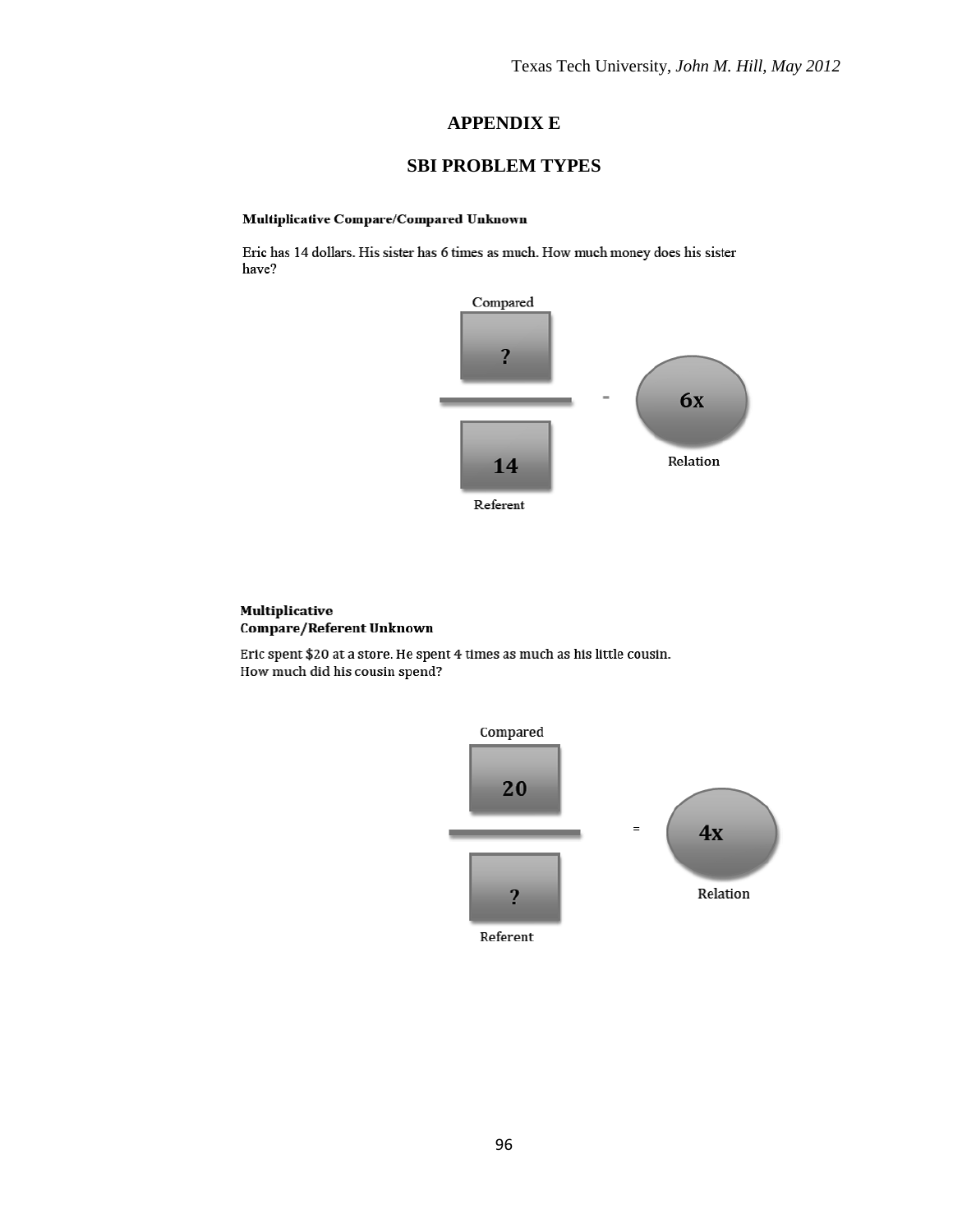# APPENDIX E

## SBI PROBLEM TYPES

**Multiplicative Compare/Compared Unknown**

Eric has 14 dollars. His sister has 6 times as much. How much money does his sister have?

Compared

?

14

Referent

= 6x

Relation

**Multiplicative Compare/Referent Unknown**

Eric spent $20 at a store. He spent 4 times as much as his little cousin. How much did his cousin spend?

Compared

20

?

Referent

= 4x

Relation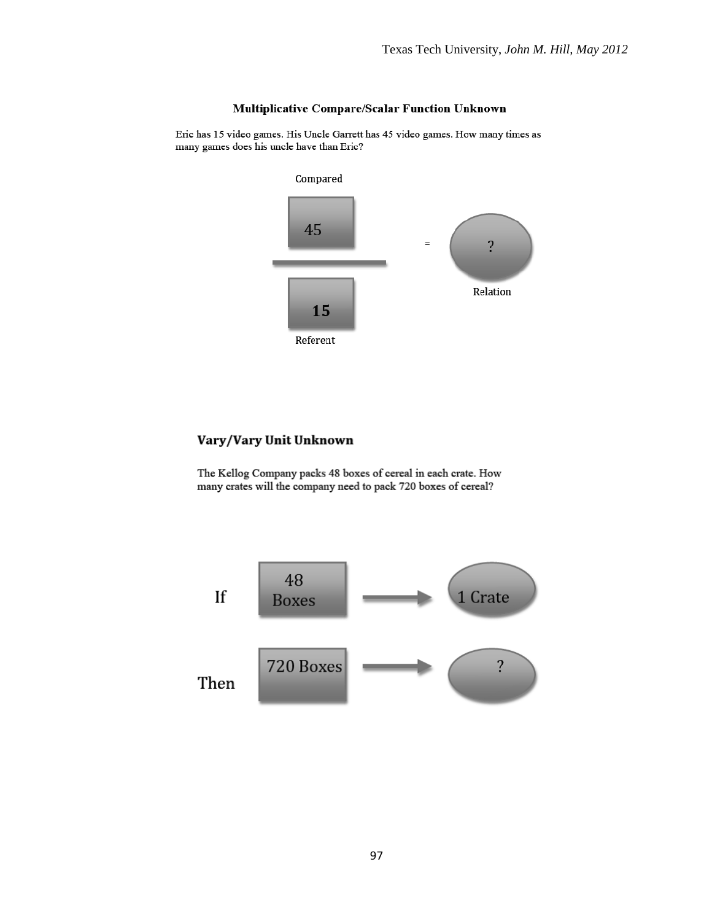### Multiplicative Compare/Scalar Function Unknown

Eric has 15 video games. His Uncle Garrett has 45 video games. How many times as many games does his uncle have than Eric?

Compared

45

—

15

Referent

= ?

Relation

### Vary/Vary Unit Unknown

The Kellog Company packs 48 boxes of cereal in each crate. How many crates will the company need to pack 720 boxes of cereal?

If 48 Boxes → 1 Crate

Then 720 Boxes → ?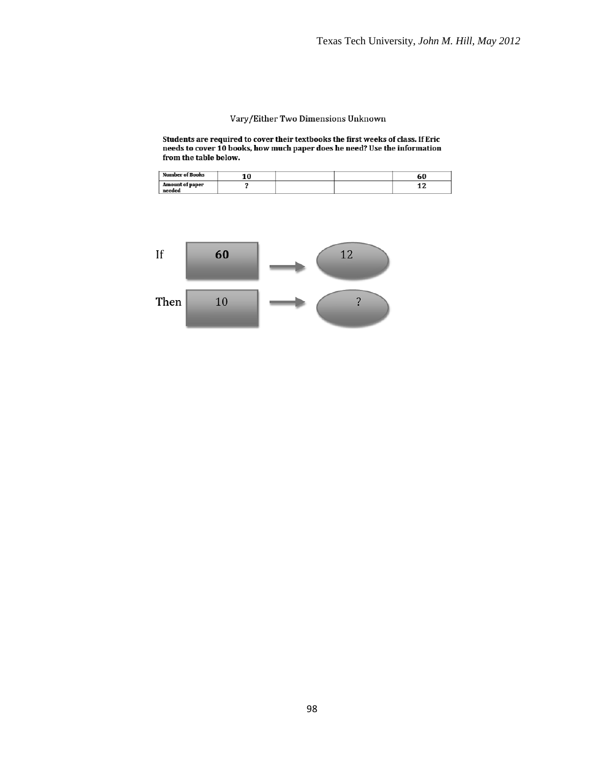Vary/Either Two Dimensions Unknown

**Students are required to cover their textbooks the first weeks of class. If Eric needs to cover 10 books, how much paper does he need? Use the information from the table below.**

| | | | | |
|---|---|---|---|---|
| **Number of Books** | **10** | | | **60** |
| **Amount of paper needed** | **?** | | | **12** |

If **60** → 12

Then 10 → ?